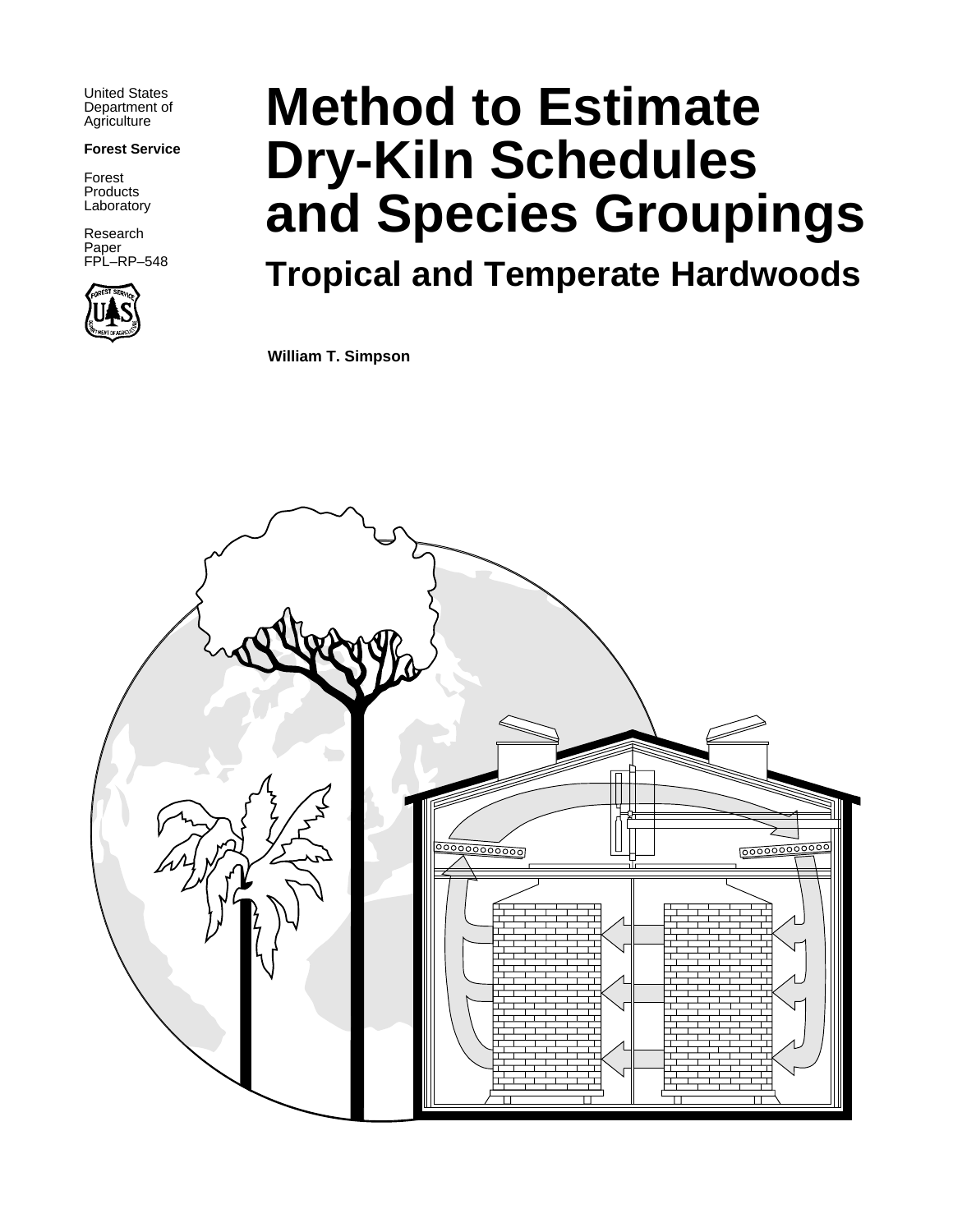United States
Department of
Agriculture

**Forest Service**

Forest
Products
Laboratory

Research
Paper
FPL–RP–548

# Method to Estimate Dry-Kiln Schedules and Species Groupings

## Tropical and Temperate Hardwoods

**William T. Simpson**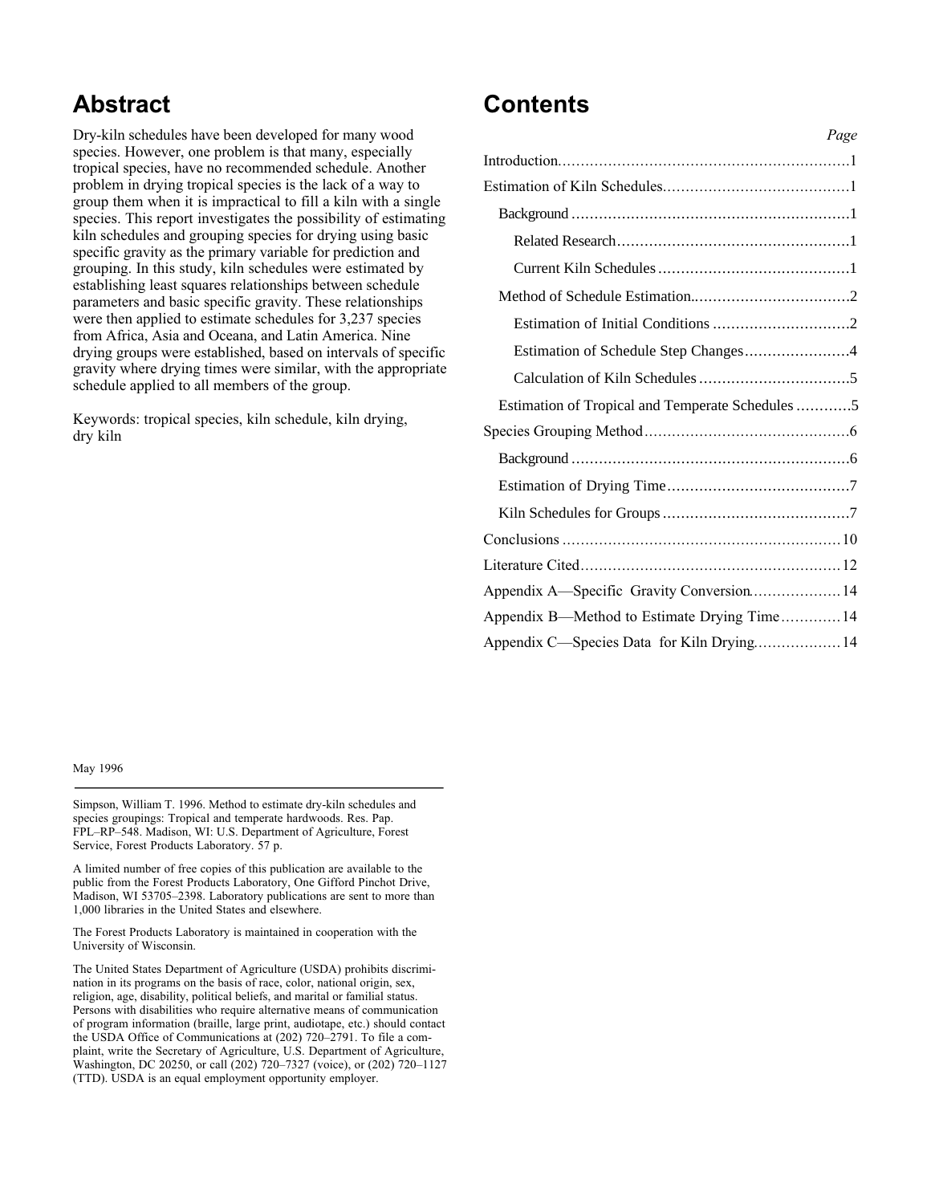# Abstract

Dry-kiln schedules have been developed for many wood species. However, one problem is that many, especially tropical species, have no recommended schedule. Another problem in drying tropical species is the lack of a way to group them when it is impractical to fill a kiln with a single species. This report investigates the possibility of estimating kiln schedules and grouping species for drying using basic specific gravity as the primary variable for prediction and grouping. In this study, kiln schedules were estimated by establishing least squares relationships between schedule parameters and basic specific gravity. These relationships were then applied to estimate schedules for 3,237 species from Africa, Asia and Oceana, and Latin America. Nine drying groups were established, based on intervals of specific gravity where drying times were similar, with the appropriate schedule applied to all members of the group.

Keywords: tropical species, kiln schedule, kiln drying, dry kiln

# Contents

| | Page |
|---|---|
| Introduction | 1 |
| Estimation of Kiln Schedules | 1 |
| Background | 1 |
| Related Research | 1 |
| Current Kiln Schedules | 1 |
| Method of Schedule Estimation | 2 |
| Estimation of Initial Conditions | 2 |
| Estimation of Schedule Step Changes | 4 |
| Calculation of Kiln Schedules | 5 |
| Estimation of Tropical and Temperate Schedules | 5 |
| Species Grouping Method | 6 |
| Background | 6 |
| Estimation of Drying Time | 7 |
| Kiln Schedules for Groups | 7 |
| Conclusions | 10 |
| Literature Cited | 12 |
| Appendix A—Specific Gravity Conversion | 14 |
| Appendix B—Method to Estimate Drying Time | 14 |
| Appendix C—Species Data for Kiln Drying | 14 |

May 1996

Simpson, William T. 1996. Method to estimate dry-kiln schedules and species groupings: Tropical and temperate hardwoods. Res. Pap. FPL–RP–548. Madison, WI: U.S. Department of Agriculture, Forest Service, Forest Products Laboratory. 57 p.

A limited number of free copies of this publication are available to the public from the Forest Products Laboratory, One Gifford Pinchot Drive, Madison, WI 53705–2398. Laboratory publications are sent to more than 1,000 libraries in the United States and elsewhere.

The Forest Products Laboratory is maintained in cooperation with the University of Wisconsin.

The United States Department of Agriculture (USDA) prohibits discrimination in its programs on the basis of race, color, national origin, sex, religion, age, disability, political beliefs, and marital or familial status. Persons with disabilities who require alternative means of communication of program information (braille, large print, audiotape, etc.) should contact the USDA Office of Communications at (202) 720–2791. To file a complaint, write the Secretary of Agriculture, U.S. Department of Agriculture, Washington, DC 20250, or call (202) 720–7327 (voice), or (202) 720–1127 (TTD). USDA is an equal employment opportunity employer.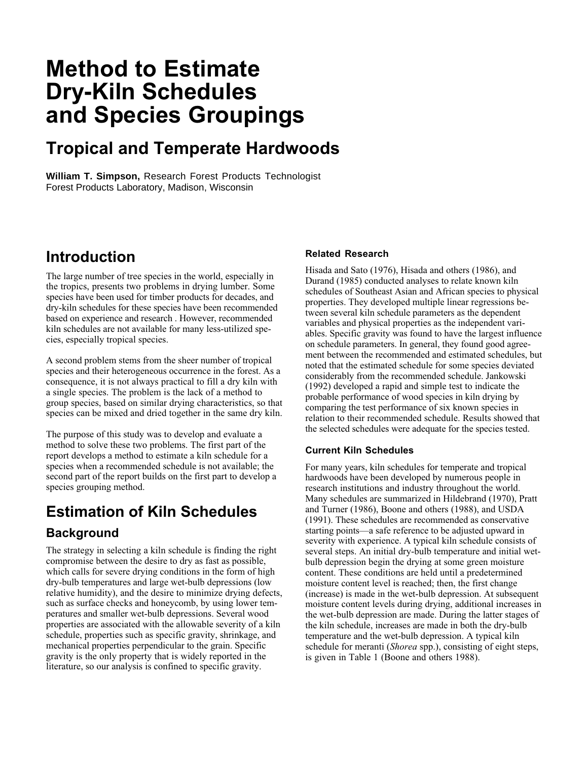# Method to Estimate Dry-Kiln Schedules and Species Groupings

## Tropical and Temperate Hardwoods

**William T. Simpson,** Research Forest Products Technologist
Forest Products Laboratory, Madison, Wisconsin

## Introduction

The large number of tree species in the world, especially in the tropics, presents two problems in drying lumber. Some species have been used for timber products for decades, and dry-kiln schedules for these species have been recommended based on experience and research . However, recommended kiln schedules are not available for many less-utilized species, especially tropical species.

A second problem stems from the sheer number of tropical species and their heterogeneous occurrence in the forest. As a consequence, it is not always practical to fill a dry kiln with a single species. The problem is the lack of a method to group species, based on similar drying characteristics, so that species can be mixed and dried together in the same dry kiln.

The purpose of this study was to develop and evaluate a method to solve these two problems. The first part of the report develops a method to estimate a kiln schedule for a species when a recommended schedule is not available; the second part of the report builds on the first part to develop a species grouping method.

## Estimation of Kiln Schedules

### Background

The strategy in selecting a kiln schedule is finding the right compromise between the desire to dry as fast as possible, which calls for severe drying conditions in the form of high dry-bulb temperatures and large wet-bulb depressions (low relative humidity), and the desire to minimize drying defects, such as surface checks and honeycomb, by using lower temperatures and smaller wet-bulb depressions. Several wood properties are associated with the allowable severity of a kiln schedule, properties such as specific gravity, shrinkage, and mechanical properties perpendicular to the grain. Specific gravity is the only property that is widely reported in the literature, so our analysis is confined to specific gravity.

#### Related Research

Hisada and Sato (1976), Hisada and others (1986), and Durand (1985) conducted analyses to relate known kiln schedules of Southeast Asian and African species to physical properties. They developed multiple linear regressions between several kiln schedule parameters as the dependent variables and physical properties as the independent variables. Specific gravity was found to have the largest influence on schedule parameters. In general, they found good agreement between the recommended and estimated schedules, but noted that the estimated schedule for some species deviated considerably from the recommended schedule. Jankowski (1992) developed a rapid and simple test to indicate the probable performance of wood species in kiln drying by comparing the test performance of six known species in relation to their recommended schedule. Results showed that the selected schedules were adequate for the species tested.

#### Current Kiln Schedules

For many years, kiln schedules for temperate and tropical hardwoods have been developed by numerous people in research institutions and industry throughout the world. Many schedules are summarized in Hildebrand (1970), Pratt and Turner (1986), Boone and others (1988), and USDA (1991). These schedules are recommended as conservative starting points—a safe reference to be adjusted upward in severity with experience. A typical kiln schedule consists of several steps. An initial dry-bulb temperature and initial wet-bulb depression begin the drying at some green moisture content. These conditions are held until a predetermined moisture content level is reached; then, the first change (increase) is made in the wet-bulb depression. At subsequent moisture content levels during drying, additional increases in the wet-bulb depression are made. During the latter stages of the kiln schedule, increases are made in both the dry-bulb temperature and the wet-bulb depression. A typical kiln schedule for meranti (*Shorea* spp.), consisting of eight steps, is given in Table 1 (Boone and others 1988).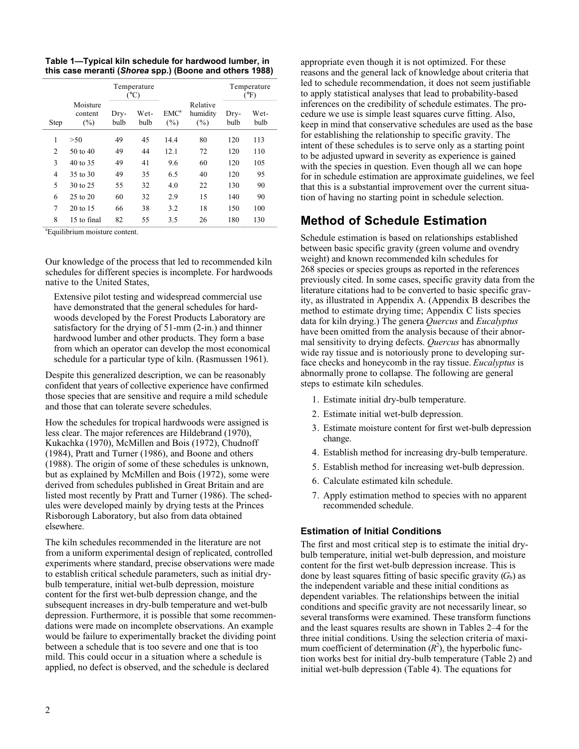**Table 1—Typical kiln schedule for hardwood lumber, in this case meranti (*Shorea* spp.) (Boone and others 1988)**

| Step | Moisture content (%) | Temperature (°C) Dry-bulb | Temperature (°C) Wet-bulb | EMC[a] (%) | Relative humidity (%) | Temperature (°F) Dry-bulb | Temperature (°F) Wet-bulb |
|---|---|---|---|---|---|---|---|
| 1 | >50 | 49 | 45 | 14.4 | 80 | 120 | 113 |
| 2 | 50 to 40 | 49 | 44 | 12.1 | 72 | 120 | 110 |
| 3 | 40 to 35 | 49 | 41 | 9.6 | 60 | 120 | 105 |
| 4 | 35 to 30 | 49 | 35 | 6.5 | 40 | 120 | 95 |
| 5 | 30 to 25 | 55 | 32 | 4.0 | 22 | 130 | 90 |
| 6 | 25 to 20 | 60 | 32 | 2.9 | 15 | 140 | 90 |
| 7 | 20 to 15 | 66 | 38 | 3.2 | 18 | 150 | 100 |
| 8 | 15 to final | 82 | 55 | 3.5 | 26 | 180 | 130 |

[a]Equilibrium moisture content.

Our knowledge of the process that led to recommended kiln schedules for different species is incomplete. For hardwoods native to the United States,

> Extensive pilot testing and widespread commercial use have demonstrated that the general schedules for hardwoods developed by the Forest Products Laboratory are satisfactory for the drying of 51-mm (2-in.) and thinner hardwood lumber and other products. They form a base from which an operator can develop the most economical schedule for a particular type of kiln. (Rasmussen 1961).

Despite this generalized description, we can be reasonably confident that years of collective experience have confirmed those species that are sensitive and require a mild schedule and those that can tolerate severe schedules.

How the schedules for tropical hardwoods were assigned is less clear. The major references are Hildebrand (1970), Kukachka (1970), McMillen and Bois (1972), Chudnoff (1984), Pratt and Turner (1986), and Boone and others (1988). The origin of some of these schedules is unknown, but as explained by McMillen and Bois (1972), some were derived from schedules published in Great Britain and are listed most recently by Pratt and Turner (1986). The schedules were developed mainly by drying tests at the Princes Risborough Laboratory, but also from data obtained elsewhere.

The kiln schedules recommended in the literature are not from a uniform experimental design of replicated, controlled experiments where standard, precise observations were made to establish critical schedule parameters, such as initial dry-bulb temperature, initial wet-bulb depression, moisture content for the first wet-bulb depression change, and the subsequent increases in dry-bulb temperature and wet-bulb depression. Furthermore, it is possible that some recommendations were made on incomplete observations. An example would be failure to experimentally bracket the dividing point between a schedule that is too severe and one that is too mild. This could occur in a situation where a schedule is applied, no defect is observed, and the schedule is declared appropriate even though it is not optimized. For these reasons and the general lack of knowledge about criteria that led to schedule recommendation, it does not seem justifiable to apply statistical analyses that lead to probability-based inferences on the credibility of schedule estimates. The procedure we use is simple least squares curve fitting. Also, keep in mind that conservative schedules are used as the base for establishing the relationship to specific gravity. The intent of these schedules is to serve only as a starting point to be adjusted upward in severity as experience is gained with the species in question. Even though all we can hope for in schedule estimation are approximate guidelines, we feel that this is a substantial improvement over the current situation of having no starting point in schedule selection.

## Method of Schedule Estimation

Schedule estimation is based on relationships established between basic specific gravity (green volume and ovendry weight) and known recommended kiln schedules for 268 species or species groups as reported in the references previously cited. In some cases, specific gravity data from the literature citations had to be converted to basic specific gravity, as illustrated in Appendix A. (Appendix B describes the method to estimate drying time; Appendix C lists species data for kiln drying.) The genera *Quercus* and *Eucalyptus* have been omitted from the analysis because of their abnormal sensitivity to drying defects. *Quercus* has abnormally wide ray tissue and is notoriously prone to developing surface checks and honeycomb in the ray tissue. *Eucalyptus* is abnormally prone to collapse. The following are general steps to estimate kiln schedules.

1. Estimate initial dry-bulb temperature.
2. Estimate initial wet-bulb depression.
3. Estimate moisture content for first wet-bulb depression change.
4. Establish method for increasing dry-bulb temperature.
5. Establish method for increasing wet-bulb depression.
6. Calculate estimated kiln schedule.
7. Apply estimation method to species with no apparent recommended schedule.

### Estimation of Initial Conditions

The first and most critical step is to estimate the initial dry-bulb temperature, initial wet-bulb depression, and moisture content for the first wet-bulb depression increase. This is done by least squares fitting of basic specific gravity ($G_b$) as the independent variable and these initial conditions as dependent variables. The relationships between the initial conditions and specific gravity are not necessarily linear, so several transform functions were examined. These transform functions and the least squares results are shown in Tables 2–4 for the three initial conditions. Using the selection criteria of maximum coefficient of determination ($R^2$), the hyperbolic function works best for initial dry-bulb temperature (Table 2) and initial wet-bulb depression (Table 4). The equations for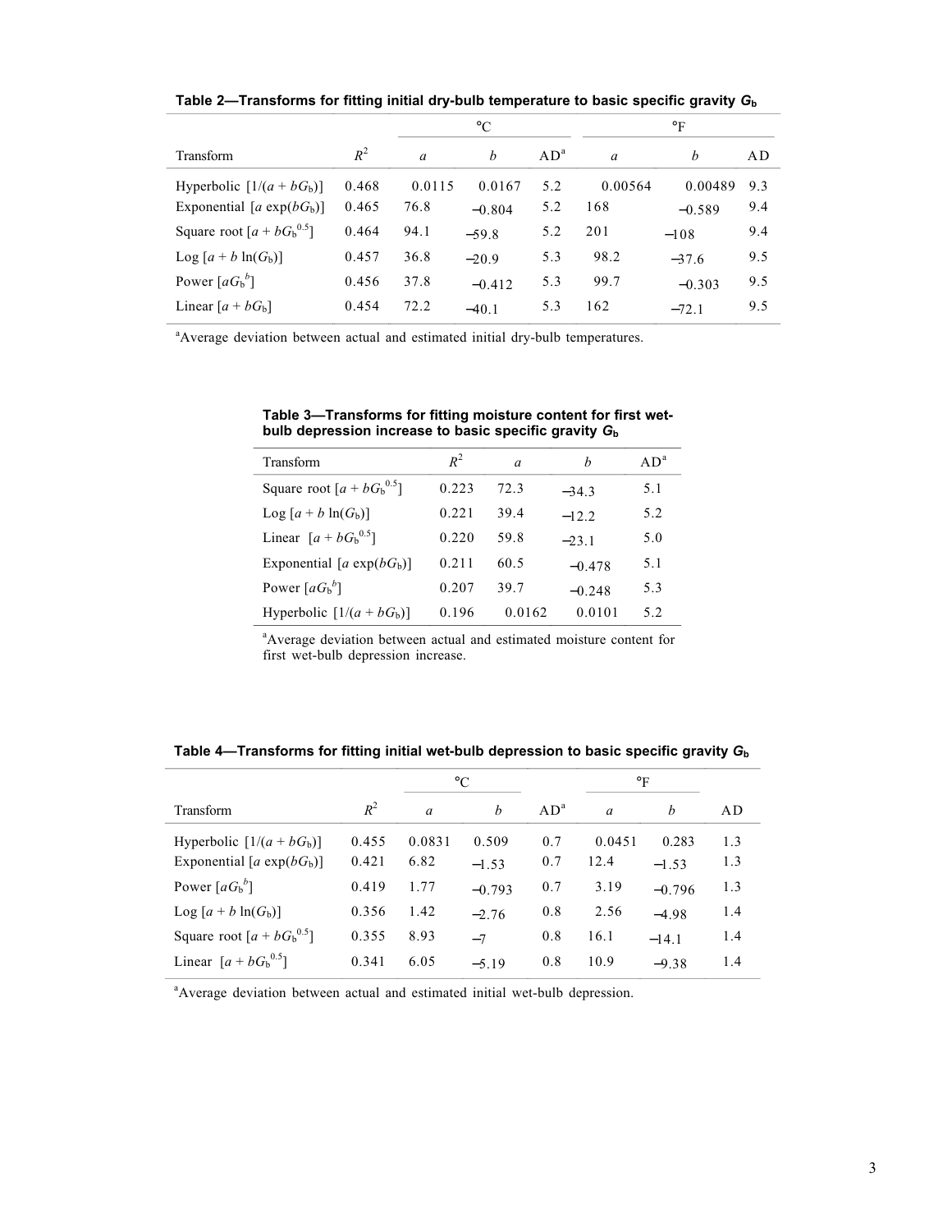**Table 2—Transforms for fitting initial dry-bulb temperature to basic specific gravity $G_b$**

| | | °C | | | °F | | |
|---|---|---|---|---|---|---|---|
| Transform | $R^2$ | $a$ | $b$ | AD[a] | $a$ | $b$ | AD |
| Hyperbolic $[1/(a + bG_b)]$ | 0.468 | 0.0115 | 0.0167 | 5.2 | 0.00564 | 0.00489 | 9.3 |
| Exponential $[a \exp(bG_b)]$ | 0.465 | 76.8 | −0.804 | 5.2 | 168 | −0.589 | 9.4 |
| Square root $[a + bG_b^{0.5}]$ | 0.464 | 94.1 | −59.8 | 5.2 | 201 | −108 | 9.4 |
| Log $[a + b \ln(G_b)]$ | 0.457 | 36.8 | −20.9 | 5.3 | 98.2 | −37.6 | 9.5 |
| Power $[aG_b^b]$ | 0.456 | 37.8 | −0.412 | 5.3 | 99.7 | −0.303 | 9.5 |
| Linear $[a + bG_b]$ | 0.454 | 72.2 | −40.1 | 5.3 | 162 | −72.1 | 9.5 |

[a]Average deviation between actual and estimated initial dry-bulb temperatures.

**Table 3—Transforms for fitting moisture content for first wet-bulb depression increase to basic specific gravity $G_b$**

| Transform | $R^2$ | $a$ | $b$ | AD[a] |
|---|---|---|---|---|
| Square root $[a + bG_b^{0.5}]$ | 0.223 | 72.3 | −34.3 | 5.1 |
| Log $[a + b \ln(G_b)]$ | 0.221 | 39.4 | −12.2 | 5.2 |
| Linear $[a + bG_b^{0.5}]$ | 0.220 | 59.8 | −23.1 | 5.0 |
| Exponential $[a \exp(bG_b)]$ | 0.211 | 60.5 | −0.478 | 5.1 |
| Power $[aG_b^b]$ | 0.207 | 39.7 | −0.248 | 5.3 |
| Hyperbolic $[1/(a + bG_b)]$ | 0.196 | 0.0162 | 0.0101 | 5.2 |

[a]Average deviation between actual and estimated moisture content for first wet-bulb depression increase.

**Table 4—Transforms for fitting initial wet-bulb depression to basic specific gravity $G_b$**

| | | °C | | | °F | | |
|---|---|---|---|---|---|---|---|
| Transform | $R^2$ | $a$ | $b$ | AD[a] | $a$ | $b$ | AD |
| Hyperbolic $[1/(a + bG_b)]$ | 0.455 | 0.0831 | 0.509 | 0.7 | 0.0451 | 0.283 | 1.3 |
| Exponential $[a \exp(bG_b)]$ | 0.421 | 6.82 | −1.53 | 0.7 | 12.4 | −1.53 | 1.3 |
| Power $[aG_b^b]$ | 0.419 | 1.77 | −0.793 | 0.7 | 3.19 | −0.796 | 1.3 |
| Log $[a + b \ln(G_b)]$ | 0.356 | 1.42 | −2.76 | 0.8 | 2.56 | −4.98 | 1.4 |
| Square root $[a + bG_b^{0.5}]$ | 0.355 | 8.93 | −7 | 0.8 | 16.1 | −14.1 | 1.4 |
| Linear $[a + bG_b^{0.5}]$ | 0.341 | 6.05 | −5.19 | 0.8 | 10.9 | −9.38 | 1.4 |

[a]Average deviation between actual and estimated initial wet-bulb depression.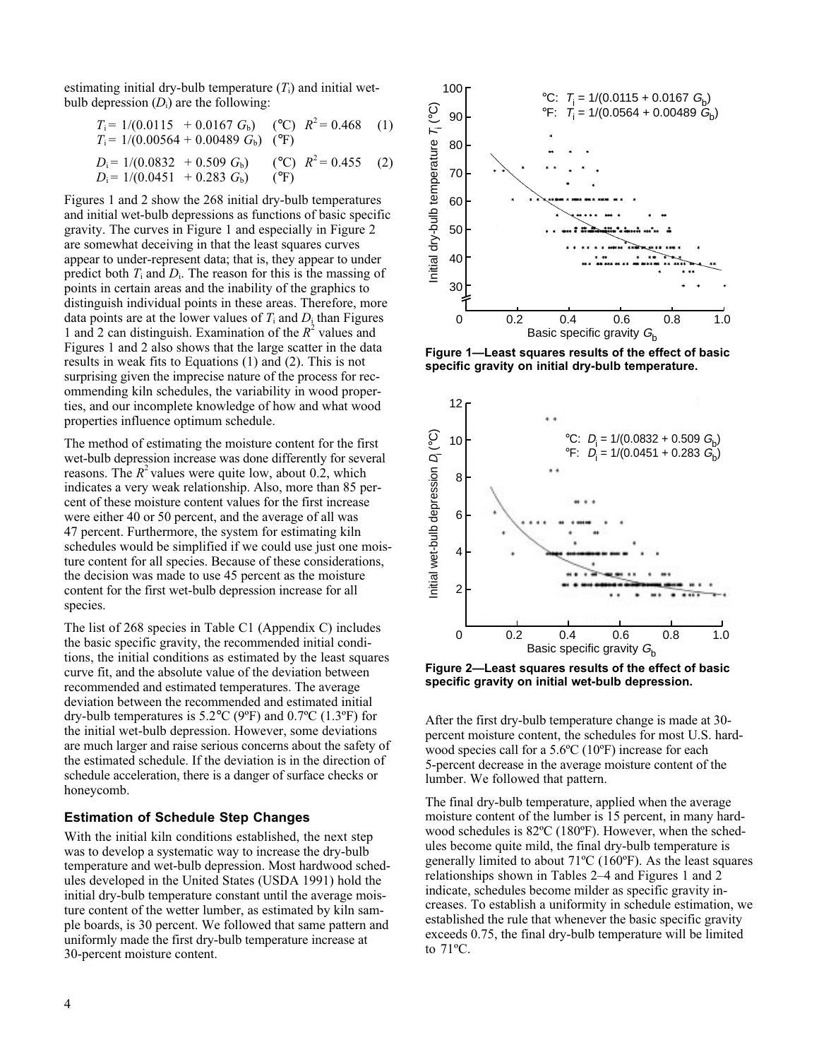estimating initial dry-bulb temperature ($T_i$) and initial wet-bulb depression ($D_i$) are the following:

$$T_i = 1/(0.0115 + 0.0167\ G_b) \quad (°C) \quad R^2 = 0.468 \quad (1)$$
$$T_i = 1/(0.00564 + 0.00489\ G_b) \quad (°F)$$

$$D_i = 1/(0.0832 + 0.509\ G_b) \quad (°C) \quad R^2 = 0.455 \quad (2)$$
$$D_i = 1/(0.0451 + 0.283\ G_b) \quad (°F)$$

Figures 1 and 2 show the 268 initial dry-bulb temperatures and initial wet-bulb depressions as functions of basic specific gravity. The curves in Figure 1 and especially in Figure 2 are somewhat deceiving in that the least squares curves appear to under-represent data; that is, they appear to under predict both $T_i$ and $D_i$. The reason for this is the massing of points in certain areas and the inability of the graphics to distinguish individual points in these areas. Therefore, more data points are at the lower values of $T_i$ and $D_i$ than Figures 1 and 2 can distinguish. Examination of the $R^2$ values and Figures 1 and 2 also shows that the large scatter in the data results in weak fits to Equations (1) and (2). This is not surprising given the imprecise nature of the process for recommending kiln schedules, the variability in wood properties, and our incomplete knowledge of how and what wood properties influence optimum schedule.

The method of estimating the moisture content for the first wet-bulb depression increase was done differently for several reasons. The $R^2$ values were quite low, about 0.2, which indicates a very weak relationship. Also, more than 85 percent of these moisture content values for the first increase were either 40 or 50 percent, and the average of all was 47 percent. Furthermore, the system for estimating kiln schedules would be simplified if we could use just one moisture content for all species. Because of these considerations, the decision was made to use 45 percent as the moisture content for the first wet-bulb depression increase for all species.

The list of 268 species in Table C1 (Appendix C) includes the basic specific gravity, the recommended initial conditions, the initial conditions as estimated by the least squares curve fit, and the absolute value of the deviation between recommended and estimated temperatures. The average deviation between the recommended and estimated initial dry-bulb temperatures is 5.2°C (9ºF) and 0.7ºC (1.3ºF) for the initial wet-bulb depression. However, some deviations are much larger and raise serious concerns about the safety of the estimated schedule. If the deviation is in the direction of schedule acceleration, there is a danger of surface checks or honeycomb.

### Estimation of Schedule Step Changes

With the initial kiln conditions established, the next step was to develop a systematic way to increase the dry-bulb temperature and wet-bulb depression. Most hardwood schedules developed in the United States (USDA 1991) hold the initial dry-bulb temperature constant until the average moisture content of the wetter lumber, as estimated by kiln sample boards, is 30 percent. We followed that same pattern and uniformly made the first dry-bulb temperature increase at 30-percent moisture content.

**Figure 1—Least squares results of the effect of basic specific gravity on initial dry-bulb temperature.**

**Figure 2—Least squares results of the effect of basic specific gravity on initial wet-bulb depression.**

After the first dry-bulb temperature change is made at 30-percent moisture content, the schedules for most U.S. hardwood species call for a 5.6ºC (10ºF) increase for each 5-percent decrease in the average moisture content of the lumber. We followed that pattern.

The final dry-bulb temperature, applied when the average moisture content of the lumber is 15 percent, in many hardwood schedules is 82ºC (180ºF). However, when the schedules become quite mild, the final dry-bulb temperature is generally limited to about 71ºC (160ºF). As the least squares relationships shown in Tables 2–4 and Figures 1 and 2 indicate, schedules become milder as specific gravity increases. To establish a uniformity in schedule estimation, we established the rule that whenever the basic specific gravity exceeds 0.75, the final dry-bulb temperature will be limited to 71ºC.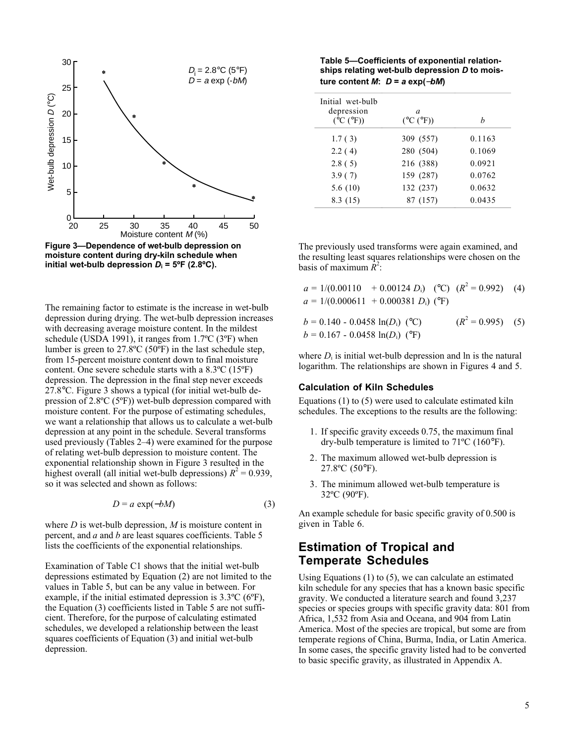Figure 3—Dependence of wet-bulb depression on moisture content during dry-kiln schedule when initial wet-bulb depression $D_i$ = 5ºF (2.8ºC).

The remaining factor to estimate is the increase in wet-bulb depression during drying. The wet-bulb depression increases with decreasing average moisture content. In the mildest schedule (USDA 1991), it ranges from 1.7ºC (3ºF) when lumber is green to 27.8ºC (50ºF) in the last schedule step, from 15-percent moisture content down to final moisture content. One severe schedule starts with a 8.3ºC (15ºF) depression. The depression in the final step never exceeds 27.8°C. Figure 3 shows a typical (for initial wet-bulb depression of 2.8ºC (5ºF)) wet-bulb depression compared with moisture content. For the purpose of estimating schedules, we want a relationship that allows us to calculate a wet-bulb depression at any point in the schedule. Several transforms used previously (Tables 2–4) were examined for the purpose of relating wet-bulb depression to moisture content. The exponential relationship shown in Figure 3 resulted in the highest overall (all initial wet-bulb depressions) $R^2 = 0.939$, so it was selected and shown as follows:

$$D = a \exp(-bM) \tag{3}$$

where $D$ is wet-bulb depression, $M$ is moisture content in percent, and $a$ and $b$ are least squares coefficients. Table 5 lists the coefficients of the exponential relationships.

Examination of Table C1 shows that the initial wet-bulb depressions estimated by Equation (2) are not limited to the values in Table 5, but can be any value in between. For example, if the initial estimated depression is 3.3ºC (6ºF), the Equation (3) coefficients listed in Table 5 are not sufficient. Therefore, for the purpose of calculating estimated schedules, we developed a relationship between the least squares coefficients of Equation (3) and initial wet-bulb depression.

**Table 5—Coefficients of exponential relationships relating wet-bulb depression $D$ to moisture content $M$: $D = a \exp(-bM)$**

| Initial wet-bulb depression (°C (°F)) | $a$ (°C (°F)) | $b$ |
|---|---|---|
| 1.7 ( 3) | 309 (557) | 0.1163 |
| 2.2 ( 4) | 280 (504) | 0.1069 |
| 2.8 ( 5) | 216 (388) | 0.0921 |
| 3.9 ( 7) | 159 (287) | 0.0762 |
| 5.6 (10) | 132 (237) | 0.0632 |
| 8.3 (15) | 87 (157) | 0.0435 |

The previously used transforms were again examined, and the resulting least squares relationships were chosen on the basis of maximum $R^2$:

$$a = 1/(0.00110 + 0.00124\ D_i) \quad (°C) \quad (R^2 = 0.992) \tag{4}$$
$$a = 1/(0.000611 + 0.000381\ D_i) \quad (°F)$$

$$b = 0.140 - 0.0458 \ln(D_i) \quad (°C) \quad (R^2 = 0.995) \tag{5}$$
$$b = 0.167 - 0.0458 \ln(D_i) \quad (°F)$$

where $D_i$ is initial wet-bulb depression and ln is the natural logarithm. The relationships are shown in Figures 4 and 5.

### Calculation of Kiln Schedules

Equations (1) to (5) were used to calculate estimated kiln schedules. The exceptions to the results are the following:

1. If specific gravity exceeds 0.75, the maximum final dry-bulb temperature is limited to 71ºC (160°F).
2. The maximum allowed wet-bulb depression is 27.8ºC (50°F).
3. The minimum allowed wet-bulb temperature is 32ºC (90ºF).

An example schedule for basic specific gravity of 0.500 is given in Table 6.

## Estimation of Tropical and Temperate Schedules

Using Equations (1) to (5), we can calculate an estimated kiln schedule for any species that has a known basic specific gravity. We conducted a literature search and found 3,237 species or species groups with specific gravity data: 801 from Africa, 1,532 from Asia and Oceana, and 904 from Latin America. Most of the species are tropical, but some are from temperate regions of China, Burma, India, or Latin America. In some cases, the specific gravity listed had to be converted to basic specific gravity, as illustrated in Appendix A.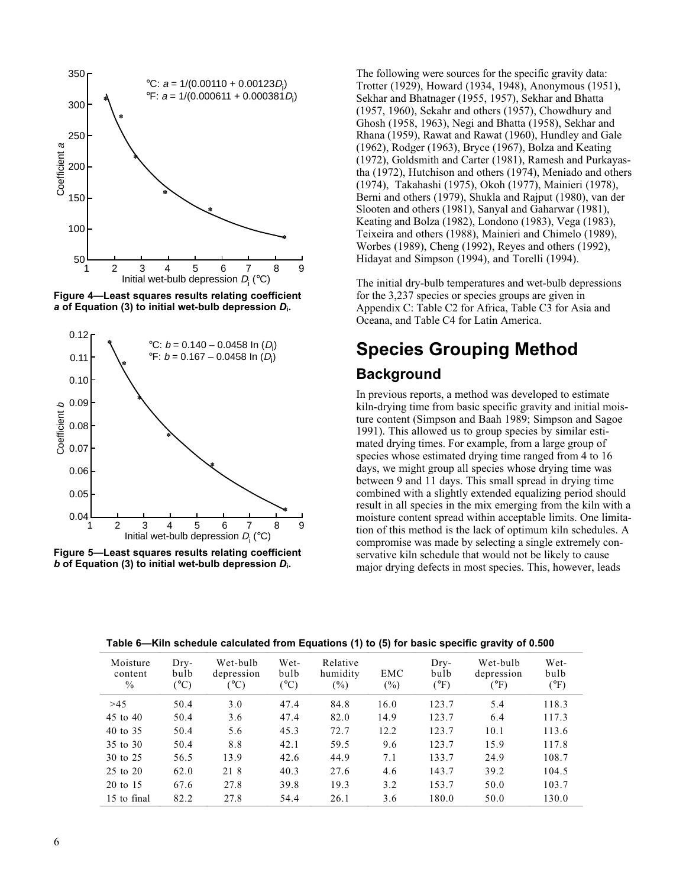Figure 4—Least squares results relating coefficient *a* of Equation (3) to initial wet-bulb depression $D_i$.

Figure 5—Least squares results relating coefficient *b* of Equation (3) to initial wet-bulb depression $D_i$.

The following were sources for the specific gravity data: Trotter (1929), Howard (1934, 1948), Anonymous (1951), Sekhar and Bhatnager (1955, 1957), Sekhar and Bhatta (1957, 1960), Sekahr and others (1957), Chowdhury and Ghosh (1958, 1963), Negi and Bhatta (1958), Sekhar and Rhana (1959), Rawat and Rawat (1960), Hundley and Gale (1962), Rodger (1963), Bryce (1967), Bolza and Keating (1972), Goldsmith and Carter (1981), Ramesh and Purkayastha (1972), Hutchison and others (1974), Meniado and others (1974), Takahashi (1975), Okoh (1977), Mainieri (1978), Berni and others (1979), Shukla and Rajput (1980), van der Slooten and others (1981), Sanyal and Gaharwar (1981), Keating and Bolza (1982), Londono (1983), Vega (1983), Teixeira and others (1988), Mainieri and Chimelo (1989), Worbes (1989), Cheng (1992), Reyes and others (1992), Hidayat and Simpson (1994), and Torelli (1994).

The initial dry-bulb temperatures and wet-bulb depressions for the 3,237 species or species groups are given in Appendix C: Table C2 for Africa, Table C3 for Asia and Oceana, and Table C4 for Latin America.

# Species Grouping Method

## Background

In previous reports, a method was developed to estimate kiln-drying time from basic specific gravity and initial moisture content (Simpson and Baah 1989; Simpson and Sagoe 1991). This allowed us to group species by similar estimated drying times. For example, from a large group of species whose estimated drying time ranged from 4 to 16 days, we might group all species whose drying time was between 9 and 11 days. This small spread in drying time combined with a slightly extended equalizing period should result in all species in the mix emerging from the kiln with a moisture content spread within acceptable limits. One limitation of this method is the lack of optimum kiln schedules. A compromise was made by selecting a single extremely conservative kiln schedule that would not be likely to cause major drying defects in most species. This, however, leads

**Table 6—Kiln schedule calculated from Equations (1) to (5) for basic specific gravity of 0.500**

| Moisture content % | Dry-bulb (°C) | Wet-bulb depression (°C) | Wet-bulb (°C) | Relative humidity (%) | EMC (%) | Dry-bulb (°F) | Wet-bulb depression (°F) | Wet-bulb (°F) |
|---|---|---|---|---|---|---|---|---|
| >45 | 50.4 | 3.0 | 47.4 | 84.8 | 16.0 | 123.7 | 5.4 | 118.3 |
| 45 to 40 | 50.4 | 3.6 | 47.4 | 82.0 | 14.9 | 123.7 | 6.4 | 117.3 |
| 40 to 35 | 50.4 | 5.6 | 45.3 | 72.7 | 12.2 | 123.7 | 10.1 | 113.6 |
| 35 to 30 | 50.4 | 8.8 | 42.1 | 59.5 | 9.6 | 123.7 | 15.9 | 117.8 |
| 30 to 25 | 56.5 | 13.9 | 42.6 | 44.9 | 7.1 | 133.7 | 24.9 | 108.7 |
| 25 to 20 | 62.0 | 21 8 | 40.3 | 27.6 | 4.6 | 143.7 | 39.2 | 104.5 |
| 20 to 15 | 67.6 | 27.8 | 39.8 | 19.3 | 3.2 | 153.7 | 50.0 | 103.7 |
| 15 to final | 82.2 | 27.8 | 54.4 | 26.1 | 3.6 | 180.0 | 50.0 | 130.0 |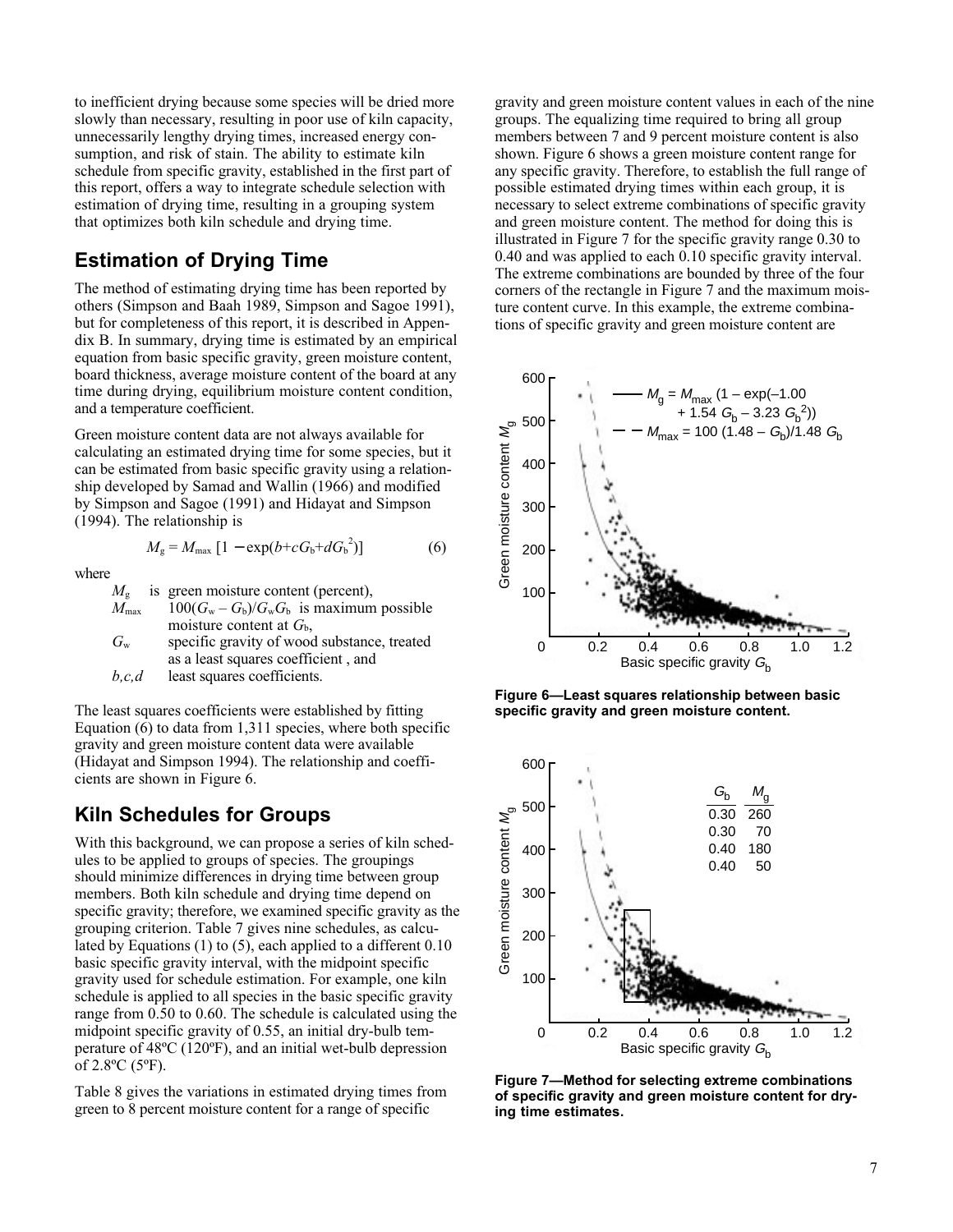to inefficient drying because some species will be dried more slowly than necessary, resulting in poor use of kiln capacity, unnecessarily lengthy drying times, increased energy consumption, and risk of stain. The ability to estimate kiln schedule from specific gravity, established in the first part of this report, offers a way to integrate schedule selection with estimation of drying time, resulting in a grouping system that optimizes both kiln schedule and drying time.

## Estimation of Drying Time

The method of estimating drying time has been reported by others (Simpson and Baah 1989, Simpson and Sagoe 1991), but for completeness of this report, it is described in Appendix B. In summary, drying time is estimated by an empirical equation from basic specific gravity, green moisture content, board thickness, average moisture content of the board at any time during drying, equilibrium moisture content condition, and a temperature coefficient.

Green moisture content data are not always available for calculating an estimated drying time for some species, but it can be estimated from basic specific gravity using a relationship developed by Samad and Wallin (1966) and modified by Simpson and Sagoe (1991) and Hidayat and Simpson (1994). The relationship is

$$M_g = M_{max}\,[1 - \exp(b + cG_b + dG_b^2)] \qquad (6)$$

where

- $M_g$ is green moisture content (percent),
- $M_{max}$ $100(G_w - G_b)/G_wG_b$ is maximum possible moisture content at $G_b$,
- $G_w$ specific gravity of wood substance, treated as a least squares coefficient , and
- $b,c,d$ least squares coefficients.

The least squares coefficients were established by fitting Equation (6) to data from 1,311 species, where both specific gravity and green moisture content data were available (Hidayat and Simpson 1994). The relationship and coefficients are shown in Figure 6.

## Kiln Schedules for Groups

With this background, we can propose a series of kiln schedules to be applied to groups of species. The groupings should minimize differences in drying time between group members. Both kiln schedule and drying time depend on specific gravity; therefore, we examined specific gravity as the grouping criterion. Table 7 gives nine schedules, as calculated by Equations (1) to (5), each applied to a different 0.10 basic specific gravity interval, with the midpoint specific gravity used for schedule estimation. For example, one kiln schedule is applied to all species in the basic specific gravity range from 0.50 to 0.60. The schedule is calculated using the midpoint specific gravity of 0.55, an initial dry-bulb temperature of 48ºC (120ºF), and an initial wet-bulb depression of 2.8ºC (5ºF).

Table 8 gives the variations in estimated drying times from green to 8 percent moisture content for a range of specific gravity and green moisture content values in each of the nine groups. The equalizing time required to bring all group members between 7 and 9 percent moisture content is also shown. Figure 6 shows a green moisture content range for any specific gravity. Therefore, to establish the full range of possible estimated drying times within each group, it is necessary to select extreme combinations of specific gravity and green moisture content. The method for doing this is illustrated in Figure 7 for the specific gravity range 0.30 to 0.40 and was applied to each 0.10 specific gravity interval. The extreme combinations are bounded by three of the four corners of the rectangle in Figure 7 and the maximum moisture content curve. In this example, the extreme combinations of specific gravity and green moisture content are

**Figure 6—Least squares relationship between basic specific gravity and green moisture content.**

**Figure 7—Method for selecting extreme combinations of specific gravity and green moisture content for drying time estimates.**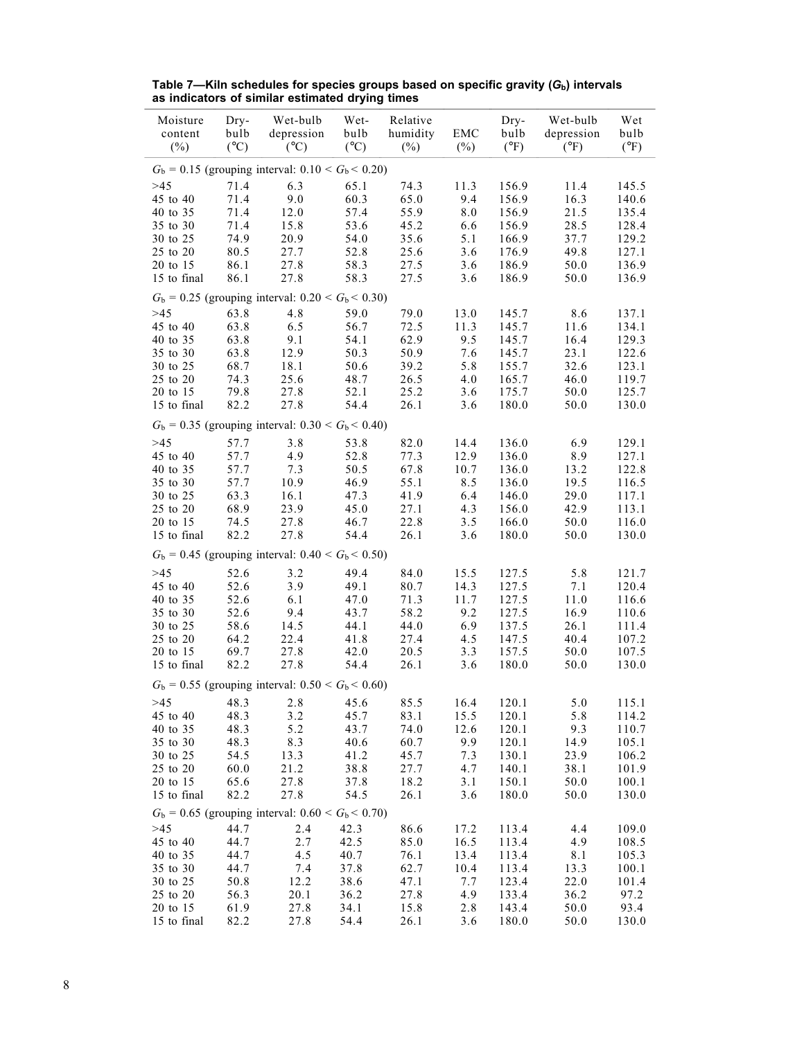**Table 7—Kiln schedules for species groups based on specific gravity ($G_b$) intervals as indicators of similar estimated drying times**

| Moisture content (%) | Dry-bulb (°C) | Wet-bulb depression (°C) | Wet-bulb (°C) | Relative humidity (%) | EMC (%) | Dry-bulb (°F) | Wet-bulb depression (°F) | Wet bulb (°F) |
|---|---|---|---|---|---|---|---|---|
| $G_b$ = 0.15 (grouping interval: 0.10 < $G_b$ < 0.20) | | | | | | | | |
| >45 | 71.4 | 6.3 | 65.1 | 74.3 | 11.3 | 156.9 | 11.4 | 145.5 |
| 45 to 40 | 71.4 | 9.0 | 60.3 | 65.0 | 9.4 | 156.9 | 16.3 | 140.6 |
| 40 to 35 | 71.4 | 12.0 | 57.4 | 55.9 | 8.0 | 156.9 | 21.5 | 135.4 |
| 35 to 30 | 71.4 | 15.8 | 53.6 | 45.2 | 6.6 | 156.9 | 28.5 | 128.4 |
| 30 to 25 | 74.9 | 20.9 | 54.0 | 35.6 | 5.1 | 166.9 | 37.7 | 129.2 |
| 25 to 20 | 80.5 | 27.7 | 52.8 | 25.6 | 3.6 | 176.9 | 49.8 | 127.1 |
| 20 to 15 | 86.1 | 27.8 | 58.3 | 27.5 | 3.6 | 186.9 | 50.0 | 136.9 |
| 15 to final | 86.1 | 27.8 | 58.3 | 27.5 | 3.6 | 186.9 | 50.0 | 136.9 |
| $G_b$ = 0.25 (grouping interval: 0.20 < $G_b$ < 0.30) | | | | | | | | |
| >45 | 63.8 | 4.8 | 59.0 | 79.0 | 13.0 | 145.7 | 8.6 | 137.1 |
| 45 to 40 | 63.8 | 6.5 | 56.7 | 72.5 | 11.3 | 145.7 | 11.6 | 134.1 |
| 40 to 35 | 63.8 | 9.1 | 54.1 | 62.9 | 9.5 | 145.7 | 16.4 | 129.3 |
| 35 to 30 | 63.8 | 12.9 | 50.3 | 50.9 | 7.6 | 145.7 | 23.1 | 122.6 |
| 30 to 25 | 68.7 | 18.1 | 50.6 | 39.2 | 5.8 | 155.7 | 32.6 | 123.1 |
| 25 to 20 | 74.3 | 25.6 | 48.7 | 26.5 | 4.0 | 165.7 | 46.0 | 119.7 |
| 20 to 15 | 79.8 | 27.8 | 52.1 | 25.2 | 3.6 | 175.7 | 50.0 | 125.7 |
| 15 to final | 82.2 | 27.8 | 54.4 | 26.1 | 3.6 | 180.0 | 50.0 | 130.0 |
| $G_b$ = 0.35 (grouping interval: 0.30 < $G_b$ < 0.40) | | | | | | | | |
| >45 | 57.7 | 3.8 | 53.8 | 82.0 | 14.4 | 136.0 | 6.9 | 129.1 |
| 45 to 40 | 57.7 | 4.9 | 52.8 | 77.3 | 12.9 | 136.0 | 8.9 | 127.1 |
| 40 to 35 | 57.7 | 7.3 | 50.5 | 67.8 | 10.7 | 136.0 | 13.2 | 122.8 |
| 35 to 30 | 57.7 | 10.9 | 46.9 | 55.1 | 8.5 | 136.0 | 19.5 | 116.5 |
| 30 to 25 | 63.3 | 16.1 | 47.3 | 41.9 | 6.4 | 146.0 | 29.0 | 117.1 |
| 25 to 20 | 68.9 | 23.9 | 45.0 | 27.1 | 4.3 | 156.0 | 42.9 | 113.1 |
| 20 to 15 | 74.5 | 27.8 | 46.7 | 22.8 | 3.5 | 166.0 | 50.0 | 116.0 |
| 15 to final | 82.2 | 27.8 | 54.4 | 26.1 | 3.6 | 180.0 | 50.0 | 130.0 |
| $G_b$ = 0.45 (grouping interval: 0.40 < $G_b$ < 0.50) | | | | | | | | |
| >45 | 52.6 | 3.2 | 49.4 | 84.0 | 15.5 | 127.5 | 5.8 | 121.7 |
| 45 to 40 | 52.6 | 3.9 | 49.1 | 80.7 | 14.3 | 127.5 | 7.1 | 120.4 |
| 40 to 35 | 52.6 | 6.1 | 47.0 | 71.3 | 11.7 | 127.5 | 11.0 | 116.6 |
| 35 to 30 | 52.6 | 9.4 | 43.7 | 58.2 | 9.2 | 127.5 | 16.9 | 110.6 |
| 30 to 25 | 58.6 | 14.5 | 44.1 | 44.0 | 6.9 | 137.5 | 26.1 | 111.4 |
| 25 to 20 | 64.2 | 22.4 | 41.8 | 27.4 | 4.5 | 147.5 | 40.4 | 107.2 |
| 20 to 15 | 69.7 | 27.8 | 42.0 | 20.5 | 3.3 | 157.5 | 50.0 | 107.5 |
| 15 to final | 82.2 | 27.8 | 54.4 | 26.1 | 3.6 | 180.0 | 50.0 | 130.0 |
| $G_b$ = 0.55 (grouping interval: 0.50 < $G_b$ < 0.60) | | | | | | | | |
| >45 | 48.3 | 2.8 | 45.6 | 85.5 | 16.4 | 120.1 | 5.0 | 115.1 |
| 45 to 40 | 48.3 | 3.2 | 45.7 | 83.1 | 15.5 | 120.1 | 5.8 | 114.2 |
| 40 to 35 | 48.3 | 5.2 | 43.7 | 74.0 | 12.6 | 120.1 | 9.3 | 110.7 |
| 35 to 30 | 48.3 | 8.3 | 40.6 | 60.7 | 9.9 | 120.1 | 14.9 | 105.1 |
| 30 to 25 | 54.5 | 13.3 | 41.2 | 45.7 | 7.3 | 130.1 | 23.9 | 106.2 |
| 25 to 20 | 60.0 | 21.2 | 38.8 | 27.7 | 4.7 | 140.1 | 38.1 | 101.9 |
| 20 to 15 | 65.6 | 27.8 | 37.8 | 18.2 | 3.1 | 150.1 | 50.0 | 100.1 |
| 15 to final | 82.2 | 27.8 | 54.5 | 26.1 | 3.6 | 180.0 | 50.0 | 130.0 |
| $G_b$ = 0.65 (grouping interval: 0.60 < $G_b$ < 0.70) | | | | | | | | |
| >45 | 44.7 | 2.4 | 42.3 | 86.6 | 17.2 | 113.4 | 4.4 | 109.0 |
| 45 to 40 | 44.7 | 2.7 | 42.5 | 85.0 | 16.5 | 113.4 | 4.9 | 108.5 |
| 40 to 35 | 44.7 | 4.5 | 40.7 | 76.1 | 13.4 | 113.4 | 8.1 | 105.3 |
| 35 to 30 | 44.7 | 7.4 | 37.8 | 62.7 | 10.4 | 113.4 | 13.3 | 100.1 |
| 30 to 25 | 50.8 | 12.2 | 38.6 | 47.1 | 7.7 | 123.4 | 22.0 | 101.4 |
| 25 to 20 | 56.3 | 20.1 | 36.2 | 27.8 | 4.9 | 133.4 | 36.2 | 97.2 |
| 20 to 15 | 61.9 | 27.8 | 34.1 | 15.8 | 2.8 | 143.4 | 50.0 | 93.4 |
| 15 to final | 82.2 | 27.8 | 54.4 | 26.1 | 3.6 | 180.0 | 50.0 | 130.0 |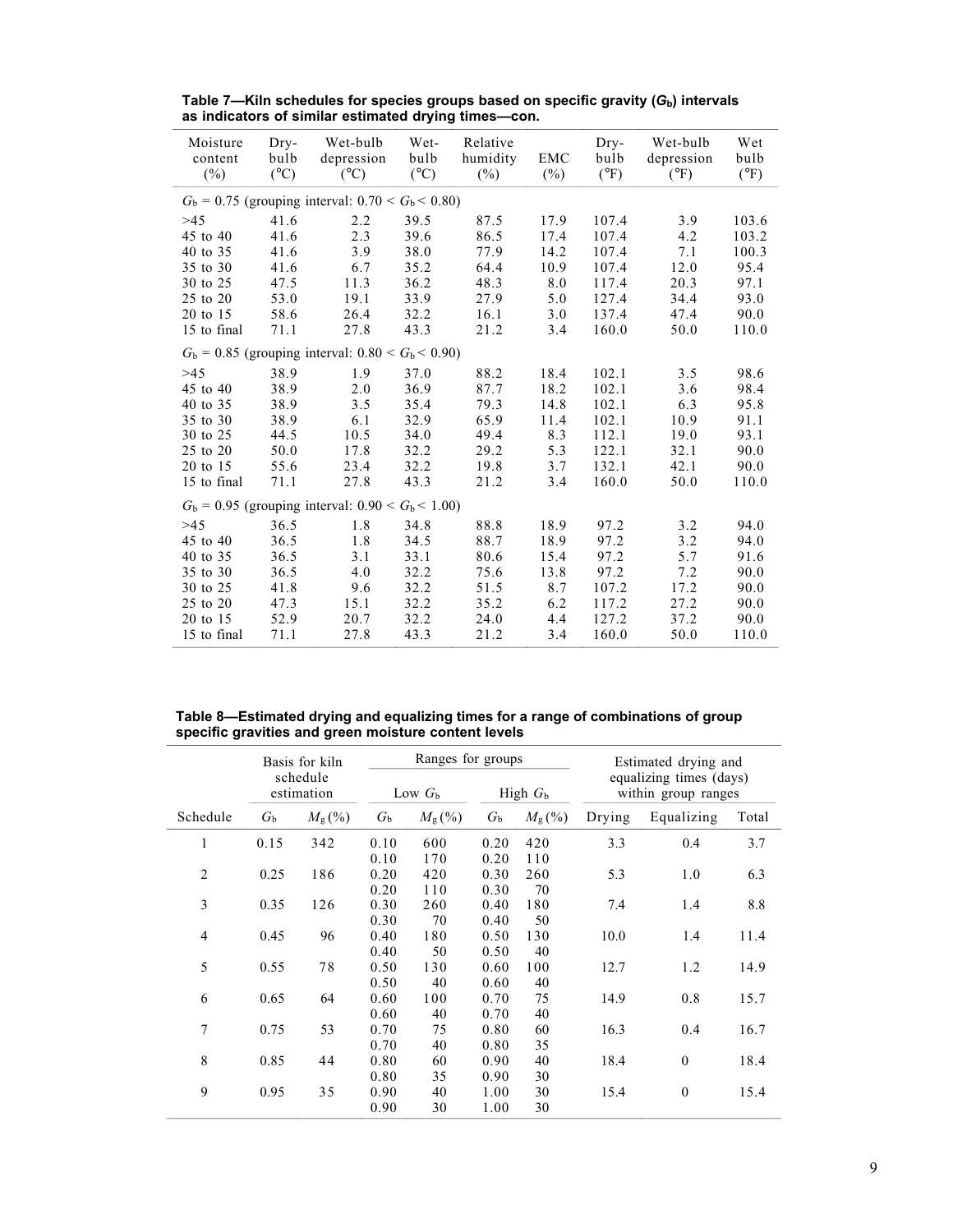**Table 7—Kiln schedules for species groups based on specific gravity ($G_b$) intervals as indicators of similar estimated drying times—con.**

| Moisture content (%) | Dry-bulb (°C) | Wet-bulb depression (°C) | Wet-bulb (°C) | Relative humidity (%) | EMC (%) | Dry-bulb (°F) | Wet-bulb depression (°F) | Wet bulb (°F) |
|---|---|---|---|---|---|---|---|---|
| $G_b$ = 0.75 (grouping interval: $0.70 < G_b < 0.80$) | | | | | | | | |
| >45 | 41.6 | 2.2 | 39.5 | 87.5 | 17.9 | 107.4 | 3.9 | 103.6 |
| 45 to 40 | 41.6 | 2.3 | 39.6 | 86.5 | 17.4 | 107.4 | 4.2 | 103.2 |
| 40 to 35 | 41.6 | 3.9 | 38.0 | 77.9 | 14.2 | 107.4 | 7.1 | 100.3 |
| 35 to 30 | 41.6 | 6.7 | 35.2 | 64.4 | 10.9 | 107.4 | 12.0 | 95.4 |
| 30 to 25 | 47.5 | 11.3 | 36.2 | 48.3 | 8.0 | 117.4 | 20.3 | 97.1 |
| 25 to 20 | 53.0 | 19.1 | 33.9 | 27.9 | 5.0 | 127.4 | 34.4 | 93.0 |
| 20 to 15 | 58.6 | 26.4 | 32.2 | 16.1 | 3.0 | 137.4 | 47.4 | 90.0 |
| 15 to final | 71.1 | 27.8 | 43.3 | 21.2 | 3.4 | 160.0 | 50.0 | 110.0 |
| $G_b$ = 0.85 (grouping interval: $0.80 < G_b < 0.90$) | | | | | | | | |
| >45 | 38.9 | 1.9 | 37.0 | 88.2 | 18.4 | 102.1 | 3.5 | 98.6 |
| 45 to 40 | 38.9 | 2.0 | 36.9 | 87.7 | 18.2 | 102.1 | 3.6 | 98.4 |
| 40 to 35 | 38.9 | 3.5 | 35.4 | 79.3 | 14.8 | 102.1 | 6.3 | 95.8 |
| 35 to 30 | 38.9 | 6.1 | 32.9 | 65.9 | 11.4 | 102.1 | 10.9 | 91.1 |
| 30 to 25 | 44.5 | 10.5 | 34.0 | 49.4 | 8.3 | 112.1 | 19.0 | 93.1 |
| 25 to 20 | 50.0 | 17.8 | 32.2 | 29.2 | 5.3 | 122.1 | 32.1 | 90.0 |
| 20 to 15 | 55.6 | 23.4 | 32.2 | 19.8 | 3.7 | 132.1 | 42.1 | 90.0 |
| 15 to final | 71.1 | 27.8 | 43.3 | 21.2 | 3.4 | 160.0 | 50.0 | 110.0 |
| $G_b$ = 0.95 (grouping interval: $0.90 < G_b < 1.00$) | | | | | | | | |
| >45 | 36.5 | 1.8 | 34.8 | 88.8 | 18.9 | 97.2 | 3.2 | 94.0 |
| 45 to 40 | 36.5 | 1.8 | 34.5 | 88.7 | 18.9 | 97.2 | 3.2 | 94.0 |
| 40 to 35 | 36.5 | 3.1 | 33.1 | 80.6 | 15.4 | 97.2 | 5.7 | 91.6 |
| 35 to 30 | 36.5 | 4.0 | 32.2 | 75.6 | 13.8 | 97.2 | 7.2 | 90.0 |
| 30 to 25 | 41.8 | 9.6 | 32.2 | 51.5 | 8.7 | 107.2 | 17.2 | 90.0 |
| 25 to 20 | 47.3 | 15.1 | 32.2 | 35.2 | 6.2 | 117.2 | 27.2 | 90.0 |
| 20 to 15 | 52.9 | 20.7 | 32.2 | 24.0 | 4.4 | 127.2 | 37.2 | 90.0 |
| 15 to final | 71.1 | 27.8 | 43.3 | 21.2 | 3.4 | 160.0 | 50.0 | 110.0 |

**Table 8—Estimated drying and equalizing times for a range of combinations of group specific gravities and green moisture content levels**

| | Basis for kiln schedule estimation | | Ranges for groups | | | | Estimated drying and equalizing times (days) within group ranges | | |
|---|---|---|---|---|---|---|---|---|---|
| | | | Low $G_b$ | | High $G_b$ | | | | |
| Schedule | $G_b$ | $M_g$ (%) | $G_b$ | $M_g$ (%) | $G_b$ | $M_g$ (%) | Drying | Equalizing | Total |
| 1 | 0.15 | 342 | 0.10 | 600 | 0.20 | 420 | 3.3 | 0.4 | 3.7 |
| | | | 0.10 | 170 | 0.20 | 110 | | | |
| 2 | 0.25 | 186 | 0.20 | 420 | 0.30 | 260 | 5.3 | 1.0 | 6.3 |
| | | | 0.20 | 110 | 0.30 | 70 | | | |
| 3 | 0.35 | 126 | 0.30 | 260 | 0.40 | 180 | 7.4 | 1.4 | 8.8 |
| | | | 0.30 | 70 | 0.40 | 50 | | | |
| 4 | 0.45 | 96 | 0.40 | 180 | 0.50 | 130 | 10.0 | 1.4 | 11.4 |
| | | | 0.40 | 50 | 0.50 | 40 | | | |
| 5 | 0.55 | 78 | 0.50 | 130 | 0.60 | 100 | 12.7 | 1.2 | 14.9 |
| | | | 0.50 | 40 | 0.60 | 40 | | | |
| 6 | 0.65 | 64 | 0.60 | 100 | 0.70 | 75 | 14.9 | 0.8 | 15.7 |
| | | | 0.60 | 40 | 0.70 | 40 | | | |
| 7 | 0.75 | 53 | 0.70 | 75 | 0.80 | 60 | 16.3 | 0.4 | 16.7 |
| | | | 0.70 | 40 | 0.80 | 35 | | | |
| 8 | 0.85 | 44 | 0.80 | 60 | 0.90 | 40 | 18.4 | 0 | 18.4 |
| | | | 0.80 | 35 | 0.90 | 30 | | | |
| 9 | 0.95 | 35 | 0.90 | 40 | 1.00 | 30 | 15.4 | 0 | 15.4 |
| | | | 0.90 | 30 | 1.00 | 30 | | | |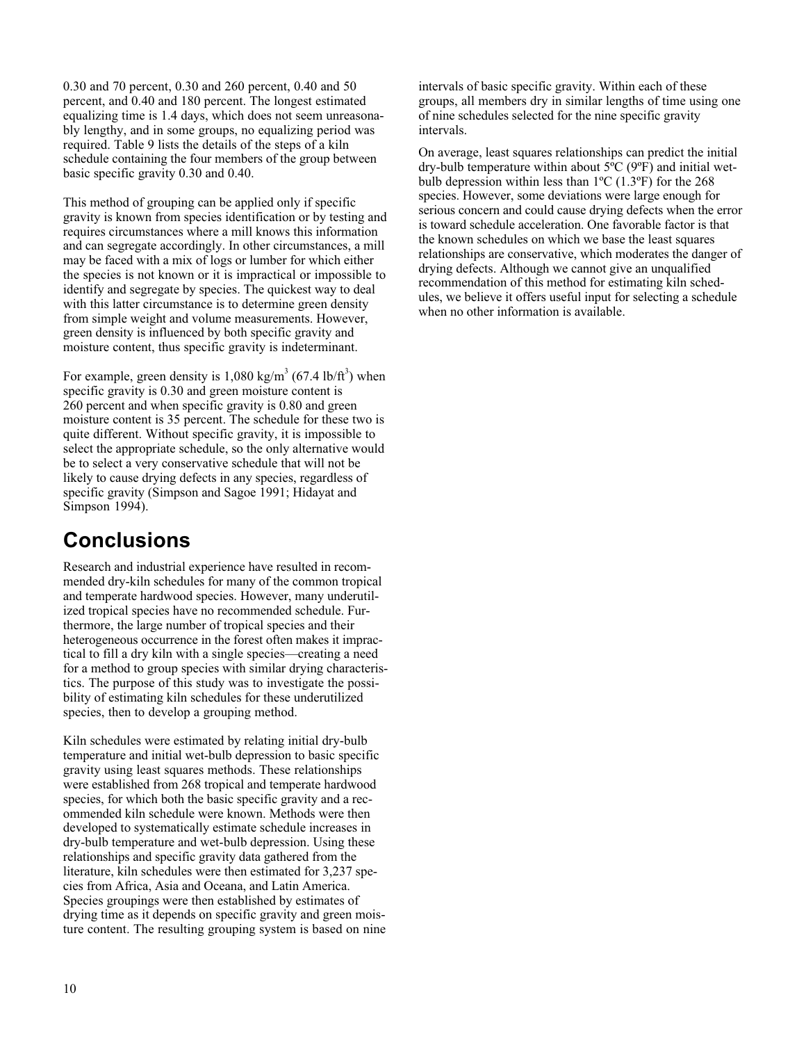0.30 and 70 percent, 0.30 and 260 percent, 0.40 and 50 percent, and 0.40 and 180 percent. The longest estimated equalizing time is 1.4 days, which does not seem unreasonably lengthy, and in some groups, no equalizing period was required. Table 9 lists the details of the steps of a kiln schedule containing the four members of the group between basic specific gravity 0.30 and 0.40.

This method of grouping can be applied only if specific gravity is known from species identification or by testing and requires circumstances where a mill knows this information and can segregate accordingly. In other circumstances, a mill may be faced with a mix of logs or lumber for which either the species is not known or it is impractical or impossible to identify and segregate by species. The quickest way to deal with this latter circumstance is to determine green density from simple weight and volume measurements. However, green density is influenced by both specific gravity and moisture content, thus specific gravity is indeterminant.

For example, green density is 1,080 kg/m$^3$ (67.4 lb/ft$^3$) when specific gravity is 0.30 and green moisture content is 260 percent and when specific gravity is 0.80 and green moisture content is 35 percent. The schedule for these two is quite different. Without specific gravity, it is impossible to select the appropriate schedule, so the only alternative would be to select a very conservative schedule that will not be likely to cause drying defects in any species, regardless of specific gravity (Simpson and Sagoe 1991; Hidayat and Simpson 1994).

# Conclusions

Research and industrial experience have resulted in recommended dry-kiln schedules for many of the common tropical and temperate hardwood species. However, many underutilized tropical species have no recommended schedule. Furthermore, the large number of tropical species and their heterogeneous occurrence in the forest often makes it impractical to fill a dry kiln with a single species—creating a need for a method to group species with similar drying characteristics. The purpose of this study was to investigate the possibility of estimating kiln schedules for these underutilized species, then to develop a grouping method.

Kiln schedules were estimated by relating initial dry-bulb temperature and initial wet-bulb depression to basic specific gravity using least squares methods. These relationships were established from 268 tropical and temperate hardwood species, for which both the basic specific gravity and a recommended kiln schedule were known. Methods were then developed to systematically estimate schedule increases in dry-bulb temperature and wet-bulb depression. Using these relationships and specific gravity data gathered from the literature, kiln schedules were then estimated for 3,237 species from Africa, Asia and Oceana, and Latin America. Species groupings were then established by estimates of drying time as it depends on specific gravity and green moisture content. The resulting grouping system is based on nine intervals of basic specific gravity. Within each of these groups, all members dry in similar lengths of time using one of nine schedules selected for the nine specific gravity intervals.

On average, least squares relationships can predict the initial dry-bulb temperature within about 5ºC (9ºF) and initial wet-bulb depression within less than 1ºC (1.3ºF) for the 268 species. However, some deviations were large enough for serious concern and could cause drying defects when the error is toward schedule acceleration. One favorable factor is that the known schedules on which we base the least squares relationships are conservative, which moderates the danger of drying defects. Although we cannot give an unqualified recommendation of this method for estimating kiln schedules, we believe it offers useful input for selecting a schedule when no other information is available.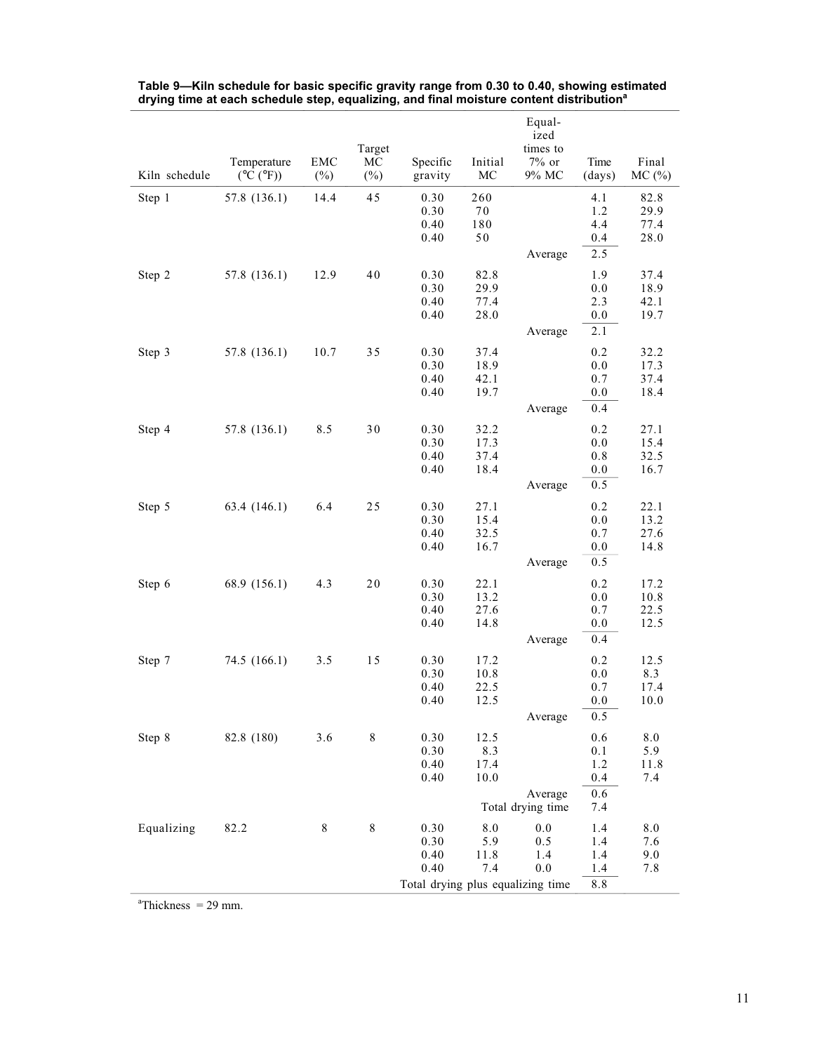**Table 9—Kiln schedule for basic specific gravity range from 0.30 to 0.40, showing estimated drying time at each schedule step, equalizing, and final moisture content distribution[a]**

| Kiln schedule | Temperature (°C (°F)) | EMC (%) | Target MC (%) | Specific gravity | Initial MC | Equalized times to 7% or 9% MC | Time (days) | Final MC (%) |
|---|---|---|---|---|---|---|---|---|
| Step 1 | 57.8 (136.1) | 14.4 | 45 | 0.30 | 260 | | 4.1 | 82.8 |
| | | | | 0.30 | 70 | | 1.2 | 29.9 |
| | | | | 0.40 | 180 | | 4.4 | 77.4 |
| | | | | 0.40 | 50 | | 0.4 | 28.0 |
| | | | | | | Average | 2.5 | |
| Step 2 | 57.8 (136.1) | 12.9 | 40 | 0.30 | 82.8 | | 1.9 | 37.4 |
| | | | | 0.30 | 29.9 | | 0.0 | 18.9 |
| | | | | 0.40 | 77.4 | | 2.3 | 42.1 |
| | | | | 0.40 | 28.0 | | 0.0 | 19.7 |
| | | | | | | Average | 2.1 | |
| Step 3 | 57.8 (136.1) | 10.7 | 35 | 0.30 | 37.4 | | 0.2 | 32.2 |
| | | | | 0.30 | 18.9 | | 0.0 | 17.3 |
| | | | | 0.40 | 42.1 | | 0.7 | 37.4 |
| | | | | 0.40 | 19.7 | | 0.0 | 18.4 |
| | | | | | | Average | 0.4 | |
| Step 4 | 57.8 (136.1) | 8.5 | 30 | 0.30 | 32.2 | | 0.2 | 27.1 |
| | | | | 0.30 | 17.3 | | 0.0 | 15.4 |
| | | | | 0.40 | 37.4 | | 0.8 | 32.5 |
| | | | | 0.40 | 18.4 | | 0.0 | 16.7 |
| | | | | | | Average | 0.5 | |
| Step 5 | 63.4 (146.1) | 6.4 | 25 | 0.30 | 27.1 | | 0.2 | 22.1 |
| | | | | 0.30 | 15.4 | | 0.0 | 13.2 |
| | | | | 0.40 | 32.5 | | 0.7 | 27.6 |
| | | | | 0.40 | 16.7 | | 0.0 | 14.8 |
| | | | | | | Average | 0.5 | |
| Step 6 | 68.9 (156.1) | 4.3 | 20 | 0.30 | 22.1 | | 0.2 | 17.2 |
| | | | | 0.30 | 13.2 | | 0.0 | 10.8 |
| | | | | 0.40 | 27.6 | | 0.7 | 22.5 |
| | | | | 0.40 | 14.8 | | 0.0 | 12.5 |
| | | | | | | Average | 0.4 | |
| Step 7 | 74.5 (166.1) | 3.5 | 15 | 0.30 | 17.2 | | 0.2 | 12.5 |
| | | | | 0.30 | 10.8 | | 0.0 | 8.3 |
| | | | | 0.40 | 22.5 | | 0.7 | 17.4 |
| | | | | 0.40 | 12.5 | | 0.0 | 10.0 |
| | | | | | | Average | 0.5 | |
| Step 8 | 82.8 (180) | 3.6 | 8 | 0.30 | 12.5 | | 0.6 | 8.0 |
| | | | | 0.30 | 8.3 | | 0.1 | 5.9 |
| | | | | 0.40 | 17.4 | | 1.2 | 11.8 |
| | | | | 0.40 | 10.0 | | 0.4 | 7.4 |
| | | | | | | Average | 0.6 | |
| | | | | | | Total drying time | 7.4 | |
| Equalizing | 82.2 | 8 | 8 | 0.30 | 8.0 | 0.0 | 1.4 | 8.0 |
| | | | | 0.30 | 5.9 | 0.5 | 1.4 | 7.6 |
| | | | | 0.40 | 11.8 | 1.4 | 1.4 | 9.0 |
| | | | | 0.40 | 7.4 | 0.0 | 1.4 | 7.8 |
| | | | | Total drying plus equalizing time | | | 8.8 | |

[a]Thickness = 29 mm.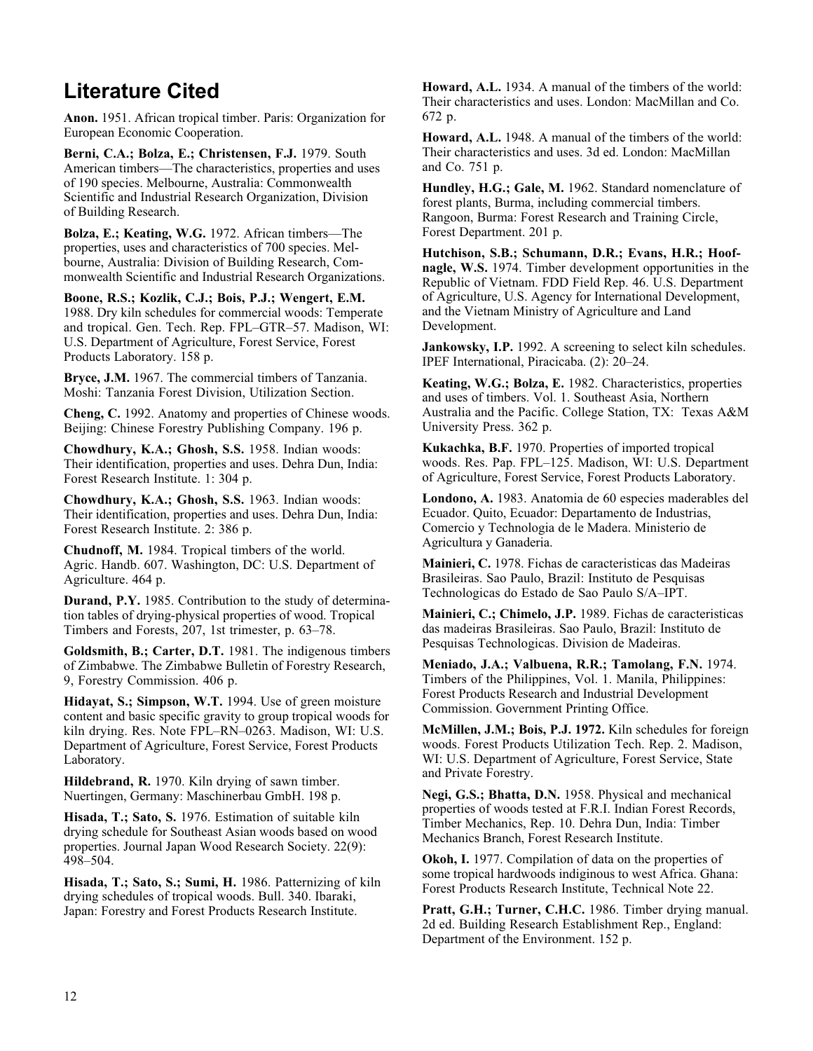## Literature Cited

**Anon.** 1951. African tropical timber. Paris: Organization for European Economic Cooperation.

**Berni, C.A.; Bolza, E.; Christensen, F.J.** 1979. South American timbers—The characteristics, properties and uses of 190 species. Melbourne, Australia: Commonwealth Scientific and Industrial Research Organization, Division of Building Research.

**Bolza, E.; Keating, W.G.** 1972. African timbers—The properties, uses and characteristics of 700 species. Melbourne, Australia: Division of Building Research, Commonwealth Scientific and Industrial Research Organizations.

**Boone, R.S.; Kozlik, C.J.; Bois, P.J.; Wengert, E.M.** 1988. Dry kiln schedules for commercial woods: Temperate and tropical. Gen. Tech. Rep. FPL–GTR–57. Madison, WI: U.S. Department of Agriculture, Forest Service, Forest Products Laboratory. 158 p.

**Bryce, J.M.** 1967. The commercial timbers of Tanzania. Moshi: Tanzania Forest Division, Utilization Section.

**Cheng, C.** 1992. Anatomy and properties of Chinese woods. Beijing: Chinese Forestry Publishing Company. 196 p.

**Chowdhury, K.A.; Ghosh, S.S.** 1958. Indian woods: Their identification, properties and uses. Dehra Dun, India: Forest Research Institute. 1: 304 p.

**Chowdhury, K.A.; Ghosh, S.S.** 1963. Indian woods: Their identification, properties and uses. Dehra Dun, India: Forest Research Institute. 2: 386 p.

**Chudnoff, M.** 1984. Tropical timbers of the world. Agric. Handb. 607. Washington, DC: U.S. Department of Agriculture. 464 p.

**Durand, P.Y.** 1985. Contribution to the study of determination tables of drying-physical properties of wood. Tropical Timbers and Forests, 207, 1st trimester, p. 63–78.

**Goldsmith, B.; Carter, D.T.** 1981. The indigenous timbers of Zimbabwe. The Zimbabwe Bulletin of Forestry Research, 9, Forestry Commission. 406 p.

**Hidayat, S.; Simpson, W.T.** 1994. Use of green moisture content and basic specific gravity to group tropical woods for kiln drying. Res. Note FPL–RN–0263. Madison, WI: U.S. Department of Agriculture, Forest Service, Forest Products Laboratory.

**Hildebrand, R.** 1970. Kiln drying of sawn timber. Nuertingen, Germany: Maschinerbau GmbH. 198 p.

**Hisada, T.; Sato, S.** 1976. Estimation of suitable kiln drying schedule for Southeast Asian woods based on wood properties. Journal Japan Wood Research Society. 22(9): 498–504.

**Hisada, T.; Sato, S.; Sumi, H.** 1986. Patternizing of kiln drying schedules of tropical woods. Bull. 340. Ibaraki, Japan: Forestry and Forest Products Research Institute.

**Howard, A.L.** 1934. A manual of the timbers of the world: Their characteristics and uses. London: MacMillan and Co. 672 p.

**Howard, A.L.** 1948. A manual of the timbers of the world: Their characteristics and uses. 3d ed. London: MacMillan and Co. 751 p.

**Hundley, H.G.; Gale, M.** 1962. Standard nomenclature of forest plants, Burma, including commercial timbers. Rangoon, Burma: Forest Research and Training Circle, Forest Department. 201 p.

**Hutchison, S.B.; Schumann, D.R.; Evans, H.R.; Hoofnagle, W.S.** 1974. Timber development opportunities in the Republic of Vietnam. FDD Field Rep. 46. U.S. Department of Agriculture, U.S. Agency for International Development, and the Vietnam Ministry of Agriculture and Land Development.

**Jankowsky, I.P.** 1992. A screening to select kiln schedules. IPEF International, Piracicaba. (2): 20–24.

**Keating, W.G.; Bolza, E.** 1982. Characteristics, properties and uses of timbers. Vol. 1. Southeast Asia, Northern Australia and the Pacific. College Station, TX: Texas A&M University Press. 362 p.

**Kukachka, B.F.** 1970. Properties of imported tropical woods. Res. Pap. FPL–125. Madison, WI: U.S. Department of Agriculture, Forest Service, Forest Products Laboratory.

**Londono, A.** 1983. Anatomia de 60 especies maderables del Ecuador. Quito, Ecuador: Departamento de Industrias, Comercio y Technologia de le Madera. Ministerio de Agricultura y Ganaderia.

**Mainieri, C.** 1978. Fichas de caracteristicas das Madeiras Brasileiras. Sao Paulo, Brazil: Instituto de Pesquisas Technologicas do Estado de Sao Paulo S/A–IPT.

**Mainieri, C.; Chimelo, J.P.** 1989. Fichas de caracteristicas das madeiras Brasileiras. Sao Paulo, Brazil: Instituto de Pesquisas Technologicas. Division de Madeiras.

**Meniado, J.A.; Valbuena, R.R.; Tamolang, F.N.** 1974. Timbers of the Philippines, Vol. 1. Manila, Philippines: Forest Products Research and Industrial Development Commission. Government Printing Office.

**McMillen, J.M.; Bois, P.J. 1972.** Kiln schedules for foreign woods. Forest Products Utilization Tech. Rep. 2. Madison, WI: U.S. Department of Agriculture, Forest Service, State and Private Forestry.

**Negi, G.S.; Bhatta, D.N.** 1958. Physical and mechanical properties of woods tested at F.R.I. Indian Forest Records, Timber Mechanics, Rep. 10. Dehra Dun, India: Timber Mechanics Branch, Forest Research Institute.

**Okoh, I.** 1977. Compilation of data on the properties of some tropical hardwoods indiginous to west Africa. Ghana: Forest Products Research Institute, Technical Note 22.

**Pratt, G.H.; Turner, C.H.C.** 1986. Timber drying manual. 2d ed. Building Research Establishment Rep., England: Department of the Environment. 152 p.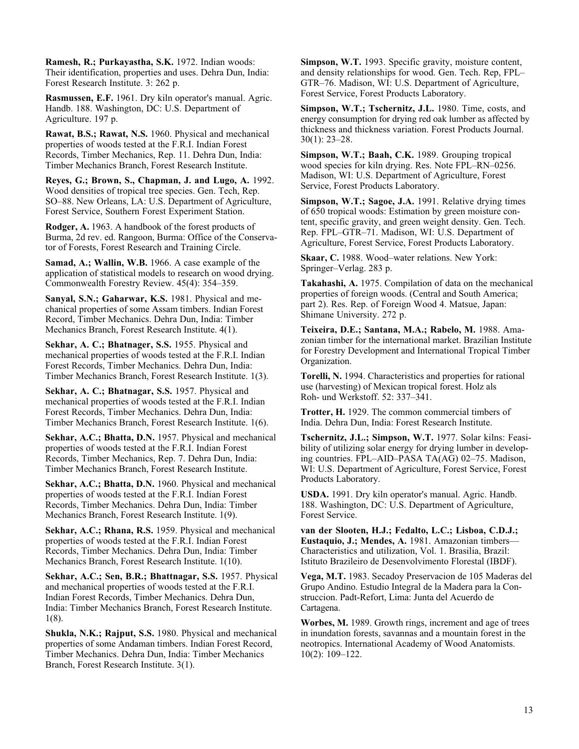**Ramesh, R.; Purkayastha, S.K.** 1972. Indian woods: Their identification, properties and uses. Dehra Dun, India: Forest Research Institute. 3: 262 p.

**Rasmussen, E.F.** 1961. Dry kiln operator's manual. Agric. Handb. 188. Washington, DC: U.S. Department of Agriculture. 197 p.

**Rawat, B.S.; Rawat, N.S.** 1960. Physical and mechanical properties of woods tested at the F.R.I. Indian Forest Records, Timber Mechanics, Rep. 11. Dehra Dun, India: Timber Mechanics Branch, Forest Research Institute.

**Reyes, G.; Brown, S., Chapman, J. and Lugo, A.** 1992. Wood densities of tropical tree species. Gen. Tech, Rep. SO–88. New Orleans, LA: U.S. Department of Agriculture, Forest Service, Southern Forest Experiment Station.

**Rodger, A.** 1963. A handbook of the forest products of Burma, 2d rev. ed. Rangoon, Burma: Office of the Conservator of Forests, Forest Research and Training Circle.

**Samad, A.; Wallin, W.B.** 1966. A case example of the application of statistical models to research on wood drying. Commonwealth Forestry Review. 45(4): 354–359.

**Sanyal, S.N.; Gaharwar, K.S.** 1981. Physical and mechanical properties of some Assam timbers. Indian Forest Record, Timber Mechanics. Dehra Dun, India: Timber Mechanics Branch, Forest Research Institute. 4(1).

**Sekhar, A. C.; Bhatnager, S.S.** 1955. Physical and mechanical properties of woods tested at the F.R.I. Indian Forest Records, Timber Mechanics. Dehra Dun, India: Timber Mechanics Branch, Forest Research Institute. 1(3).

**Sekhar, A. C.; Bhatnagar, S.S.** 1957. Physical and mechanical properties of woods tested at the F.R.I. Indian Forest Records, Timber Mechanics. Dehra Dun, India: Timber Mechanics Branch, Forest Research Institute. 1(6).

**Sekhar, A.C.; Bhatta, D.N.** 1957. Physical and mechanical properties of woods tested at the F.R.I. Indian Forest Records, Timber Mechanics, Rep. 7. Dehra Dun, India: Timber Mechanics Branch, Forest Research Institute.

**Sekhar, A.C.; Bhatta, D.N.** 1960. Physical and mechanical properties of woods tested at the F.R.I. Indian Forest Records, Timber Mechanics. Dehra Dun, India: Timber Mechanics Branch, Forest Research Institute. 1(9).

**Sekhar, A.C.; Rhana, R.S.** 1959. Physical and mechanical properties of woods tested at the F.R.I. Indian Forest Records, Timber Mechanics. Dehra Dun, India: Timber Mechanics Branch, Forest Research Institute. 1(10).

**Sekhar, A.C.; Sen, B.R.; Bhattnagar, S.S.** 1957. Physical and mechanical properties of woods tested at the F.R.I. Indian Forest Records, Timber Mechanics. Dehra Dun, India: Timber Mechanics Branch, Forest Research Institute. 1(8).

**Shukla, N.K.; Rajput, S.S.** 1980. Physical and mechanical properties of some Andaman timbers. Indian Forest Record, Timber Mechanics. Dehra Dun, India: Timber Mechanics Branch, Forest Research Institute. 3(1).

**Simpson, W.T.** 1993. Specific gravity, moisture content, and density relationships for wood. Gen. Tech. Rep, FPL–GTR–76. Madison, WI: U.S. Department of Agriculture, Forest Service, Forest Products Laboratory.

**Simpson, W.T.; Tschernitz, J.L.** 1980. Time, costs, and energy consumption for drying red oak lumber as affected by thickness and thickness variation. Forest Products Journal. 30(1): 23–28.

**Simpson, W.T.; Baah, C.K.** 1989. Grouping tropical wood species for kiln drying. Res. Note FPL–RN–0256. Madison, WI: U.S. Department of Agriculture, Forest Service, Forest Products Laboratory.

**Simpson, W.T.; Sagoe, J.A.** 1991. Relative drying times of 650 tropical woods: Estimation by green moisture content, specific gravity, and green weight density. Gen. Tech. Rep. FPL–GTR–71. Madison, WI: U.S. Department of Agriculture, Forest Service, Forest Products Laboratory.

**Skaar, C.** 1988. Wood–water relations. New York: Springer–Verlag. 283 p.

**Takahashi, A.** 1975. Compilation of data on the mechanical properties of foreign woods. (Central and South America; part 2). Res. Rep. of Foreign Wood 4. Matsue, Japan: Shimane University. 272 p.

**Teixeira, D.E.; Santana, M.A.; Rabelo, M.** 1988. Amazonian timber for the international market. Brazilian Institute for Forestry Development and International Tropical Timber Organization.

**Torelli, N.** 1994. Characteristics and properties for rational use (harvesting) of Mexican tropical forest. Holz als Roh- und Werkstoff. 52: 337–341.

**Trotter, H.** 1929. The common commercial timbers of India. Dehra Dun, India: Forest Research Institute.

**Tschernitz, J.L.; Simpson, W.T.** 1977. Solar kilns: Feasibility of utilizing solar energy for drying lumber in developing countries. FPL–AID–PASA TA(AG) 02–75. Madison, WI: U.S. Department of Agriculture, Forest Service, Forest Products Laboratory.

**USDA.** 1991. Dry kiln operator's manual. Agric. Handb. 188. Washington, DC: U.S. Department of Agriculture, Forest Service.

**van der Slooten, H.J.; Fedalto, L.C.; Lisboa, C.D.J.; Eustaquio, J.; Mendes, A.** 1981. Amazonian timbers—Characteristics and utilization, Vol. 1. Brasilia, Brazil: Istituto Brazileiro de Desenvolvimento Florestal (IBDF).

**Vega, M.T.** 1983. Secadoy Preservacion de 105 Maderas del Grupo Andino. Estudio Integral de la Madera para la Construccion. Padt-Refort, Lima: Junta del Acuerdo de Cartagena.

**Worbes, M.** 1989. Growth rings, increment and age of trees in inundation forests, savannas and a mountain forest in the neotropics. International Academy of Wood Anatomists. 10(2): 109–122.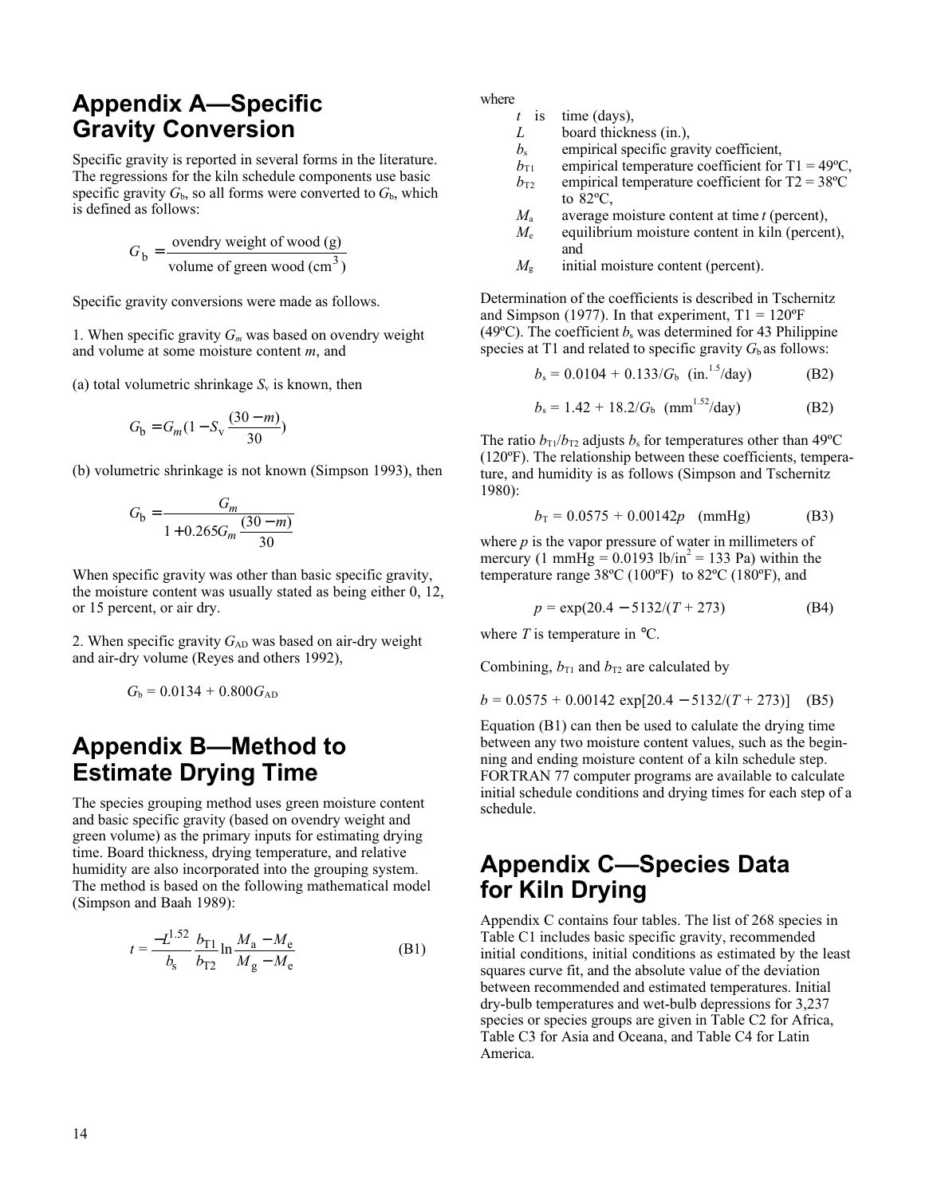# Appendix A—Specific Gravity Conversion

Specific gravity is reported in several forms in the literature. The regressions for the kiln schedule components use basic specific gravity $G_b$, so all forms were converted to $G_b$, which is defined as follows:

$$G_b = \frac{\text{ovendry weight of wood (g)}}{\text{volume of green wood (cm}^3\text{)}}$$

Specific gravity conversions were made as follows.

1. When specific gravity $G_m$ was based on ovendry weight and volume at some moisture content $m$, and

(a) total volumetric shrinkage $S_v$ is known, then

$$G_b = G_m\left(1 - S_v \frac{(30 - m)}{30}\right)$$

(b) volumetric shrinkage is not known (Simpson 1993), then

$$G_b = \frac{G_m}{1 + 0.265 G_m \dfrac{(30 - m)}{30}}$$

When specific gravity was other than basic specific gravity, the moisture content was usually stated as being either 0, 12, or 15 percent, or air dry.

2. When specific gravity $G_{AD}$ was based on air-dry weight and air-dry volume (Reyes and others 1992),

$$G_b = 0.0134 + 0.800 G_{AD}$$

# Appendix B—Method to Estimate Drying Time

The species grouping method uses green moisture content and basic specific gravity (based on ovendry weight and green volume) as the primary inputs for estimating drying time. Board thickness, drying temperature, and relative humidity are also incorporated into the grouping system. The method is based on the following mathematical model (Simpson and Baah 1989):

$$t = \frac{-L^{1.52}}{b_s} \frac{b_{T1}}{b_{T2}} \ln \frac{M_a - M_e}{M_g - M_e} \qquad \text{(B1)}$$

where

- $t$ is time (days),
- $L$ board thickness (in.),
- $b_s$ empirical specific gravity coefficient,
- $b_{T1}$ empirical temperature coefficient for T1 = 49ºC,
- $b_{T2}$ empirical temperature coefficient for T2 = 38ºC to 82ºC,
- $M_a$ average moisture content at time $t$ (percent),
- $M_e$ equilibrium moisture content in kiln (percent), and
- $M_g$ initial moisture content (percent).

Determination of the coefficients is described in Tschernitz and Simpson (1977). In that experiment, T1 = 120ºF (49ºC). The coefficient $b_s$ was determined for 43 Philippine species at T1 and related to specific gravity $G_b$ as follows:

$$b_s = 0.0104 + 0.133/G_b \quad (\text{in.}^{1.5}/\text{day}) \qquad \text{(B2)}$$

$$b_s = 1.42 + 18.2/G_b \quad (\text{mm}^{1.52}/\text{day}) \qquad \text{(B2)}$$

The ratio $b_{T1}/b_{T2}$ adjusts $b_s$ for temperatures other than 49ºC (120ºF). The relationship between these coefficients, temperature, and humidity is as follows (Simpson and Tschernitz 1980):

$$b_T = 0.0575 + 0.00142p \quad (\text{mmHg}) \qquad \text{(B3)}$$

where $p$ is the vapor pressure of water in millimeters of mercury (1 mmHg = 0.0193 lb/in$^2$ = 133 Pa) within the temperature range 38ºC (100ºF) to 82ºC (180ºF), and

$$p = \exp(20.4 - 5132/(T + 273)) \qquad \text{(B4)}$$

where $T$ is temperature in °C.

Combining, $b_{T1}$ and $b_{T2}$ are calculated by

$$b = 0.0575 + 0.00142 \exp[20.4 - 5132/(T + 273)] \qquad \text{(B5)}$$

Equation (B1) can then be used to calulate the drying time between any two moisture content values, such as the beginning and ending moisture content of a kiln schedule step. FORTRAN 77 computer programs are available to calculate initial schedule conditions and drying times for each step of a schedule.

# Appendix C—Species Data for Kiln Drying

Appendix C contains four tables. The list of 268 species in Table C1 includes basic specific gravity, recommended initial conditions, initial conditions as estimated by the least squares curve fit, and the absolute value of the deviation between recommended and estimated temperatures. Initial dry-bulb temperatures and wet-bulb depressions for 3,237 species or species groups are given in Table C2 for Africa, Table C3 for Asia and Oceana, and Table C4 for Latin America.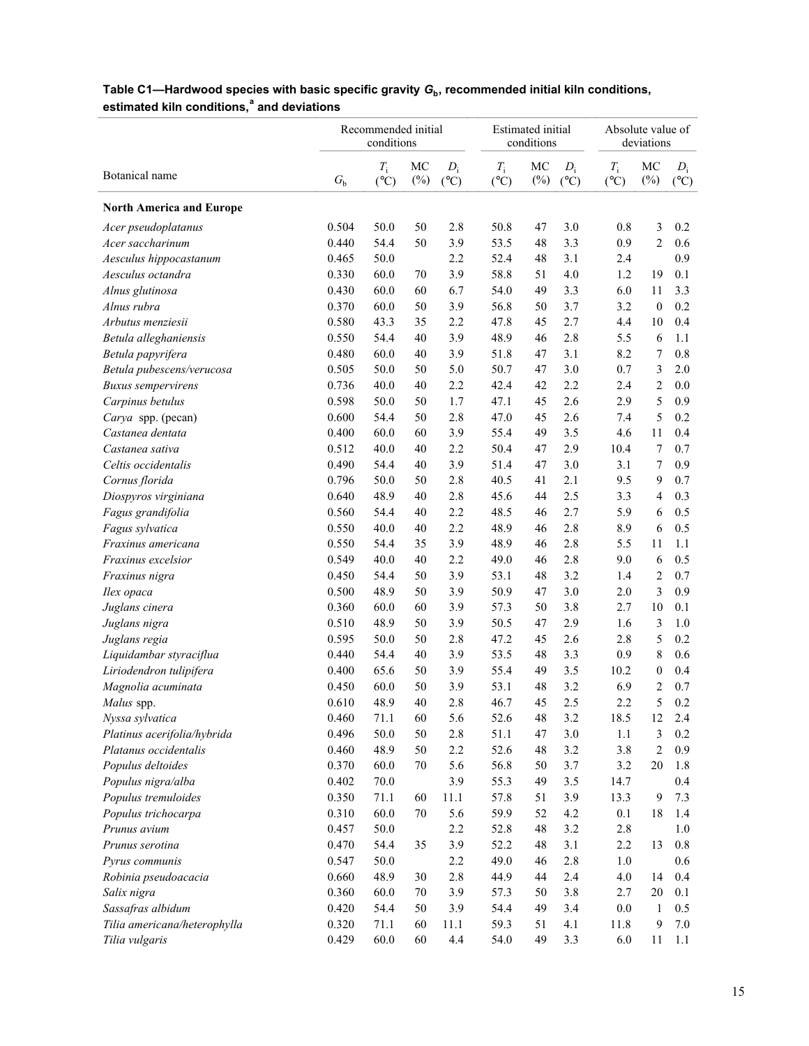**Table C1—Hardwood species with basic specific gravity $G_b$, recommended initial kiln conditions, estimated kiln conditions,[a] and deviations**

| Botanical name | $G_b$ | Recommended initial conditions $T_i$ (°C) | MC (%) | $D_i$ (°C) | Estimated initial conditions $T_i$ (°C) | MC (%) | $D_i$ (°C) | Absolute value of deviations $T_i$ (°C) | MC (%) | $D_i$ (°C) |
|---|---|---|---|---|---|---|---|---|---|---|
| **North America and Europe** | | | | | | | | | | |
| *Acer pseudoplatanus* | 0.504 | 50.0 | 50 | 2.8 | 50.8 | 47 | 3.0 | 0.8 | 3 | 0.2 |
| *Acer saccharinum* | 0.440 | 54.4 | 50 | 3.9 | 53.5 | 48 | 3.3 | 0.9 | 2 | 0.6 |
| *Aesculus hippocastanum* | 0.465 | 50.0 | | 2.2 | 52.4 | 48 | 3.1 | 2.4 | | 0.9 |
| *Aesculus octandra* | 0.330 | 60.0 | 70 | 3.9 | 58.8 | 51 | 4.0 | 1.2 | 19 | 0.1 |
| *Alnus glutinosa* | 0.430 | 60.0 | 60 | 6.7 | 54.0 | 49 | 3.3 | 6.0 | 11 | 3.3 |
| *Alnus rubra* | 0.370 | 60.0 | 50 | 3.9 | 56.8 | 50 | 3.7 | 3.2 | 0 | 0.2 |
| *Arbutus menziesii* | 0.580 | 43.3 | 35 | 2.2 | 47.8 | 45 | 2.7 | 4.4 | 10 | 0.4 |
| *Betula alleghaniensis* | 0.550 | 54.4 | 40 | 3.9 | 48.9 | 46 | 2.8 | 5.5 | 6 | 1.1 |
| *Betula papyrifera* | 0.480 | 60.0 | 40 | 3.9 | 51.8 | 47 | 3.1 | 8.2 | 7 | 0.8 |
| *Betula pubescens/verucosa* | 0.505 | 50.0 | 50 | 5.0 | 50.7 | 47 | 3.0 | 0.7 | 3 | 2.0 |
| *Buxus sempervirens* | 0.736 | 40.0 | 40 | 2.2 | 42.4 | 42 | 2.2 | 2.4 | 2 | 0.0 |
| *Carpinus betulus* | 0.598 | 50.0 | 50 | 1.7 | 47.1 | 45 | 2.6 | 2.9 | 5 | 0.9 |
| *Carya* spp. (pecan) | 0.600 | 54.4 | 50 | 2.8 | 47.0 | 45 | 2.6 | 7.4 | 5 | 0.2 |
| *Castanea dentata* | 0.400 | 60.0 | 60 | 3.9 | 55.4 | 49 | 3.5 | 4.6 | 11 | 0.4 |
| *Castanea sativa* | 0.512 | 40.0 | 40 | 2.2 | 50.4 | 47 | 2.9 | 10.4 | 7 | 0.7 |
| *Celtis occidentalis* | 0.490 | 54.4 | 40 | 3.9 | 51.4 | 47 | 3.0 | 3.1 | 7 | 0.9 |
| *Cornus florida* | 0.796 | 50.0 | 50 | 2.8 | 40.5 | 41 | 2.1 | 9.5 | 9 | 0.7 |
| *Diospyros virginiana* | 0.640 | 48.9 | 40 | 2.8 | 45.6 | 44 | 2.5 | 3.3 | 4 | 0.3 |
| *Fagus grandifolia* | 0.560 | 54.4 | 40 | 2.2 | 48.5 | 46 | 2.7 | 5.9 | 6 | 0.5 |
| *Fagus sylvatica* | 0.550 | 40.0 | 40 | 2.2 | 48.9 | 46 | 2.8 | 8.9 | 6 | 0.5 |
| *Fraxinus americana* | 0.550 | 54.4 | 35 | 3.9 | 48.9 | 46 | 2.8 | 5.5 | 11 | 1.1 |
| *Fraxinus excelsior* | 0.549 | 40.0 | 40 | 2.2 | 49.0 | 46 | 2.8 | 9.0 | 6 | 0.5 |
| *Fraxinus nigra* | 0.450 | 54.4 | 50 | 3.9 | 53.1 | 48 | 3.2 | 1.4 | 2 | 0.7 |
| *Ilex opaca* | 0.500 | 48.9 | 50 | 3.9 | 50.9 | 47 | 3.0 | 2.0 | 3 | 0.9 |
| *Juglans cinera* | 0.360 | 60.0 | 60 | 3.9 | 57.3 | 50 | 3.8 | 2.7 | 10 | 0.1 |
| *Juglans nigra* | 0.510 | 48.9 | 50 | 3.9 | 50.5 | 47 | 2.9 | 1.6 | 3 | 1.0 |
| *Juglans regia* | 0.595 | 50.0 | 50 | 2.8 | 47.2 | 45 | 2.6 | 2.8 | 5 | 0.2 |
| *Liquidambar styraciflua* | 0.440 | 54.4 | 40 | 3.9 | 53.5 | 48 | 3.3 | 0.9 | 8 | 0.6 |
| *Liriodendron tulipifera* | 0.400 | 65.6 | 50 | 3.9 | 55.4 | 49 | 3.5 | 10.2 | 0 | 0.4 |
| *Magnolia acuminata* | 0.450 | 60.0 | 50 | 3.9 | 53.1 | 48 | 3.2 | 6.9 | 2 | 0.7 |
| *Malus* spp. | 0.610 | 48.9 | 40 | 2.8 | 46.7 | 45 | 2.5 | 2.2 | 5 | 0.2 |
| *Nyssa sylvatica* | 0.460 | 71.1 | 60 | 5.6 | 52.6 | 48 | 3.2 | 18.5 | 12 | 2.4 |
| *Platinus acerifolia/hybrida* | 0.496 | 50.0 | 50 | 2.8 | 51.1 | 47 | 3.0 | 1.1 | 3 | 0.2 |
| *Platanus occidentalis* | 0.460 | 48.9 | 50 | 2.2 | 52.6 | 48 | 3.2 | 3.8 | 2 | 0.9 |
| *Populus deltoides* | 0.370 | 60.0 | 70 | 5.6 | 56.8 | 50 | 3.7 | 3.2 | 20 | 1.8 |
| *Populus nigra/alba* | 0.402 | 70.0 | | 3.9 | 55.3 | 49 | 3.5 | 14.7 | | 0.4 |
| *Populus tremuloides* | 0.350 | 71.1 | 60 | 11.1 | 57.8 | 51 | 3.9 | 13.3 | 9 | 7.3 |
| *Populus trichocarpa* | 0.310 | 60.0 | 70 | 5.6 | 59.9 | 52 | 4.2 | 0.1 | 18 | 1.4 |
| *Prunus avium* | 0.457 | 50.0 | | 2.2 | 52.8 | 48 | 3.2 | 2.8 | | 1.0 |
| *Prunus serotina* | 0.470 | 54.4 | 35 | 3.9 | 52.2 | 48 | 3.1 | 2.2 | 13 | 0.8 |
| *Pyrus communis* | 0.547 | 50.0 | | 2.2 | 49.0 | 46 | 2.8 | 1.0 | | 0.6 |
| *Robinia pseudoacacia* | 0.660 | 48.9 | 30 | 2.8 | 44.9 | 44 | 2.4 | 4.0 | 14 | 0.4 |
| *Salix nigra* | 0.360 | 60.0 | 70 | 3.9 | 57.3 | 50 | 3.8 | 2.7 | 20 | 0.1 |
| *Sassafras albidum* | 0.420 | 54.4 | 50 | 3.9 | 54.4 | 49 | 3.4 | 0.0 | 1 | 0.5 |
| *Tilia americana/heterophylla* | 0.320 | 71.1 | 60 | 11.1 | 59.3 | 51 | 4.1 | 11.8 | 9 | 7.0 |
| *Tilia vulgaris* | 0.429 | 60.0 | 60 | 4.4 | 54.0 | 49 | 3.3 | 6.0 | 11 | 1.1 |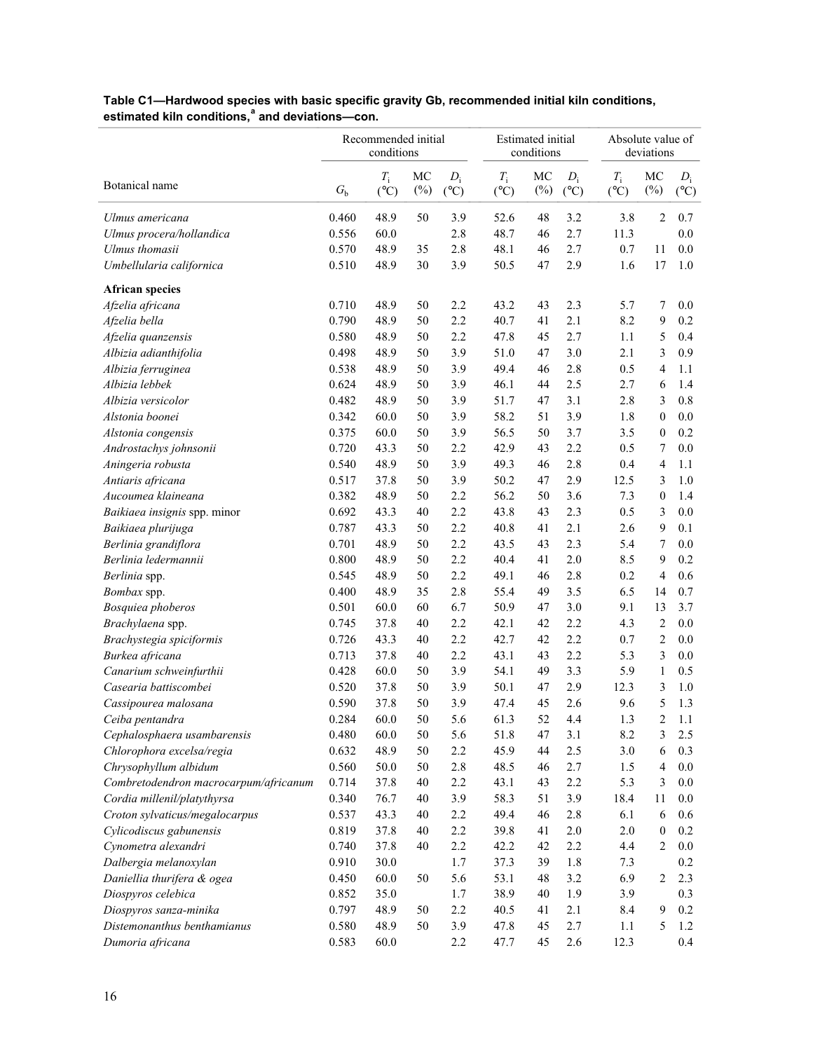**Table C1—Hardwood species with basic specific gravity Gb, recommended initial kiln conditions, estimated kiln conditions,[a] and deviations—con.**

| Botanical name | | Recommended initial conditions | | | Estimated initial conditions | | | Absolute value of deviations | | |
|---|---|---|---|---|---|---|---|---|---|---|
| | $G_b$ | $T_i$ (°C) | MC (%) | $D_i$ (°C) | $T_i$ (°C) | MC (%) | $D_i$ (°C) | $T_i$ (°C) | MC (%) | $D_i$ (°C) |
| *Ulmus americana* | 0.460 | 48.9 | 50 | 3.9 | 52.6 | 48 | 3.2 | 3.8 | 2 | 0.7 |
| *Ulmus procera/hollandica* | 0.556 | 60.0 | | 2.8 | 48.7 | 46 | 2.7 | 11.3 | | 0.0 |
| *Ulmus thomasii* | 0.570 | 48.9 | 35 | 2.8 | 48.1 | 46 | 2.7 | 0.7 | 11 | 0.0 |
| *Umbellularia californica* | 0.510 | 48.9 | 30 | 3.9 | 50.5 | 47 | 2.9 | 1.6 | 17 | 1.0 |
| **African species** | | | | | | | | | | |
| *Afzelia africana* | 0.710 | 48.9 | 50 | 2.2 | 43.2 | 43 | 2.3 | 5.7 | 7 | 0.0 |
| *Afzelia bella* | 0.790 | 48.9 | 50 | 2.2 | 40.7 | 41 | 2.1 | 8.2 | 9 | 0.2 |
| *Afzelia quanzensis* | 0.580 | 48.9 | 50 | 2.2 | 47.8 | 45 | 2.7 | 1.1 | 5 | 0.4 |
| *Albizia adianthifolia* | 0.498 | 48.9 | 50 | 3.9 | 51.0 | 47 | 3.0 | 2.1 | 3 | 0.9 |
| *Albizia ferruginea* | 0.538 | 48.9 | 50 | 3.9 | 49.4 | 46 | 2.8 | 0.5 | 4 | 1.1 |
| *Albizia lebbek* | 0.624 | 48.9 | 50 | 3.9 | 46.1 | 44 | 2.5 | 2.7 | 6 | 1.4 |
| *Albizia versicolor* | 0.482 | 48.9 | 50 | 3.9 | 51.7 | 47 | 3.1 | 2.8 | 3 | 0.8 |
| *Alstonia boonei* | 0.342 | 60.0 | 50 | 3.9 | 58.2 | 51 | 3.9 | 1.8 | 0 | 0.0 |
| *Alstonia congensis* | 0.375 | 60.0 | 50 | 3.9 | 56.5 | 50 | 3.7 | 3.5 | 0 | 0.2 |
| *Androstachys johnsonii* | 0.720 | 43.3 | 50 | 2.2 | 42.9 | 43 | 2.2 | 0.5 | 7 | 0.0 |
| *Aningeria robusta* | 0.540 | 48.9 | 50 | 3.9 | 49.3 | 46 | 2.8 | 0.4 | 4 | 1.1 |
| *Antiaris africana* | 0.517 | 37.8 | 50 | 3.9 | 50.2 | 47 | 2.9 | 12.5 | 3 | 1.0 |
| *Aucoumea klaineana* | 0.382 | 48.9 | 50 | 2.2 | 56.2 | 50 | 3.6 | 7.3 | 0 | 1.4 |
| *Baikiaea insignis* spp. minor | 0.692 | 43.3 | 40 | 2.2 | 43.8 | 43 | 2.3 | 0.5 | 3 | 0.0 |
| *Baikiaea plurijuga* | 0.787 | 43.3 | 50 | 2.2 | 40.8 | 41 | 2.1 | 2.6 | 9 | 0.1 |
| *Berlinia grandiflora* | 0.701 | 48.9 | 50 | 2.2 | 43.5 | 43 | 2.3 | 5.4 | 7 | 0.0 |
| *Berlinia ledermannii* | 0.800 | 48.9 | 50 | 2.2 | 40.4 | 41 | 2.0 | 8.5 | 9 | 0.2 |
| *Berlinia* spp. | 0.545 | 48.9 | 50 | 2.2 | 49.1 | 46 | 2.8 | 0.2 | 4 | 0.6 |
| *Bombax* spp. | 0.400 | 48.9 | 35 | 2.8 | 55.4 | 49 | 3.5 | 6.5 | 14 | 0.7 |
| *Bosquiea phoberos* | 0.501 | 60.0 | 60 | 6.7 | 50.9 | 47 | 3.0 | 9.1 | 13 | 3.7 |
| *Brachylaena* spp. | 0.745 | 37.8 | 40 | 2.2 | 42.1 | 42 | 2.2 | 4.3 | 2 | 0.0 |
| *Brachystegia spiciformis* | 0.726 | 43.3 | 40 | 2.2 | 42.7 | 42 | 2.2 | 0.7 | 2 | 0.0 |
| *Burkea africana* | 0.713 | 37.8 | 40 | 2.2 | 43.1 | 43 | 2.2 | 5.3 | 3 | 0.0 |
| *Canarium schweinfurthii* | 0.428 | 60.0 | 50 | 3.9 | 54.1 | 49 | 3.3 | 5.9 | 1 | 0.5 |
| *Casearia battiscombei* | 0.520 | 37.8 | 50 | 3.9 | 50.1 | 47 | 2.9 | 12.3 | 3 | 1.0 |
| *Cassipourea malosana* | 0.590 | 37.8 | 50 | 3.9 | 47.4 | 45 | 2.6 | 9.6 | 5 | 1.3 |
| *Ceiba pentandra* | 0.284 | 60.0 | 50 | 5.6 | 61.3 | 52 | 4.4 | 1.3 | 2 | 1.1 |
| *Cephalosphaera usambarensis* | 0.480 | 60.0 | 50 | 5.6 | 51.8 | 47 | 3.1 | 8.2 | 3 | 2.5 |
| *Chlorophora excelsa/regia* | 0.632 | 48.9 | 50 | 2.2 | 45.9 | 44 | 2.5 | 3.0 | 6 | 0.3 |
| *Chrysophyllum albidum* | 0.560 | 50.0 | 50 | 2.8 | 48.5 | 46 | 2.7 | 1.5 | 4 | 0.0 |
| *Combretodendron macrocarpum/africanum* | 0.714 | 37.8 | 40 | 2.2 | 43.1 | 43 | 2.2 | 5.3 | 3 | 0.0 |
| *Cordia millenil/platythyrsa* | 0.340 | 76.7 | 40 | 3.9 | 58.3 | 51 | 3.9 | 18.4 | 11 | 0.0 |
| *Croton sylvaticus/megalocarpus* | 0.537 | 43.3 | 40 | 2.2 | 49.4 | 46 | 2.8 | 6.1 | 6 | 0.6 |
| *Cylicodiscus gabunensis* | 0.819 | 37.8 | 40 | 2.2 | 39.8 | 41 | 2.0 | 2.0 | 0 | 0.2 |
| *Cynometra alexandri* | 0.740 | 37.8 | 40 | 2.2 | 42.2 | 42 | 2.2 | 4.4 | 2 | 0.0 |
| *Dalbergia melanoxylan* | 0.910 | 30.0 | | 1.7 | 37.3 | 39 | 1.8 | 7.3 | | 0.2 |
| *Daniellia thurifera & ogea* | 0.450 | 60.0 | 50 | 5.6 | 53.1 | 48 | 3.2 | 6.9 | 2 | 2.3 |
| *Diospyros celebica* | 0.852 | 35.0 | | 1.7 | 38.9 | 40 | 1.9 | 3.9 | | 0.3 |
| *Diospyros sanza-minika* | 0.797 | 48.9 | 50 | 2.2 | 40.5 | 41 | 2.1 | 8.4 | 9 | 0.2 |
| *Distemonanthus benthamianus* | 0.580 | 48.9 | 50 | 3.9 | 47.8 | 45 | 2.7 | 1.1 | 5 | 1.2 |
| *Dumoria africana* | 0.583 | 60.0 | | 2.2 | 47.7 | 45 | 2.6 | 12.3 | | 0.4 |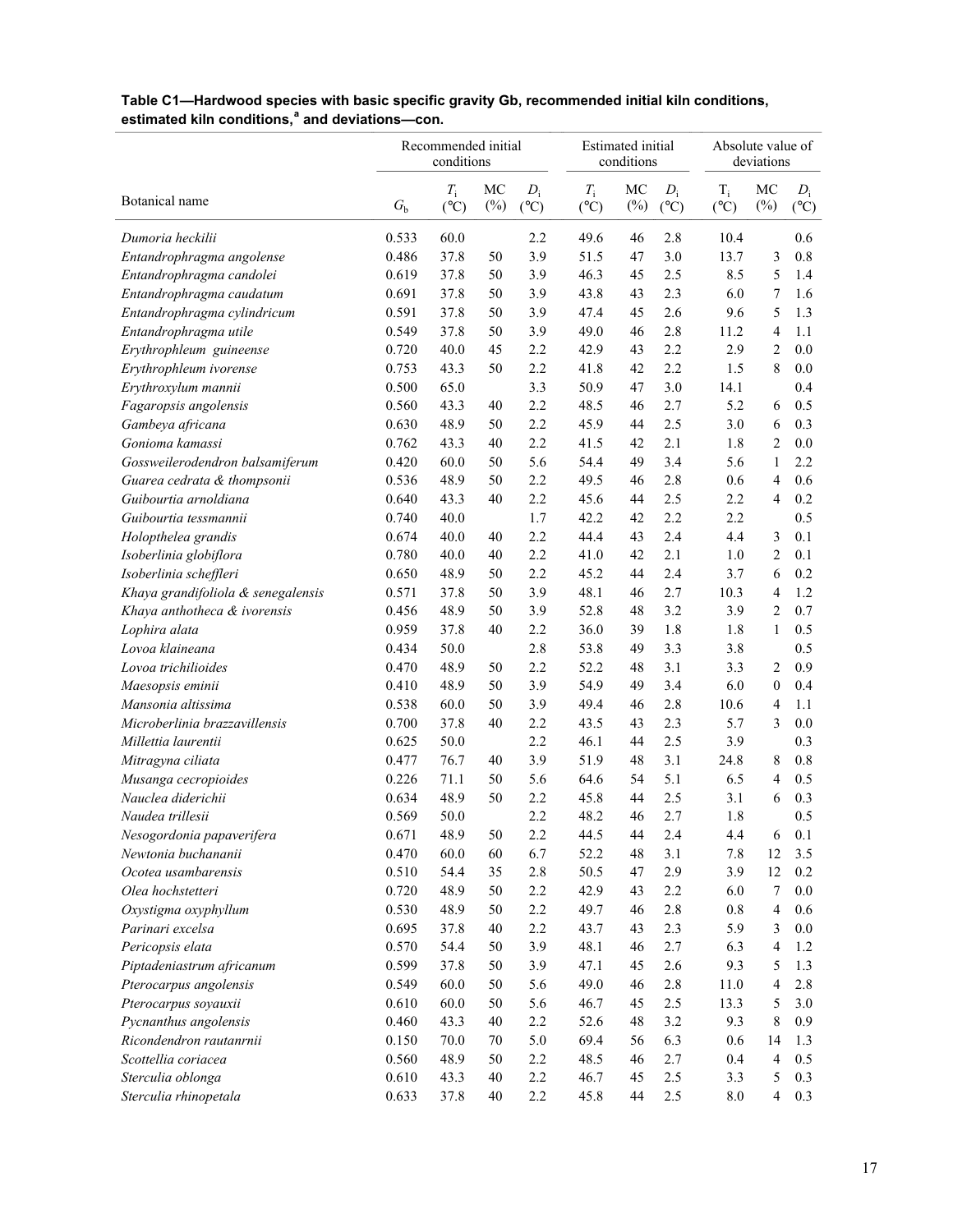**Table C1—Hardwood species with basic specific gravity Gb, recommended initial kiln conditions, estimated kiln conditions,[a] and deviations—con.**

| Botanical name | | Recommended initial conditions | | | Estimated initial conditions | | | Absolute value of deviations | | |
|---|---|---|---|---|---|---|---|---|---|---|
| | $G_b$ | $T_i$ (°C) | MC (%) | $D_i$ (°C) | $T_i$ (°C) | MC (%) | $D_i$ (°C) | $T_i$ (°C) | MC (%) | $D_i$ (°C) |
| *Dumoria heckilii* | 0.533 | 60.0 | | 2.2 | 49.6 | 46 | 2.8 | 10.4 | | 0.6 |
| *Entandrophragma angolense* | 0.486 | 37.8 | 50 | 3.9 | 51.5 | 47 | 3.0 | 13.7 | 3 | 0.8 |
| *Entandrophragma candolei* | 0.619 | 37.8 | 50 | 3.9 | 46.3 | 45 | 2.5 | 8.5 | 5 | 1.4 |
| *Entandrophragma caudatum* | 0.691 | 37.8 | 50 | 3.9 | 43.8 | 43 | 2.3 | 6.0 | 7 | 1.6 |
| *Entandrophragma cylindricum* | 0.591 | 37.8 | 50 | 3.9 | 47.4 | 45 | 2.6 | 9.6 | 5 | 1.3 |
| *Entandrophragma utile* | 0.549 | 37.8 | 50 | 3.9 | 49.0 | 46 | 2.8 | 11.2 | 4 | 1.1 |
| *Erythrophleum guineense* | 0.720 | 40.0 | 45 | 2.2 | 42.9 | 43 | 2.2 | 2.9 | 2 | 0.0 |
| *Erythrophleum ivorense* | 0.753 | 43.3 | 50 | 2.2 | 41.8 | 42 | 2.2 | 1.5 | 8 | 0.0 |
| *Erythroxylum mannii* | 0.500 | 65.0 | | 3.3 | 50.9 | 47 | 3.0 | 14.1 | | 0.4 |
| *Fagaropsis angolensis* | 0.560 | 43.3 | 40 | 2.2 | 48.5 | 46 | 2.7 | 5.2 | 6 | 0.5 |
| *Gambeya africana* | 0.630 | 48.9 | 50 | 2.2 | 45.9 | 44 | 2.5 | 3.0 | 6 | 0.3 |
| *Gonioma kamassi* | 0.762 | 43.3 | 40 | 2.2 | 41.5 | 42 | 2.1 | 1.8 | 2 | 0.0 |
| *Gossweilerodendron balsamiferum* | 0.420 | 60.0 | 50 | 5.6 | 54.4 | 49 | 3.4 | 5.6 | 1 | 2.2 |
| *Guarea cedrata & thompsonii* | 0.536 | 48.9 | 50 | 2.2 | 49.5 | 46 | 2.8 | 0.6 | 4 | 0.6 |
| *Guibourtia arnoldiana* | 0.640 | 43.3 | 40 | 2.2 | 45.6 | 44 | 2.5 | 2.2 | 4 | 0.2 |
| *Guibourtia tessmannii* | 0.740 | 40.0 | | 1.7 | 42.2 | 42 | 2.2 | 2.2 | | 0.5 |
| *Holopthelea grandis* | 0.674 | 40.0 | 40 | 2.2 | 44.4 | 43 | 2.4 | 4.4 | 3 | 0.1 |
| *Isoberlinia globiflora* | 0.780 | 40.0 | 40 | 2.2 | 41.0 | 42 | 2.1 | 1.0 | 2 | 0.1 |
| *Isoberlinia scheffleri* | 0.650 | 48.9 | 50 | 2.2 | 45.2 | 44 | 2.4 | 3.7 | 6 | 0.2 |
| *Khaya grandifoliola & senegalensis* | 0.571 | 37.8 | 50 | 3.9 | 48.1 | 46 | 2.7 | 10.3 | 4 | 1.2 |
| *Khaya anthotheca & ivorensis* | 0.456 | 48.9 | 50 | 3.9 | 52.8 | 48 | 3.2 | 3.9 | 2 | 0.7 |
| *Lophira alata* | 0.959 | 37.8 | 40 | 2.2 | 36.0 | 39 | 1.8 | 1.8 | 1 | 0.5 |
| *Lovoa klaineana* | 0.434 | 50.0 | | 2.8 | 53.8 | 49 | 3.3 | 3.8 | | 0.5 |
| *Lovoa trichilioides* | 0.470 | 48.9 | 50 | 2.2 | 52.2 | 48 | 3.1 | 3.3 | 2 | 0.9 |
| *Maesopsis eminii* | 0.410 | 48.9 | 50 | 3.9 | 54.9 | 49 | 3.4 | 6.0 | 0 | 0.4 |
| *Mansonia altissima* | 0.538 | 60.0 | 50 | 3.9 | 49.4 | 46 | 2.8 | 10.6 | 4 | 1.1 |
| *Microberlinia brazzavillensis* | 0.700 | 37.8 | 40 | 2.2 | 43.5 | 43 | 2.3 | 5.7 | 3 | 0.0 |
| *Millettia laurentii* | 0.625 | 50.0 | | 2.2 | 46.1 | 44 | 2.5 | 3.9 | | 0.3 |
| *Mitragyna ciliata* | 0.477 | 76.7 | 40 | 3.9 | 51.9 | 48 | 3.1 | 24.8 | 8 | 0.8 |
| *Musanga cecropioides* | 0.226 | 71.1 | 50 | 5.6 | 64.6 | 54 | 5.1 | 6.5 | 4 | 0.5 |
| *Nauclea diderichii* | 0.634 | 48.9 | 50 | 2.2 | 45.8 | 44 | 2.5 | 3.1 | 6 | 0.3 |
| *Naudea trillesii* | 0.569 | 50.0 | | 2.2 | 48.2 | 46 | 2.7 | 1.8 | | 0.5 |
| *Nesogordonia papaverifera* | 0.671 | 48.9 | 50 | 2.2 | 44.5 | 44 | 2.4 | 4.4 | 6 | 0.1 |
| *Newtonia buchananii* | 0.470 | 60.0 | 60 | 6.7 | 52.2 | 48 | 3.1 | 7.8 | 12 | 3.5 |
| *Ocotea usambarensis* | 0.510 | 54.4 | 35 | 2.8 | 50.5 | 47 | 2.9 | 3.9 | 12 | 0.2 |
| *Olea hochstetteri* | 0.720 | 48.9 | 50 | 2.2 | 42.9 | 43 | 2.2 | 6.0 | 7 | 0.0 |
| *Oxystigma oxyphyllum* | 0.530 | 48.9 | 50 | 2.2 | 49.7 | 46 | 2.8 | 0.8 | 4 | 0.6 |
| *Parinari excelsa* | 0.695 | 37.8 | 40 | 2.2 | 43.7 | 43 | 2.3 | 5.9 | 3 | 0.0 |
| *Pericopsis elata* | 0.570 | 54.4 | 50 | 3.9 | 48.1 | 46 | 2.7 | 6.3 | 4 | 1.2 |
| *Piptadeniastrum africanum* | 0.599 | 37.8 | 50 | 3.9 | 47.1 | 45 | 2.6 | 9.3 | 5 | 1.3 |
| *Pterocarpus angolensis* | 0.549 | 60.0 | 50 | 5.6 | 49.0 | 46 | 2.8 | 11.0 | 4 | 2.8 |
| *Pterocarpus soyauxii* | 0.610 | 60.0 | 50 | 5.6 | 46.7 | 45 | 2.5 | 13.3 | 5 | 3.0 |
| *Pycnanthus angolensis* | 0.460 | 43.3 | 40 | 2.2 | 52.6 | 48 | 3.2 | 9.3 | 8 | 0.9 |
| *Ricondendron rautanrnii* | 0.150 | 70.0 | 70 | 5.0 | 69.4 | 56 | 6.3 | 0.6 | 14 | 1.3 |
| *Scottellia coriacea* | 0.560 | 48.9 | 50 | 2.2 | 48.5 | 46 | 2.7 | 0.4 | 4 | 0.5 |
| *Sterculia oblonga* | 0.610 | 43.3 | 40 | 2.2 | 46.7 | 45 | 2.5 | 3.3 | 5 | 0.3 |
| *Sterculia rhinopetala* | 0.633 | 37.8 | 40 | 2.2 | 45.8 | 44 | 2.5 | 8.0 | 4 | 0.3 |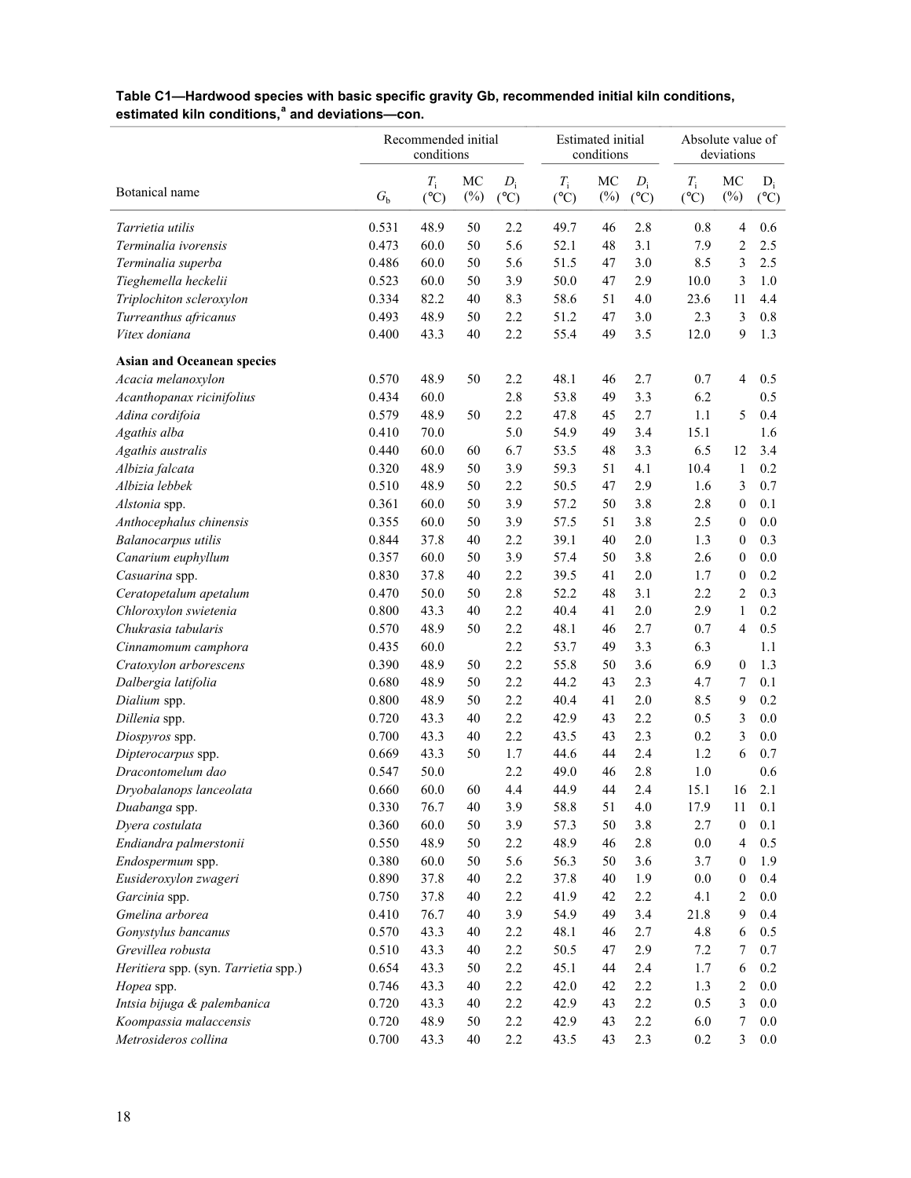**Table C1—Hardwood species with basic specific gravity Gb, recommended initial kiln conditions, estimated kiln conditions,[a] and deviations—con.**

| Botanical name | | Recommended initial conditions | | | Estimated initial conditions | | | Absolute value of deviations | | |
|---|---|---|---|---|---|---|---|---|---|---|
| | $G_b$ | $T_i$ (°C) | MC (%) | $D_i$ (°C) | $T_i$ (°C) | MC (%) | $D_i$ (°C) | $T_i$ (°C) | MC (%) | $D_i$ (°C) |
| *Tarrietia utilis* | 0.531 | 48.9 | 50 | 2.2 | 49.7 | 46 | 2.8 | 0.8 | 4 | 0.6 |
| *Terminalia ivorensis* | 0.473 | 60.0 | 50 | 5.6 | 52.1 | 48 | 3.1 | 7.9 | 2 | 2.5 |
| *Terminalia superba* | 0.486 | 60.0 | 50 | 5.6 | 51.5 | 47 | 3.0 | 8.5 | 3 | 2.5 |
| *Tieghemella heckelii* | 0.523 | 60.0 | 50 | 3.9 | 50.0 | 47 | 2.9 | 10.0 | 3 | 1.0 |
| *Triplochiton scleroxylon* | 0.334 | 82.2 | 40 | 8.3 | 58.6 | 51 | 4.0 | 23.6 | 11 | 4.4 |
| *Turreanthus africanus* | 0.493 | 48.9 | 50 | 2.2 | 51.2 | 47 | 3.0 | 2.3 | 3 | 0.8 |
| *Vitex doniana* | 0.400 | 43.3 | 40 | 2.2 | 55.4 | 49 | 3.5 | 12.0 | 9 | 1.3 |
| **Asian and Oceanean species** | | | | | | | | | | |
| *Acacia melanoxylon* | 0.570 | 48.9 | 50 | 2.2 | 48.1 | 46 | 2.7 | 0.7 | 4 | 0.5 |
| *Acanthopanax ricinifolius* | 0.434 | 60.0 | | 2.8 | 53.8 | 49 | 3.3 | 6.2 | | 0.5 |
| *Adina cordifoia* | 0.579 | 48.9 | 50 | 2.2 | 47.8 | 45 | 2.7 | 1.1 | 5 | 0.4 |
| *Agathis alba* | 0.410 | 70.0 | | 5.0 | 54.9 | 49 | 3.4 | 15.1 | | 1.6 |
| *Agathis australis* | 0.440 | 60.0 | 60 | 6.7 | 53.5 | 48 | 3.3 | 6.5 | 12 | 3.4 |
| *Albizia falcata* | 0.320 | 48.9 | 50 | 3.9 | 59.3 | 51 | 4.1 | 10.4 | 1 | 0.2 |
| *Albizia lebbek* | 0.510 | 48.9 | 50 | 2.2 | 50.5 | 47 | 2.9 | 1.6 | 3 | 0.7 |
| *Alstonia* spp. | 0.361 | 60.0 | 50 | 3.9 | 57.2 | 50 | 3.8 | 2.8 | 0 | 0.1 |
| *Anthocephalus chinensis* | 0.355 | 60.0 | 50 | 3.9 | 57.5 | 51 | 3.8 | 2.5 | 0 | 0.0 |
| *Balanocarpus utilis* | 0.844 | 37.8 | 40 | 2.2 | 39.1 | 40 | 2.0 | 1.3 | 0 | 0.3 |
| *Canarium euphyllum* | 0.357 | 60.0 | 50 | 3.9 | 57.4 | 50 | 3.8 | 2.6 | 0 | 0.0 |
| *Casuarina* spp. | 0.830 | 37.8 | 40 | 2.2 | 39.5 | 41 | 2.0 | 1.7 | 0 | 0.2 |
| *Ceratopetalum apetalum* | 0.470 | 50.0 | 50 | 2.8 | 52.2 | 48 | 3.1 | 2.2 | 2 | 0.3 |
| *Chloroxylon swietenia* | 0.800 | 43.3 | 40 | 2.2 | 40.4 | 41 | 2.0 | 2.9 | 1 | 0.2 |
| *Chukrasia tabularis* | 0.570 | 48.9 | 50 | 2.2 | 48.1 | 46 | 2.7 | 0.7 | 4 | 0.5 |
| *Cinnamomum camphora* | 0.435 | 60.0 | | 2.2 | 53.7 | 49 | 3.3 | 6.3 | | 1.1 |
| *Cratoxylon arborescens* | 0.390 | 48.9 | 50 | 2.2 | 55.8 | 50 | 3.6 | 6.9 | 0 | 1.3 |
| *Dalbergia latifolia* | 0.680 | 48.9 | 50 | 2.2 | 44.2 | 43 | 2.3 | 4.7 | 7 | 0.1 |
| *Dialium* spp. | 0.800 | 48.9 | 50 | 2.2 | 40.4 | 41 | 2.0 | 8.5 | 9 | 0.2 |
| *Dillenia* spp. | 0.720 | 43.3 | 40 | 2.2 | 42.9 | 43 | 2.2 | 0.5 | 3 | 0.0 |
| *Diospyros* spp. | 0.700 | 43.3 | 40 | 2.2 | 43.5 | 43 | 2.3 | 0.2 | 3 | 0.0 |
| *Dipterocarpus* spp. | 0.669 | 43.3 | 50 | 1.7 | 44.6 | 44 | 2.4 | 1.2 | 6 | 0.7 |
| *Dracontomelum dao* | 0.547 | 50.0 | | 2.2 | 49.0 | 46 | 2.8 | 1.0 | | 0.6 |
| *Dryobalanops lanceolata* | 0.660 | 60.0 | 60 | 4.4 | 44.9 | 44 | 2.4 | 15.1 | 16 | 2.1 |
| *Duabanga* spp. | 0.330 | 76.7 | 40 | 3.9 | 58.8 | 51 | 4.0 | 17.9 | 11 | 0.1 |
| *Dyera costulata* | 0.360 | 60.0 | 50 | 3.9 | 57.3 | 50 | 3.8 | 2.7 | 0 | 0.1 |
| *Endiandra palmerstonii* | 0.550 | 48.9 | 50 | 2.2 | 48.9 | 46 | 2.8 | 0.0 | 4 | 0.5 |
| *Endospermum* spp. | 0.380 | 60.0 | 50 | 5.6 | 56.3 | 50 | 3.6 | 3.7 | 0 | 1.9 |
| *Eusideroxylon zwageri* | 0.890 | 37.8 | 40 | 2.2 | 37.8 | 40 | 1.9 | 0.0 | 0 | 0.4 |
| *Garcinia* spp. | 0.750 | 37.8 | 40 | 2.2 | 41.9 | 42 | 2.2 | 4.1 | 2 | 0.0 |
| *Gmelina arborea* | 0.410 | 76.7 | 40 | 3.9 | 54.9 | 49 | 3.4 | 21.8 | 9 | 0.4 |
| *Gonystylus bancanus* | 0.570 | 43.3 | 40 | 2.2 | 48.1 | 46 | 2.7 | 4.8 | 6 | 0.5 |
| *Grevillea robusta* | 0.510 | 43.3 | 40 | 2.2 | 50.5 | 47 | 2.9 | 7.2 | 7 | 0.7 |
| *Heritiera* spp. (syn. *Tarrietia* spp.) | 0.654 | 43.3 | 50 | 2.2 | 45.1 | 44 | 2.4 | 1.7 | 6 | 0.2 |
| *Hopea* spp. | 0.746 | 43.3 | 40 | 2.2 | 42.0 | 42 | 2.2 | 1.3 | 2 | 0.0 |
| *Intsia bijuga & palembanica* | 0.720 | 43.3 | 40 | 2.2 | 42.9 | 43 | 2.2 | 0.5 | 3 | 0.0 |
| *Koompassia malaccensis* | 0.720 | 48.9 | 50 | 2.2 | 42.9 | 43 | 2.2 | 6.0 | 7 | 0.0 |
| *Metrosideros collina* | 0.700 | 43.3 | 40 | 2.2 | 43.5 | 43 | 2.3 | 0.2 | 3 | 0.0 |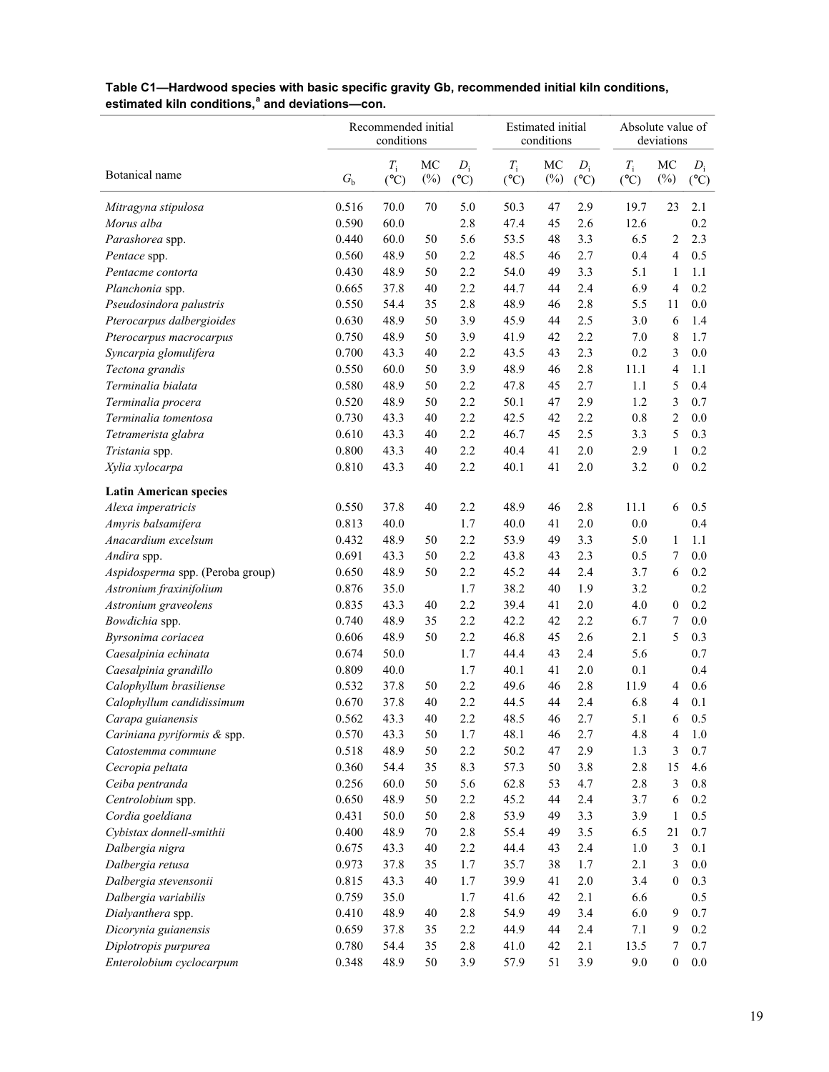**Table C1—Hardwood species with basic specific gravity Gb, recommended initial kiln conditions, estimated kiln conditions,[a] and deviations—con.**

| Botanical name | | Recommended initial conditions | | | Estimated initial conditions | | | Absolute value of deviations | | |
|---|---|---|---|---|---|---|---|---|---|---|
| | $G_b$ | $T_i$ (°C) | MC (%) | $D_i$ (°C) | $T_i$ (°C) | MC (%) | $D_i$ (°C) | $T_i$ (°C) | MC (%) | $D_i$ (°C) |
| *Mitragyna stipulosa* | 0.516 | 70.0 | 70 | 5.0 | 50.3 | 47 | 2.9 | 19.7 | 23 | 2.1 |
| *Morus alba* | 0.590 | 60.0 | | 2.8 | 47.4 | 45 | 2.6 | 12.6 | | 0.2 |
| *Parashorea* spp. | 0.440 | 60.0 | 50 | 5.6 | 53.5 | 48 | 3.3 | 6.5 | 2 | 2.3 |
| *Pentace* spp. | 0.560 | 48.9 | 50 | 2.2 | 48.5 | 46 | 2.7 | 0.4 | 4 | 0.5 |
| *Pentacme contorta* | 0.430 | 48.9 | 50 | 2.2 | 54.0 | 49 | 3.3 | 5.1 | 1 | 1.1 |
| *Planchonia* spp. | 0.665 | 37.8 | 40 | 2.2 | 44.7 | 44 | 2.4 | 6.9 | 4 | 0.2 |
| *Pseudosindora palustris* | 0.550 | 54.4 | 35 | 2.8 | 48.9 | 46 | 2.8 | 5.5 | 11 | 0.0 |
| *Pterocarpus dalbergioides* | 0.630 | 48.9 | 50 | 3.9 | 45.9 | 44 | 2.5 | 3.0 | 6 | 1.4 |
| *Pterocarpus macrocarpus* | 0.750 | 48.9 | 50 | 3.9 | 41.9 | 42 | 2.2 | 7.0 | 8 | 1.7 |
| *Syncarpia glomulifera* | 0.700 | 43.3 | 40 | 2.2 | 43.5 | 43 | 2.3 | 0.2 | 3 | 0.0 |
| *Tectona grandis* | 0.550 | 60.0 | 50 | 3.9 | 48.9 | 46 | 2.8 | 11.1 | 4 | 1.1 |
| *Terminalia bialata* | 0.580 | 48.9 | 50 | 2.2 | 47.8 | 45 | 2.7 | 1.1 | 5 | 0.4 |
| *Terminalia procera* | 0.520 | 48.9 | 50 | 2.2 | 50.1 | 47 | 2.9 | 1.2 | 3 | 0.7 |
| *Terminalia tomentosa* | 0.730 | 43.3 | 40 | 2.2 | 42.5 | 42 | 2.2 | 0.8 | 2 | 0.0 |
| *Tetramerista glabra* | 0.610 | 43.3 | 40 | 2.2 | 46.7 | 45 | 2.5 | 3.3 | 5 | 0.3 |
| *Tristania* spp. | 0.800 | 43.3 | 40 | 2.2 | 40.4 | 41 | 2.0 | 2.9 | 1 | 0.2 |
| *Xylia xylocarpa* | 0.810 | 43.3 | 40 | 2.2 | 40.1 | 41 | 2.0 | 3.2 | 0 | 0.2 |
| **Latin American species** | | | | | | | | | | |
| *Alexa imperatricis* | 0.550 | 37.8 | 40 | 2.2 | 48.9 | 46 | 2.8 | 11.1 | 6 | 0.5 |
| *Amyris balsamifera* | 0.813 | 40.0 | | 1.7 | 40.0 | 41 | 2.0 | 0.0 | | 0.4 |
| *Anacardium excelsum* | 0.432 | 48.9 | 50 | 2.2 | 53.9 | 49 | 3.3 | 5.0 | 1 | 1.1 |
| *Andira* spp. | 0.691 | 43.3 | 50 | 2.2 | 43.8 | 43 | 2.3 | 0.5 | 7 | 0.0 |
| *Aspidosperma* spp. (Peroba group) | 0.650 | 48.9 | 50 | 2.2 | 45.2 | 44 | 2.4 | 3.7 | 6 | 0.2 |
| *Astronium fraxinifolium* | 0.876 | 35.0 | | 1.7 | 38.2 | 40 | 1.9 | 3.2 | | 0.2 |
| *Astronium graveolens* | 0.835 | 43.3 | 40 | 2.2 | 39.4 | 41 | 2.0 | 4.0 | 0 | 0.2 |
| *Bowdichia* spp. | 0.740 | 48.9 | 35 | 2.2 | 42.2 | 42 | 2.2 | 6.7 | 7 | 0.0 |
| *Byrsonima coriacea* | 0.606 | 48.9 | 50 | 2.2 | 46.8 | 45 | 2.6 | 2.1 | 5 | 0.3 |
| *Caesalpinia echinata* | 0.674 | 50.0 | | 1.7 | 44.4 | 43 | 2.4 | 5.6 | | 0.7 |
| *Caesalpinia grandillo* | 0.809 | 40.0 | | 1.7 | 40.1 | 41 | 2.0 | 0.1 | | 0.4 |
| *Calophyllum brasiliense* | 0.532 | 37.8 | 50 | 2.2 | 49.6 | 46 | 2.8 | 11.9 | 4 | 0.6 |
| *Calophyllum candidissimum* | 0.670 | 37.8 | 40 | 2.2 | 44.5 | 44 | 2.4 | 6.8 | 4 | 0.1 |
| *Carapa guianensis* | 0.562 | 43.3 | 40 | 2.2 | 48.5 | 46 | 2.7 | 5.1 | 6 | 0.5 |
| *Cariniana pyriformis* & spp. | 0.570 | 43.3 | 50 | 1.7 | 48.1 | 46 | 2.7 | 4.8 | 4 | 1.0 |
| *Catostemma commune* | 0.518 | 48.9 | 50 | 2.2 | 50.2 | 47 | 2.9 | 1.3 | 3 | 0.7 |
| *Cecropia peltata* | 0.360 | 54.4 | 35 | 8.3 | 57.3 | 50 | 3.8 | 2.8 | 15 | 4.6 |
| *Ceiba pentranda* | 0.256 | 60.0 | 50 | 5.6 | 62.8 | 53 | 4.7 | 2.8 | 3 | 0.8 |
| *Centrolobium* spp. | 0.650 | 48.9 | 50 | 2.2 | 45.2 | 44 | 2.4 | 3.7 | 6 | 0.2 |
| *Cordia goeldiana* | 0.431 | 50.0 | 50 | 2.8 | 53.9 | 49 | 3.3 | 3.9 | 1 | 0.5 |
| *Cybistax donnell-smithii* | 0.400 | 48.9 | 70 | 2.8 | 55.4 | 49 | 3.5 | 6.5 | 21 | 0.7 |
| *Dalbergia nigra* | 0.675 | 43.3 | 40 | 2.2 | 44.4 | 43 | 2.4 | 1.0 | 3 | 0.1 |
| *Dalbergia retusa* | 0.973 | 37.8 | 35 | 1.7 | 35.7 | 38 | 1.7 | 2.1 | 3 | 0.0 |
| *Dalbergia stevensonii* | 0.815 | 43.3 | 40 | 1.7 | 39.9 | 41 | 2.0 | 3.4 | 0 | 0.3 |
| *Dalbergia variabilis* | 0.759 | 35.0 | | 1.7 | 41.6 | 42 | 2.1 | 6.6 | | 0.5 |
| *Dialyanthera* spp. | 0.410 | 48.9 | 40 | 2.8 | 54.9 | 49 | 3.4 | 6.0 | 9 | 0.7 |
| *Dicorynia guianensis* | 0.659 | 37.8 | 35 | 2.2 | 44.9 | 44 | 2.4 | 7.1 | 9 | 0.2 |
| *Diplotropis purpurea* | 0.780 | 54.4 | 35 | 2.8 | 41.0 | 42 | 2.1 | 13.5 | 7 | 0.7 |
| *Enterolobium cyclocarpum* | 0.348 | 48.9 | 50 | 3.9 | 57.9 | 51 | 3.9 | 9.0 | 0 | 0.0 |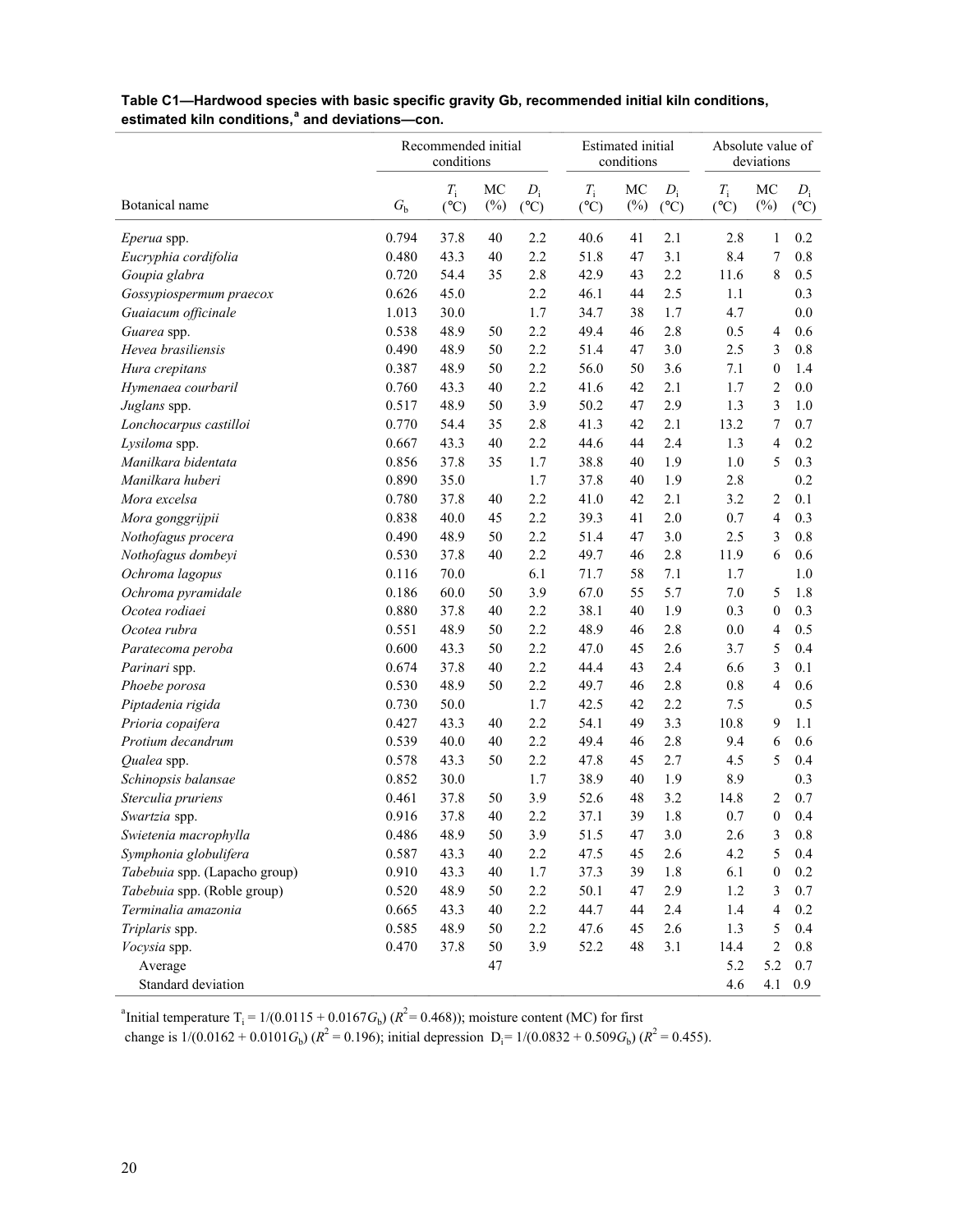**Table C1—Hardwood species with basic specific gravity Gb, recommended initial kiln conditions, estimated kiln conditions,[a] and deviations—con.**

| | | Recommended initial conditions | | | Estimated initial conditions | | | Absolute value of deviations | | |
|---|---|---|---|---|---|---|---|---|---|---|
| Botanical name | $G_b$ | $T_i$ (°C) | MC (%) | $D_i$ (°C) | $T_i$ (°C) | MC (%) | $D_i$ (°C) | $T_i$ (°C) | MC (%) | $D_i$ (°C) |
| *Eperua* spp. | 0.794 | 37.8 | 40 | 2.2 | 40.6 | 41 | 2.1 | 2.8 | 1 | 0.2 |
| *Eucryphia cordifolia* | 0.480 | 43.3 | 40 | 2.2 | 51.8 | 47 | 3.1 | 8.4 | 7 | 0.8 |
| *Goupia glabra* | 0.720 | 54.4 | 35 | 2.8 | 42.9 | 43 | 2.2 | 11.6 | 8 | 0.5 |
| *Gossypiospermum praecox* | 0.626 | 45.0 | | 2.2 | 46.1 | 44 | 2.5 | 1.1 | | 0.3 |
| *Guaiacum officinale* | 1.013 | 30.0 | | 1.7 | 34.7 | 38 | 1.7 | 4.7 | | 0.0 |
| *Guarea* spp. | 0.538 | 48.9 | 50 | 2.2 | 49.4 | 46 | 2.8 | 0.5 | 4 | 0.6 |
| *Hevea brasiliensis* | 0.490 | 48.9 | 50 | 2.2 | 51.4 | 47 | 3.0 | 2.5 | 3 | 0.8 |
| *Hura crepitans* | 0.387 | 48.9 | 50 | 2.2 | 56.0 | 50 | 3.6 | 7.1 | 0 | 1.4 |
| *Hymenaea courbaril* | 0.760 | 43.3 | 40 | 2.2 | 41.6 | 42 | 2.1 | 1.7 | 2 | 0.0 |
| *Juglans* spp. | 0.517 | 48.9 | 50 | 3.9 | 50.2 | 47 | 2.9 | 1.3 | 3 | 1.0 |
| *Lonchocarpus castilloi* | 0.770 | 54.4 | 35 | 2.8 | 41.3 | 42 | 2.1 | 13.2 | 7 | 0.7 |
| *Lysiloma* spp. | 0.667 | 43.3 | 40 | 2.2 | 44.6 | 44 | 2.4 | 1.3 | 4 | 0.2 |
| *Manilkara bidentata* | 0.856 | 37.8 | 35 | 1.7 | 38.8 | 40 | 1.9 | 1.0 | 5 | 0.3 |
| *Manilkara huberi* | 0.890 | 35.0 | | 1.7 | 37.8 | 40 | 1.9 | 2.8 | | 0.2 |
| *Mora excelsa* | 0.780 | 37.8 | 40 | 2.2 | 41.0 | 42 | 2.1 | 3.2 | 2 | 0.1 |
| *Mora gonggrijpii* | 0.838 | 40.0 | 45 | 2.2 | 39.3 | 41 | 2.0 | 0.7 | 4 | 0.3 |
| *Nothofagus procera* | 0.490 | 48.9 | 50 | 2.2 | 51.4 | 47 | 3.0 | 2.5 | 3 | 0.8 |
| *Nothofagus dombeyi* | 0.530 | 37.8 | 40 | 2.2 | 49.7 | 46 | 2.8 | 11.9 | 6 | 0.6 |
| *Ochroma lagopus* | 0.116 | 70.0 | | 6.1 | 71.7 | 58 | 7.1 | 1.7 | | 1.0 |
| *Ochroma pyramidale* | 0.186 | 60.0 | 50 | 3.9 | 67.0 | 55 | 5.7 | 7.0 | 5 | 1.8 |
| *Ocotea rodiaei* | 0.880 | 37.8 | 40 | 2.2 | 38.1 | 40 | 1.9 | 0.3 | 0 | 0.3 |
| *Ocotea rubra* | 0.551 | 48.9 | 50 | 2.2 | 48.9 | 46 | 2.8 | 0.0 | 4 | 0.5 |
| *Paratecoma peroba* | 0.600 | 43.3 | 50 | 2.2 | 47.0 | 45 | 2.6 | 3.7 | 5 | 0.4 |
| *Parinari* spp. | 0.674 | 37.8 | 40 | 2.2 | 44.4 | 43 | 2.4 | 6.6 | 3 | 0.1 |
| *Phoebe porosa* | 0.530 | 48.9 | 50 | 2.2 | 49.7 | 46 | 2.8 | 0.8 | 4 | 0.6 |
| *Piptadenia rigida* | 0.730 | 50.0 | | 1.7 | 42.5 | 42 | 2.2 | 7.5 | | 0.5 |
| *Prioria copaifera* | 0.427 | 43.3 | 40 | 2.2 | 54.1 | 49 | 3.3 | 10.8 | 9 | 1.1 |
| *Protium decandrum* | 0.539 | 40.0 | 40 | 2.2 | 49.4 | 46 | 2.8 | 9.4 | 6 | 0.6 |
| *Qualea* spp. | 0.578 | 43.3 | 50 | 2.2 | 47.8 | 45 | 2.7 | 4.5 | 5 | 0.4 |
| *Schinopsis balansae* | 0.852 | 30.0 | | 1.7 | 38.9 | 40 | 1.9 | 8.9 | | 0.3 |
| *Sterculia pruriens* | 0.461 | 37.8 | 50 | 3.9 | 52.6 | 48 | 3.2 | 14.8 | 2 | 0.7 |
| *Swartzia* spp. | 0.916 | 37.8 | 40 | 2.2 | 37.1 | 39 | 1.8 | 0.7 | 0 | 0.4 |
| *Swietenia macrophylla* | 0.486 | 48.9 | 50 | 3.9 | 51.5 | 47 | 3.0 | 2.6 | 3 | 0.8 |
| *Symphonia globulifera* | 0.587 | 43.3 | 40 | 2.2 | 47.5 | 45 | 2.6 | 4.2 | 5 | 0.4 |
| *Tabebuia* spp. (Lapacho group) | 0.910 | 43.3 | 40 | 1.7 | 37.3 | 39 | 1.8 | 6.1 | 0 | 0.2 |
| *Tabebuia* spp. (Roble group) | 0.520 | 48.9 | 50 | 2.2 | 50.1 | 47 | 2.9 | 1.2 | 3 | 0.7 |
| *Terminalia amazonia* | 0.665 | 43.3 | 40 | 2.2 | 44.7 | 44 | 2.4 | 1.4 | 4 | 0.2 |
| *Triplaris* spp. | 0.585 | 48.9 | 50 | 2.2 | 47.6 | 45 | 2.6 | 1.3 | 5 | 0.4 |
| *Vocysia* spp. | 0.470 | 37.8 | 50 | 3.9 | 52.2 | 48 | 3.1 | 14.4 | 2 | 0.8 |
| Average | | | 47 | | | | | 5.2 | 5.2 | 0.7 |
| Standard deviation | | | | | | | | 4.6 | 4.1 | 0.9 |

[a]Initial temperature $T_i = 1/(0.0115 + 0.0167G_b)$ ($R^2 = 0.468$)); moisture content (MC) for first change is $1/(0.0162 + 0.0101G_b)$ ($R^2 = 0.196$); initial depression $D_i = 1/(0.0832 + 0.509G_b)$ ($R^2 = 0.455$).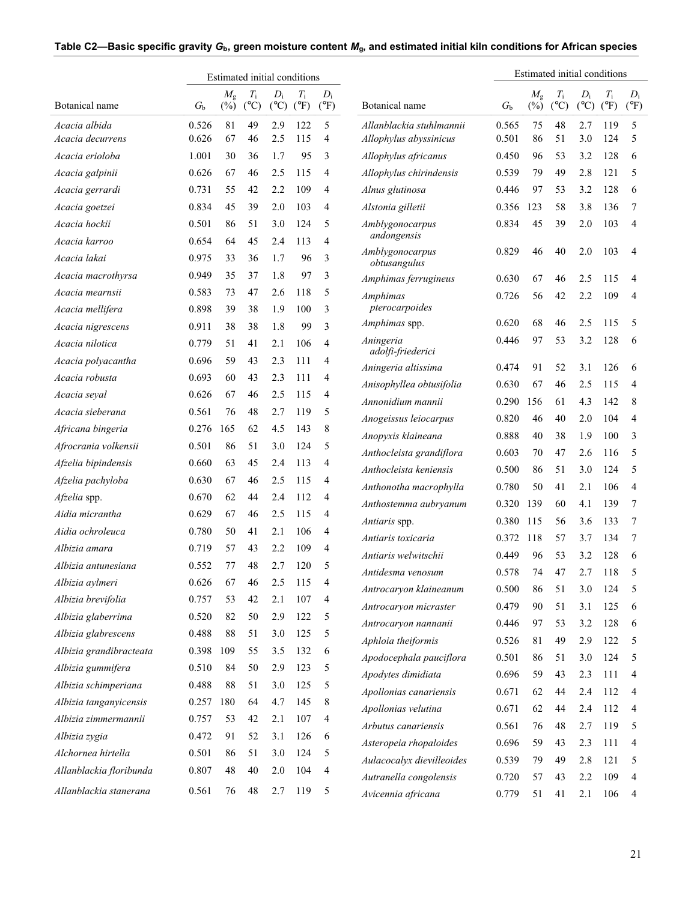**Table C2—Basic specific gravity $G_b$, green moisture content $M_g$, and estimated initial kiln conditions for African species**

| | | Estimated initial conditions | | | | |
|---|---|---|---|---|---|---|
| Botanical name | $G_b$ | $M_g$ (%) | $T_i$ (°C) | $D_i$ (°C) | $T_i$ (°F) | $D_i$ (°F) |
| *Acacia albida* | 0.526 | 81 | 49 | 2.9 | 122 | 5 |
| *Acacia decurrens* | 0.626 | 67 | 46 | 2.5 | 115 | 4 |
| *Acacia erioloba* | 1.001 | 30 | 36 | 1.7 | 95 | 3 |
| *Acacia galpinii* | 0.626 | 67 | 46 | 2.5 | 115 | 4 |
| *Acacia gerrardi* | 0.731 | 55 | 42 | 2.2 | 109 | 4 |
| *Acacia goetzei* | 0.834 | 45 | 39 | 2.0 | 103 | 4 |
| *Acacia hockii* | 0.501 | 86 | 51 | 3.0 | 124 | 5 |
| *Acacia karroo* | 0.654 | 64 | 45 | 2.4 | 113 | 4 |
| *Acacia lakai* | 0.975 | 33 | 36 | 1.7 | 96 | 3 |
| *Acacia macrothyrsa* | 0.949 | 35 | 37 | 1.8 | 97 | 3 |
| *Acacia mearnsii* | 0.583 | 73 | 47 | 2.6 | 118 | 5 |
| *Acacia mellifera* | 0.898 | 39 | 38 | 1.9 | 100 | 3 |
| *Acacia nigrescens* | 0.911 | 38 | 38 | 1.8 | 99 | 3 |
| *Acacia nilotica* | 0.779 | 51 | 41 | 2.1 | 106 | 4 |
| *Acacia polyacantha* | 0.696 | 59 | 43 | 2.3 | 111 | 4 |
| *Acacia robusta* | 0.693 | 60 | 43 | 2.3 | 111 | 4 |
| *Acacia seyal* | 0.626 | 67 | 46 | 2.5 | 115 | 4 |
| *Acacia sieberana* | 0.561 | 76 | 48 | 2.7 | 119 | 5 |
| *Africana bingeria* | 0.276 | 165 | 62 | 4.5 | 143 | 8 |
| *Afrocrania volkensii* | 0.501 | 86 | 51 | 3.0 | 124 | 5 |
| *Afzelia bipindensis* | 0.660 | 63 | 45 | 2.4 | 113 | 4 |
| *Afzelia pachyloba* | 0.630 | 67 | 46 | 2.5 | 115 | 4 |
| *Afzelia* spp. | 0.670 | 62 | 44 | 2.4 | 112 | 4 |
| *Aidia micrantha* | 0.629 | 67 | 46 | 2.5 | 115 | 4 |
| *Aidia ochroleuca* | 0.780 | 50 | 41 | 2.1 | 106 | 4 |
| *Albizia amara* | 0.719 | 57 | 43 | 2.2 | 109 | 4 |
| *Albizia antunesiana* | 0.552 | 77 | 48 | 2.7 | 120 | 5 |
| *Albizia aylmeri* | 0.626 | 67 | 46 | 2.5 | 115 | 4 |
| *Albizia brevifolia* | 0.757 | 53 | 42 | 2.1 | 107 | 4 |
| *Albizia glaberrima* | 0.520 | 82 | 50 | 2.9 | 122 | 5 |
| *Albizia glabrescens* | 0.488 | 88 | 51 | 3.0 | 125 | 5 |
| *Albizia grandibracteata* | 0.398 | 109 | 55 | 3.5 | 132 | 6 |
| *Albizia gummifera* | 0.510 | 84 | 50 | 2.9 | 123 | 5 |
| *Albizia schimperiana* | 0.488 | 88 | 51 | 3.0 | 125 | 5 |
| *Albizia tanganyicensis* | 0.257 | 180 | 64 | 4.7 | 145 | 8 |
| *Albizia zimmermannii* | 0.757 | 53 | 42 | 2.1 | 107 | 4 |
| *Albizia zygia* | 0.472 | 91 | 52 | 3.1 | 126 | 6 |
| *Alchornea hirtella* | 0.501 | 86 | 51 | 3.0 | 124 | 5 |
| *Allanblackia floribunda* | 0.807 | 48 | 40 | 2.0 | 104 | 4 |
| *Allanblackia stanerana* | 0.561 | 76 | 48 | 2.7 | 119 | 5 |
| *Allanblackia stuhlmannii* | 0.565 | 75 | 48 | 2.7 | 119 | 5 |
| *Allophylus abyssinicus* | 0.501 | 86 | 51 | 3.0 | 124 | 5 |
| *Allophylus africanus* | 0.450 | 96 | 53 | 3.2 | 128 | 6 |
| *Allophylus chirindensis* | 0.539 | 79 | 49 | 2.8 | 121 | 5 |
| *Alnus glutinosa* | 0.446 | 97 | 53 | 3.2 | 128 | 6 |
| *Alstonia gilletii* | 0.356 | 123 | 58 | 3.8 | 136 | 7 |
| *Amblygonocarpus andongensis* | 0.834 | 45 | 39 | 2.0 | 103 | 4 |
| *Amblygonocarpus obtusangulus* | 0.829 | 46 | 40 | 2.0 | 103 | 4 |
| *Amphimas ferrugineus* | 0.630 | 67 | 46 | 2.5 | 115 | 4 |
| *Amphimas pterocarpoides* | 0.726 | 56 | 42 | 2.2 | 109 | 4 |
| *Amphimas* spp. | 0.620 | 68 | 46 | 2.5 | 115 | 5 |
| *Aningeria adolfi-friederici* | 0.446 | 97 | 53 | 3.2 | 128 | 6 |
| *Aningeria altissima* | 0.474 | 91 | 52 | 3.1 | 126 | 6 |
| *Anisophyllea obtusifolia* | 0.630 | 67 | 46 | 2.5 | 115 | 4 |
| *Annonidium mannii* | 0.290 | 156 | 61 | 4.3 | 142 | 8 |
| *Anogeissus leiocarpus* | 0.820 | 46 | 40 | 2.0 | 104 | 4 |
| *Anopyxis klaineana* | 0.888 | 40 | 38 | 1.9 | 100 | 3 |
| *Anthocleista grandiflora* | 0.603 | 70 | 47 | 2.6 | 116 | 5 |
| *Anthocleista keniensis* | 0.500 | 86 | 51 | 3.0 | 124 | 5 |
| *Anthonotha macrophylla* | 0.780 | 50 | 41 | 2.1 | 106 | 4 |
| *Anthostemma aubryanum* | 0.320 | 139 | 60 | 4.1 | 139 | 7 |
| *Antiaris* spp. | 0.380 | 115 | 56 | 3.6 | 133 | 7 |
| *Antiaris toxicaria* | 0.372 | 118 | 57 | 3.7 | 134 | 7 |
| *Antiaris welwitschii* | 0.449 | 96 | 53 | 3.2 | 128 | 6 |
| *Antidesma venosum* | 0.578 | 74 | 47 | 2.7 | 118 | 5 |
| *Antrocaryon klaineanum* | 0.500 | 86 | 51 | 3.0 | 124 | 5 |
| *Antrocaryon micraster* | 0.479 | 90 | 51 | 3.1 | 125 | 6 |
| *Antrocaryon nannanii* | 0.446 | 97 | 53 | 3.2 | 128 | 6 |
| *Aphloia theiformis* | 0.526 | 81 | 49 | 2.9 | 122 | 5 |
| *Apodocephala pauciflora* | 0.501 | 86 | 51 | 3.0 | 124 | 5 |
| *Apodytes dimidiata* | 0.696 | 59 | 43 | 2.3 | 111 | 4 |
| *Apollonias canariensis* | 0.671 | 62 | 44 | 2.4 | 112 | 4 |
| *Apollonias velutina* | 0.671 | 62 | 44 | 2.4 | 112 | 4 |
| *Arbutus canariensis* | 0.561 | 76 | 48 | 2.7 | 119 | 5 |
| *Asteropeia rhopaloides* | 0.696 | 59 | 43 | 2.3 | 111 | 4 |
| *Aulacocalyx dievilleoides* | 0.539 | 79 | 49 | 2.8 | 121 | 5 |
| *Autranella congolensis* | 0.720 | 57 | 43 | 2.2 | 109 | 4 |
| *Avicennia africana* | 0.779 | 51 | 41 | 2.1 | 106 | 4 |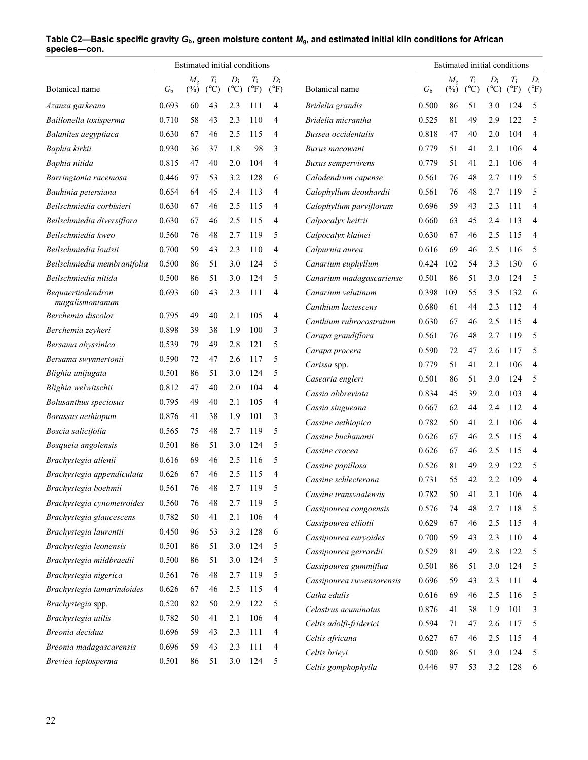**Table C2—Basic specific gravity $G_b$, green moisture content $M_g$, and estimated initial kiln conditions for African species—con.**

| | | Estimated initial conditions | | | | |
|---|---|---|---|---|---|---|
| Botanical name | $G_b$ | $M_g$ (%) | $T_i$ (°C) | $D_i$ (°C) | $T_i$ (°F) | $D_i$ (°F) |
| *Azanza garkeana* | 0.693 | 60 | 43 | 2.3 | 111 | 4 |
| *Baillonella toxisperma* | 0.710 | 58 | 43 | 2.3 | 110 | 4 |
| *Balanites aegyptiaca* | 0.630 | 67 | 46 | 2.5 | 115 | 4 |
| *Baphia kirkii* | 0.930 | 36 | 37 | 1.8 | 98 | 3 |
| *Baphia nitida* | 0.815 | 47 | 40 | 2.0 | 104 | 4 |
| *Barringtonia racemosa* | 0.446 | 97 | 53 | 3.2 | 128 | 6 |
| *Bauhinia petersiana* | 0.654 | 64 | 45 | 2.4 | 113 | 4 |
| *Beilschmiedia corbisieri* | 0.630 | 67 | 46 | 2.5 | 115 | 4 |
| *Beilschmiedia diversiflora* | 0.630 | 67 | 46 | 2.5 | 115 | 4 |
| *Beilschmiedia kweo* | 0.560 | 76 | 48 | 2.7 | 119 | 5 |
| *Beilschmiedia louisii* | 0.700 | 59 | 43 | 2.3 | 110 | 4 |
| *Beilschmiedia membranifolia* | 0.500 | 86 | 51 | 3.0 | 124 | 5 |
| *Beilschmiedia nitida* | 0.500 | 86 | 51 | 3.0 | 124 | 5 |
| *Bequaertiodendron magalismontanum* | 0.693 | 60 | 43 | 2.3 | 111 | 4 |
| *Berchemia discolor* | 0.795 | 49 | 40 | 2.1 | 105 | 4 |
| *Berchemia zeyheri* | 0.898 | 39 | 38 | 1.9 | 100 | 3 |
| *Bersama abyssinica* | 0.539 | 79 | 49 | 2.8 | 121 | 5 |
| *Bersama swynnertonii* | 0.590 | 72 | 47 | 2.6 | 117 | 5 |
| *Blighia unijugata* | 0.501 | 86 | 51 | 3.0 | 124 | 5 |
| *Blighia welwitschii* | 0.812 | 47 | 40 | 2.0 | 104 | 4 |
| *Bolusanthus speciosus* | 0.795 | 49 | 40 | 2.1 | 105 | 4 |
| *Borassus aethiopum* | 0.876 | 41 | 38 | 1.9 | 101 | 3 |
| *Boscia salicifolia* | 0.565 | 75 | 48 | 2.7 | 119 | 5 |
| *Bosqueia angolensis* | 0.501 | 86 | 51 | 3.0 | 124 | 5 |
| *Brachystegia allenii* | 0.616 | 69 | 46 | 2.5 | 116 | 5 |
| *Brachystegia appendiculata* | 0.626 | 67 | 46 | 2.5 | 115 | 4 |
| *Brachystegia boehmii* | 0.561 | 76 | 48 | 2.7 | 119 | 5 |
| *Brachystegia cynometroides* | 0.560 | 76 | 48 | 2.7 | 119 | 5 |
| *Brachystegia glaucescens* | 0.782 | 50 | 41 | 2.1 | 106 | 4 |
| *Brachystegia laurentii* | 0.450 | 96 | 53 | 3.2 | 128 | 6 |
| *Brachystegia leonensis* | 0.501 | 86 | 51 | 3.0 | 124 | 5 |
| *Brachystegia mildbraedii* | 0.500 | 86 | 51 | 3.0 | 124 | 5 |
| *Brachystegia nigerica* | 0.561 | 76 | 48 | 2.7 | 119 | 5 |
| *Brachystegia tamarindoides* | 0.626 | 67 | 46 | 2.5 | 115 | 4 |
| *Brachystegia* spp. | 0.520 | 82 | 50 | 2.9 | 122 | 5 |
| *Brachystegia utilis* | 0.782 | 50 | 41 | 2.1 | 106 | 4 |
| *Breonia decidua* | 0.696 | 59 | 43 | 2.3 | 111 | 4 |
| *Breonia madagascarensis* | 0.696 | 59 | 43 | 2.3 | 111 | 4 |
| *Breviea leptosperma* | 0.501 | 86 | 51 | 3.0 | 124 | 5 |
| *Bridelia grandis* | 0.500 | 86 | 51 | 3.0 | 124 | 5 |
| *Bridelia micrantha* | 0.525 | 81 | 49 | 2.9 | 122 | 5 |
| *Bussea occidentalis* | 0.818 | 47 | 40 | 2.0 | 104 | 4 |
| *Buxus macowani* | 0.779 | 51 | 41 | 2.1 | 106 | 4 |
| *Buxus sempervirens* | 0.779 | 51 | 41 | 2.1 | 106 | 4 |
| *Calodendrum capense* | 0.561 | 76 | 48 | 2.7 | 119 | 5 |
| *Calophyllum deouhardii* | 0.561 | 76 | 48 | 2.7 | 119 | 5 |
| *Calophyllum parviflorum* | 0.696 | 59 | 43 | 2.3 | 111 | 4 |
| *Calpocalyx heitzii* | 0.660 | 63 | 45 | 2.4 | 113 | 4 |
| *Calpocalyx klainei* | 0.630 | 67 | 46 | 2.5 | 115 | 4 |
| *Calpurnia aurea* | 0.616 | 69 | 46 | 2.5 | 116 | 5 |
| *Canarium euphyllum* | 0.424 | 102 | 54 | 3.3 | 130 | 6 |
| *Canarium madagascariense* | 0.501 | 86 | 51 | 3.0 | 124 | 5 |
| *Canarium velutinum* | 0.398 | 109 | 55 | 3.5 | 132 | 6 |
| *Canthium lactescens* | 0.680 | 61 | 44 | 2.3 | 112 | 4 |
| *Canthium rubrocostratum* | 0.630 | 67 | 46 | 2.5 | 115 | 4 |
| *Carapa grandiflora* | 0.561 | 76 | 48 | 2.7 | 119 | 5 |
| *Carapa procera* | 0.590 | 72 | 47 | 2.6 | 117 | 5 |
| *Carissa* spp. | 0.779 | 51 | 41 | 2.1 | 106 | 4 |
| *Casearia engleri* | 0.501 | 86 | 51 | 3.0 | 124 | 5 |
| *Cassia abbreviata* | 0.834 | 45 | 39 | 2.0 | 103 | 4 |
| *Cassia singueana* | 0.667 | 62 | 44 | 2.4 | 112 | 4 |
| *Cassine aethiopica* | 0.782 | 50 | 41 | 2.1 | 106 | 4 |
| *Cassine buchananii* | 0.626 | 67 | 46 | 2.5 | 115 | 4 |
| *Cassine crocea* | 0.626 | 67 | 46 | 2.5 | 115 | 4 |
| *Cassine papillosa* | 0.526 | 81 | 49 | 2.9 | 122 | 5 |
| *Cassine schlecterana* | 0.731 | 55 | 42 | 2.2 | 109 | 4 |
| *Cassine transvaalensis* | 0.782 | 50 | 41 | 2.1 | 106 | 4 |
| *Cassipourea congoensis* | 0.576 | 74 | 48 | 2.7 | 118 | 5 |
| *Cassipourea elliotii* | 0.629 | 67 | 46 | 2.5 | 115 | 4 |
| *Cassipourea euryoides* | 0.700 | 59 | 43 | 2.3 | 110 | 4 |
| *Cassipourea gerrardii* | 0.529 | 81 | 49 | 2.8 | 122 | 5 |
| *Cassipourea gummiflua* | 0.501 | 86 | 51 | 3.0 | 124 | 5 |
| *Cassipourea ruwensorensis* | 0.696 | 59 | 43 | 2.3 | 111 | 4 |
| *Catha edulis* | 0.616 | 69 | 46 | 2.5 | 116 | 5 |
| *Celastrus acuminatus* | 0.876 | 41 | 38 | 1.9 | 101 | 3 |
| *Celtis adolfi-friderici* | 0.594 | 71 | 47 | 2.6 | 117 | 5 |
| *Celtis africana* | 0.627 | 67 | 46 | 2.5 | 115 | 4 |
| *Celtis brieyi* | 0.500 | 86 | 51 | 3.0 | 124 | 5 |
| *Celtis gomphophylla* | 0.446 | 97 | 53 | 3.2 | 128 | 6 |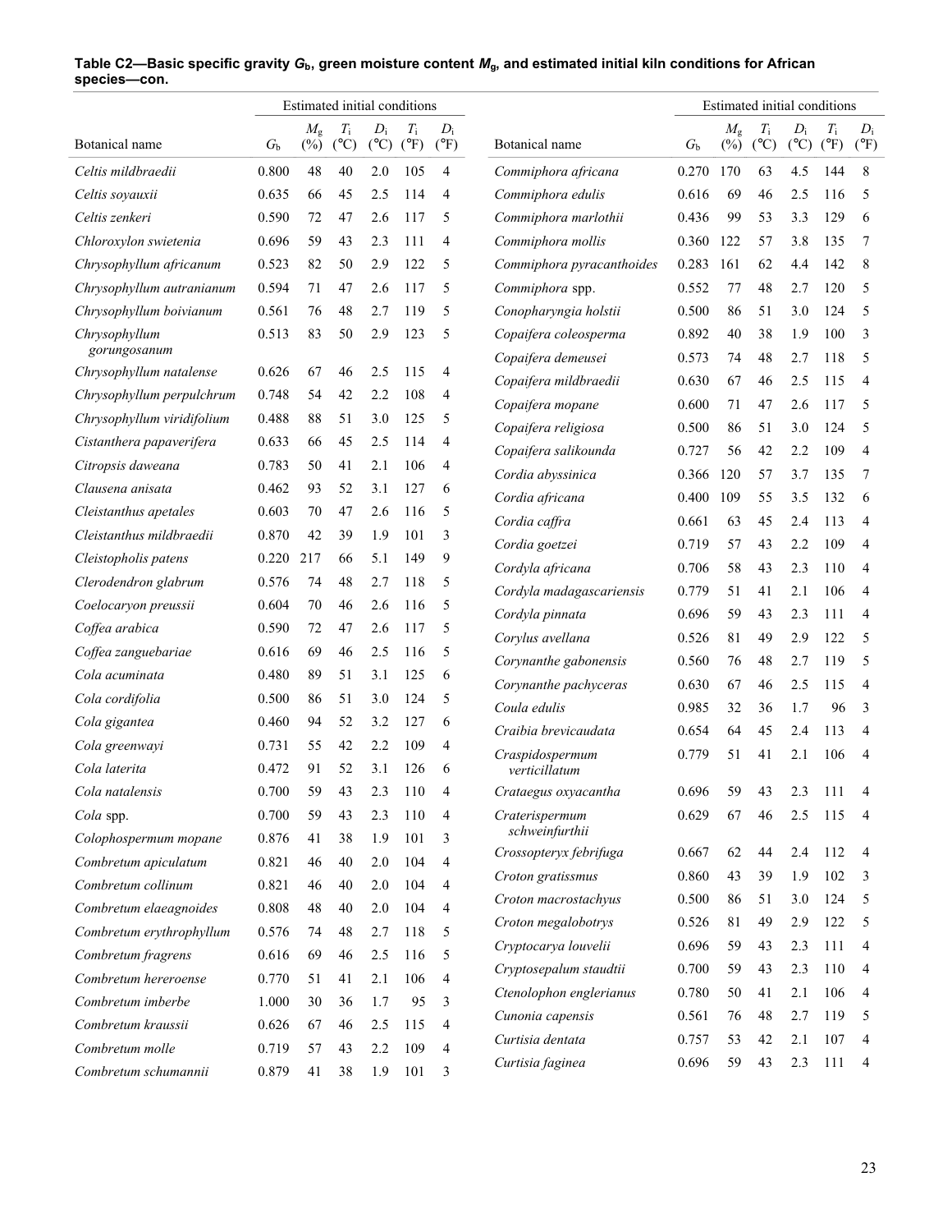**Table C2—Basic specific gravity $G_b$, green moisture content $M_g$, and estimated initial kiln conditions for African species—con.**

| Botanical name | $G_b$ | Estimated initial conditions | | | | |
|---|---|---|---|---|---|---|
| | | $M_g$ (%) | $T_i$ (°C) | $D_i$ (°C) | $T_i$ (°F) | $D_i$ (°F) |
| *Celtis mildbraedii* | 0.800 | 48 | 40 | 2.0 | 105 | 4 |
| *Celtis soyauxii* | 0.635 | 66 | 45 | 2.5 | 114 | 4 |
| *Celtis zenkeri* | 0.590 | 72 | 47 | 2.6 | 117 | 5 |
| *Chloroxylon swietenia* | 0.696 | 59 | 43 | 2.3 | 111 | 4 |
| *Chrysophyllum africanum* | 0.523 | 82 | 50 | 2.9 | 122 | 5 |
| *Chrysophyllum autranianum* | 0.594 | 71 | 47 | 2.6 | 117 | 5 |
| *Chrysophyllum boivianum* | 0.561 | 76 | 48 | 2.7 | 119 | 5 |
| *Chrysophyllum gorungosanum* | 0.513 | 83 | 50 | 2.9 | 123 | 5 |
| *Chrysophyllum natalense* | 0.626 | 67 | 46 | 2.5 | 115 | 4 |
| *Chrysophyllum perpulchrum* | 0.748 | 54 | 42 | 2.2 | 108 | 4 |
| *Chrysophyllum viridifolium* | 0.488 | 88 | 51 | 3.0 | 125 | 5 |
| *Cistanthera papaverifera* | 0.633 | 66 | 45 | 2.5 | 114 | 4 |
| *Citropsis daweana* | 0.783 | 50 | 41 | 2.1 | 106 | 4 |
| *Clausena anisata* | 0.462 | 93 | 52 | 3.1 | 127 | 6 |
| *Cleistanthus apetales* | 0.603 | 70 | 47 | 2.6 | 116 | 5 |
| *Cleistanthus mildbraedii* | 0.870 | 42 | 39 | 1.9 | 101 | 3 |
| *Cleistopholis patens* | 0.220 | 217 | 66 | 5.1 | 149 | 9 |
| *Clerodendron glabrum* | 0.576 | 74 | 48 | 2.7 | 118 | 5 |
| *Coelocaryon preussii* | 0.604 | 70 | 46 | 2.6 | 116 | 5 |
| *Coffea arabica* | 0.590 | 72 | 47 | 2.6 | 117 | 5 |
| *Coffea zanguebariae* | 0.616 | 69 | 46 | 2.5 | 116 | 5 |
| *Cola acuminata* | 0.480 | 89 | 51 | 3.1 | 125 | 6 |
| *Cola cordifolia* | 0.500 | 86 | 51 | 3.0 | 124 | 5 |
| *Cola gigantea* | 0.460 | 94 | 52 | 3.2 | 127 | 6 |
| *Cola greenwayi* | 0.731 | 55 | 42 | 2.2 | 109 | 4 |
| *Cola laterita* | 0.472 | 91 | 52 | 3.1 | 126 | 6 |
| *Cola natalensis* | 0.700 | 59 | 43 | 2.3 | 110 | 4 |
| *Cola* spp. | 0.700 | 59 | 43 | 2.3 | 110 | 4 |
| *Colophospermum mopane* | 0.876 | 41 | 38 | 1.9 | 101 | 3 |
| *Combretum apiculatum* | 0.821 | 46 | 40 | 2.0 | 104 | 4 |
| *Combretum collinum* | 0.821 | 46 | 40 | 2.0 | 104 | 4 |
| *Combretum elaeagnoides* | 0.808 | 48 | 40 | 2.0 | 104 | 4 |
| *Combretum erythrophyllum* | 0.576 | 74 | 48 | 2.7 | 118 | 5 |
| *Combretum fragrens* | 0.616 | 69 | 46 | 2.5 | 116 | 5 |
| *Combretum hereroense* | 0.770 | 51 | 41 | 2.1 | 106 | 4 |
| *Combretum imberbe* | 1.000 | 30 | 36 | 1.7 | 95 | 3 |
| *Combretum kraussii* | 0.626 | 67 | 46 | 2.5 | 115 | 4 |
| *Combretum molle* | 0.719 | 57 | 43 | 2.2 | 109 | 4 |
| *Combretum schumannii* | 0.879 | 41 | 38 | 1.9 | 101 | 3 |
| *Commiphora africana* | 0.270 | 170 | 63 | 4.5 | 144 | 8 |
| *Commiphora edulis* | 0.616 | 69 | 46 | 2.5 | 116 | 5 |
| *Commiphora marlothii* | 0.436 | 99 | 53 | 3.3 | 129 | 6 |
| *Commiphora mollis* | 0.360 | 122 | 57 | 3.8 | 135 | 7 |
| *Commiphora pyracanthoides* | 0.283 | 161 | 62 | 4.4 | 142 | 8 |
| *Commiphora* spp. | 0.552 | 77 | 48 | 2.7 | 120 | 5 |
| *Conopharyngia holstii* | 0.500 | 86 | 51 | 3.0 | 124 | 5 |
| *Copaifera coleosperma* | 0.892 | 40 | 38 | 1.9 | 100 | 3 |
| *Copaifera demeusei* | 0.573 | 74 | 48 | 2.7 | 118 | 5 |
| *Copaifera mildbraedii* | 0.630 | 67 | 46 | 2.5 | 115 | 4 |
| *Copaifera mopane* | 0.600 | 71 | 47 | 2.6 | 117 | 5 |
| *Copaifera religiosa* | 0.500 | 86 | 51 | 3.0 | 124 | 5 |
| *Copaifera salikounda* | 0.727 | 56 | 42 | 2.2 | 109 | 4 |
| *Cordia abyssinica* | 0.366 | 120 | 57 | 3.7 | 135 | 7 |
| *Cordia africana* | 0.400 | 109 | 55 | 3.5 | 132 | 6 |
| *Cordia caffra* | 0.661 | 63 | 45 | 2.4 | 113 | 4 |
| *Cordia goetzei* | 0.719 | 57 | 43 | 2.2 | 109 | 4 |
| *Cordyla africana* | 0.706 | 58 | 43 | 2.3 | 110 | 4 |
| *Cordyla madagascariensis* | 0.779 | 51 | 41 | 2.1 | 106 | 4 |
| *Cordyla pinnata* | 0.696 | 59 | 43 | 2.3 | 111 | 4 |
| *Corylus avellana* | 0.526 | 81 | 49 | 2.9 | 122 | 5 |
| *Corynanthe gabonensis* | 0.560 | 76 | 48 | 2.7 | 119 | 5 |
| *Corynanthe pachyceras* | 0.630 | 67 | 46 | 2.5 | 115 | 4 |
| *Coula edulis* | 0.985 | 32 | 36 | 1.7 | 96 | 3 |
| *Craibia brevicaudata* | 0.654 | 64 | 45 | 2.4 | 113 | 4 |
| *Craspidospermum verticillatum* | 0.779 | 51 | 41 | 2.1 | 106 | 4 |
| *Crataegus oxyacantha* | 0.696 | 59 | 43 | 2.3 | 111 | 4 |
| *Craterispermum schweinfurthii* | 0.629 | 67 | 46 | 2.5 | 115 | 4 |
| *Crossopteryx febrifuga* | 0.667 | 62 | 44 | 2.4 | 112 | 4 |
| *Croton gratissmus* | 0.860 | 43 | 39 | 1.9 | 102 | 3 |
| *Croton macrostachyus* | 0.500 | 86 | 51 | 3.0 | 124 | 5 |
| *Croton megalobotrys* | 0.526 | 81 | 49 | 2.9 | 122 | 5 |
| *Cryptocarya louvelii* | 0.696 | 59 | 43 | 2.3 | 111 | 4 |
| *Cryptosepalum staudtii* | 0.700 | 59 | 43 | 2.3 | 110 | 4 |
| *Ctenolophon englerianus* | 0.780 | 50 | 41 | 2.1 | 106 | 4 |
| *Cunonia capensis* | 0.561 | 76 | 48 | 2.7 | 119 | 5 |
| *Curtisia dentata* | 0.757 | 53 | 42 | 2.1 | 107 | 4 |
| *Curtisia faginea* | 0.696 | 59 | 43 | 2.3 | 111 | 4 |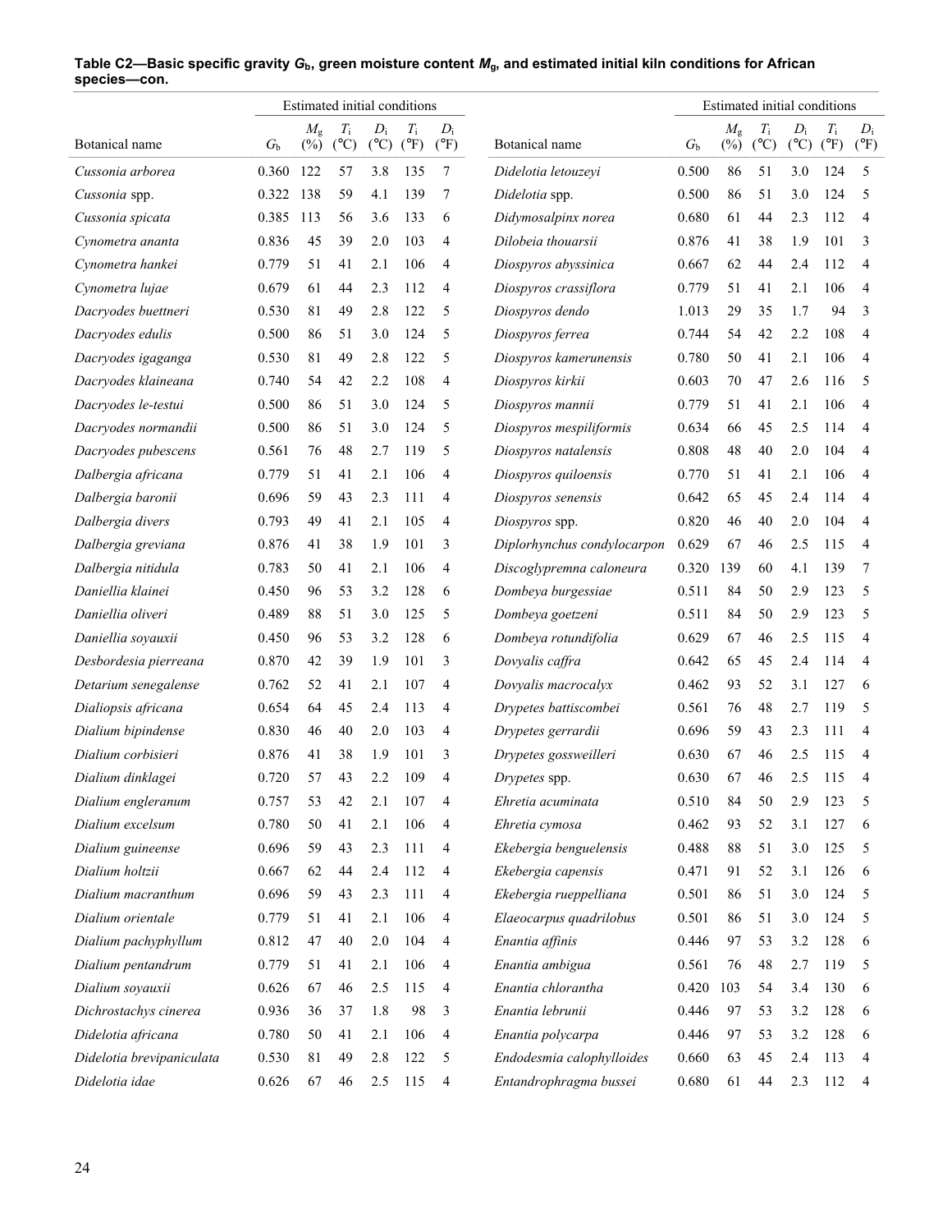**Table C2—Basic specific gravity $G_b$, green moisture content $M_g$, and estimated initial kiln conditions for African species—con.**

| Botanical name | $G_b$ | Estimated initial conditions $M_g$ (%) | $T_i$ (°C) | $D_i$ (°C) | $T_i$ (°F) | $D_i$ (°F) |
|---|---|---|---|---|---|---|
| *Cussonia arborea* | 0.360 | 122 | 57 | 3.8 | 135 | 7 |
| *Cussonia* spp. | 0.322 | 138 | 59 | 4.1 | 139 | 7 |
| *Cussonia spicata* | 0.385 | 113 | 56 | 3.6 | 133 | 6 |
| *Cynometra ananta* | 0.836 | 45 | 39 | 2.0 | 103 | 4 |
| *Cynometra hankei* | 0.779 | 51 | 41 | 2.1 | 106 | 4 |
| *Cynometra lujae* | 0.679 | 61 | 44 | 2.3 | 112 | 4 |
| *Dacryodes buettneri* | 0.530 | 81 | 49 | 2.8 | 122 | 5 |
| *Dacryodes edulis* | 0.500 | 86 | 51 | 3.0 | 124 | 5 |
| *Dacryodes igaganga* | 0.530 | 81 | 49 | 2.8 | 122 | 5 |
| *Dacryodes klaineana* | 0.740 | 54 | 42 | 2.2 | 108 | 4 |
| *Dacryodes le-testui* | 0.500 | 86 | 51 | 3.0 | 124 | 5 |
| *Dacryodes normandii* | 0.500 | 86 | 51 | 3.0 | 124 | 5 |
| *Dacryodes pubescens* | 0.561 | 76 | 48 | 2.7 | 119 | 5 |
| *Dalbergia africana* | 0.779 | 51 | 41 | 2.1 | 106 | 4 |
| *Dalbergia baronii* | 0.696 | 59 | 43 | 2.3 | 111 | 4 |
| *Dalbergia divers* | 0.793 | 49 | 41 | 2.1 | 105 | 4 |
| *Dalbergia greviana* | 0.876 | 41 | 38 | 1.9 | 101 | 3 |
| *Dalbergia nitidula* | 0.783 | 50 | 41 | 2.1 | 106 | 4 |
| *Daniellia klainei* | 0.450 | 96 | 53 | 3.2 | 128 | 6 |
| *Daniellia oliveri* | 0.489 | 88 | 51 | 3.0 | 125 | 5 |
| *Daniellia soyauxii* | 0.450 | 96 | 53 | 3.2 | 128 | 6 |
| *Desbordesia pierreana* | 0.870 | 42 | 39 | 1.9 | 101 | 3 |
| *Detarium senegalense* | 0.762 | 52 | 41 | 2.1 | 107 | 4 |
| *Dialiopsis africana* | 0.654 | 64 | 45 | 2.4 | 113 | 4 |
| *Dialium bipindense* | 0.830 | 46 | 40 | 2.0 | 103 | 4 |
| *Dialium corbisieri* | 0.876 | 41 | 38 | 1.9 | 101 | 3 |
| *Dialium dinklagei* | 0.720 | 57 | 43 | 2.2 | 109 | 4 |
| *Dialium engleranum* | 0.757 | 53 | 42 | 2.1 | 107 | 4 |
| *Dialium excelsum* | 0.780 | 50 | 41 | 2.1 | 106 | 4 |
| *Dialium guineense* | 0.696 | 59 | 43 | 2.3 | 111 | 4 |
| *Dialium holtzii* | 0.667 | 62 | 44 | 2.4 | 112 | 4 |
| *Dialium macranthum* | 0.696 | 59 | 43 | 2.3 | 111 | 4 |
| *Dialium orientale* | 0.779 | 51 | 41 | 2.1 | 106 | 4 |
| *Dialium pachyphyllum* | 0.812 | 47 | 40 | 2.0 | 104 | 4 |
| *Dialium pentandrum* | 0.779 | 51 | 41 | 2.1 | 106 | 4 |
| *Dialium soyauxii* | 0.626 | 67 | 46 | 2.5 | 115 | 4 |
| *Dichrostachys cinerea* | 0.936 | 36 | 37 | 1.8 | 98 | 3 |
| *Didelotia africana* | 0.780 | 50 | 41 | 2.1 | 106 | 4 |
| *Didelotia brevipaniculata* | 0.530 | 81 | 49 | 2.8 | 122 | 5 |
| *Didelotia idae* | 0.626 | 67 | 46 | 2.5 | 115 | 4 |
| *Didelotia letouzeyi* | 0.500 | 86 | 51 | 3.0 | 124 | 5 |
| *Didelotia* spp. | 0.500 | 86 | 51 | 3.0 | 124 | 5 |
| *Didymosalpinx norea* | 0.680 | 61 | 44 | 2.3 | 112 | 4 |
| *Dilobeia thouarsii* | 0.876 | 41 | 38 | 1.9 | 101 | 3 |
| *Diospyros abyssinica* | 0.667 | 62 | 44 | 2.4 | 112 | 4 |
| *Diospyros crassiflora* | 0.779 | 51 | 41 | 2.1 | 106 | 4 |
| *Diospyros dendo* | 1.013 | 29 | 35 | 1.7 | 94 | 3 |
| *Diospyros ferrea* | 0.744 | 54 | 42 | 2.2 | 108 | 4 |
| *Diospyros kamerunensis* | 0.780 | 50 | 41 | 2.1 | 106 | 4 |
| *Diospyros kirkii* | 0.603 | 70 | 47 | 2.6 | 116 | 5 |
| *Diospyros mannii* | 0.779 | 51 | 41 | 2.1 | 106 | 4 |
| *Diospyros mespiliformis* | 0.634 | 66 | 45 | 2.5 | 114 | 4 |
| *Diospyros natalensis* | 0.808 | 48 | 40 | 2.0 | 104 | 4 |
| *Diospyros quiloensis* | 0.770 | 51 | 41 | 2.1 | 106 | 4 |
| *Diospyros senensis* | 0.642 | 65 | 45 | 2.4 | 114 | 4 |
| *Diospyros* spp. | 0.820 | 46 | 40 | 2.0 | 104 | 4 |
| *Diplorhynchus condylocarpon* | 0.629 | 67 | 46 | 2.5 | 115 | 4 |
| *Discoglypremna caloneura* | 0.320 | 139 | 60 | 4.1 | 139 | 7 |
| *Dombeya burgessiae* | 0.511 | 84 | 50 | 2.9 | 123 | 5 |
| *Dombeya goetzeni* | 0.511 | 84 | 50 | 2.9 | 123 | 5 |
| *Dombeya rotundifolia* | 0.629 | 67 | 46 | 2.5 | 115 | 4 |
| *Dovyalis caffra* | 0.642 | 65 | 45 | 2.4 | 114 | 4 |
| *Dovyalis macrocalyx* | 0.462 | 93 | 52 | 3.1 | 127 | 6 |
| *Drypetes battiscombei* | 0.561 | 76 | 48 | 2.7 | 119 | 5 |
| *Drypetes gerrardii* | 0.696 | 59 | 43 | 2.3 | 111 | 4 |
| *Drypetes gossweilleri* | 0.630 | 67 | 46 | 2.5 | 115 | 4 |
| *Drypetes* spp. | 0.630 | 67 | 46 | 2.5 | 115 | 4 |
| *Ehretia acuminata* | 0.510 | 84 | 50 | 2.9 | 123 | 5 |
| *Ehretia cymosa* | 0.462 | 93 | 52 | 3.1 | 127 | 6 |
| *Ekebergia benguelensis* | 0.488 | 88 | 51 | 3.0 | 125 | 5 |
| *Ekebergia capensis* | 0.471 | 91 | 52 | 3.1 | 126 | 6 |
| *Ekebergia rueppelliana* | 0.501 | 86 | 51 | 3.0 | 124 | 5 |
| *Elaeocarpus quadrilobus* | 0.501 | 86 | 51 | 3.0 | 124 | 5 |
| *Enantia affinis* | 0.446 | 97 | 53 | 3.2 | 128 | 6 |
| *Enantia ambigua* | 0.561 | 76 | 48 | 2.7 | 119 | 5 |
| *Enantia chlorantha* | 0.420 | 103 | 54 | 3.4 | 130 | 6 |
| *Enantia lebrunii* | 0.446 | 97 | 53 | 3.2 | 128 | 6 |
| *Enantia polycarpa* | 0.446 | 97 | 53 | 3.2 | 128 | 6 |
| *Endodesmia calophylloides* | 0.660 | 63 | 45 | 2.4 | 113 | 4 |
| *Entandrophragma bussei* | 0.680 | 61 | 44 | 2.3 | 112 | 4 |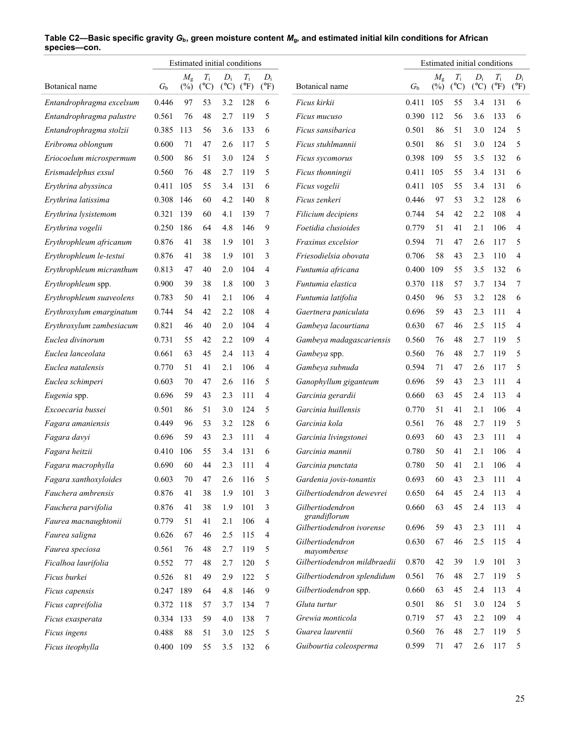**Table C2—Basic specific gravity $G_b$, green moisture content $M_g$, and estimated initial kiln conditions for African species—con.**

| | | Estimated initial conditions | | | | |
|---|---|---|---|---|---|---|
| Botanical name | $G_b$ | $M_g$ (%) | $T_i$ (°C) | $D_i$ (°C) | $T_i$ (°F) | $D_i$ (°F) |
| *Entandrophragma excelsum* | 0.446 | 97 | 53 | 3.2 | 128 | 6 |
| *Entandrophragma palustre* | 0.561 | 76 | 48 | 2.7 | 119 | 5 |
| *Entandrophragma stolzii* | 0.385 | 113 | 56 | 3.6 | 133 | 6 |
| *Eribroma oblongum* | 0.600 | 71 | 47 | 2.6 | 117 | 5 |
| *Eriocoelum microspermum* | 0.500 | 86 | 51 | 3.0 | 124 | 5 |
| *Erismadelphus exsul* | 0.560 | 76 | 48 | 2.7 | 119 | 5 |
| *Erythrina abyssinca* | 0.411 | 105 | 55 | 3.4 | 131 | 6 |
| *Erythrina latissima* | 0.308 | 146 | 60 | 4.2 | 140 | 8 |
| *Erythrina lysistemom* | 0.321 | 139 | 60 | 4.1 | 139 | 7 |
| *Erythrina vogelii* | 0.250 | 186 | 64 | 4.8 | 146 | 9 |
| *Erythrophleum africanum* | 0.876 | 41 | 38 | 1.9 | 101 | 3 |
| *Erythrophleum le-testui* | 0.876 | 41 | 38 | 1.9 | 101 | 3 |
| *Erythrophleum micranthum* | 0.813 | 47 | 40 | 2.0 | 104 | 4 |
| *Erythrophleum* spp. | 0.900 | 39 | 38 | 1.8 | 100 | 3 |
| *Erythrophleum suaveolens* | 0.783 | 50 | 41 | 2.1 | 106 | 4 |
| *Erythroxylum emarginatum* | 0.744 | 54 | 42 | 2.2 | 108 | 4 |
| *Erythroxylum zambesiacum* | 0.821 | 46 | 40 | 2.0 | 104 | 4 |
| *Euclea divinorum* | 0.731 | 55 | 42 | 2.2 | 109 | 4 |
| *Euclea lanceolata* | 0.661 | 63 | 45 | 2.4 | 113 | 4 |
| *Euclea natalensis* | 0.770 | 51 | 41 | 2.1 | 106 | 4 |
| *Euclea schimperi* | 0.603 | 70 | 47 | 2.6 | 116 | 5 |
| *Eugenia* spp. | 0.696 | 59 | 43 | 2.3 | 111 | 4 |
| *Excoecaria bussei* | 0.501 | 86 | 51 | 3.0 | 124 | 5 |
| *Fagara amaniensis* | 0.449 | 96 | 53 | 3.2 | 128 | 6 |
| *Fagara davyi* | 0.696 | 59 | 43 | 2.3 | 111 | 4 |
| *Fagara heitzii* | 0.410 | 106 | 55 | 3.4 | 131 | 6 |
| *Fagara macrophylla* | 0.690 | 60 | 44 | 2.3 | 111 | 4 |
| *Fagara xanthoxyloides* | 0.603 | 70 | 47 | 2.6 | 116 | 5 |
| *Fauchera ambrensis* | 0.876 | 41 | 38 | 1.9 | 101 | 3 |
| *Fauchera parvifolia* | 0.876 | 41 | 38 | 1.9 | 101 | 3 |
| *Faurea macnaughtonii* | 0.779 | 51 | 41 | 2.1 | 106 | 4 |
| *Faurea saligna* | 0.626 | 67 | 46 | 2.5 | 115 | 4 |
| *Faurea speciosa* | 0.561 | 76 | 48 | 2.7 | 119 | 5 |
| *Ficalhoa laurifolia* | 0.552 | 77 | 48 | 2.7 | 120 | 5 |
| *Ficus burkei* | 0.526 | 81 | 49 | 2.9 | 122 | 5 |
| *Ficus capensis* | 0.247 | 189 | 64 | 4.8 | 146 | 9 |
| *Ficus capreifolia* | 0.372 | 118 | 57 | 3.7 | 134 | 7 |
| *Ficus exasperata* | 0.334 | 133 | 59 | 4.0 | 138 | 7 |
| *Ficus ingens* | 0.488 | 88 | 51 | 3.0 | 125 | 5 |
| *Ficus iteophylla* | 0.400 | 109 | 55 | 3.5 | 132 | 6 |
| *Ficus kirkii* | 0.411 | 105 | 55 | 3.4 | 131 | 6 |
| *Ficus mucuso* | 0.390 | 112 | 56 | 3.6 | 133 | 6 |
| *Ficus sansibarica* | 0.501 | 86 | 51 | 3.0 | 124 | 5 |
| *Ficus stuhlmannii* | 0.501 | 86 | 51 | 3.0 | 124 | 5 |
| *Ficus sycomorus* | 0.398 | 109 | 55 | 3.5 | 132 | 6 |
| *Ficus thonningii* | 0.411 | 105 | 55 | 3.4 | 131 | 6 |
| *Ficus vogelii* | 0.411 | 105 | 55 | 3.4 | 131 | 6 |
| *Ficus zenkeri* | 0.446 | 97 | 53 | 3.2 | 128 | 6 |
| *Filicium decipiens* | 0.744 | 54 | 42 | 2.2 | 108 | 4 |
| *Foetidia clusioides* | 0.779 | 51 | 41 | 2.1 | 106 | 4 |
| *Fraxinus excelsior* | 0.594 | 71 | 47 | 2.6 | 117 | 5 |
| *Friesodielsia obovata* | 0.706 | 58 | 43 | 2.3 | 110 | 4 |
| *Funtumia africana* | 0.400 | 109 | 55 | 3.5 | 132 | 6 |
| *Funtumia elastica* | 0.370 | 118 | 57 | 3.7 | 134 | 7 |
| *Funtumia latifolia* | 0.450 | 96 | 53 | 3.2 | 128 | 6 |
| *Gaertnera paniculata* | 0.696 | 59 | 43 | 2.3 | 111 | 4 |
| *Gambeya lacourtiana* | 0.630 | 67 | 46 | 2.5 | 115 | 4 |
| *Gambeya madagascariensis* | 0.560 | 76 | 48 | 2.7 | 119 | 5 |
| *Gambeya* spp. | 0.560 | 76 | 48 | 2.7 | 119 | 5 |
| *Gambeya subnuda* | 0.594 | 71 | 47 | 2.6 | 117 | 5 |
| *Ganophyllum giganteum* | 0.696 | 59 | 43 | 2.3 | 111 | 4 |
| *Garcinia gerardii* | 0.660 | 63 | 45 | 2.4 | 113 | 4 |
| *Garcinia huillensis* | 0.770 | 51 | 41 | 2.1 | 106 | 4 |
| *Garcinia kola* | 0.561 | 76 | 48 | 2.7 | 119 | 5 |
| *Garcinia livingstonei* | 0.693 | 60 | 43 | 2.3 | 111 | 4 |
| *Garcinia mannii* | 0.780 | 50 | 41 | 2.1 | 106 | 4 |
| *Garcinia punctata* | 0.780 | 50 | 41 | 2.1 | 106 | 4 |
| *Gardenia jovis-tonantis* | 0.693 | 60 | 43 | 2.3 | 111 | 4 |
| *Gilbertiodendron dewevrei* | 0.650 | 64 | 45 | 2.4 | 113 | 4 |
| *Gilbertiodendron grandiflorum* | 0.660 | 63 | 45 | 2.4 | 113 | 4 |
| *Gilbertiodendron ivorense* | 0.696 | 59 | 43 | 2.3 | 111 | 4 |
| *Gilbertiodendron mayombense* | 0.630 | 67 | 46 | 2.5 | 115 | 4 |
| *Gilbertiodendron mildbraedii* | 0.870 | 42 | 39 | 1.9 | 101 | 3 |
| *Gilbertiodendron splendidum* | 0.561 | 76 | 48 | 2.7 | 119 | 5 |
| *Gilbertiodendron* spp. | 0.660 | 63 | 45 | 2.4 | 113 | 4 |
| *Gluta turtur* | 0.501 | 86 | 51 | 3.0 | 124 | 5 |
| *Grewia monticola* | 0.719 | 57 | 43 | 2.2 | 109 | 4 |
| *Guarea laurentii* | 0.560 | 76 | 48 | 2.7 | 119 | 5 |
| *Guibourtia coleosperma* | 0.599 | 71 | 47 | 2.6 | 117 | 5 |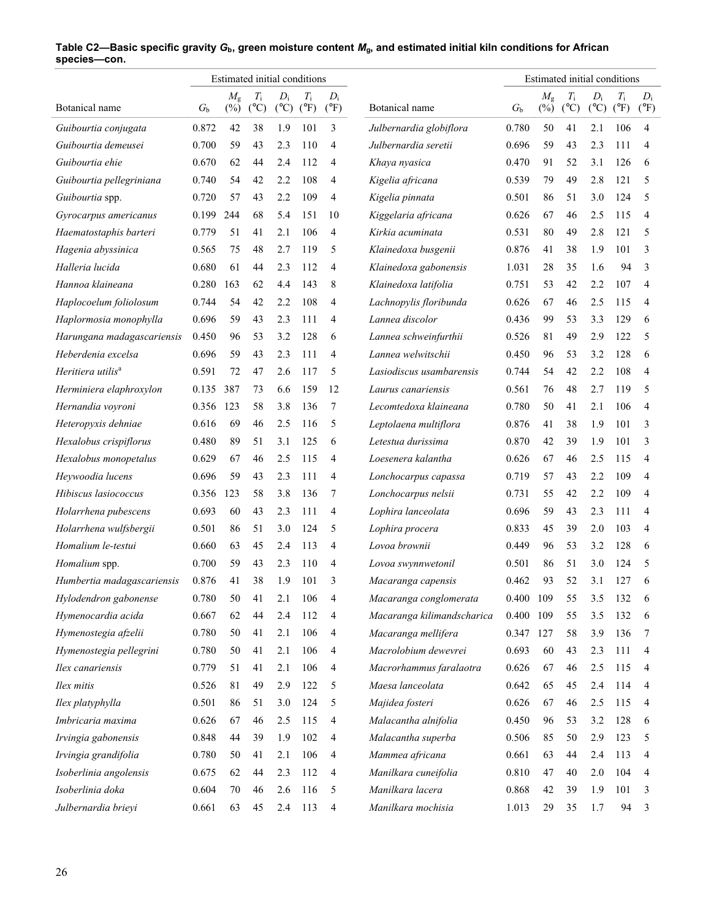**Table C2—Basic specific gravity $G_b$, green moisture content $M_g$, and estimated initial kiln conditions for African species—con.**

| Botanical name | $G_b$ | Estimated initial conditions | | | | | Botanical name | $G_b$ | Estimated initial conditions | | | | |
|---|---|---|---|---|---|---|---|---|---|---|---|---|---|
| | | $M_g$ (%) | $T_i$ (°C) | $D_i$ (°C) | $T_i$ (°F) | $D_i$ (°F) | | | $M_g$ (%) | $T_i$ (°C) | $D_i$ (°C) | $T_i$ (°F) | $D_i$ (°F) |
| *Guibourtia conjugata* | 0.872 | 42 | 38 | 1.9 | 101 | 3 | *Julbernardia globiflora* | 0.780 | 50 | 41 | 2.1 | 106 | 4 |
| *Guibourtia demeusei* | 0.700 | 59 | 43 | 2.3 | 110 | 4 | *Julbernardia seretii* | 0.696 | 59 | 43 | 2.3 | 111 | 4 |
| *Guibourtia ehie* | 0.670 | 62 | 44 | 2.4 | 112 | 4 | *Khaya nyasica* | 0.470 | 91 | 52 | 3.1 | 126 | 6 |
| *Guibourtia pellegriniana* | 0.740 | 54 | 42 | 2.2 | 108 | 4 | *Kigelia africana* | 0.539 | 79 | 49 | 2.8 | 121 | 5 |
| *Guibourtia* spp. | 0.720 | 57 | 43 | 2.2 | 109 | 4 | *Kigelia pinnata* | 0.501 | 86 | 51 | 3.0 | 124 | 5 |
| *Gyrocarpus americanus* | 0.199 | 244 | 68 | 5.4 | 151 | 10 | *Kiggelaria africana* | 0.626 | 67 | 46 | 2.5 | 115 | 4 |
| *Haematostaphis barteri* | 0.779 | 51 | 41 | 2.1 | 106 | 4 | *Kirkia acuminata* | 0.531 | 80 | 49 | 2.8 | 121 | 5 |
| *Hagenia abyssinica* | 0.565 | 75 | 48 | 2.7 | 119 | 5 | *Klainedoxa busgenii* | 0.876 | 41 | 38 | 1.9 | 101 | 3 |
| *Halleria lucida* | 0.680 | 61 | 44 | 2.3 | 112 | 4 | *Klainedoxa gabonensis* | 1.031 | 28 | 35 | 1.6 | 94 | 3 |
| *Hannoa klaineana* | 0.280 | 163 | 62 | 4.4 | 143 | 8 | *Klainedoxa latifolia* | 0.751 | 53 | 42 | 2.2 | 107 | 4 |
| *Haplocoelum foliolosum* | 0.744 | 54 | 42 | 2.2 | 108 | 4 | *Lachnopylis floribunda* | 0.626 | 67 | 46 | 2.5 | 115 | 4 |
| *Haplormosia monophylla* | 0.696 | 59 | 43 | 2.3 | 111 | 4 | *Lannea discolor* | 0.436 | 99 | 53 | 3.3 | 129 | 6 |
| *Harungana madagascariensis* | 0.450 | 96 | 53 | 3.2 | 128 | 6 | *Lannea schweinfurthii* | 0.526 | 81 | 49 | 2.9 | 122 | 5 |
| *Heberdenia excelsa* | 0.696 | 59 | 43 | 2.3 | 111 | 4 | *Lannea welwitschii* | 0.450 | 96 | 53 | 3.2 | 128 | 6 |
| *Heritiera utilis*[a] | 0.591 | 72 | 47 | 2.6 | 117 | 5 | *Lasiodiscus usambarensis* | 0.744 | 54 | 42 | 2.2 | 108 | 4 |
| *Herminiera elaphroxylon* | 0.135 | 387 | 73 | 6.6 | 159 | 12 | *Laurus canariensis* | 0.561 | 76 | 48 | 2.7 | 119 | 5 |
| *Hernandia voyroni* | 0.356 | 123 | 58 | 3.8 | 136 | 7 | *Lecomtedoxa klaineana* | 0.780 | 50 | 41 | 2.1 | 106 | 4 |
| *Heteropyxis dehniae* | 0.616 | 69 | 46 | 2.5 | 116 | 5 | *Leptolaena multiflora* | 0.876 | 41 | 38 | 1.9 | 101 | 3 |
| *Hexalobus crispiflorus* | 0.480 | 89 | 51 | 3.1 | 125 | 6 | *Letestua durissima* | 0.870 | 42 | 39 | 1.9 | 101 | 3 |
| *Hexalobus monopetalus* | 0.629 | 67 | 46 | 2.5 | 115 | 4 | *Loesenera kalantha* | 0.626 | 67 | 46 | 2.5 | 115 | 4 |
| *Heywoodia lucens* | 0.696 | 59 | 43 | 2.3 | 111 | 4 | *Lonchocarpus capassa* | 0.719 | 57 | 43 | 2.2 | 109 | 4 |
| *Hibiscus lasiococcus* | 0.356 | 123 | 58 | 3.8 | 136 | 7 | *Lonchocarpus nelsii* | 0.731 | 55 | 42 | 2.2 | 109 | 4 |
| *Holarrhena pubescens* | 0.693 | 60 | 43 | 2.3 | 111 | 4 | *Lophira lanceolata* | 0.696 | 59 | 43 | 2.3 | 111 | 4 |
| *Holarrhena wulfsbergii* | 0.501 | 86 | 51 | 3.0 | 124 | 5 | *Lophira procera* | 0.833 | 45 | 39 | 2.0 | 103 | 4 |
| *Homalium le-testui* | 0.660 | 63 | 45 | 2.4 | 113 | 4 | *Lovoa brownii* | 0.449 | 96 | 53 | 3.2 | 128 | 6 |
| *Homalium* spp. | 0.700 | 59 | 43 | 2.3 | 110 | 4 | *Lovoa swynnwetonil* | 0.501 | 86 | 51 | 3.0 | 124 | 5 |
| *Humbertia madagascariensis* | 0.876 | 41 | 38 | 1.9 | 101 | 3 | *Macaranga capensis* | 0.462 | 93 | 52 | 3.1 | 127 | 6 |
| *Hylodendron gabonense* | 0.780 | 50 | 41 | 2.1 | 106 | 4 | *Macaranga conglomerata* | 0.400 | 109 | 55 | 3.5 | 132 | 6 |
| *Hymenocardia acida* | 0.667 | 62 | 44 | 2.4 | 112 | 4 | *Macaranga kilimandscharica* | 0.400 | 109 | 55 | 3.5 | 132 | 6 |
| *Hymenostegia afzelii* | 0.780 | 50 | 41 | 2.1 | 106 | 4 | *Macaranga mellifera* | 0.347 | 127 | 58 | 3.9 | 136 | 7 |
| *Hymenostegia pellegrini* | 0.780 | 50 | 41 | 2.1 | 106 | 4 | *Macrolobium dewevrei* | 0.693 | 60 | 43 | 2.3 | 111 | 4 |
| *Ilex canariensis* | 0.779 | 51 | 41 | 2.1 | 106 | 4 | *Macrorhammus faralaotra* | 0.626 | 67 | 46 | 2.5 | 115 | 4 |
| *Ilex mitis* | 0.526 | 81 | 49 | 2.9 | 122 | 5 | *Maesa lanceolata* | 0.642 | 65 | 45 | 2.4 | 114 | 4 |
| *Ilex platyphylla* | 0.501 | 86 | 51 | 3.0 | 124 | 5 | *Majidea fosteri* | 0.626 | 67 | 46 | 2.5 | 115 | 4 |
| *Imbricaria maxima* | 0.626 | 67 | 46 | 2.5 | 115 | 4 | *Malacantha alnifolia* | 0.450 | 96 | 53 | 3.2 | 128 | 6 |
| *Irvingia gabonensis* | 0.848 | 44 | 39 | 1.9 | 102 | 4 | *Malacantha superba* | 0.506 | 85 | 50 | 2.9 | 123 | 5 |
| *Irvingia grandifolia* | 0.780 | 50 | 41 | 2.1 | 106 | 4 | *Mammea africana* | 0.661 | 63 | 44 | 2.4 | 113 | 4 |
| *Isoberlinia angolensis* | 0.675 | 62 | 44 | 2.3 | 112 | 4 | *Manilkara cuneifolia* | 0.810 | 47 | 40 | 2.0 | 104 | 4 |
| *Isoberlinia doka* | 0.604 | 70 | 46 | 2.6 | 116 | 5 | *Manilkara lacera* | 0.868 | 42 | 39 | 1.9 | 101 | 3 |
| *Julbernardia brieyi* | 0.661 | 63 | 45 | 2.4 | 113 | 4 | *Manilkara mochisia* | 1.013 | 29 | 35 | 1.7 | 94 | 3 |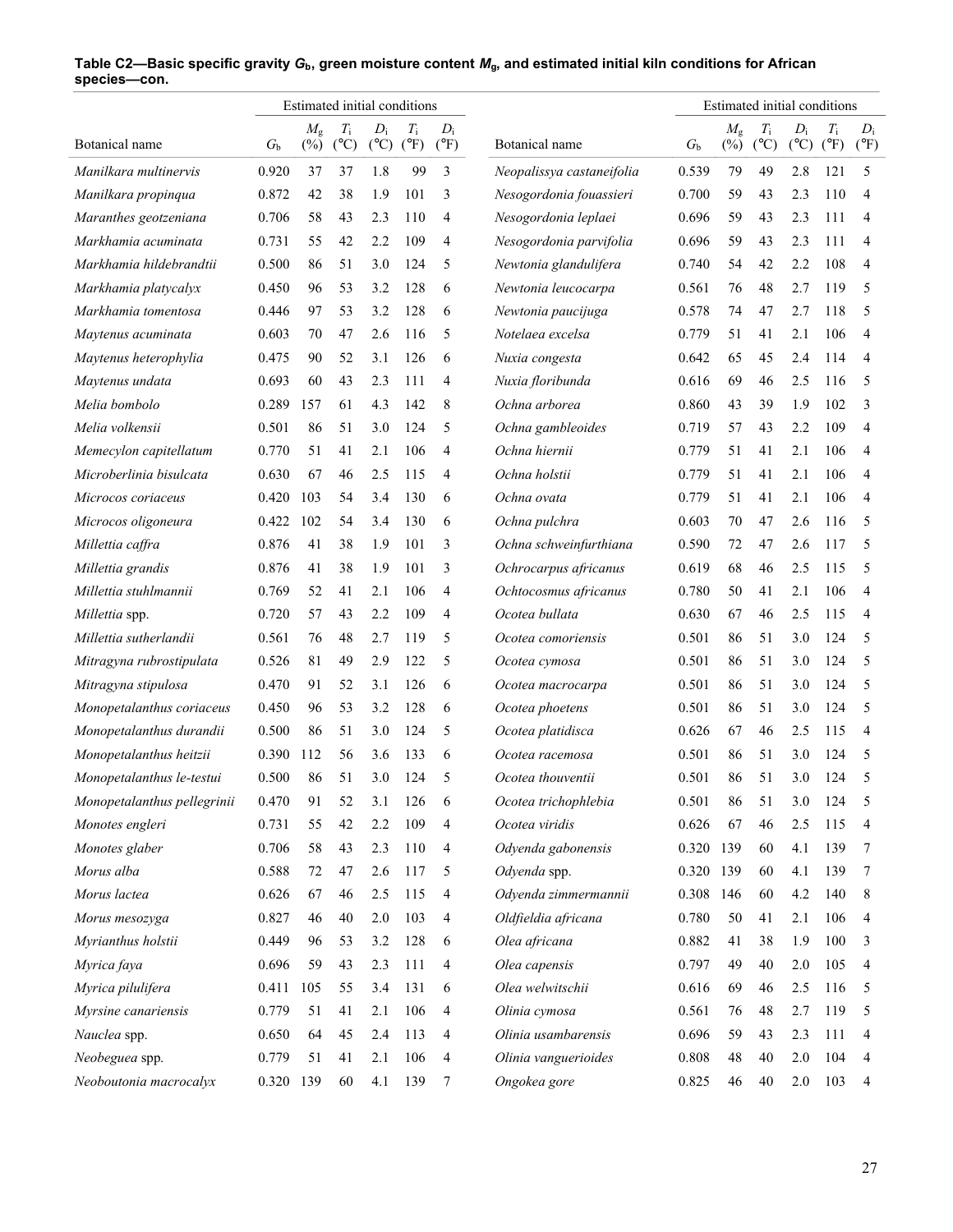**Table C2—Basic specific gravity $G_b$, green moisture content $M_g$, and estimated initial kiln conditions for African species—con.**

| Botanical name | $G_b$ | Estimated initial conditions | | | | | Botanical name | $G_b$ | Estimated initial conditions | | | | |
|---|---|---|---|---|---|---|---|---|---|---|---|---|---|
| | | $M_g$ (%) | $T_i$ (°C) | $D_i$ (°C) | $T_i$ (°F) | $D_i$ (°F) | | | $M_g$ (%) | $T_i$ (°C) | $D_i$ (°C) | $T_i$ (°F) | $D_i$ (°F) |
| *Manilkara multinervis* | 0.920 | 37 | 37 | 1.8 | 99 | 3 | *Neopalissya castaneifolia* | 0.539 | 79 | 49 | 2.8 | 121 | 5 |
| *Manilkara propinqua* | 0.872 | 42 | 38 | 1.9 | 101 | 3 | *Nesogordonia fouassieri* | 0.700 | 59 | 43 | 2.3 | 110 | 4 |
| *Maranthes geotzeniana* | 0.706 | 58 | 43 | 2.3 | 110 | 4 | *Nesogordonia leplaei* | 0.696 | 59 | 43 | 2.3 | 111 | 4 |
| *Markhamia acuminata* | 0.731 | 55 | 42 | 2.2 | 109 | 4 | *Nesogordonia parvifolia* | 0.696 | 59 | 43 | 2.3 | 111 | 4 |
| *Markhamia hildebrandtii* | 0.500 | 86 | 51 | 3.0 | 124 | 5 | *Newtonia glandulifera* | 0.740 | 54 | 42 | 2.2 | 108 | 4 |
| *Markhamia platycalyx* | 0.450 | 96 | 53 | 3.2 | 128 | 6 | *Newtonia leucocarpa* | 0.561 | 76 | 48 | 2.7 | 119 | 5 |
| *Markhamia tomentosa* | 0.446 | 97 | 53 | 3.2 | 128 | 6 | *Newtonia paucijuga* | 0.578 | 74 | 47 | 2.7 | 118 | 5 |
| *Maytenus acuminata* | 0.603 | 70 | 47 | 2.6 | 116 | 5 | *Notelaea excelsa* | 0.779 | 51 | 41 | 2.1 | 106 | 4 |
| *Maytenus heterophylia* | 0.475 | 90 | 52 | 3.1 | 126 | 6 | *Nuxia congesta* | 0.642 | 65 | 45 | 2.4 | 114 | 4 |
| *Maytenus undata* | 0.693 | 60 | 43 | 2.3 | 111 | 4 | *Nuxia floribunda* | 0.616 | 69 | 46 | 2.5 | 116 | 5 |
| *Melia bombolo* | 0.289 | 157 | 61 | 4.3 | 142 | 8 | *Ochna arborea* | 0.860 | 43 | 39 | 1.9 | 102 | 3 |
| *Melia volkensii* | 0.501 | 86 | 51 | 3.0 | 124 | 5 | *Ochna gambleoides* | 0.719 | 57 | 43 | 2.2 | 109 | 4 |
| *Memecylon capitellatum* | 0.770 | 51 | 41 | 2.1 | 106 | 4 | *Ochna hiernii* | 0.779 | 51 | 41 | 2.1 | 106 | 4 |
| *Microberlinia bisulcata* | 0.630 | 67 | 46 | 2.5 | 115 | 4 | *Ochna holstii* | 0.779 | 51 | 41 | 2.1 | 106 | 4 |
| *Microcos coriaceus* | 0.420 | 103 | 54 | 3.4 | 130 | 6 | *Ochna ovata* | 0.779 | 51 | 41 | 2.1 | 106 | 4 |
| *Microcos oligoneura* | 0.422 | 102 | 54 | 3.4 | 130 | 6 | *Ochna pulchra* | 0.603 | 70 | 47 | 2.6 | 116 | 5 |
| *Millettia caffra* | 0.876 | 41 | 38 | 1.9 | 101 | 3 | *Ochna schweinfurthiana* | 0.590 | 72 | 47 | 2.6 | 117 | 5 |
| *Millettia grandis* | 0.876 | 41 | 38 | 1.9 | 101 | 3 | *Ochrocarpus africanus* | 0.619 | 68 | 46 | 2.5 | 115 | 5 |
| *Millettia stuhlmannii* | 0.769 | 52 | 41 | 2.1 | 106 | 4 | *Ochtocosmus africanus* | 0.780 | 50 | 41 | 2.1 | 106 | 4 |
| *Millettia* spp. | 0.720 | 57 | 43 | 2.2 | 109 | 4 | *Ocotea bullata* | 0.630 | 67 | 46 | 2.5 | 115 | 4 |
| *Millettia sutherlandii* | 0.561 | 76 | 48 | 2.7 | 119 | 5 | *Ocotea comoriensis* | 0.501 | 86 | 51 | 3.0 | 124 | 5 |
| *Mitragyna rubrostipulata* | 0.526 | 81 | 49 | 2.9 | 122 | 5 | *Ocotea cymosa* | 0.501 | 86 | 51 | 3.0 | 124 | 5 |
| *Mitragyna stipulosa* | 0.470 | 91 | 52 | 3.1 | 126 | 6 | *Ocotea macrocarpa* | 0.501 | 86 | 51 | 3.0 | 124 | 5 |
| *Monopetalanthus coriaceus* | 0.450 | 96 | 53 | 3.2 | 128 | 6 | *Ocotea phoetens* | 0.501 | 86 | 51 | 3.0 | 124 | 5 |
| *Monopetalanthus durandii* | 0.500 | 86 | 51 | 3.0 | 124 | 5 | *Ocotea platidisca* | 0.626 | 67 | 46 | 2.5 | 115 | 4 |
| *Monopetalanthus heitzii* | 0.390 | 112 | 56 | 3.6 | 133 | 6 | *Ocotea racemosa* | 0.501 | 86 | 51 | 3.0 | 124 | 5 |
| *Monopetalanthus le-testui* | 0.500 | 86 | 51 | 3.0 | 124 | 5 | *Ocotea thouventii* | 0.501 | 86 | 51 | 3.0 | 124 | 5 |
| *Monopetalanthus pellegrinii* | 0.470 | 91 | 52 | 3.1 | 126 | 6 | *Ocotea trichophlebia* | 0.501 | 86 | 51 | 3.0 | 124 | 5 |
| *Monotes engleri* | 0.731 | 55 | 42 | 2.2 | 109 | 4 | *Ocotea viridis* | 0.626 | 67 | 46 | 2.5 | 115 | 4 |
| *Monotes glaber* | 0.706 | 58 | 43 | 2.3 | 110 | 4 | *Odyenda gabonensis* | 0.320 | 139 | 60 | 4.1 | 139 | 7 |
| *Morus alba* | 0.588 | 72 | 47 | 2.6 | 117 | 5 | *Odyenda* spp. | 0.320 | 139 | 60 | 4.1 | 139 | 7 |
| *Morus lactea* | 0.626 | 67 | 46 | 2.5 | 115 | 4 | *Odyenda zimmermannii* | 0.308 | 146 | 60 | 4.2 | 140 | 8 |
| *Morus mesozyga* | 0.827 | 46 | 40 | 2.0 | 103 | 4 | *Oldfieldia africana* | 0.780 | 50 | 41 | 2.1 | 106 | 4 |
| *Myrianthus holstii* | 0.449 | 96 | 53 | 3.2 | 128 | 6 | *Olea africana* | 0.882 | 41 | 38 | 1.9 | 100 | 3 |
| *Myrica faya* | 0.696 | 59 | 43 | 2.3 | 111 | 4 | *Olea capensis* | 0.797 | 49 | 40 | 2.0 | 105 | 4 |
| *Myrica pilulifera* | 0.411 | 105 | 55 | 3.4 | 131 | 6 | *Olea welwitschii* | 0.616 | 69 | 46 | 2.5 | 116 | 5 |
| *Myrsine canariensis* | 0.779 | 51 | 41 | 2.1 | 106 | 4 | *Olinia cymosa* | 0.561 | 76 | 48 | 2.7 | 119 | 5 |
| *Nauclea* spp. | 0.650 | 64 | 45 | 2.4 | 113 | 4 | *Olinia usambarensis* | 0.696 | 59 | 43 | 2.3 | 111 | 4 |
| *Neobeguea* spp. | 0.779 | 51 | 41 | 2.1 | 106 | 4 | *Olinia vanguerioides* | 0.808 | 48 | 40 | 2.0 | 104 | 4 |
| *Neoboutonia macrocalyx* | 0.320 | 139 | 60 | 4.1 | 139 | 7 | *Ongokea gore* | 0.825 | 46 | 40 | 2.0 | 103 | 4 |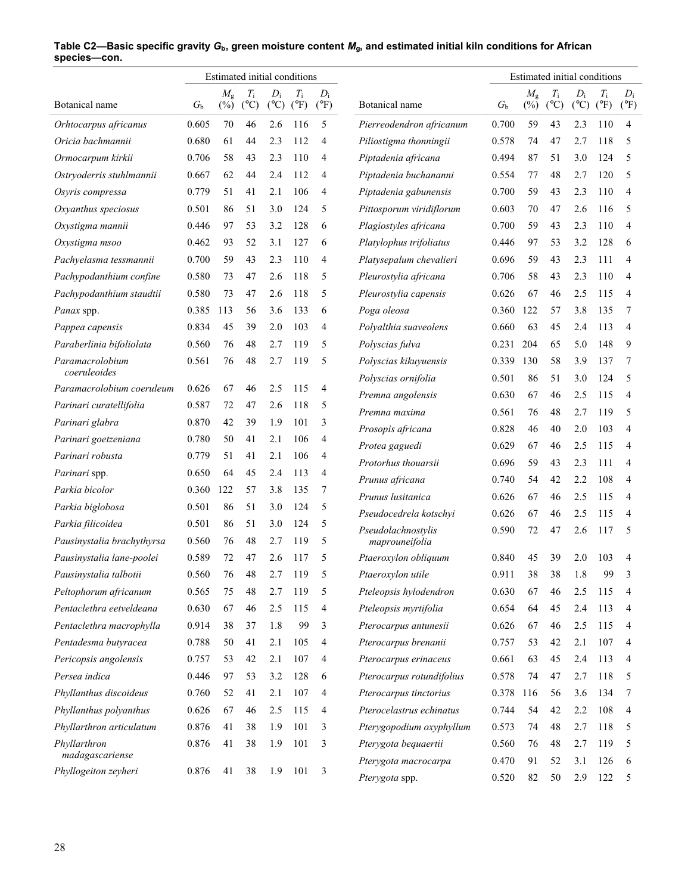**Table C2—Basic specific gravity $G_b$, green moisture content $M_g$, and estimated initial kiln conditions for African species—con.**

| Botanical name | $G_b$ | Estimated initial conditions $M_g$ (%) | $T_i$ (°C) | $D_i$ (°C) | $T_i$ (°F) | $D_i$ (°F) |
|---|---|---|---|---|---|---|
| *Orhtocarpus africanus* | 0.605 | 70 | 46 | 2.6 | 116 | 5 |
| *Oricia bachmannii* | 0.680 | 61 | 44 | 2.3 | 112 | 4 |
| *Ormocarpum kirkii* | 0.706 | 58 | 43 | 2.3 | 110 | 4 |
| *Ostryoderris stuhlmannii* | 0.667 | 62 | 44 | 2.4 | 112 | 4 |
| *Osyris compressa* | 0.779 | 51 | 41 | 2.1 | 106 | 4 |
| *Oxyanthus speciosus* | 0.501 | 86 | 51 | 3.0 | 124 | 5 |
| *Oxystigma mannii* | 0.446 | 97 | 53 | 3.2 | 128 | 6 |
| *Oxystigma msoo* | 0.462 | 93 | 52 | 3.1 | 127 | 6 |
| *Pachyelasma tessmannii* | 0.700 | 59 | 43 | 2.3 | 110 | 4 |
| *Pachypodanthium confine* | 0.580 | 73 | 47 | 2.6 | 118 | 5 |
| *Pachypodanthium staudtii* | 0.580 | 73 | 47 | 2.6 | 118 | 5 |
| *Panax* spp. | 0.385 | 113 | 56 | 3.6 | 133 | 6 |
| *Pappea capensis* | 0.834 | 45 | 39 | 2.0 | 103 | 4 |
| *Paraberlinia bifoliolata* | 0.560 | 76 | 48 | 2.7 | 119 | 5 |
| *Paramacrolobium coeruleoides* | 0.561 | 76 | 48 | 2.7 | 119 | 5 |
| *Paramacrolobium coeruleum* | 0.626 | 67 | 46 | 2.5 | 115 | 4 |
| *Parinari curatellifolia* | 0.587 | 72 | 47 | 2.6 | 118 | 5 |
| *Parinari glabra* | 0.870 | 42 | 39 | 1.9 | 101 | 3 |
| *Parinari goetzeniana* | 0.780 | 50 | 41 | 2.1 | 106 | 4 |
| *Parinari robusta* | 0.779 | 51 | 41 | 2.1 | 106 | 4 |
| *Parinari* spp. | 0.650 | 64 | 45 | 2.4 | 113 | 4 |
| *Parkia bicolor* | 0.360 | 122 | 57 | 3.8 | 135 | 7 |
| *Parkia biglobosa* | 0.501 | 86 | 51 | 3.0 | 124 | 5 |
| *Parkia filicoidea* | 0.501 | 86 | 51 | 3.0 | 124 | 5 |
| *Pausinystalia brachythyrsa* | 0.560 | 76 | 48 | 2.7 | 119 | 5 |
| *Pausinystalia lane-poolei* | 0.589 | 72 | 47 | 2.6 | 117 | 5 |
| *Pausinystalia talbotii* | 0.560 | 76 | 48 | 2.7 | 119 | 5 |
| *Peltophorum africanum* | 0.565 | 75 | 48 | 2.7 | 119 | 5 |
| *Pentaclethra eetveldeana* | 0.630 | 67 | 46 | 2.5 | 115 | 4 |
| *Pentaclethra macrophylla* | 0.914 | 38 | 37 | 1.8 | 99 | 3 |
| *Pentadesma butyracea* | 0.788 | 50 | 41 | 2.1 | 105 | 4 |
| *Pericopsis angolensis* | 0.757 | 53 | 42 | 2.1 | 107 | 4 |
| *Persea indica* | 0.446 | 97 | 53 | 3.2 | 128 | 6 |
| *Phyllanthus discoideus* | 0.760 | 52 | 41 | 2.1 | 107 | 4 |
| *Phyllanthus polyanthus* | 0.626 | 67 | 46 | 2.5 | 115 | 4 |
| *Phyllarthron articulatum* | 0.876 | 41 | 38 | 1.9 | 101 | 3 |
| *Phyllarthron madagascariense* | 0.876 | 41 | 38 | 1.9 | 101 | 3 |
| *Phyllogeiton zeyheri* | 0.876 | 41 | 38 | 1.9 | 101 | 3 |
| *Pierreodendron africanum* | 0.700 | 59 | 43 | 2.3 | 110 | 4 |
| *Piliostigma thonningii* | 0.578 | 74 | 47 | 2.7 | 118 | 5 |
| *Piptadenia africana* | 0.494 | 87 | 51 | 3.0 | 124 | 5 |
| *Piptadenia buchananni* | 0.554 | 77 | 48 | 2.7 | 120 | 5 |
| *Piptadenia gabunensis* | 0.700 | 59 | 43 | 2.3 | 110 | 4 |
| *Pittosporum viridiflorum* | 0.603 | 70 | 47 | 2.6 | 116 | 5 |
| *Plagiostyles africana* | 0.700 | 59 | 43 | 2.3 | 110 | 4 |
| *Platylophus trifoliatus* | 0.446 | 97 | 53 | 3.2 | 128 | 6 |
| *Platysepalum chevalieri* | 0.696 | 59 | 43 | 2.3 | 111 | 4 |
| *Pleurostylia africana* | 0.706 | 58 | 43 | 2.3 | 110 | 4 |
| *Pleurostylia capensis* | 0.626 | 67 | 46 | 2.5 | 115 | 4 |
| *Poga oleosa* | 0.360 | 122 | 57 | 3.8 | 135 | 7 |
| *Polyalthia suaveolens* | 0.660 | 63 | 45 | 2.4 | 113 | 4 |
| *Polyscias fulva* | 0.231 | 204 | 65 | 5.0 | 148 | 9 |
| *Polyscias kikuyuensis* | 0.339 | 130 | 58 | 3.9 | 137 | 7 |
| *Polyscias ornifolia* | 0.501 | 86 | 51 | 3.0 | 124 | 5 |
| *Premna angolensis* | 0.630 | 67 | 46 | 2.5 | 115 | 4 |
| *Premna maxima* | 0.561 | 76 | 48 | 2.7 | 119 | 5 |
| *Prosopis africana* | 0.828 | 46 | 40 | 2.0 | 103 | 4 |
| *Protea gaguedi* | 0.629 | 67 | 46 | 2.5 | 115 | 4 |
| *Protorhus thouarsii* | 0.696 | 59 | 43 | 2.3 | 111 | 4 |
| *Prunus africana* | 0.740 | 54 | 42 | 2.2 | 108 | 4 |
| *Prunus lusitanica* | 0.626 | 67 | 46 | 2.5 | 115 | 4 |
| *Pseudocedrela kotschyi* | 0.626 | 67 | 46 | 2.5 | 115 | 4 |
| *Pseudolachnostylis maprouneifolia* | 0.590 | 72 | 47 | 2.6 | 117 | 5 |
| *Ptaeroxylon obliquum* | 0.840 | 45 | 39 | 2.0 | 103 | 4 |
| *Ptaeroxylon utile* | 0.911 | 38 | 38 | 1.8 | 99 | 3 |
| *Pteleopsis hylodendron* | 0.630 | 67 | 46 | 2.5 | 115 | 4 |
| *Pteleopsis myrtifolia* | 0.654 | 64 | 45 | 2.4 | 113 | 4 |
| *Pterocarpus antunesii* | 0.626 | 67 | 46 | 2.5 | 115 | 4 |
| *Pterocarpus brenanii* | 0.757 | 53 | 42 | 2.1 | 107 | 4 |
| *Pterocarpus erinaceus* | 0.661 | 63 | 45 | 2.4 | 113 | 4 |
| *Pterocarpus rotundifolius* | 0.578 | 74 | 47 | 2.7 | 118 | 5 |
| *Pterocarpus tinctorius* | 0.378 | 116 | 56 | 3.6 | 134 | 7 |
| *Pterocelastrus echinatus* | 0.744 | 54 | 42 | 2.2 | 108 | 4 |
| *Pterygopodium oxyphyllum* | 0.573 | 74 | 48 | 2.7 | 118 | 5 |
| *Pterygota bequaertii* | 0.560 | 76 | 48 | 2.7 | 119 | 5 |
| *Pterygota macrocarpa* | 0.470 | 91 | 52 | 3.1 | 126 | 6 |
| *Pterygota* spp. | 0.520 | 82 | 50 | 2.9 | 122 | 5 |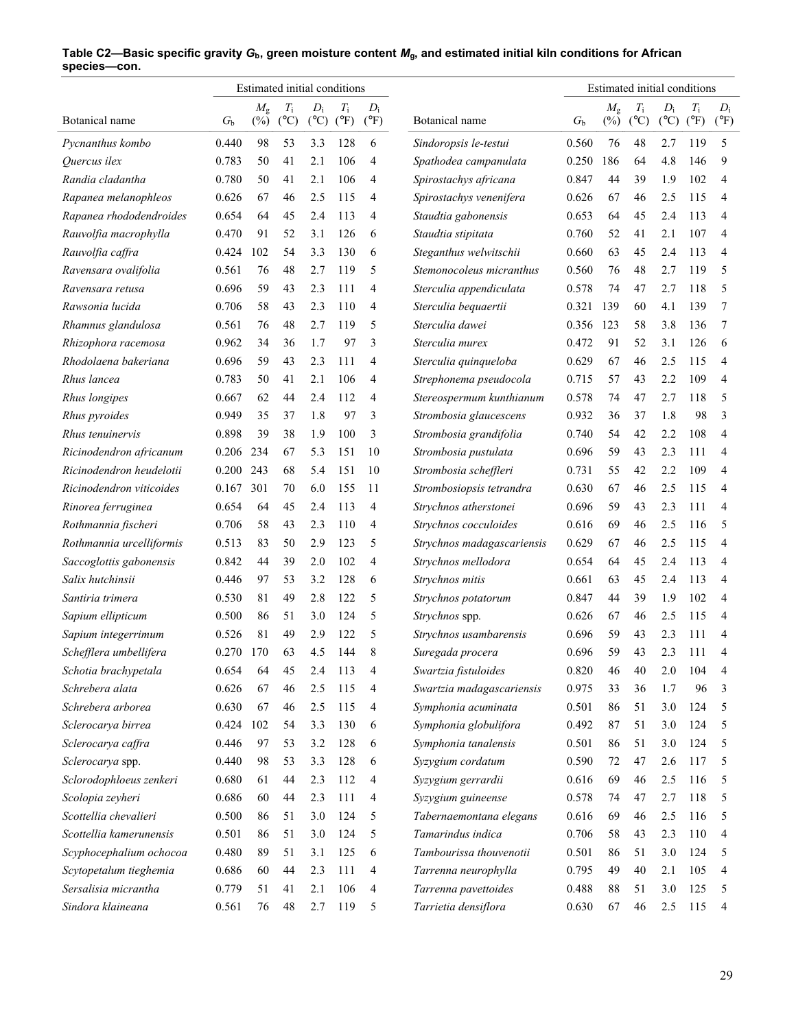**Table C2—Basic specific gravity $G_b$, green moisture content $M_g$, and estimated initial kiln conditions for African species—con.**

| Botanical name | $G_b$ | Estimated initial conditions | | | | | Botanical name | $G_b$ | Estimated initial conditions | | | | |
|---|---|---|---|---|---|---|---|---|---|---|---|---|---|
| | | $M_g$ (%) | $T_i$ (°C) | $D_i$ (°C) | $T_i$ (°F) | $D_i$ (°F) | | | $M_g$ (%) | $T_i$ (°C) | $D_i$ (°C) | $T_i$ (°F) | $D_i$ (°F) |
| *Pycnanthus kombo* | 0.440 | 98 | 53 | 3.3 | 128 | 6 | *Sindoropsis le-testui* | 0.560 | 76 | 48 | 2.7 | 119 | 5 |
| *Quercus ilex* | 0.783 | 50 | 41 | 2.1 | 106 | 4 | *Spathodea campanulata* | 0.250 | 186 | 64 | 4.8 | 146 | 9 |
| *Randia cladantha* | 0.780 | 50 | 41 | 2.1 | 106 | 4 | *Spirostachys africana* | 0.847 | 44 | 39 | 1.9 | 102 | 4 |
| *Rapanea melanophleos* | 0.626 | 67 | 46 | 2.5 | 115 | 4 | *Spirostachys venenifera* | 0.626 | 67 | 46 | 2.5 | 115 | 4 |
| *Rapanea rhododendroides* | 0.654 | 64 | 45 | 2.4 | 113 | 4 | *Staudtia gabonensis* | 0.653 | 64 | 45 | 2.4 | 113 | 4 |
| *Rauvolfia macrophylla* | 0.470 | 91 | 52 | 3.1 | 126 | 6 | *Staudtia stipitata* | 0.760 | 52 | 41 | 2.1 | 107 | 4 |
| *Rauvolfia caffra* | 0.424 | 102 | 54 | 3.3 | 130 | 6 | *Steganthus welwitschii* | 0.660 | 63 | 45 | 2.4 | 113 | 4 |
| *Ravensara ovalifolia* | 0.561 | 76 | 48 | 2.7 | 119 | 5 | *Stemonocoleus micranthus* | 0.560 | 76 | 48 | 2.7 | 119 | 5 |
| *Ravensara retusa* | 0.696 | 59 | 43 | 2.3 | 111 | 4 | *Sterculia appendiculata* | 0.578 | 74 | 47 | 2.7 | 118 | 5 |
| *Rawsonia lucida* | 0.706 | 58 | 43 | 2.3 | 110 | 4 | *Sterculia bequaertii* | 0.321 | 139 | 60 | 4.1 | 139 | 7 |
| *Rhamnus glandulosa* | 0.561 | 76 | 48 | 2.7 | 119 | 5 | *Sterculia dawei* | 0.356 | 123 | 58 | 3.8 | 136 | 7 |
| *Rhizophora racemosa* | 0.962 | 34 | 36 | 1.7 | 97 | 3 | *Sterculia murex* | 0.472 | 91 | 52 | 3.1 | 126 | 6 |
| *Rhodolaena bakeriana* | 0.696 | 59 | 43 | 2.3 | 111 | 4 | *Sterculia quinqueloba* | 0.629 | 67 | 46 | 2.5 | 115 | 4 |
| *Rhus lancea* | 0.783 | 50 | 41 | 2.1 | 106 | 4 | *Strephonema pseudocola* | 0.715 | 57 | 43 | 2.2 | 109 | 4 |
| *Rhus longipes* | 0.667 | 62 | 44 | 2.4 | 112 | 4 | *Stereospermum kunthianum* | 0.578 | 74 | 47 | 2.7 | 118 | 5 |
| *Rhus pyroides* | 0.949 | 35 | 37 | 1.8 | 97 | 3 | *Strombosia glaucescens* | 0.932 | 36 | 37 | 1.8 | 98 | 3 |
| *Rhus tenuinervis* | 0.898 | 39 | 38 | 1.9 | 100 | 3 | *Strombosia grandifolia* | 0.740 | 54 | 42 | 2.2 | 108 | 4 |
| *Ricinodendron africanum* | 0.206 | 234 | 67 | 5.3 | 151 | 10 | *Strombosia pustulata* | 0.696 | 59 | 43 | 2.3 | 111 | 4 |
| *Ricinodendron heudelotii* | 0.200 | 243 | 68 | 5.4 | 151 | 10 | *Strombosia scheffleri* | 0.731 | 55 | 42 | 2.2 | 109 | 4 |
| *Ricinodendron viticoides* | 0.167 | 301 | 70 | 6.0 | 155 | 11 | *Strombosiopsis tetrandra* | 0.630 | 67 | 46 | 2.5 | 115 | 4 |
| *Rinorea ferruginea* | 0.654 | 64 | 45 | 2.4 | 113 | 4 | *Strychnos atherstonei* | 0.696 | 59 | 43 | 2.3 | 111 | 4 |
| *Rothmannia fischeri* | 0.706 | 58 | 43 | 2.3 | 110 | 4 | *Strychnos cocculoides* | 0.616 | 69 | 46 | 2.5 | 116 | 5 |
| *Rothmannia urcelliformis* | 0.513 | 83 | 50 | 2.9 | 123 | 5 | *Strychnos madagascariensis* | 0.629 | 67 | 46 | 2.5 | 115 | 4 |
| *Saccoglottis gabonensis* | 0.842 | 44 | 39 | 2.0 | 102 | 4 | *Strychnos mellodora* | 0.654 | 64 | 45 | 2.4 | 113 | 4 |
| *Salix hutchinsii* | 0.446 | 97 | 53 | 3.2 | 128 | 6 | *Strychnos mitis* | 0.661 | 63 | 45 | 2.4 | 113 | 4 |
| *Santiria trimera* | 0.530 | 81 | 49 | 2.8 | 122 | 5 | *Strychnos potatorum* | 0.847 | 44 | 39 | 1.9 | 102 | 4 |
| *Sapium ellipticum* | 0.500 | 86 | 51 | 3.0 | 124 | 5 | *Strychnos* spp. | 0.626 | 67 | 46 | 2.5 | 115 | 4 |
| *Sapium integerrimum* | 0.526 | 81 | 49 | 2.9 | 122 | 5 | *Strychnos usambarensis* | 0.696 | 59 | 43 | 2.3 | 111 | 4 |
| *Schefflera umbellifera* | 0.270 | 170 | 63 | 4.5 | 144 | 8 | *Suregada procera* | 0.696 | 59 | 43 | 2.3 | 111 | 4 |
| *Schotia brachypetala* | 0.654 | 64 | 45 | 2.4 | 113 | 4 | *Swartzia fistuloides* | 0.820 | 46 | 40 | 2.0 | 104 | 4 |
| *Schrebera alata* | 0.626 | 67 | 46 | 2.5 | 115 | 4 | *Swartzia madagascariensis* | 0.975 | 33 | 36 | 1.7 | 96 | 3 |
| *Schrebera arborea* | 0.630 | 67 | 46 | 2.5 | 115 | 4 | *Symphonia acuminata* | 0.501 | 86 | 51 | 3.0 | 124 | 5 |
| *Sclerocarya birrea* | 0.424 | 102 | 54 | 3.3 | 130 | 6 | *Symphonia globulifora* | 0.492 | 87 | 51 | 3.0 | 124 | 5 |
| *Sclerocarya caffra* | 0.446 | 97 | 53 | 3.2 | 128 | 6 | *Symphonia tanalensis* | 0.501 | 86 | 51 | 3.0 | 124 | 5 |
| *Sclerocarya* spp. | 0.440 | 98 | 53 | 3.3 | 128 | 6 | *Syzygium cordatum* | 0.590 | 72 | 47 | 2.6 | 117 | 5 |
| *Sclorodophloeus zenkeri* | 0.680 | 61 | 44 | 2.3 | 112 | 4 | *Syzygium gerrardii* | 0.616 | 69 | 46 | 2.5 | 116 | 5 |
| *Scolopia zeyheri* | 0.686 | 60 | 44 | 2.3 | 111 | 4 | *Syzygium guineense* | 0.578 | 74 | 47 | 2.7 | 118 | 5 |
| *Scottellia chevalieri* | 0.500 | 86 | 51 | 3.0 | 124 | 5 | *Tabernaemontana elegans* | 0.616 | 69 | 46 | 2.5 | 116 | 5 |
| *Scottellia kamerunensis* | 0.501 | 86 | 51 | 3.0 | 124 | 5 | *Tamarindus indica* | 0.706 | 58 | 43 | 2.3 | 110 | 4 |
| *Scyphocephalium ochocoa* | 0.480 | 89 | 51 | 3.1 | 125 | 6 | *Tambourissa thouvenotii* | 0.501 | 86 | 51 | 3.0 | 124 | 5 |
| *Scytopetalum tieghemia* | 0.686 | 60 | 44 | 2.3 | 111 | 4 | *Tarrenna neurophylla* | 0.795 | 49 | 40 | 2.1 | 105 | 4 |
| *Sersalisia micrantha* | 0.779 | 51 | 41 | 2.1 | 106 | 4 | *Tarrenna pavettoides* | 0.488 | 88 | 51 | 3.0 | 125 | 5 |
| *Sindora klaineana* | 0.561 | 76 | 48 | 2.7 | 119 | 5 | *Tarrietia densiflora* | 0.630 | 67 | 46 | 2.5 | 115 | 4 |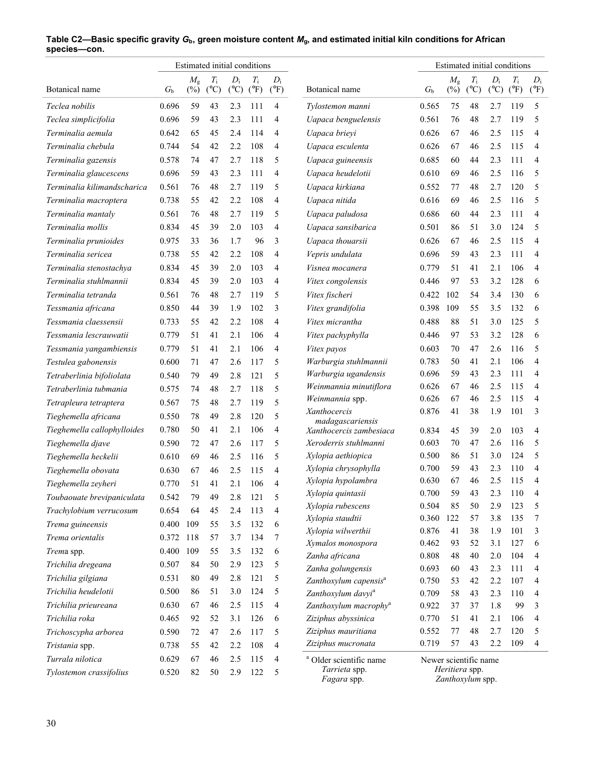**Table C2—Basic specific gravity $G_b$, green moisture content $M_g$, and estimated initial kiln conditions for African species—con.**

| Botanical name | $G_b$ | Estimated initial conditions $M_g$ (%) | $T_i$ (°C) | $D_i$ (°C) | $T_i$ (°F) | $D_i$ (°F) |
|---|---|---|---|---|---|---|
| *Teclea nobilis* | 0.696 | 59 | 43 | 2.3 | 111 | 4 |
| *Teclea simplicifolia* | 0.696 | 59 | 43 | 2.3 | 111 | 4 |
| *Terminalia aemula* | 0.642 | 65 | 45 | 2.4 | 114 | 4 |
| *Terminalia chebula* | 0.744 | 54 | 42 | 2.2 | 108 | 4 |
| *Terminalia gazensis* | 0.578 | 74 | 47 | 2.7 | 118 | 5 |
| *Terminalia glaucescens* | 0.696 | 59 | 43 | 2.3 | 111 | 4 |
| *Terminalia kilimandscharica* | 0.561 | 76 | 48 | 2.7 | 119 | 5 |
| *Terminalia macroptera* | 0.738 | 55 | 42 | 2.2 | 108 | 4 |
| *Terminalia mantaly* | 0.561 | 76 | 48 | 2.7 | 119 | 5 |
| *Terminalia mollis* | 0.834 | 45 | 39 | 2.0 | 103 | 4 |
| *Terminalia prunioides* | 0.975 | 33 | 36 | 1.7 | 96 | 3 |
| *Terminalia sericea* | 0.738 | 55 | 42 | 2.2 | 108 | 4 |
| *Terminalia stenostachya* | 0.834 | 45 | 39 | 2.0 | 103 | 4 |
| *Terminalia stuhlmannii* | 0.834 | 45 | 39 | 2.0 | 103 | 4 |
| *Terminalia tetranda* | 0.561 | 76 | 48 | 2.7 | 119 | 5 |
| *Tessmania africana* | 0.850 | 44 | 39 | 1.9 | 102 | 3 |
| *Tessmania claessensii* | 0.733 | 55 | 42 | 2.2 | 108 | 4 |
| *Tessmania lescrauwatii* | 0.779 | 51 | 41 | 2.1 | 106 | 4 |
| *Tessmania yangambiensis* | 0.779 | 51 | 41 | 2.1 | 106 | 4 |
| *Testulea gabonensis* | 0.600 | 71 | 47 | 2.6 | 117 | 5 |
| *Tetraberlinia bifoliolata* | 0.540 | 79 | 49 | 2.8 | 121 | 5 |
| *Tetraberlinia tubmania* | 0.575 | 74 | 48 | 2.7 | 118 | 5 |
| *Tetrapleura tetraptera* | 0.567 | 75 | 48 | 2.7 | 119 | 5 |
| *Tieghemella africana* | 0.550 | 78 | 49 | 2.8 | 120 | 5 |
| *Tieghemella callophylloides* | 0.780 | 50 | 41 | 2.1 | 106 | 4 |
| *Tieghemella djave* | 0.590 | 72 | 47 | 2.6 | 117 | 5 |
| *Tieghemella heckelii* | 0.610 | 69 | 46 | 2.5 | 116 | 5 |
| *Tieghemella obovata* | 0.630 | 67 | 46 | 2.5 | 115 | 4 |
| *Tieghemella zeyheri* | 0.770 | 51 | 41 | 2.1 | 106 | 4 |
| *Toubaouate brevipaniculata* | 0.542 | 79 | 49 | 2.8 | 121 | 5 |
| *Trachylobium verrucosum* | 0.654 | 64 | 45 | 2.4 | 113 | 4 |
| *Trema guineensis* | 0.400 | 109 | 55 | 3.5 | 132 | 6 |
| *Trema orientalis* | 0.372 | 118 | 57 | 3.7 | 134 | 7 |
| *Trema* spp. | 0.400 | 109 | 55 | 3.5 | 132 | 6 |
| *Trichilia dregeana* | 0.507 | 84 | 50 | 2.9 | 123 | 5 |
| *Trichilia gilgiana* | 0.531 | 80 | 49 | 2.8 | 121 | 5 |
| *Trichilia heudelotii* | 0.500 | 86 | 51 | 3.0 | 124 | 5 |
| *Trichilia prieureana* | 0.630 | 67 | 46 | 2.5 | 115 | 4 |
| *Trichilia roka* | 0.465 | 92 | 52 | 3.1 | 126 | 6 |
| *Trichoscypha arborea* | 0.590 | 72 | 47 | 2.6 | 117 | 5 |
| *Tristania* spp. | 0.738 | 55 | 42 | 2.2 | 108 | 4 |
| *Turrala nilotica* | 0.629 | 67 | 46 | 2.5 | 115 | 4 |
| *Tylostemon crassifolius* | 0.520 | 82 | 50 | 2.9 | 122 | 5 |
| *Tylostemon manni* | 0.565 | 75 | 48 | 2.7 | 119 | 5 |
| *Uapaca benguelensis* | 0.561 | 76 | 48 | 2.7 | 119 | 5 |
| *Uapaca brieyi* | 0.626 | 67 | 46 | 2.5 | 115 | 4 |
| *Uapaca esculenta* | 0.626 | 67 | 46 | 2.5 | 115 | 4 |
| *Uapaca guineensis* | 0.685 | 60 | 44 | 2.3 | 111 | 4 |
| *Uapaca heudelotii* | 0.610 | 69 | 46 | 2.5 | 116 | 5 |
| *Uapaca kirkiana* | 0.552 | 77 | 48 | 2.7 | 120 | 5 |
| *Uapaca nitida* | 0.616 | 69 | 46 | 2.5 | 116 | 5 |
| *Uapaca paludosa* | 0.686 | 60 | 44 | 2.3 | 111 | 4 |
| *Uapaca sansibarica* | 0.501 | 86 | 51 | 3.0 | 124 | 5 |
| *Uapaca thouarsii* | 0.626 | 67 | 46 | 2.5 | 115 | 4 |
| *Vepris undulata* | 0.696 | 59 | 43 | 2.3 | 111 | 4 |
| *Visnea mocanera* | 0.779 | 51 | 41 | 2.1 | 106 | 4 |
| *Vitex congolensis* | 0.446 | 97 | 53 | 3.2 | 128 | 6 |
| *Vitex fischeri* | 0.422 | 102 | 54 | 3.4 | 130 | 6 |
| *Vitex grandifolia* | 0.398 | 109 | 55 | 3.5 | 132 | 6 |
| *Vitex micrantha* | 0.488 | 88 | 51 | 3.0 | 125 | 5 |
| *Vitex pachyphylla* | 0.446 | 97 | 53 | 3.2 | 128 | 6 |
| *Vitex payos* | 0.603 | 70 | 47 | 2.6 | 116 | 5 |
| *Warburgia stuhlmannii* | 0.783 | 50 | 41 | 2.1 | 106 | 4 |
| *Warburgia ugandensis* | 0.696 | 59 | 43 | 2.3 | 111 | 4 |
| *Weinmannia minutiflora* | 0.626 | 67 | 46 | 2.5 | 115 | 4 |
| *Weinmannia* spp. | 0.626 | 67 | 46 | 2.5 | 115 | 4 |
| *Xanthocercis madagascariensis* | 0.876 | 41 | 38 | 1.9 | 101 | 3 |
| *Xanthocercis zambesiaca* | 0.834 | 45 | 39 | 2.0 | 103 | 4 |
| *Xeroderris stuhlmanni* | 0.603 | 70 | 47 | 2.6 | 116 | 5 |
| *Xylopia aethiopica* | 0.500 | 86 | 51 | 3.0 | 124 | 5 |
| *Xylopia chrysophylla* | 0.700 | 59 | 43 | 2.3 | 110 | 4 |
| *Xylopia hypolambra* | 0.630 | 67 | 46 | 2.5 | 115 | 4 |
| *Xylopia quintasii* | 0.700 | 59 | 43 | 2.3 | 110 | 4 |
| *Xylopia rubescens* | 0.504 | 85 | 50 | 2.9 | 123 | 5 |
| *Xylopia staudtii* | 0.360 | 122 | 57 | 3.8 | 135 | 7 |
| *Xylopia wilwerthii* | 0.876 | 41 | 38 | 1.9 | 101 | 3 |
| *Xymalos monospora* | 0.462 | 93 | 52 | 3.1 | 127 | 6 |
| *Zanha africana* | 0.808 | 48 | 40 | 2.0 | 104 | 4 |
| *Zanha golungensis* | 0.693 | 60 | 43 | 2.3 | 111 | 4 |
| *Zanthoxylum capensis*[a] | 0.750 | 53 | 42 | 2.2 | 107 | 4 |
| *Zanthoxylum davyi*[a] | 0.709 | 58 | 43 | 2.3 | 110 | 4 |
| *Zanthoxylum macrophy*[a] | 0.922 | 37 | 37 | 1.8 | 99 | 3 |
| *Ziziphus abyssinica* | 0.770 | 51 | 41 | 2.1 | 106 | 4 |
| *Ziziphus mauritiana* | 0.552 | 77 | 48 | 2.7 | 120 | 5 |
| *Ziziphus mucronata* | 0.719 | 57 | 43 | 2.2 | 109 | 4 |

[a]

| Older scientific name | Newer scientific name |
|---|---|
| *Tarrieta* spp. | *Heritiera* spp. |
| *Fagara* spp. | *Zanthoxylum* spp. |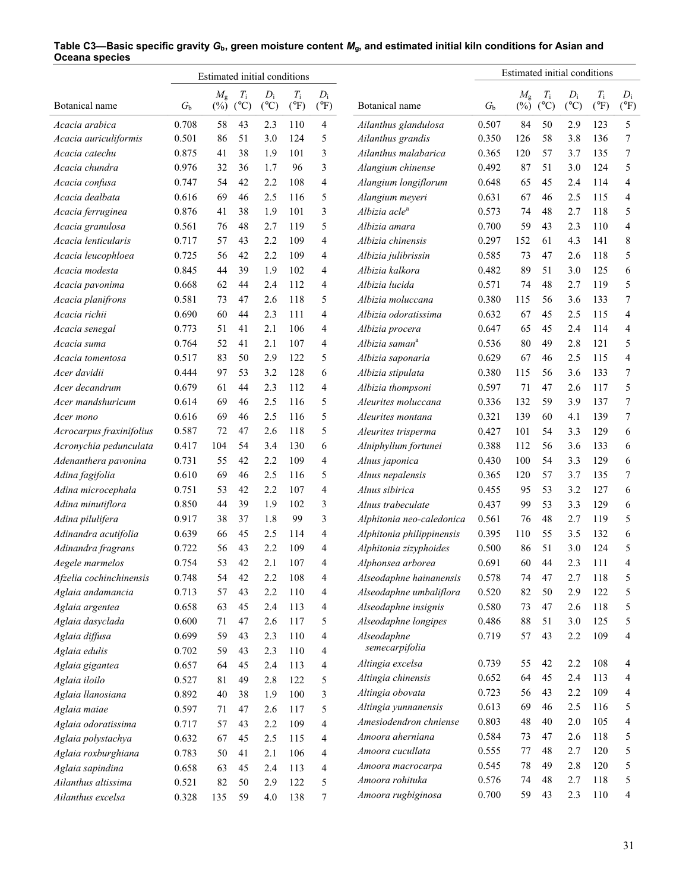**Table C3—Basic specific gravity $G_b$, green moisture content $M_g$, and estimated initial kiln conditions for Asian and Oceana species**

| | | Estimated initial conditions | | | | |
|---|---|---|---|---|---|---|
| Botanical name | $G_b$ | $M_g$ (%) | $T_i$ (°C) | $D_i$ (°C) | $T_i$ (°F) | $D_i$ (°F) |
| *Acacia arabica* | 0.708 | 58 | 43 | 2.3 | 110 | 4 |
| *Acacia auriculiformis* | 0.501 | 86 | 51 | 3.0 | 124 | 5 |
| *Acacia catechu* | 0.875 | 41 | 38 | 1.9 | 101 | 3 |
| *Acacia chundra* | 0.976 | 32 | 36 | 1.7 | 96 | 3 |
| *Acacia confusa* | 0.747 | 54 | 42 | 2.2 | 108 | 4 |
| *Acacia dealbata* | 0.616 | 69 | 46 | 2.5 | 116 | 5 |
| *Acacia ferruginea* | 0.876 | 41 | 38 | 1.9 | 101 | 3 |
| *Acacia granulosa* | 0.561 | 76 | 48 | 2.7 | 119 | 5 |
| *Acacia lenticularis* | 0.717 | 57 | 43 | 2.2 | 109 | 4 |
| *Acacia leucophloea* | 0.725 | 56 | 42 | 2.2 | 109 | 4 |
| *Acacia modesta* | 0.845 | 44 | 39 | 1.9 | 102 | 4 |
| *Acacia pavonima* | 0.668 | 62 | 44 | 2.4 | 112 | 4 |
| *Acacia planifrons* | 0.581 | 73 | 47 | 2.6 | 118 | 5 |
| *Acacia richii* | 0.690 | 60 | 44 | 2.3 | 111 | 4 |
| *Acacia senegal* | 0.773 | 51 | 41 | 2.1 | 106 | 4 |
| *Acacia suma* | 0.764 | 52 | 41 | 2.1 | 107 | 4 |
| *Acacia tomentosa* | 0.517 | 83 | 50 | 2.9 | 122 | 5 |
| *Acer davidii* | 0.444 | 97 | 53 | 3.2 | 128 | 6 |
| *Acer decandrum* | 0.679 | 61 | 44 | 2.3 | 112 | 4 |
| *Acer mandshuricum* | 0.614 | 69 | 46 | 2.5 | 116 | 5 |
| *Acer mono* | 0.616 | 69 | 46 | 2.5 | 116 | 5 |
| *Acrocarpus fraxinifolius* | 0.587 | 72 | 47 | 2.6 | 118 | 5 |
| *Acronychia pedunculata* | 0.417 | 104 | 54 | 3.4 | 130 | 6 |
| *Adenanthera pavonina* | 0.731 | 55 | 42 | 2.2 | 109 | 4 |
| *Adina fagifolia* | 0.610 | 69 | 46 | 2.5 | 116 | 5 |
| *Adina microcephala* | 0.751 | 53 | 42 | 2.2 | 107 | 4 |
| *Adina minutiflora* | 0.850 | 44 | 39 | 1.9 | 102 | 3 |
| *Adina pilulifera* | 0.917 | 38 | 37 | 1.8 | 99 | 3 |
| *Adinandra acutifolia* | 0.639 | 66 | 45 | 2.5 | 114 | 4 |
| *Adinandra fragrans* | 0.722 | 56 | 43 | 2.2 | 109 | 4 |
| *Aegele marmelos* | 0.754 | 53 | 42 | 2.1 | 107 | 4 |
| *Afzelia cochinchinensis* | 0.748 | 54 | 42 | 2.2 | 108 | 4 |
| *Aglaia andamancia* | 0.713 | 57 | 43 | 2.2 | 110 | 4 |
| *Aglaia argentea* | 0.658 | 63 | 45 | 2.4 | 113 | 4 |
| *Aglaia dasyclada* | 0.600 | 71 | 47 | 2.6 | 117 | 5 |
| *Aglaia diffusa* | 0.699 | 59 | 43 | 2.3 | 110 | 4 |
| *Aglaia edulis* | 0.702 | 59 | 43 | 2.3 | 110 | 4 |
| *Aglaia gigantea* | 0.657 | 64 | 45 | 2.4 | 113 | 4 |
| *Aglaia iloilo* | 0.527 | 81 | 49 | 2.8 | 122 | 5 |
| *Aglaia llanosiana* | 0.892 | 40 | 38 | 1.9 | 100 | 3 |
| *Aglaia maiae* | 0.597 | 71 | 47 | 2.6 | 117 | 5 |
| *Aglaia odoratissima* | 0.717 | 57 | 43 | 2.2 | 109 | 4 |
| *Aglaia polystachya* | 0.632 | 67 | 45 | 2.5 | 115 | 4 |
| *Aglaia roxburghiana* | 0.783 | 50 | 41 | 2.1 | 106 | 4 |
| *Aglaia sapindina* | 0.658 | 63 | 45 | 2.4 | 113 | 4 |
| *Ailanthus altissima* | 0.521 | 82 | 50 | 2.9 | 122 | 5 |
| *Ailanthus excelsa* | 0.328 | 135 | 59 | 4.0 | 138 | 7 |
| *Ailanthus glandulosa* | 0.507 | 84 | 50 | 2.9 | 123 | 5 |
| *Ailanthus grandis* | 0.350 | 126 | 58 | 3.8 | 136 | 7 |
| *Ailanthus malabarica* | 0.365 | 120 | 57 | 3.7 | 135 | 7 |
| *Alangium chinense* | 0.492 | 87 | 51 | 3.0 | 124 | 5 |
| *Alangium longiflorum* | 0.648 | 65 | 45 | 2.4 | 114 | 4 |
| *Alangium meyeri* | 0.631 | 67 | 46 | 2.5 | 115 | 4 |
| *Albizia acle*[a] | 0.573 | 74 | 48 | 2.7 | 118 | 5 |
| *Albizia amara* | 0.700 | 59 | 43 | 2.3 | 110 | 4 |
| *Albizia chinensis* | 0.297 | 152 | 61 | 4.3 | 141 | 8 |
| *Albizia julibrissin* | 0.585 | 73 | 47 | 2.6 | 118 | 5 |
| *Albizia kalkora* | 0.482 | 89 | 51 | 3.0 | 125 | 6 |
| *Albizia lucida* | 0.571 | 74 | 48 | 2.7 | 119 | 5 |
| *Albizia moluccana* | 0.380 | 115 | 56 | 3.6 | 133 | 7 |
| *Albizia odoratissima* | 0.632 | 67 | 45 | 2.5 | 115 | 4 |
| *Albizia procera* | 0.647 | 65 | 45 | 2.4 | 114 | 4 |
| *Albizia saman*[a] | 0.536 | 80 | 49 | 2.8 | 121 | 5 |
| *Albizia saponaria* | 0.629 | 67 | 46 | 2.5 | 115 | 4 |
| *Albizia stipulata* | 0.380 | 115 | 56 | 3.6 | 133 | 7 |
| *Albizia thompsoni* | 0.597 | 71 | 47 | 2.6 | 117 | 5 |
| *Aleurites moluccana* | 0.336 | 132 | 59 | 3.9 | 137 | 7 |
| *Aleurites montana* | 0.321 | 139 | 60 | 4.1 | 139 | 7 |
| *Aleurites trisperma* | 0.427 | 101 | 54 | 3.3 | 129 | 6 |
| *Alniphyllum fortunei* | 0.388 | 112 | 56 | 3.6 | 133 | 6 |
| *Alnus japonica* | 0.430 | 100 | 54 | 3.3 | 129 | 6 |
| *Alnus nepalensis* | 0.365 | 120 | 57 | 3.7 | 135 | 7 |
| *Alnus sibirica* | 0.455 | 95 | 53 | 3.2 | 127 | 6 |
| *Alnus trabeculate* | 0.437 | 99 | 53 | 3.3 | 129 | 6 |
| *Alphitonia neo-caledonica* | 0.561 | 76 | 48 | 2.7 | 119 | 5 |
| *Alphitonia philippinensis* | 0.395 | 110 | 55 | 3.5 | 132 | 6 |
| *Alphitonia zizyphoides* | 0.500 | 86 | 51 | 3.0 | 124 | 5 |
| *Alphonsea arborea* | 0.691 | 60 | 44 | 2.3 | 111 | 4 |
| *Alseodaphne hainanensis* | 0.578 | 74 | 47 | 2.7 | 118 | 5 |
| *Alseodaphne umbaliflora* | 0.520 | 82 | 50 | 2.9 | 122 | 5 |
| *Alseodaphne insignis* | 0.580 | 73 | 47 | 2.6 | 118 | 5 |
| *Alseodaphne longipes* | 0.486 | 88 | 51 | 3.0 | 125 | 5 |
| *Alseodaphne semecarpifolia* | 0.719 | 57 | 43 | 2.2 | 109 | 4 |
| *Altingia excelsa* | 0.739 | 55 | 42 | 2.2 | 108 | 4 |
| *Altingia chinensis* | 0.652 | 64 | 45 | 2.4 | 113 | 4 |
| *Altingia obovata* | 0.723 | 56 | 43 | 2.2 | 109 | 4 |
| *Altingia yunnanensis* | 0.613 | 69 | 46 | 2.5 | 116 | 5 |
| *Amesiodendron chniense* | 0.803 | 48 | 40 | 2.0 | 105 | 4 |
| *Amoora aherniana* | 0.584 | 73 | 47 | 2.6 | 118 | 5 |
| *Amoora cucullata* | 0.555 | 77 | 48 | 2.7 | 120 | 5 |
| *Amoora macrocarpa* | 0.545 | 78 | 49 | 2.8 | 120 | 5 |
| *Amoora rohituka* | 0.576 | 74 | 48 | 2.7 | 118 | 5 |
| *Amoora rugbiginosa* | 0.700 | 59 | 43 | 2.3 | 110 | 4 |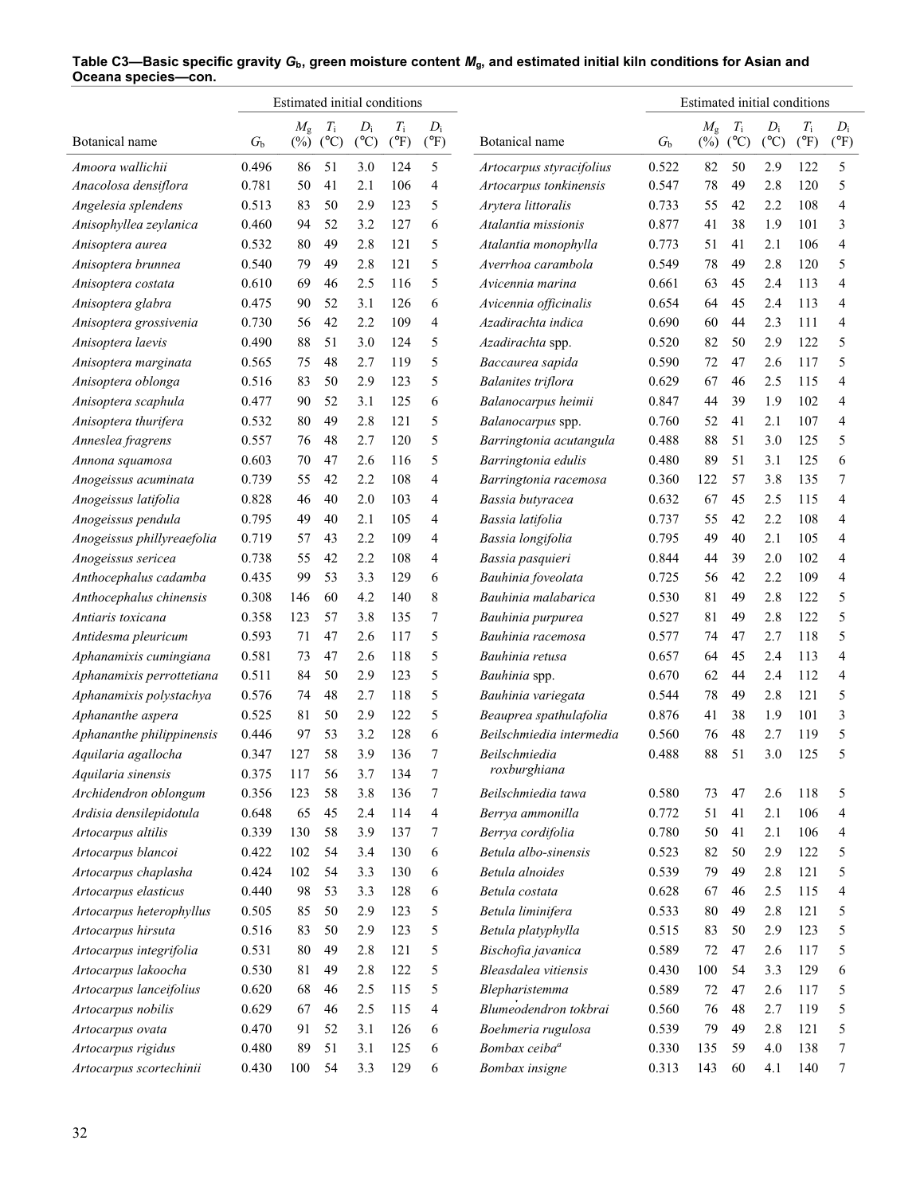**Table C3—Basic specific gravity $G_b$, green moisture content $M_g$, and estimated initial kiln conditions for Asian and Oceana species—con.**

| Botanical name | $G_b$ | Estimated initial conditions | | | | |
|---|---|---|---|---|---|---|
| | | $M_g$ (%) | $T_i$ (°C) | $D_i$ (°C) | $T_i$ (°F) | $D_i$ (°F) |
| *Amoora wallichii* | 0.496 | 86 | 51 | 3.0 | 124 | 5 |
| *Anacolosa densiflora* | 0.781 | 50 | 41 | 2.1 | 106 | 4 |
| *Angelesia splendens* | 0.513 | 83 | 50 | 2.9 | 123 | 5 |
| *Anisophyllea zeylanica* | 0.460 | 94 | 52 | 3.2 | 127 | 6 |
| *Anisoptera aurea* | 0.532 | 80 | 49 | 2.8 | 121 | 5 |
| *Anisoptera brunnea* | 0.540 | 79 | 49 | 2.8 | 121 | 5 |
| *Anisoptera costata* | 0.610 | 69 | 46 | 2.5 | 116 | 5 |
| *Anisoptera glabra* | 0.475 | 90 | 52 | 3.1 | 126 | 6 |
| *Anisoptera grossivenia* | 0.730 | 56 | 42 | 2.2 | 109 | 4 |
| *Anisoptera laevis* | 0.490 | 88 | 51 | 3.0 | 124 | 5 |
| *Anisoptera marginata* | 0.565 | 75 | 48 | 2.7 | 119 | 5 |
| *Anisoptera oblonga* | 0.516 | 83 | 50 | 2.9 | 123 | 5 |
| *Anisoptera scaphula* | 0.477 | 90 | 52 | 3.1 | 125 | 6 |
| *Anisoptera thurifera* | 0.532 | 80 | 49 | 2.8 | 121 | 5 |
| *Anneslea fragrens* | 0.557 | 76 | 48 | 2.7 | 120 | 5 |
| *Annona squamosa* | 0.603 | 70 | 47 | 2.6 | 116 | 5 |
| *Anogeissus acuminata* | 0.739 | 55 | 42 | 2.2 | 108 | 4 |
| *Anogeissus latifolia* | 0.828 | 46 | 40 | 2.0 | 103 | 4 |
| *Anogeissus pendula* | 0.795 | 49 | 40 | 2.1 | 105 | 4 |
| *Anogeissus phillyreaefolia* | 0.719 | 57 | 43 | 2.2 | 109 | 4 |
| *Anogeissus sericea* | 0.738 | 55 | 42 | 2.2 | 108 | 4 |
| *Anthocephalus cadamba* | 0.435 | 99 | 53 | 3.3 | 129 | 6 |
| *Anthocephalus chinensis* | 0.308 | 146 | 60 | 4.2 | 140 | 8 |
| *Antiaris toxicana* | 0.358 | 123 | 57 | 3.8 | 135 | 7 |
| *Antidesma pleuricum* | 0.593 | 71 | 47 | 2.6 | 117 | 5 |
| *Aphanamixis cumingiana* | 0.581 | 73 | 47 | 2.6 | 118 | 5 |
| *Aphanamixis perrottetiana* | 0.511 | 84 | 50 | 2.9 | 123 | 5 |
| *Aphanamixis polystachya* | 0.576 | 74 | 48 | 2.7 | 118 | 5 |
| *Aphananthe aspera* | 0.525 | 81 | 50 | 2.9 | 122 | 5 |
| *Aphananthe philippinensis* | 0.446 | 97 | 53 | 3.2 | 128 | 6 |
| *Aquilaria agallocha* | 0.347 | 127 | 58 | 3.9 | 136 | 7 |
| *Aquilaria sinensis* | 0.375 | 117 | 56 | 3.7 | 134 | 7 |
| *Archidendron oblongum* | 0.356 | 123 | 58 | 3.8 | 136 | 7 |
| *Ardisia densilepidotula* | 0.648 | 65 | 45 | 2.4 | 114 | 4 |
| *Artocarpus altilis* | 0.339 | 130 | 58 | 3.9 | 137 | 7 |
| *Artocarpus blancoi* | 0.422 | 102 | 54 | 3.4 | 130 | 6 |
| *Artocarpus chaplasha* | 0.424 | 102 | 54 | 3.3 | 130 | 6 |
| *Artocarpus elasticus* | 0.440 | 98 | 53 | 3.3 | 128 | 6 |
| *Artocarpus heterophyllus* | 0.505 | 85 | 50 | 2.9 | 123 | 5 |
| *Artocarpus hirsuta* | 0.516 | 83 | 50 | 2.9 | 123 | 5 |
| *Artocarpus integrifolia* | 0.531 | 80 | 49 | 2.8 | 121 | 5 |
| *Artocarpus lakoocha* | 0.530 | 81 | 49 | 2.8 | 122 | 5 |
| *Artocarpus lanceifolius* | 0.620 | 68 | 46 | 2.5 | 115 | 5 |
| *Artocarpus nobilis* | 0.629 | 67 | 46 | 2.5 | 115 | 4 |
| *Artocarpus ovata* | 0.470 | 91 | 52 | 3.1 | 126 | 6 |
| *Artocarpus rigidus* | 0.480 | 89 | 51 | 3.1 | 125 | 6 |
| *Artocarpus scortechinii* | 0.430 | 100 | 54 | 3.3 | 129 | 6 |
| *Artocarpus styracifolius* | 0.522 | 82 | 50 | 2.9 | 122 | 5 |
| *Artocarpus tonkinensis* | 0.547 | 78 | 49 | 2.8 | 120 | 5 |
| *Arytera littoralis* | 0.733 | 55 | 42 | 2.2 | 108 | 4 |
| *Atalantia missionis* | 0.877 | 41 | 38 | 1.9 | 101 | 3 |
| *Atalantia monophylla* | 0.773 | 51 | 41 | 2.1 | 106 | 4 |
| *Averrhoa carambola* | 0.549 | 78 | 49 | 2.8 | 120 | 5 |
| *Avicennia marina* | 0.661 | 63 | 45 | 2.4 | 113 | 4 |
| *Avicennia officinalis* | 0.654 | 64 | 45 | 2.4 | 113 | 4 |
| *Azadirachta indica* | 0.690 | 60 | 44 | 2.3 | 111 | 4 |
| *Azadirachta* spp. | 0.520 | 82 | 50 | 2.9 | 122 | 5 |
| *Baccaurea sapida* | 0.590 | 72 | 47 | 2.6 | 117 | 5 |
| *Balanites triflora* | 0.629 | 67 | 46 | 2.5 | 115 | 4 |
| *Balanocarpus heimii* | 0.847 | 44 | 39 | 1.9 | 102 | 4 |
| *Balanocarpus* spp. | 0.760 | 52 | 41 | 2.1 | 107 | 4 |
| *Barringtonia acutangula* | 0.488 | 88 | 51 | 3.0 | 125 | 5 |
| *Barringtonia edulis* | 0.480 | 89 | 51 | 3.1 | 125 | 6 |
| *Barringtonia racemosa* | 0.360 | 122 | 57 | 3.8 | 135 | 7 |
| *Bassia butyracea* | 0.632 | 67 | 45 | 2.5 | 115 | 4 |
| *Bassia latifolia* | 0.737 | 55 | 42 | 2.2 | 108 | 4 |
| *Bassia longifolia* | 0.795 | 49 | 40 | 2.1 | 105 | 4 |
| *Bassia pasquieri* | 0.844 | 44 | 39 | 2.0 | 102 | 4 |
| *Bauhinia foveolata* | 0.725 | 56 | 42 | 2.2 | 109 | 4 |
| *Bauhinia malabarica* | 0.530 | 81 | 49 | 2.8 | 122 | 5 |
| *Bauhinia purpurea* | 0.527 | 81 | 49 | 2.8 | 122 | 5 |
| *Bauhinia racemosa* | 0.577 | 74 | 47 | 2.7 | 118 | 5 |
| *Bauhinia retusa* | 0.657 | 64 | 45 | 2.4 | 113 | 4 |
| *Bauhinia* spp. | 0.670 | 62 | 44 | 2.4 | 112 | 4 |
| *Bauhinia variegata* | 0.544 | 78 | 49 | 2.8 | 121 | 5 |
| *Beauprea spathulafolia* | 0.876 | 41 | 38 | 1.9 | 101 | 3 |
| *Beilschmiedia intermedia* | 0.560 | 76 | 48 | 2.7 | 119 | 5 |
| *Beilschmiedia roxburghiana* | 0.488 | 88 | 51 | 3.0 | 125 | 5 |
| *Beilschmiedia tawa* | 0.580 | 73 | 47 | 2.6 | 118 | 5 |
| *Berrya ammonilla* | 0.772 | 51 | 41 | 2.1 | 106 | 4 |
| *Berrya cordifolia* | 0.780 | 50 | 41 | 2.1 | 106 | 4 |
| *Betula albo-sinensis* | 0.523 | 82 | 50 | 2.9 | 122 | 5 |
| *Betula alnoides* | 0.539 | 79 | 49 | 2.8 | 121 | 5 |
| *Betula costata* | 0.628 | 67 | 46 | 2.5 | 115 | 4 |
| *Betula liminifera* | 0.533 | 80 | 49 | 2.8 | 121 | 5 |
| *Betula platyphylla* | 0.515 | 83 | 50 | 2.9 | 123 | 5 |
| *Bischofia javanica* | 0.589 | 72 | 47 | 2.6 | 117 | 5 |
| *Bleasdalea vitiensis* | 0.430 | 100 | 54 | 3.3 | 129 | 6 |
| *Blepharistemma* | 0.589 | 72 | 47 | 2.6 | 117 | 5 |
| *Blumeodendron tokbrai* | 0.560 | 76 | 48 | 2.7 | 119 | 5 |
| *Boehmeria rugulosa* | 0.539 | 79 | 49 | 2.8 | 121 | 5 |
| *Bombax ceiba*[a] | 0.330 | 135 | 59 | 4.0 | 138 | 7 |
| *Bombax insigne* | 0.313 | 143 | 60 | 4.1 | 140 | 7 |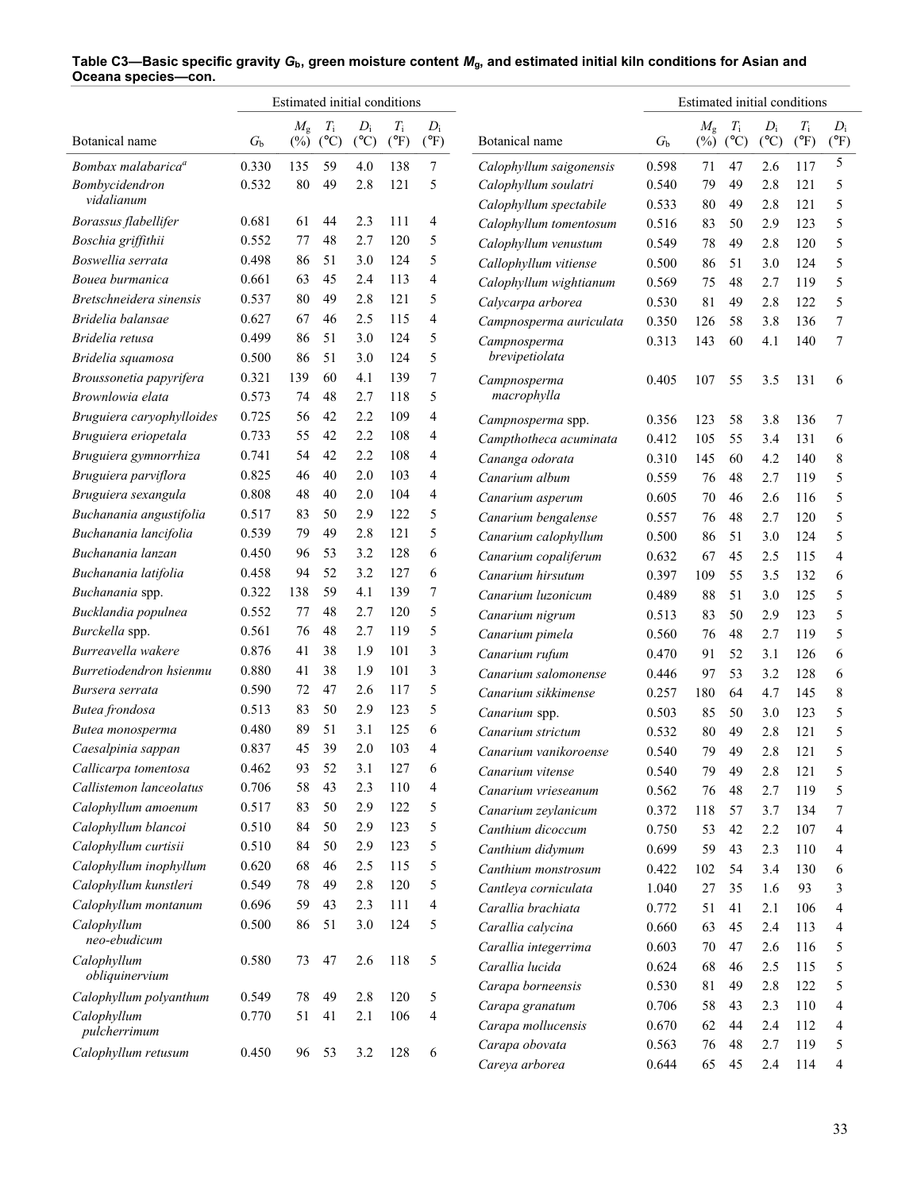**Table C3—Basic specific gravity $G_b$, green moisture content $M_g$, and estimated initial kiln conditions for Asian and Oceana species—con.**

| Botanical name | $G_b$ | Estimated initial conditions | | | | |
|---|---|---|---|---|---|---|
| | | $M_g$ (%) | $T_i$ (°C) | $D_i$ (°C) | $T_i$ (°F) | $D_i$ (°F) |
| *Bombax malabarica*[a] | 0.330 | 135 | 59 | 4.0 | 138 | 7 |
| *Bombycidendron vidalianum* | 0.532 | 80 | 49 | 2.8 | 121 | 5 |
| *Borassus flabellifer* | 0.681 | 61 | 44 | 2.3 | 111 | 4 |
| *Boschia griffithii* | 0.552 | 77 | 48 | 2.7 | 120 | 5 |
| *Boswellia serrata* | 0.498 | 86 | 51 | 3.0 | 124 | 5 |
| *Bouea burmanica* | 0.661 | 63 | 45 | 2.4 | 113 | 4 |
| *Bretschneidera sinensis* | 0.537 | 80 | 49 | 2.8 | 121 | 5 |
| *Bridelia balansae* | 0.627 | 67 | 46 | 2.5 | 115 | 4 |
| *Bridelia retusa* | 0.499 | 86 | 51 | 3.0 | 124 | 5 |
| *Bridelia squamosa* | 0.500 | 86 | 51 | 3.0 | 124 | 5 |
| *Broussonetia papyrifera* | 0.321 | 139 | 60 | 4.1 | 139 | 7 |
| *Brownlowia elata* | 0.573 | 74 | 48 | 2.7 | 118 | 5 |
| *Bruguiera caryophylloides* | 0.725 | 56 | 42 | 2.2 | 109 | 4 |
| *Bruguiera eriopetala* | 0.733 | 55 | 42 | 2.2 | 108 | 4 |
| *Bruguiera gymnorrhiza* | 0.741 | 54 | 42 | 2.2 | 108 | 4 |
| *Bruguiera parviflora* | 0.825 | 46 | 40 | 2.0 | 103 | 4 |
| *Bruguiera sexangula* | 0.808 | 48 | 40 | 2.0 | 104 | 4 |
| *Buchanania angustifolia* | 0.517 | 83 | 50 | 2.9 | 122 | 5 |
| *Buchanania lancifolia* | 0.539 | 79 | 49 | 2.8 | 121 | 5 |
| *Buchanania lanzan* | 0.450 | 96 | 53 | 3.2 | 128 | 6 |
| *Buchanania latifolia* | 0.458 | 94 | 52 | 3.2 | 127 | 6 |
| *Buchanania* spp. | 0.322 | 138 | 59 | 4.1 | 139 | 7 |
| *Bucklandia populnea* | 0.552 | 77 | 48 | 2.7 | 120 | 5 |
| *Burckella* spp. | 0.561 | 76 | 48 | 2.7 | 119 | 5 |
| *Burreavella wakere* | 0.876 | 41 | 38 | 1.9 | 101 | 3 |
| *Burretiodendron hsienmu* | 0.880 | 41 | 38 | 1.9 | 101 | 3 |
| *Bursera serrata* | 0.590 | 72 | 47 | 2.6 | 117 | 5 |
| *Butea frondosa* | 0.513 | 83 | 50 | 2.9 | 123 | 5 |
| *Butea monosperma* | 0.480 | 89 | 51 | 3.1 | 125 | 6 |
| *Caesalpinia sappan* | 0.837 | 45 | 39 | 2.0 | 103 | 4 |
| *Callicarpa tomentosa* | 0.462 | 93 | 52 | 3.1 | 127 | 6 |
| *Callistemon lanceolatus* | 0.706 | 58 | 43 | 2.3 | 110 | 4 |
| *Calophyllum amoenum* | 0.517 | 83 | 50 | 2.9 | 122 | 5 |
| *Calophyllum blancoi* | 0.510 | 84 | 50 | 2.9 | 123 | 5 |
| *Calophyllum curtisii* | 0.510 | 84 | 50 | 2.9 | 123 | 5 |
| *Calophyllum inophyllum* | 0.620 | 68 | 46 | 2.5 | 115 | 5 |
| *Calophyllum kunstleri* | 0.549 | 78 | 49 | 2.8 | 120 | 5 |
| *Calophyllum montanum* | 0.696 | 59 | 43 | 2.3 | 111 | 4 |
| *Calophyllum neo-ebudicum* | 0.500 | 86 | 51 | 3.0 | 124 | 5 |
| *Calophyllum obliquinervium* | 0.580 | 73 | 47 | 2.6 | 118 | 5 |
| *Calophyllum polyanthum* | 0.549 | 78 | 49 | 2.8 | 120 | 5 |
| *Calophyllum pulcherrimum* | 0.770 | 51 | 41 | 2.1 | 106 | 4 |
| *Calophyllum retusum* | 0.450 | 96 | 53 | 3.2 | 128 | 6 |
| *Calophyllum saigonensis* | 0.598 | 71 | 47 | 2.6 | 117 | 5 |
| *Calophyllum soulatri* | 0.540 | 79 | 49 | 2.8 | 121 | 5 |
| *Calophyllum spectabile* | 0.533 | 80 | 49 | 2.8 | 121 | 5 |
| *Calophyllum tomentosum* | 0.516 | 83 | 50 | 2.9 | 123 | 5 |
| *Calophyllum venustum* | 0.549 | 78 | 49 | 2.8 | 120 | 5 |
| *Callophyllum vitiense* | 0.500 | 86 | 51 | 3.0 | 124 | 5 |
| *Calophyllum wightianum* | 0.569 | 75 | 48 | 2.7 | 119 | 5 |
| *Calycarpa arborea* | 0.530 | 81 | 49 | 2.8 | 122 | 5 |
| *Campnosperma auriculata* | 0.350 | 126 | 58 | 3.8 | 136 | 7 |
| *Campnosperma brevipetiolata* | 0.313 | 143 | 60 | 4.1 | 140 | 7 |
| *Campnosperma macrophylla* | 0.405 | 107 | 55 | 3.5 | 131 | 6 |
| *Campnosperma* spp. | 0.356 | 123 | 58 | 3.8 | 136 | 7 |
| *Campthotheca acuminata* | 0.412 | 105 | 55 | 3.4 | 131 | 6 |
| *Cananga odorata* | 0.310 | 145 | 60 | 4.2 | 140 | 8 |
| *Canarium album* | 0.559 | 76 | 48 | 2.7 | 119 | 5 |
| *Canarium asperum* | 0.605 | 70 | 46 | 2.6 | 116 | 5 |
| *Canarium bengalense* | 0.557 | 76 | 48 | 2.7 | 120 | 5 |
| *Canarium calophyllum* | 0.500 | 86 | 51 | 3.0 | 124 | 5 |
| *Canarium copaliferum* | 0.632 | 67 | 45 | 2.5 | 115 | 4 |
| *Canarium hirsutum* | 0.397 | 109 | 55 | 3.5 | 132 | 6 |
| *Canarium luzonicum* | 0.489 | 88 | 51 | 3.0 | 125 | 5 |
| *Canarium nigrum* | 0.513 | 83 | 50 | 2.9 | 123 | 5 |
| *Canarium pimela* | 0.560 | 76 | 48 | 2.7 | 119 | 5 |
| *Canarium rufum* | 0.470 | 91 | 52 | 3.1 | 126 | 6 |
| *Canarium salomonense* | 0.446 | 97 | 53 | 3.2 | 128 | 6 |
| *Canarium sikkimense* | 0.257 | 180 | 64 | 4.7 | 145 | 8 |
| *Canarium* spp. | 0.503 | 85 | 50 | 3.0 | 123 | 5 |
| *Canarium strictum* | 0.532 | 80 | 49 | 2.8 | 121 | 5 |
| *Canarium vanikoroense* | 0.540 | 79 | 49 | 2.8 | 121 | 5 |
| *Canarium vitense* | 0.540 | 79 | 49 | 2.8 | 121 | 5 |
| *Canarium vrieseanum* | 0.562 | 76 | 48 | 2.7 | 119 | 5 |
| *Canarium zeylanicum* | 0.372 | 118 | 57 | 3.7 | 134 | 7 |
| *Canthium dicoccum* | 0.750 | 53 | 42 | 2.2 | 107 | 4 |
| *Canthium didymum* | 0.699 | 59 | 43 | 2.3 | 110 | 4 |
| *Canthium monstrosum* | 0.422 | 102 | 54 | 3.4 | 130 | 6 |
| *Cantleya corniculata* | 1.040 | 27 | 35 | 1.6 | 93 | 3 |
| *Carallia brachiata* | 0.772 | 51 | 41 | 2.1 | 106 | 4 |
| *Carallia calycina* | 0.660 | 63 | 45 | 2.4 | 113 | 4 |
| *Carallia integerrima* | 0.603 | 70 | 47 | 2.6 | 116 | 5 |
| *Carallia lucida* | 0.624 | 68 | 46 | 2.5 | 115 | 5 |
| *Carapa borneensis* | 0.530 | 81 | 49 | 2.8 | 122 | 5 |
| *Carapa granatum* | 0.706 | 58 | 43 | 2.3 | 110 | 4 |
| *Carapa mollucensis* | 0.670 | 62 | 44 | 2.4 | 112 | 4 |
| *Carapa obovata* | 0.563 | 76 | 48 | 2.7 | 119 | 5 |
| *Careya arborea* | 0.644 | 65 | 45 | 2.4 | 114 | 4 |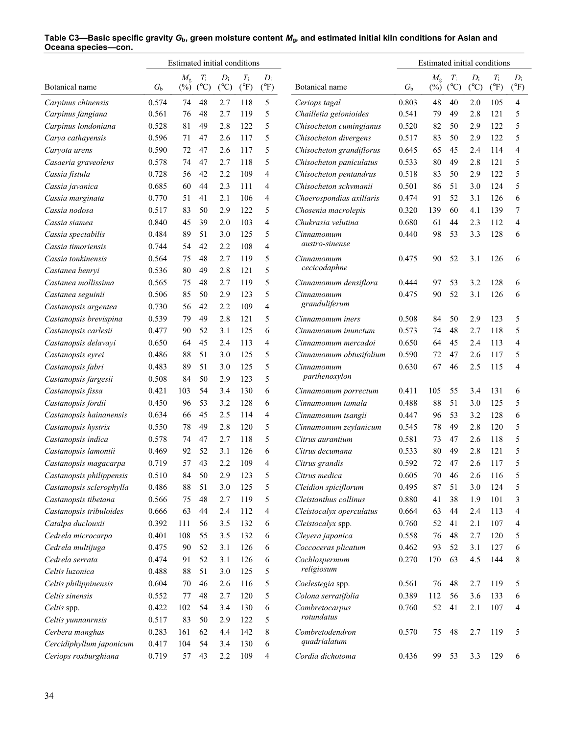**Table C3—Basic specific gravity $G_b$, green moisture content $M_g$, and estimated initial kiln conditions for Asian and Oceana species—con.**

| Botanical name | $G_b$ | Estimated initial conditions | | | | | Botanical name | $G_b$ | Estimated initial conditions | | | | |
|---|---|---|---|---|---|---|---|---|---|---|---|---|---|
| | | $M_g$ (%) | $T_i$ (°C) | $D_i$ (°C) | $T_i$ (°F) | $D_i$ (°F) | | | $M_g$ (%) | $T_i$ (°C) | $D_i$ (°C) | $T_i$ (°F) | $D_i$ (°F) |
| *Carpinus chinensis* | 0.574 | 74 | 48 | 2.7 | 118 | 5 | *Ceriops tagal* | 0.803 | 48 | 40 | 2.0 | 105 | 4 |
| *Carpinus fangiana* | 0.561 | 76 | 48 | 2.7 | 119 | 5 | *Chailletia gelonioides* | 0.541 | 79 | 49 | 2.8 | 121 | 5 |
| *Carpinus londoniana* | 0.528 | 81 | 49 | 2.8 | 122 | 5 | *Chisocheton cumingianus* | 0.520 | 82 | 50 | 2.9 | 122 | 5 |
| *Carya cathayensis* | 0.596 | 71 | 47 | 2.6 | 117 | 5 | *Chisocheton divergens* | 0.517 | 83 | 50 | 2.9 | 122 | 5 |
| *Caryota urens* | 0.590 | 72 | 47 | 2.6 | 117 | 5 | *Chisocheton grandiflorus* | 0.645 | 65 | 45 | 2.4 | 114 | 4 |
| *Casaeria graveolens* | 0.578 | 74 | 47 | 2.7 | 118 | 5 | *Chisocheton paniculatus* | 0.533 | 80 | 49 | 2.8 | 121 | 5 |
| *Cassia fistula* | 0.728 | 56 | 42 | 2.2 | 109 | 4 | *Chisocheton pentandrus* | 0.518 | 83 | 50 | 2.9 | 122 | 5 |
| *Cassia javanica* | 0.685 | 60 | 44 | 2.3 | 111 | 4 | *Chisocheton schvmanii* | 0.501 | 86 | 51 | 3.0 | 124 | 5 |
| *Cassia marginata* | 0.770 | 51 | 41 | 2.1 | 106 | 4 | *Choerospondias axillaris* | 0.474 | 91 | 52 | 3.1 | 126 | 6 |
| *Cassia nodosa* | 0.517 | 83 | 50 | 2.9 | 122 | 5 | *Chosenia macrolepis* | 0.320 | 139 | 60 | 4.1 | 139 | 7 |
| *Cassia siamea* | 0.840 | 45 | 39 | 2.0 | 103 | 4 | *Chukrasia velutina* | 0.680 | 61 | 44 | 2.3 | 112 | 4 |
| *Cassia spectabilis* | 0.484 | 89 | 51 | 3.0 | 125 | 5 | *Cinnamomum austro-sinense* | 0.440 | 98 | 53 | 3.3 | 128 | 6 |
| *Cassia timoriensis* | 0.744 | 54 | 42 | 2.2 | 108 | 4 | | | | | | | |
| *Cassia tonkinensis* | 0.564 | 75 | 48 | 2.7 | 119 | 5 | *Cinnamomum cecicodaphne* | 0.475 | 90 | 52 | 3.1 | 126 | 6 |
| *Castanea henryi* | 0.536 | 80 | 49 | 2.8 | 121 | 5 | | | | | | | |
| *Castanea mollissima* | 0.565 | 75 | 48 | 2.7 | 119 | 5 | *Cinnamomum densiflora* | 0.444 | 97 | 53 | 3.2 | 128 | 6 |
| *Castanea seguinii* | 0.506 | 85 | 50 | 2.9 | 123 | 5 | *Cinnamomum granduliferum* | 0.475 | 90 | 52 | 3.1 | 126 | 6 |
| *Castanopsis argentea* | 0.730 | 56 | 42 | 2.2 | 109 | 4 | | | | | | | |
| *Castanopsis brevispina* | 0.539 | 79 | 49 | 2.8 | 121 | 5 | *Cinnamomum iners* | 0.508 | 84 | 50 | 2.9 | 123 | 5 |
| *Castanopsis carlesii* | 0.477 | 90 | 52 | 3.1 | 125 | 6 | *Cinnamomum inunctum* | 0.573 | 74 | 48 | 2.7 | 118 | 5 |
| *Castanopsis delavayi* | 0.650 | 64 | 45 | 2.4 | 113 | 4 | *Cinnamomum mercadoi* | 0.650 | 64 | 45 | 2.4 | 113 | 4 |
| *Castanopsis eyrei* | 0.486 | 88 | 51 | 3.0 | 125 | 5 | *Cinnamomum obtusifolium* | 0.590 | 72 | 47 | 2.6 | 117 | 5 |
| *Castanopsis fabri* | 0.483 | 89 | 51 | 3.0 | 125 | 5 | *Cinnamomum parthenoxylon* | 0.630 | 67 | 46 | 2.5 | 115 | 4 |
| *Castanopsis fargesii* | 0.508 | 84 | 50 | 2.9 | 123 | 5 | | | | | | | |
| *Castanopsis fissa* | 0.421 | 103 | 54 | 3.4 | 130 | 6 | *Cinnamomum porrectum* | 0.411 | 105 | 55 | 3.4 | 131 | 6 |
| *Castanopsis fordii* | 0.450 | 96 | 53 | 3.2 | 128 | 6 | *Cinnamomum tamala* | 0.488 | 88 | 51 | 3.0 | 125 | 5 |
| *Castanopsis hainanensis* | 0.634 | 66 | 45 | 2.5 | 114 | 4 | *Cinnamomum tsangii* | 0.447 | 96 | 53 | 3.2 | 128 | 6 |
| *Castanopsis hystrix* | 0.550 | 78 | 49 | 2.8 | 120 | 5 | *Cinnamomum zeylanicum* | 0.545 | 78 | 49 | 2.8 | 120 | 5 |
| *Castanopsis indica* | 0.578 | 74 | 47 | 2.7 | 118 | 5 | *Citrus aurantium* | 0.581 | 73 | 47 | 2.6 | 118 | 5 |
| *Castanopsis lamontii* | 0.469 | 92 | 52 | 3.1 | 126 | 6 | *Citrus decumana* | 0.533 | 80 | 49 | 2.8 | 121 | 5 |
| *Castanopsis magacarpa* | 0.719 | 57 | 43 | 2.2 | 109 | 4 | *Citrus grandis* | 0.592 | 72 | 47 | 2.6 | 117 | 5 |
| *Castanopsis philippensis* | 0.510 | 84 | 50 | 2.9 | 123 | 5 | *Citrus medica* | 0.605 | 70 | 46 | 2.6 | 116 | 5 |
| *Castanopsis sclerophylla* | 0.486 | 88 | 51 | 3.0 | 125 | 5 | *Cleidion spiciflorum* | 0.495 | 87 | 51 | 3.0 | 124 | 5 |
| *Castanopsis tibetana* | 0.566 | 75 | 48 | 2.7 | 119 | 5 | *Cleistanthus collinus* | 0.880 | 41 | 38 | 1.9 | 101 | 3 |
| *Castanopsis tribuloides* | 0.666 | 63 | 44 | 2.4 | 112 | 4 | *Cleistocalyx operculatus* | 0.664 | 63 | 44 | 2.4 | 113 | 4 |
| *Catalpa duclouxii* | 0.392 | 111 | 56 | 3.5 | 132 | 6 | *Cleistocalyx* spp. | 0.760 | 52 | 41 | 2.1 | 107 | 4 |
| *Cedrela microcarpa* | 0.401 | 108 | 55 | 3.5 | 132 | 6 | *Cleyera japonica* | 0.558 | 76 | 48 | 2.7 | 120 | 5 |
| *Cedrela multijuga* | 0.475 | 90 | 52 | 3.1 | 126 | 6 | *Coccoceras plicatum* | 0.462 | 93 | 52 | 3.1 | 127 | 6 |
| *Cedrela serrata* | 0.474 | 91 | 52 | 3.1 | 126 | 6 | *Cochlospermum religiosum* | 0.270 | 170 | 63 | 4.5 | 144 | 8 |
| *Celtis luzonica* | 0.488 | 88 | 51 | 3.0 | 125 | 5 | | | | | | | |
| *Celtis philippinensis* | 0.604 | 70 | 46 | 2.6 | 116 | 5 | *Coelestegia* spp. | 0.561 | 76 | 48 | 2.7 | 119 | 5 |
| *Celtis sinensis* | 0.552 | 77 | 48 | 2.7 | 120 | 5 | *Colona serratifolia* | 0.389 | 112 | 56 | 3.6 | 133 | 6 |
| *Celtis* spp. | 0.422 | 102 | 54 | 3.4 | 130 | 6 | *Combretocarpus rotundatus* | 0.760 | 52 | 41 | 2.1 | 107 | 4 |
| *Celtis yunnanrnsis* | 0.517 | 83 | 50 | 2.9 | 122 | 5 | | | | | | | |
| *Cerbera manghas* | 0.283 | 161 | 62 | 4.4 | 142 | 8 | *Combretodendron quadrialatum* | 0.570 | 75 | 48 | 2.7 | 119 | 5 |
| *Cercidiphyllum japonicum* | 0.417 | 104 | 54 | 3.4 | 130 | 6 | | | | | | | |
| *Ceriops roxburghiana* | 0.719 | 57 | 43 | 2.2 | 109 | 4 | *Cordia dichotoma* | 0.436 | 99 | 53 | 3.3 | 129 | 6 |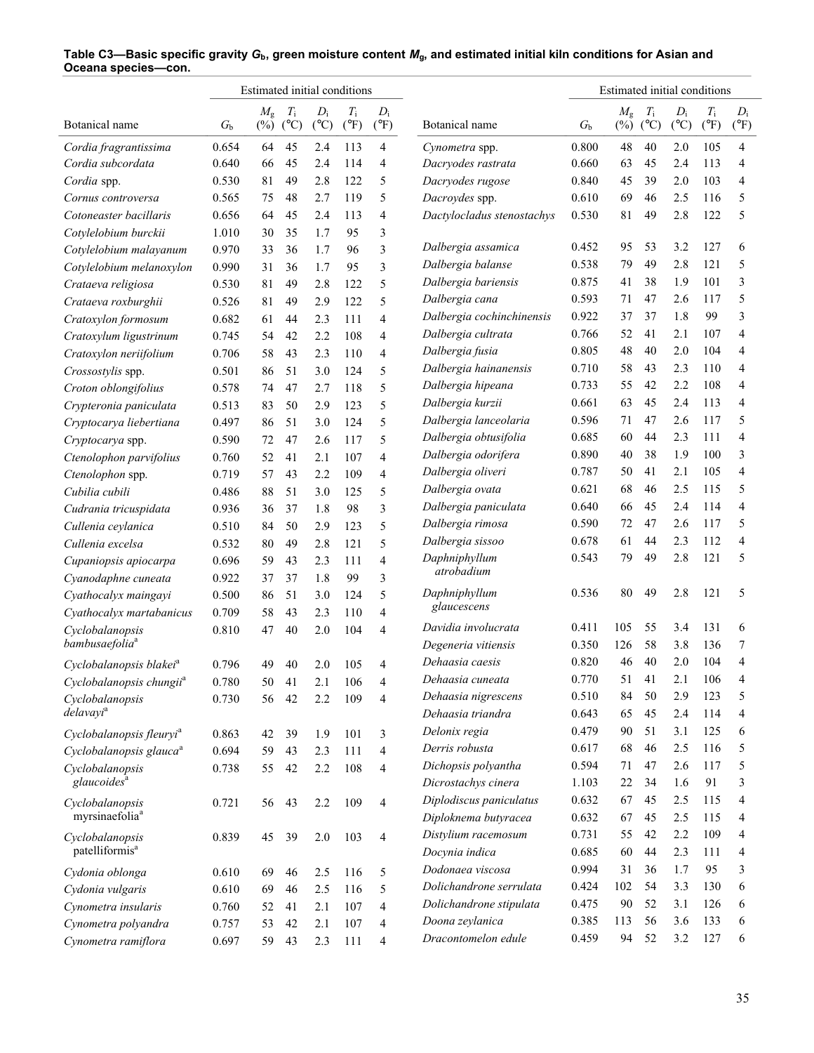**Table C3—Basic specific gravity $G_b$, green moisture content $M_g$, and estimated initial kiln conditions for Asian and Oceana species—con.**

| | | Estimated initial conditions | | | | |
|---|---|---|---|---|---|---|
| Botanical name | $G_b$ | $M_g$ (%) | $T_i$ (°C) | $D_i$ (°C) | $T_i$ (°F) | $D_i$ (°F) |
| *Cordia fragrantissima* | 0.654 | 64 | 45 | 2.4 | 113 | 4 |
| *Cordia subcordata* | 0.640 | 66 | 45 | 2.4 | 114 | 4 |
| *Cordia* spp. | 0.530 | 81 | 49 | 2.8 | 122 | 5 |
| *Cornus controversa* | 0.565 | 75 | 48 | 2.7 | 119 | 5 |
| *Cotoneaster bacillaris* | 0.656 | 64 | 45 | 2.4 | 113 | 4 |
| *Cotylelobium burckii* | 1.010 | 30 | 35 | 1.7 | 95 | 3 |
| *Cotylelobium malayanum* | 0.970 | 33 | 36 | 1.7 | 96 | 3 |
| *Cotylelobium melanoxylon* | 0.990 | 31 | 36 | 1.7 | 95 | 3 |
| *Crataeva religiosa* | 0.530 | 81 | 49 | 2.8 | 122 | 5 |
| *Crataeva roxburghii* | 0.526 | 81 | 49 | 2.9 | 122 | 5 |
| *Cratoxylon formosum* | 0.682 | 61 | 44 | 2.3 | 111 | 4 |
| *Cratoxylum ligustrinum* | 0.745 | 54 | 42 | 2.2 | 108 | 4 |
| *Cratoxylon neriifolium* | 0.706 | 58 | 43 | 2.3 | 110 | 4 |
| *Crossostylis* spp. | 0.501 | 86 | 51 | 3.0 | 124 | 5 |
| *Croton oblongifolius* | 0.578 | 74 | 47 | 2.7 | 118 | 5 |
| *Crypteronia paniculata* | 0.513 | 83 | 50 | 2.9 | 123 | 5 |
| *Cryptocarya liebertiana* | 0.497 | 86 | 51 | 3.0 | 124 | 5 |
| *Cryptocarya* spp. | 0.590 | 72 | 47 | 2.6 | 117 | 5 |
| *Ctenolophon parvifolius* | 0.760 | 52 | 41 | 2.1 | 107 | 4 |
| *Ctenolophon* spp. | 0.719 | 57 | 43 | 2.2 | 109 | 4 |
| *Cubilia cubili* | 0.486 | 88 | 51 | 3.0 | 125 | 5 |
| *Cudrania tricuspidata* | 0.936 | 36 | 37 | 1.8 | 98 | 3 |
| *Cullenia ceylanica* | 0.510 | 84 | 50 | 2.9 | 123 | 5 |
| *Cullenia excelsa* | 0.532 | 80 | 49 | 2.8 | 121 | 5 |
| *Cupaniopsis apiocarpa* | 0.696 | 59 | 43 | 2.3 | 111 | 4 |
| *Cyanodaphne cuneata* | 0.922 | 37 | 37 | 1.8 | 99 | 3 |
| *Cyathocalyx maingayi* | 0.500 | 86 | 51 | 3.0 | 124 | 5 |
| *Cyathocalyx martabanicus* | 0.709 | 58 | 43 | 2.3 | 110 | 4 |
| *Cyclobalanopsis bambusaefolia*[a] | 0.810 | 47 | 40 | 2.0 | 104 | 4 |
| *Cyclobalanopsis blakei*[a] | 0.796 | 49 | 40 | 2.0 | 105 | 4 |
| *Cyclobalanopsis chungii*[a] | 0.780 | 50 | 41 | 2.1 | 106 | 4 |
| *Cyclobalanopsis delavayi*[a] | 0.730 | 56 | 42 | 2.2 | 109 | 4 |
| *Cyclobalanopsis fleuryi*[a] | 0.863 | 42 | 39 | 1.9 | 101 | 3 |
| *Cyclobalanopsis glauca*[a] | 0.694 | 59 | 43 | 2.3 | 111 | 4 |
| *Cyclobalanopsis glaucoides*[a] | 0.738 | 55 | 42 | 2.2 | 108 | 4 |
| *Cyclobalanopsis myrsinaefolia*[a] | 0.721 | 56 | 43 | 2.2 | 109 | 4 |
| *Cyclobalanopsis patelliformis*[a] | 0.839 | 45 | 39 | 2.0 | 103 | 4 |
| *Cydonia oblonga* | 0.610 | 69 | 46 | 2.5 | 116 | 5 |
| *Cydonia vulgaris* | 0.610 | 69 | 46 | 2.5 | 116 | 5 |
| *Cynometra insularis* | 0.760 | 52 | 41 | 2.1 | 107 | 4 |
| *Cynometra polyandra* | 0.757 | 53 | 42 | 2.1 | 107 | 4 |
| *Cynometra ramiflora* | 0.697 | 59 | 43 | 2.3 | 111 | 4 |
| *Cynometra* spp. | 0.800 | 48 | 40 | 2.0 | 105 | 4 |
| *Dacryodes rastrata* | 0.660 | 63 | 45 | 2.4 | 113 | 4 |
| *Dacryodes rugose* | 0.840 | 45 | 39 | 2.0 | 103 | 4 |
| *Dacroydes* spp. | 0.610 | 69 | 46 | 2.5 | 116 | 5 |
| *Dactylocladus stenostachys* | 0.530 | 81 | 49 | 2.8 | 122 | 5 |
| *Dalbergia assamica* | 0.452 | 95 | 53 | 3.2 | 127 | 6 |
| *Dalbergia balanse* | 0.538 | 79 | 49 | 2.8 | 121 | 5 |
| *Dalbergia bariensis* | 0.875 | 41 | 38 | 1.9 | 101 | 3 |
| *Dalbergia cana* | 0.593 | 71 | 47 | 2.6 | 117 | 5 |
| *Dalbergia cochinchinensis* | 0.922 | 37 | 37 | 1.8 | 99 | 3 |
| *Dalbergia cultrata* | 0.766 | 52 | 41 | 2.1 | 107 | 4 |
| *Dalbergia fusia* | 0.805 | 48 | 40 | 2.0 | 104 | 4 |
| *Dalbergia hainanensis* | 0.710 | 58 | 43 | 2.3 | 110 | 4 |
| *Dalbergia hipeana* | 0.733 | 55 | 42 | 2.2 | 108 | 4 |
| *Dalbergia kurzii* | 0.661 | 63 | 45 | 2.4 | 113 | 4 |
| *Dalbergia lanceolaria* | 0.596 | 71 | 47 | 2.6 | 117 | 5 |
| *Dalbergia obtusifolia* | 0.685 | 60 | 44 | 2.3 | 111 | 4 |
| *Dalbergia odorifera* | 0.890 | 40 | 38 | 1.9 | 100 | 3 |
| *Dalbergia oliveri* | 0.787 | 50 | 41 | 2.1 | 105 | 4 |
| *Dalbergia ovata* | 0.621 | 68 | 46 | 2.5 | 115 | 5 |
| *Dalbergia paniculata* | 0.640 | 66 | 45 | 2.4 | 114 | 4 |
| *Dalbergia rimosa* | 0.590 | 72 | 47 | 2.6 | 117 | 5 |
| *Dalbergia sissoo* | 0.678 | 61 | 44 | 2.3 | 112 | 4 |
| *Daphniphyllum atrobadium* | 0.543 | 79 | 49 | 2.8 | 121 | 5 |
| *Daphniphyllum glaucescens* | 0.536 | 80 | 49 | 2.8 | 121 | 5 |
| *Davidia involucrata* | 0.411 | 105 | 55 | 3.4 | 131 | 6 |
| *Degeneria vitiensis* | 0.350 | 126 | 58 | 3.8 | 136 | 7 |
| *Dehaasia caesis* | 0.820 | 46 | 40 | 2.0 | 104 | 4 |
| *Dehaasia cuneata* | 0.770 | 51 | 41 | 2.1 | 106 | 4 |
| *Dehaasia nigrescens* | 0.510 | 84 | 50 | 2.9 | 123 | 5 |
| *Dehaasia triandra* | 0.643 | 65 | 45 | 2.4 | 114 | 4 |
| *Delonix regia* | 0.479 | 90 | 51 | 3.1 | 125 | 6 |
| *Derris robusta* | 0.617 | 68 | 46 | 2.5 | 116 | 5 |
| *Dichopsis polyantha* | 0.594 | 71 | 47 | 2.6 | 117 | 5 |
| *Dicrostachys cinera* | 1.103 | 22 | 34 | 1.6 | 91 | 3 |
| *Diplodiscus paniculatus* | 0.632 | 67 | 45 | 2.5 | 115 | 4 |
| *Diploknema butyracea* | 0.632 | 67 | 45 | 2.5 | 115 | 4 |
| *Distylium racemosum* | 0.731 | 55 | 42 | 2.2 | 109 | 4 |
| *Docynia indica* | 0.685 | 60 | 44 | 2.3 | 111 | 4 |
| *Dodonaea viscosa* | 0.994 | 31 | 36 | 1.7 | 95 | 3 |
| *Dolichandrone serrulata* | 0.424 | 102 | 54 | 3.3 | 130 | 6 |
| *Dolichandrone stipulata* | 0.475 | 90 | 52 | 3.1 | 126 | 6 |
| *Doona zeylanica* | 0.385 | 113 | 56 | 3.6 | 133 | 6 |
| *Dracontomelon edule* | 0.459 | 94 | 52 | 3.2 | 127 | 6 |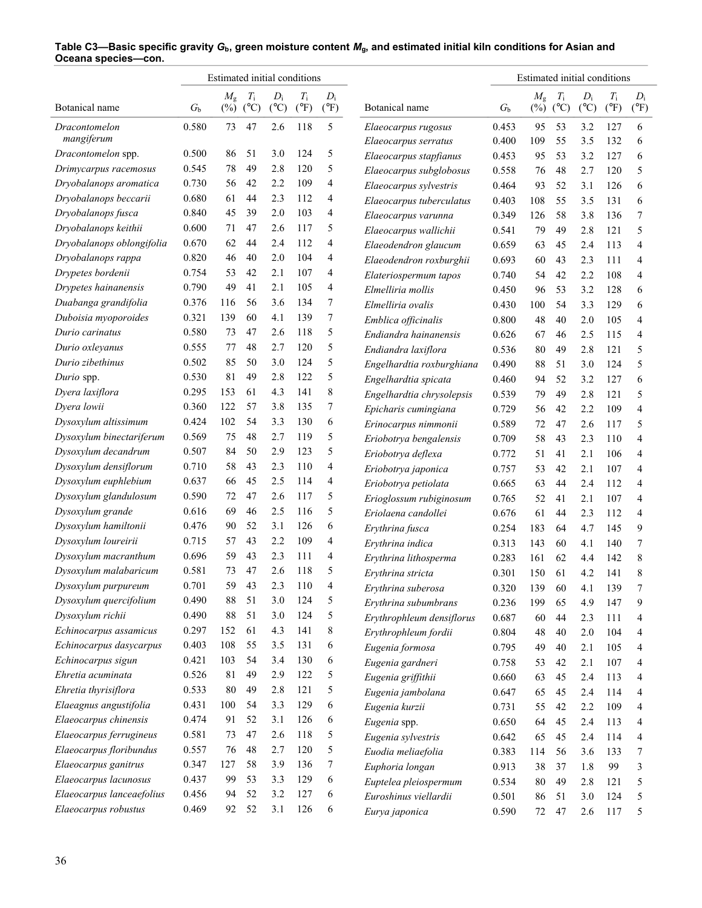**Table C3—Basic specific gravity $G_b$, green moisture content $M_g$, and estimated initial kiln conditions for Asian and Oceana species—con.**

| Botanical name | $G_b$ | Estimated initial conditions | | | | |
|---|---|---|---|---|---|---|
| | | $M_g$ (%) | $T_i$ (°C) | $D_i$ (°C) | $T_i$ (°F) | $D_i$ (°F) |
| *Dracontomelon mangiferum* | 0.580 | 73 | 47 | 2.6 | 118 | 5 |
| *Dracontomelon* spp. | 0.500 | 86 | 51 | 3.0 | 124 | 5 |
| *Drimycarpus racemosus* | 0.545 | 78 | 49 | 2.8 | 120 | 5 |
| *Dryobalanops aromatica* | 0.730 | 56 | 42 | 2.2 | 109 | 4 |
| *Dryobalanops beccarii* | 0.680 | 61 | 44 | 2.3 | 112 | 4 |
| *Dryobalanops fusca* | 0.840 | 45 | 39 | 2.0 | 103 | 4 |
| *Dryobalanops keithii* | 0.600 | 71 | 47 | 2.6 | 117 | 5 |
| *Dryobalanops oblongifolia* | 0.670 | 62 | 44 | 2.4 | 112 | 4 |
| *Dryobalanops rappa* | 0.820 | 46 | 40 | 2.0 | 104 | 4 |
| *Drypetes bordenii* | 0.754 | 53 | 42 | 2.1 | 107 | 4 |
| *Drypetes hainanensis* | 0.790 | 49 | 41 | 2.1 | 105 | 4 |
| *Duabanga grandifolia* | 0.376 | 116 | 56 | 3.6 | 134 | 7 |
| *Duboisia myoporoides* | 0.321 | 139 | 60 | 4.1 | 139 | 7 |
| *Durio carinatus* | 0.580 | 73 | 47 | 2.6 | 118 | 5 |
| *Durio oxleyanus* | 0.555 | 77 | 48 | 2.7 | 120 | 5 |
| *Durio zibethinus* | 0.502 | 85 | 50 | 3.0 | 124 | 5 |
| *Durio* spp. | 0.530 | 81 | 49 | 2.8 | 122 | 5 |
| *Dyera laxiflora* | 0.295 | 153 | 61 | 4.3 | 141 | 8 |
| *Dyera lowii* | 0.360 | 122 | 57 | 3.8 | 135 | 7 |
| *Dysoxylum altissimum* | 0.424 | 102 | 54 | 3.3 | 130 | 6 |
| *Dysoxylum binectariferum* | 0.569 | 75 | 48 | 2.7 | 119 | 5 |
| *Dysoxylum decandrum* | 0.507 | 84 | 50 | 2.9 | 123 | 5 |
| *Dysoxylum densiflorum* | 0.710 | 58 | 43 | 2.3 | 110 | 4 |
| *Dysoxylum euphlebium* | 0.637 | 66 | 45 | 2.5 | 114 | 4 |
| *Dysoxylum glandulosum* | 0.590 | 72 | 47 | 2.6 | 117 | 5 |
| *Dysoxylum grande* | 0.616 | 69 | 46 | 2.5 | 116 | 5 |
| *Dysoxylum hamiltonii* | 0.476 | 90 | 52 | 3.1 | 126 | 6 |
| *Dysoxylum loureirii* | 0.715 | 57 | 43 | 2.2 | 109 | 4 |
| *Dysoxylum macranthum* | 0.696 | 59 | 43 | 2.3 | 111 | 4 |
| *Dysoxylum malabaricum* | 0.581 | 73 | 47 | 2.6 | 118 | 5 |
| *Dysoxylum purpureum* | 0.701 | 59 | 43 | 2.3 | 110 | 4 |
| *Dysoxylum quercifolium* | 0.490 | 88 | 51 | 3.0 | 124 | 5 |
| *Dysoxylum richii* | 0.490 | 88 | 51 | 3.0 | 124 | 5 |
| *Echinocarpus assamicus* | 0.297 | 152 | 61 | 4.3 | 141 | 8 |
| *Echinocarpus dasycarpus* | 0.403 | 108 | 55 | 3.5 | 131 | 6 |
| *Echinocarpus sigun* | 0.421 | 103 | 54 | 3.4 | 130 | 6 |
| *Ehretia acuminata* | 0.526 | 81 | 49 | 2.9 | 122 | 5 |
| *Ehretia thyrisiflora* | 0.533 | 80 | 49 | 2.8 | 121 | 5 |
| *Elaeagnus angustifolia* | 0.431 | 100 | 54 | 3.3 | 129 | 6 |
| *Elaeocarpus chinensis* | 0.474 | 91 | 52 | 3.1 | 126 | 6 |
| *Elaeocarpus ferrugineus* | 0.581 | 73 | 47 | 2.6 | 118 | 5 |
| *Elaeocarpus floribundus* | 0.557 | 76 | 48 | 2.7 | 120 | 5 |
| *Elaeocarpus ganitrus* | 0.347 | 127 | 58 | 3.9 | 136 | 7 |
| *Elaeocarpus lacunosus* | 0.437 | 99 | 53 | 3.3 | 129 | 6 |
| *Elaeocarpus lanceaefolius* | 0.456 | 94 | 52 | 3.2 | 127 | 6 |
| *Elaeocarpus robustus* | 0.469 | 92 | 52 | 3.1 | 126 | 6 |
| *Elaeocarpus rugosus* | 0.453 | 95 | 53 | 3.2 | 127 | 6 |
| *Elaeocarpus serratus* | 0.400 | 109 | 55 | 3.5 | 132 | 6 |
| *Elaeocarpus stapfianus* | 0.453 | 95 | 53 | 3.2 | 127 | 6 |
| *Elaeocarpus subglobosus* | 0.558 | 76 | 48 | 2.7 | 120 | 5 |
| *Elaeocarpus sylvestris* | 0.464 | 93 | 52 | 3.1 | 126 | 6 |
| *Elaeocarpus tuberculatus* | 0.403 | 108 | 55 | 3.5 | 131 | 6 |
| *Elaeocarpus varunna* | 0.349 | 126 | 58 | 3.8 | 136 | 7 |
| *Elaeocarpus wallichii* | 0.541 | 79 | 49 | 2.8 | 121 | 5 |
| *Elaeodendron glaucum* | 0.659 | 63 | 45 | 2.4 | 113 | 4 |
| *Elaeodendron roxburghii* | 0.693 | 60 | 43 | 2.3 | 111 | 4 |
| *Elateriospermum tapos* | 0.740 | 54 | 42 | 2.2 | 108 | 4 |
| *Elmelliria mollis* | 0.450 | 96 | 53 | 3.2 | 128 | 6 |
| *Elmelliria ovalis* | 0.430 | 100 | 54 | 3.3 | 129 | 6 |
| *Emblica officinalis* | 0.800 | 48 | 40 | 2.0 | 105 | 4 |
| *Endiandra hainanensis* | 0.626 | 67 | 46 | 2.5 | 115 | 4 |
| *Endiandra laxiflora* | 0.536 | 80 | 49 | 2.8 | 121 | 5 |
| *Engelhardtia roxburghiana* | 0.490 | 88 | 51 | 3.0 | 124 | 5 |
| *Engelhardtia spicata* | 0.460 | 94 | 52 | 3.2 | 127 | 6 |
| *Engelhardtia chrysolepsis* | 0.539 | 79 | 49 | 2.8 | 121 | 5 |
| *Epicharis cumingiana* | 0.729 | 56 | 42 | 2.2 | 109 | 4 |
| *Erinocarpus nimmonii* | 0.589 | 72 | 47 | 2.6 | 117 | 5 |
| *Eriobotrya bengalensis* | 0.709 | 58 | 43 | 2.3 | 110 | 4 |
| *Eriobotrya deflexa* | 0.772 | 51 | 41 | 2.1 | 106 | 4 |
| *Eriobotrya japonica* | 0.757 | 53 | 42 | 2.1 | 107 | 4 |
| *Eriobotrya petiolata* | 0.665 | 63 | 44 | 2.4 | 112 | 4 |
| *Erioglossum rubiginosum* | 0.765 | 52 | 41 | 2.1 | 107 | 4 |
| *Eriolaena candollei* | 0.676 | 61 | 44 | 2.3 | 112 | 4 |
| *Erythrina fusca* | 0.254 | 183 | 64 | 4.7 | 145 | 9 |
| *Erythrina indica* | 0.313 | 143 | 60 | 4.1 | 140 | 7 |
| *Erythrina lithosperma* | 0.283 | 161 | 62 | 4.4 | 142 | 8 |
| *Erythrina stricta* | 0.301 | 150 | 61 | 4.2 | 141 | 8 |
| *Erythrina suberosa* | 0.320 | 139 | 60 | 4.1 | 139 | 7 |
| *Erythrina subumbrans* | 0.236 | 199 | 65 | 4.9 | 147 | 9 |
| *Erythrophleum densiflorus* | 0.687 | 60 | 44 | 2.3 | 111 | 4 |
| *Erythrophleum fordii* | 0.804 | 48 | 40 | 2.0 | 104 | 4 |
| *Eugenia formosa* | 0.795 | 49 | 40 | 2.1 | 105 | 4 |
| *Eugenia gardneri* | 0.758 | 53 | 42 | 2.1 | 107 | 4 |
| *Eugenia griffithii* | 0.660 | 63 | 45 | 2.4 | 113 | 4 |
| *Eugenia jambolana* | 0.647 | 65 | 45 | 2.4 | 114 | 4 |
| *Eugenia kurzii* | 0.731 | 55 | 42 | 2.2 | 109 | 4 |
| *Eugenia* spp. | 0.650 | 64 | 45 | 2.4 | 113 | 4 |
| *Eugenia sylvestris* | 0.642 | 65 | 45 | 2.4 | 114 | 4 |
| *Euodia meliaefolia* | 0.383 | 114 | 56 | 3.6 | 133 | 7 |
| *Euphoria longan* | 0.913 | 38 | 37 | 1.8 | 99 | 3 |
| *Euptelea pleiospermum* | 0.534 | 80 | 49 | 2.8 | 121 | 5 |
| *Euroshinus viellardii* | 0.501 | 86 | 51 | 3.0 | 124 | 5 |
| *Eurya japonica* | 0.590 | 72 | 47 | 2.6 | 117 | 5 |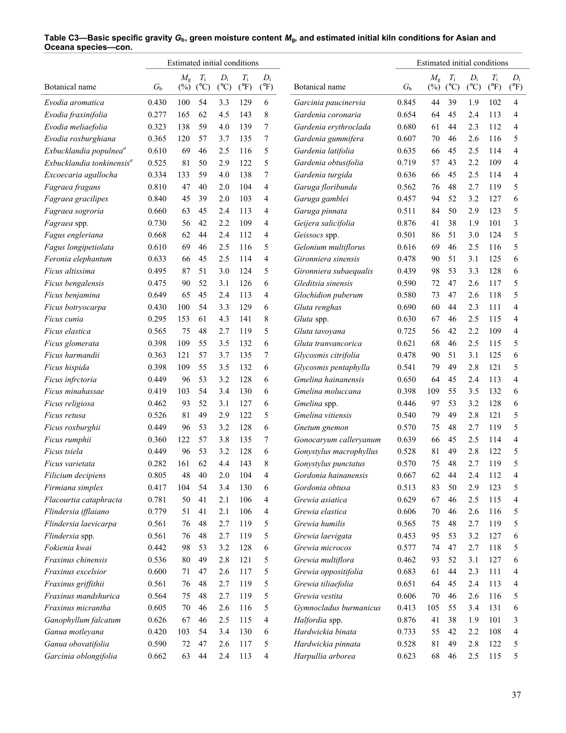**Table C3—Basic specific gravity $G_b$, green moisture content $M_g$, and estimated initial kiln conditions for Asian and Oceana species—con.**

| Botanical name | $G_b$ | Estimated initial conditions $M_g$ (%) | $T_i$ (°C) | $D_i$ (°C) | $T_i$ (°F) | $D_i$ (°F) |
|---|---|---|---|---|---|---|
| *Evodia aromatica* | 0.430 | 100 | 54 | 3.3 | 129 | 6 |
| *Evodia fraxinifolia* | 0.277 | 165 | 62 | 4.5 | 143 | 8 |
| *Evodia meliaefolia* | 0.323 | 138 | 59 | 4.0 | 139 | 7 |
| *Evodia roxburghiana* | 0.365 | 120 | 57 | 3.7 | 135 | 7 |
| *Exbucklandia populnea*[a] | 0.610 | 69 | 46 | 2.5 | 116 | 5 |
| *Exbucklandia tonkinensis*[a] | 0.525 | 81 | 50 | 2.9 | 122 | 5 |
| *Excoecaria agallocha* | 0.334 | 133 | 59 | 4.0 | 138 | 7 |
| *Fagraea fragans* | 0.810 | 47 | 40 | 2.0 | 104 | 4 |
| *Fagraea gracilipes* | 0.840 | 45 | 39 | 2.0 | 103 | 4 |
| *Fagraea sogroria* | 0.660 | 63 | 45 | 2.4 | 113 | 4 |
| *Fagraea* spp. | 0.730 | 56 | 42 | 2.2 | 109 | 4 |
| *Fagus engleriana* | 0.668 | 62 | 44 | 2.4 | 112 | 4 |
| *Fagus longipetiolata* | 0.610 | 69 | 46 | 2.5 | 116 | 5 |
| *Feronia elephantum* | 0.633 | 66 | 45 | 2.5 | 114 | 4 |
| *Ficus altissima* | 0.495 | 87 | 51 | 3.0 | 124 | 5 |
| *Ficus bengalensis* | 0.475 | 90 | 52 | 3.1 | 126 | 6 |
| *Ficus benjamina* | 0.649 | 65 | 45 | 2.4 | 113 | 4 |
| *Ficus botryocarpa* | 0.430 | 100 | 54 | 3.3 | 129 | 6 |
| *Ficus cunia* | 0.295 | 153 | 61 | 4.3 | 141 | 8 |
| *Ficus elastica* | 0.565 | 75 | 48 | 2.7 | 119 | 5 |
| *Ficus glomerata* | 0.398 | 109 | 55 | 3.5 | 132 | 6 |
| *Ficus harmandii* | 0.363 | 121 | 57 | 3.7 | 135 | 7 |
| *Ficus hispida* | 0.398 | 109 | 55 | 3.5 | 132 | 6 |
| *Ficus infrctoria* | 0.449 | 96 | 53 | 3.2 | 128 | 6 |
| *Ficus minahassae* | 0.419 | 103 | 54 | 3.4 | 130 | 6 |
| *Ficus religiosa* | 0.462 | 93 | 52 | 3.1 | 127 | 6 |
| *Ficus retusa* | 0.526 | 81 | 49 | 2.9 | 122 | 5 |
| *Ficus roxburghii* | 0.449 | 96 | 53 | 3.2 | 128 | 6 |
| *Ficus rumphii* | 0.360 | 122 | 57 | 3.8 | 135 | 7 |
| *Ficus tsiela* | 0.449 | 96 | 53 | 3.2 | 128 | 6 |
| *Ficus varietata* | 0.282 | 161 | 62 | 4.4 | 143 | 8 |
| *Filicium decipiens* | 0.805 | 48 | 40 | 2.0 | 104 | 4 |
| *Firmiana simplex* | 0.417 | 104 | 54 | 3.4 | 130 | 6 |
| *Flacourtia cataphracta* | 0.781 | 50 | 41 | 2.1 | 106 | 4 |
| *Flindersia ifflaiano* | 0.779 | 51 | 41 | 2.1 | 106 | 4 |
| *Flindersia laevicarpa* | 0.561 | 76 | 48 | 2.7 | 119 | 5 |
| *Flindersia* spp. | 0.561 | 76 | 48 | 2.7 | 119 | 5 |
| *Fokienia kwai* | 0.442 | 98 | 53 | 3.2 | 128 | 6 |
| *Fraxinus chinensis* | 0.536 | 80 | 49 | 2.8 | 121 | 5 |
| *Fraxinus excelsior* | 0.600 | 71 | 47 | 2.6 | 117 | 5 |
| *Fraxinus griffithii* | 0.561 | 76 | 48 | 2.7 | 119 | 5 |
| *Fraxinus mandshurica* | 0.564 | 75 | 48 | 2.7 | 119 | 5 |
| *Fraxinus micrantha* | 0.605 | 70 | 46 | 2.6 | 116 | 5 |
| *Ganophyllum falcatum* | 0.626 | 67 | 46 | 2.5 | 115 | 4 |
| *Ganua motleyana* | 0.420 | 103 | 54 | 3.4 | 130 | 6 |
| *Ganua obovatifolia* | 0.590 | 72 | 47 | 2.6 | 117 | 5 |
| *Garcinia oblongifolia* | 0.662 | 63 | 44 | 2.4 | 113 | 4 |
| *Garcinia paucinervia* | 0.845 | 44 | 39 | 1.9 | 102 | 4 |
| *Gardenia coronaria* | 0.654 | 64 | 45 | 2.4 | 113 | 4 |
| *Gardenia erythroclada* | 0.680 | 61 | 44 | 2.3 | 112 | 4 |
| *Gardenia gummifera* | 0.607 | 70 | 46 | 2.6 | 116 | 5 |
| *Gardenia latifolia* | 0.635 | 66 | 45 | 2.5 | 114 | 4 |
| *Gardenia obtusifolia* | 0.719 | 57 | 43 | 2.2 | 109 | 4 |
| *Gardenia turgida* | 0.636 | 66 | 45 | 2.5 | 114 | 4 |
| *Garuga floribunda* | 0.562 | 76 | 48 | 2.7 | 119 | 5 |
| *Garuga gamblei* | 0.457 | 94 | 52 | 3.2 | 127 | 6 |
| *Garuga pinnata* | 0.511 | 84 | 50 | 2.9 | 123 | 5 |
| *Geijera salicifolia* | 0.876 | 41 | 38 | 1.9 | 101 | 3 |
| *Geissocs* spp. | 0.501 | 86 | 51 | 3.0 | 124 | 5 |
| *Gelonium multiflorus* | 0.616 | 69 | 46 | 2.5 | 116 | 5 |
| *Gironniera sinensis* | 0.478 | 90 | 51 | 3.1 | 125 | 6 |
| *Gironniera subaequalis* | 0.439 | 98 | 53 | 3.3 | 128 | 6 |
| *Gleditsia sinensis* | 0.590 | 72 | 47 | 2.6 | 117 | 5 |
| *Glochidion puberum* | 0.580 | 73 | 47 | 2.6 | 118 | 5 |
| *Gluta renghas* | 0.690 | 60 | 44 | 2.3 | 111 | 4 |
| *Gluta* spp. | 0.630 | 67 | 46 | 2.5 | 115 | 4 |
| *Gluta tavoyana* | 0.725 | 56 | 42 | 2.2 | 109 | 4 |
| *Gluta tranvancorica* | 0.621 | 68 | 46 | 2.5 | 115 | 5 |
| *Glycosmis citrifolia* | 0.478 | 90 | 51 | 3.1 | 125 | 6 |
| *Glycosmis pentaphylla* | 0.541 | 79 | 49 | 2.8 | 121 | 5 |
| *Gmelina hainanensis* | 0.650 | 64 | 45 | 2.4 | 113 | 4 |
| *Gmelina moluccana* | 0.398 | 109 | 55 | 3.5 | 132 | 6 |
| *Gmelina* spp. | 0.446 | 97 | 53 | 3.2 | 128 | 6 |
| *Gmelina vitiensis* | 0.540 | 79 | 49 | 2.8 | 121 | 5 |
| *Gnetum gnemon* | 0.570 | 75 | 48 | 2.7 | 119 | 5 |
| *Gonocaryum calleryanum* | 0.639 | 66 | 45 | 2.5 | 114 | 4 |
| *Gonystylus macrophyllus* | 0.528 | 81 | 49 | 2.8 | 122 | 5 |
| *Gonystylus punctatus* | 0.570 | 75 | 48 | 2.7 | 119 | 5 |
| *Gordonia hainanensis* | 0.667 | 62 | 44 | 2.4 | 112 | 4 |
| *Gordonia obtusa* | 0.513 | 83 | 50 | 2.9 | 123 | 5 |
| *Grewia asiatica* | 0.629 | 67 | 46 | 2.5 | 115 | 4 |
| *Grewia elastica* | 0.606 | 70 | 46 | 2.6 | 116 | 5 |
| *Grewia humilis* | 0.565 | 75 | 48 | 2.7 | 119 | 5 |
| *Grewia laevigata* | 0.453 | 95 | 53 | 3.2 | 127 | 6 |
| *Grewia microcos* | 0.577 | 74 | 47 | 2.7 | 118 | 5 |
| *Grewia multiflora* | 0.462 | 93 | 52 | 3.1 | 127 | 6 |
| *Grewia oppositifolia* | 0.683 | 61 | 44 | 2.3 | 111 | 4 |
| *Grewia tiliaefolia* | 0.651 | 64 | 45 | 2.4 | 113 | 4 |
| *Grewia vestita* | 0.606 | 70 | 46 | 2.6 | 116 | 5 |
| *Gymnocladus burmanicus* | 0.413 | 105 | 55 | 3.4 | 131 | 6 |
| *Halfordia* spp. | 0.876 | 41 | 38 | 1.9 | 101 | 3 |
| *Hardwickia binata* | 0.733 | 55 | 42 | 2.2 | 108 | 4 |
| *Hardwickia pinnata* | 0.528 | 81 | 49 | 2.8 | 122 | 5 |
| *Harpullia arborea* | 0.623 | 68 | 46 | 2.5 | 115 | 5 |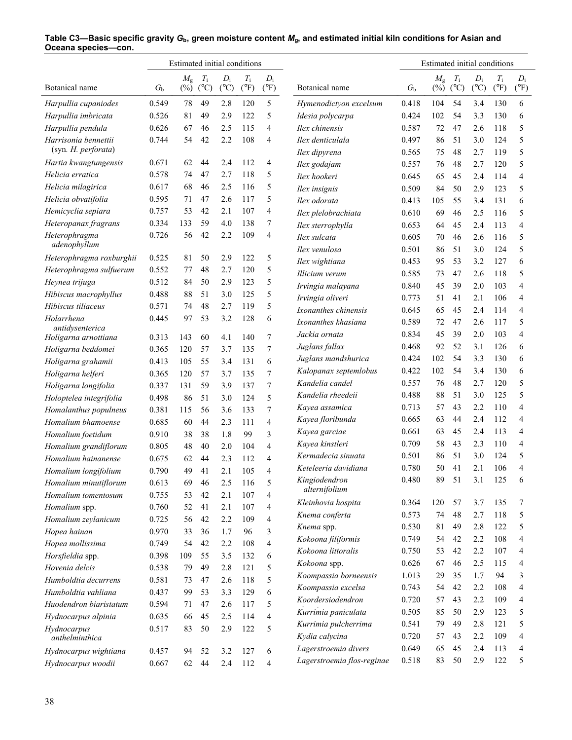**Table C3—Basic specific gravity $G_b$, green moisture content $M_g$, and estimated initial kiln conditions for Asian and Oceana species—con.**

| Botanical name | $G_b$ | Estimated initial conditions | | | | | |
|---|---|---|---|---|---|---|---|
| | | $M_g$ (%) | $T_i$ (°C) | $D_i$ (°C) | $T_i$ (°F) | $D_i$ (°F) |
| *Harpullia cupaniodes* | 0.549 | 78 | 49 | 2.8 | 120 | 5 |
| *Harpullia imbricata* | 0.526 | 81 | 49 | 2.9 | 122 | 5 |
| *Harpullia pendula* | 0.626 | 67 | 46 | 2.5 | 115 | 4 |
| *Harrisonia bennettii* (syn. *H. perforata*) | 0.744 | 54 | 42 | 2.2 | 108 | 4 |
| *Hartia kwangtungensis* | 0.671 | 62 | 44 | 2.4 | 112 | 4 |
| *Helicia erratica* | 0.578 | 74 | 47 | 2.7 | 118 | 5 |
| *Helicia milagirica* | 0.617 | 68 | 46 | 2.5 | 116 | 5 |
| *Helicia obvatifolia* | 0.595 | 71 | 47 | 2.6 | 117 | 5 |
| *Hemicyclia sepiara* | 0.757 | 53 | 42 | 2.1 | 107 | 4 |
| *Heteropanax fragrans* | 0.334 | 133 | 59 | 4.0 | 138 | 7 |
| *Heterophragma adenophyllum* | 0.726 | 56 | 42 | 2.2 | 109 | 4 |
| *Heterophragma roxburghii* | 0.525 | 81 | 50 | 2.9 | 122 | 5 |
| *Heterophragma sulfuerum* | 0.552 | 77 | 48 | 2.7 | 120 | 5 |
| *Heynea trijuga* | 0.512 | 84 | 50 | 2.9 | 123 | 5 |
| *Hibiscus macrophyllus* | 0.488 | 88 | 51 | 3.0 | 125 | 5 |
| *Hibiscus tiliaceus* | 0.571 | 74 | 48 | 2.7 | 119 | 5 |
| *Holarrhena antidysenterica* | 0.445 | 97 | 53 | 3.2 | 128 | 6 |
| *Holigarna arnottiana* | 0.313 | 143 | 60 | 4.1 | 140 | 7 |
| *Holigarna beddomei* | 0.365 | 120 | 57 | 3.7 | 135 | 7 |
| *Holigarna grahamii* | 0.413 | 105 | 55 | 3.4 | 131 | 6 |
| *Holigarna helferi* | 0.365 | 120 | 57 | 3.7 | 135 | 7 |
| *Holigarna longifolia* | 0.337 | 131 | 59 | 3.9 | 137 | 7 |
| *Holoptelea integrifolia* | 0.498 | 86 | 51 | 3.0 | 124 | 5 |
| *Homalanthus populneus* | 0.381 | 115 | 56 | 3.6 | 133 | 7 |
| *Homalium bhamoense* | 0.685 | 60 | 44 | 2.3 | 111 | 4 |
| *Homalium foetidum* | 0.910 | 38 | 38 | 1.8 | 99 | 3 |
| *Homalium grandiflorum* | 0.805 | 48 | 40 | 2.0 | 104 | 4 |
| *Homalium hainanense* | 0.675 | 62 | 44 | 2.3 | 112 | 4 |
| *Homalium longifolium* | 0.790 | 49 | 41 | 2.1 | 105 | 4 |
| *Homalium minutiflorum* | 0.613 | 69 | 46 | 2.5 | 116 | 5 |
| *Homalium tomentosum* | 0.755 | 53 | 42 | 2.1 | 107 | 4 |
| *Homalium* spp. | 0.760 | 52 | 41 | 2.1 | 107 | 4 |
| *Homalium zeylanicum* | 0.725 | 56 | 42 | 2.2 | 109 | 4 |
| *Hopea hainan* | 0.970 | 33 | 36 | 1.7 | 96 | 3 |
| *Hopea mollissima* | 0.749 | 54 | 42 | 2.2 | 108 | 4 |
| *Horsfieldia* spp. | 0.398 | 109 | 55 | 3.5 | 132 | 6 |
| *Hovenia delcis* | 0.538 | 79 | 49 | 2.8 | 121 | 5 |
| *Humboldtia decurrens* | 0.581 | 73 | 47 | 2.6 | 118 | 5 |
| *Humboldtia vahliana* | 0.437 | 99 | 53 | 3.3 | 129 | 6 |
| *Huodendron biaristatum* | 0.594 | 71 | 47 | 2.6 | 117 | 5 |
| *Hydnocarpus alpinia* | 0.635 | 66 | 45 | 2.5 | 114 | 4 |
| *Hydnocarpus anthelminthica* | 0.517 | 83 | 50 | 2.9 | 122 | 5 |
| *Hydnocarpus wightiana* | 0.457 | 94 | 52 | 3.2 | 127 | 6 |
| *Hydnocarpus woodii* | 0.667 | 62 | 44 | 2.4 | 112 | 4 |
| *Hymenodictyon excelsum* | 0.418 | 104 | 54 | 3.4 | 130 | 6 |
| *Idesia polycarpa* | 0.424 | 102 | 54 | 3.3 | 130 | 6 |
| *Ilex chinensis* | 0.587 | 72 | 47 | 2.6 | 118 | 5 |
| *Ilex denticulala* | 0.497 | 86 | 51 | 3.0 | 124 | 5 |
| *Ilex dipyrena* | 0.565 | 75 | 48 | 2.7 | 119 | 5 |
| *Ilex godajam* | 0.557 | 76 | 48 | 2.7 | 120 | 5 |
| *Iiex hookeri* | 0.645 | 65 | 45 | 2.4 | 114 | 4 |
| *Ilex insignis* | 0.509 | 84 | 50 | 2.9 | 123 | 5 |
| *Ilex odorata* | 0.413 | 105 | 55 | 3.4 | 131 | 6 |
| *Ilex plelobrachiata* | 0.610 | 69 | 46 | 2.5 | 116 | 5 |
| *Ilex sterrophylla* | 0.653 | 64 | 45 | 2.4 | 113 | 4 |
| *Ilex sulcata* | 0.605 | 70 | 46 | 2.6 | 116 | 5 |
| *Ilex venulosa* | 0.501 | 86 | 51 | 3.0 | 124 | 5 |
| *Ilex wightiana* | 0.453 | 95 | 53 | 3.2 | 127 | 6 |
| *Illicium verum* | 0.585 | 73 | 47 | 2.6 | 118 | 5 |
| *Irvingia malayana* | 0.840 | 45 | 39 | 2.0 | 103 | 4 |
| *Irvingia oliveri* | 0.773 | 51 | 41 | 2.1 | 106 | 4 |
| *Ixonanthes chinensis* | 0.645 | 65 | 45 | 2.4 | 114 | 4 |
| *Ixonanthes khasiana* | 0.589 | 72 | 47 | 2.6 | 117 | 5 |
| *Jackia ornata* | 0.834 | 45 | 39 | 2.0 | 103 | 4 |
| *Juglans fallax* | 0.468 | 92 | 52 | 3.1 | 126 | 6 |
| *Juglans mandshurica* | 0.424 | 102 | 54 | 3.3 | 130 | 6 |
| *Kalopanax septemlobus* | 0.422 | 102 | 54 | 3.4 | 130 | 6 |
| *Kandelia candel* | 0.557 | 76 | 48 | 2.7 | 120 | 5 |
| *Kandelia rheedeii* | 0.488 | 88 | 51 | 3.0 | 125 | 5 |
| *Kayea assamica* | 0.713 | 57 | 43 | 2.2 | 110 | 4 |
| *Kayea floribunda* | 0.665 | 63 | 44 | 2.4 | 112 | 4 |
| *Kayea garciae* | 0.661 | 63 | 45 | 2.4 | 113 | 4 |
| *Kayea kinstleri* | 0.709 | 58 | 43 | 2.3 | 110 | 4 |
| *Kermadecia sinuata* | 0.501 | 86 | 51 | 3.0 | 124 | 5 |
| *Keteleeria davidiana* | 0.780 | 50 | 41 | 2.1 | 106 | 4 |
| *Kingiodendron alternifolium* | 0.480 | 89 | 51 | 3.1 | 125 | 6 |
| *Kleinhovia hospita* | 0.364 | 120 | 57 | 3.7 | 135 | 7 |
| *Knema conferta* | 0.573 | 74 | 48 | 2.7 | 118 | 5 |
| *Knema* spp. | 0.530 | 81 | 49 | 2.8 | 122 | 5 |
| *Kokoona filiformis* | 0.749 | 54 | 42 | 2.2 | 108 | 4 |
| *Kokoona littoralis* | 0.750 | 53 | 42 | 2.2 | 107 | 4 |
| *Kokoona* spp. | 0.626 | 67 | 46 | 2.5 | 115 | 4 |
| *Koompassia borneensis* | 1.013 | 29 | 35 | 1.7 | 94 | 3 |
| *Koompassia excelsa* | 0.743 | 54 | 42 | 2.2 | 108 | 4 |
| *Koordersiodendron* | 0.720 | 57 | 43 | 2.2 | 109 | 4 |
| *Kurrimia paniculata* | 0.505 | 85 | 50 | 2.9 | 123 | 5 |
| *Kurrimia pulcherrima* | 0.541 | 79 | 49 | 2.8 | 121 | 5 |
| *Kydia calycina* | 0.720 | 57 | 43 | 2.2 | 109 | 4 |
| *Lagerstroemia divers* | 0.649 | 65 | 45 | 2.4 | 113 | 4 |
| *Lagerstroemia flos-reginae* | 0.518 | 83 | 50 | 2.9 | 122 | 5 |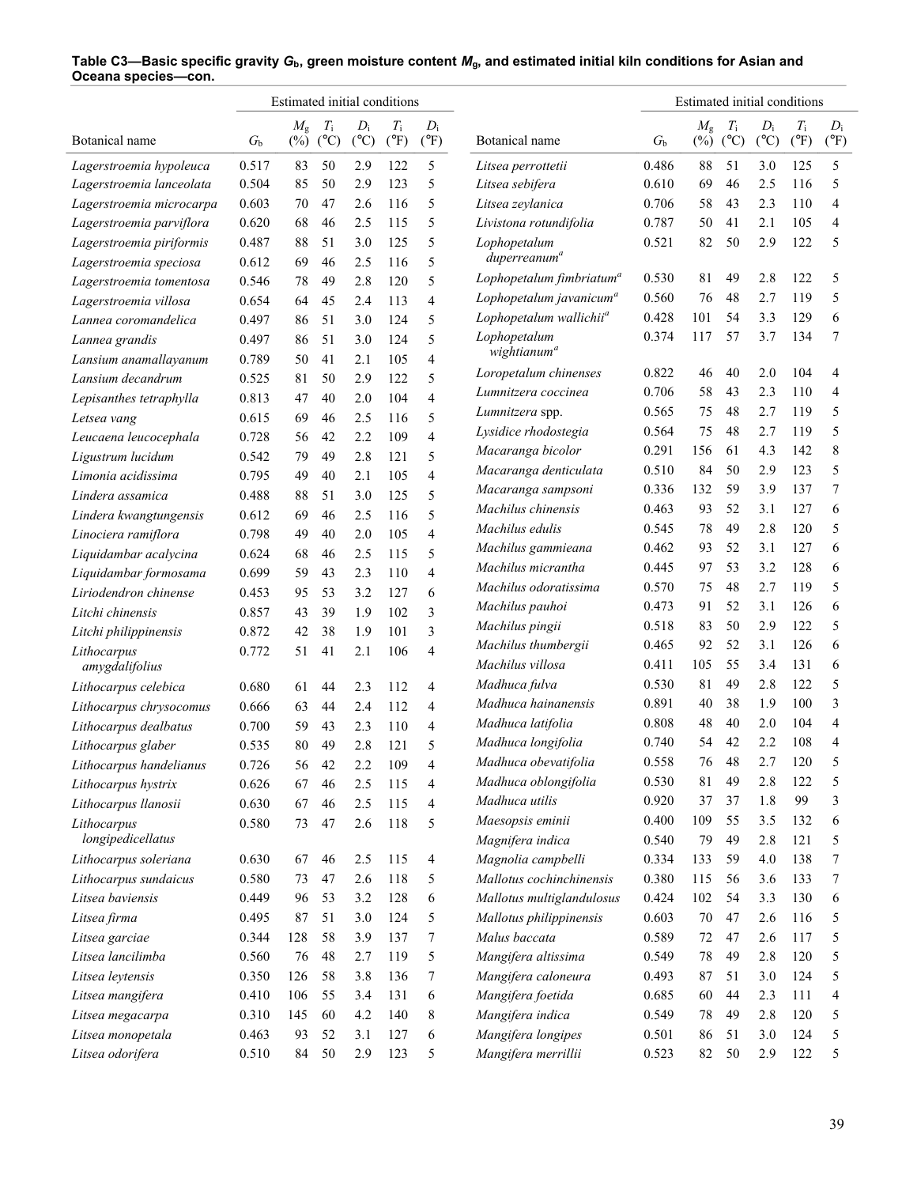**Table C3—Basic specific gravity $G_b$, green moisture content $M_g$, and estimated initial kiln conditions for Asian and Oceana species—con.**

| Botanical name | $G_b$ | Estimated initial conditions $M_g$ (%) | $T_i$ (°C) | $D_i$ (°C) | $T_i$ (°F) | $D_i$ (°F) |
|---|---|---|---|---|---|---|
| *Lagerstroemia hypoleuca* | 0.517 | 83 | 50 | 2.9 | 122 | 5 |
| *Lagerstroemia lanceolata* | 0.504 | 85 | 50 | 2.9 | 123 | 5 |
| *Lagerstroemia microcarpa* | 0.603 | 70 | 47 | 2.6 | 116 | 5 |
| *Lagerstroemia parviflora* | 0.620 | 68 | 46 | 2.5 | 115 | 5 |
| *Lagerstroemia piriformis* | 0.487 | 88 | 51 | 3.0 | 125 | 5 |
| *Lagerstroemia speciosa* | 0.612 | 69 | 46 | 2.5 | 116 | 5 |
| *Lagerstroemia tomentosa* | 0.546 | 78 | 49 | 2.8 | 120 | 5 |
| *Lagerstroemia villosa* | 0.654 | 64 | 45 | 2.4 | 113 | 4 |
| *Lannea coromandelica* | 0.497 | 86 | 51 | 3.0 | 124 | 5 |
| *Lannea grandis* | 0.497 | 86 | 51 | 3.0 | 124 | 5 |
| *Lansium anamallayanum* | 0.789 | 50 | 41 | 2.1 | 105 | 4 |
| *Lansium decandrum* | 0.525 | 81 | 50 | 2.9 | 122 | 5 |
| *Lepisanthes tetraphylla* | 0.813 | 47 | 40 | 2.0 | 104 | 4 |
| *Letsea vang* | 0.615 | 69 | 46 | 2.5 | 116 | 5 |
| *Leucaena leucocephala* | 0.728 | 56 | 42 | 2.2 | 109 | 4 |
| *Ligustrum lucidum* | 0.542 | 79 | 49 | 2.8 | 121 | 5 |
| *Limonia acidissima* | 0.795 | 49 | 40 | 2.1 | 105 | 4 |
| *Lindera assamica* | 0.488 | 88 | 51 | 3.0 | 125 | 5 |
| *Lindera kwangtungensis* | 0.612 | 69 | 46 | 2.5 | 116 | 5 |
| *Linociera ramiflora* | 0.798 | 49 | 40 | 2.0 | 105 | 4 |
| *Liquidambar acalycina* | 0.624 | 68 | 46 | 2.5 | 115 | 5 |
| *Liquidambar formosama* | 0.699 | 59 | 43 | 2.3 | 110 | 4 |
| *Liriodendron chinense* | 0.453 | 95 | 53 | 3.2 | 127 | 6 |
| *Litchi chinensis* | 0.857 | 43 | 39 | 1.9 | 102 | 3 |
| *Litchi philippinensis* | 0.872 | 42 | 38 | 1.9 | 101 | 3 |
| *Lithocarpus amygdalifolius* | 0.772 | 51 | 41 | 2.1 | 106 | 4 |
| *Lithocarpus celebica* | 0.680 | 61 | 44 | 2.3 | 112 | 4 |
| *Lithocarpus chrysocomus* | 0.666 | 63 | 44 | 2.4 | 112 | 4 |
| *Lithocarpus dealbatus* | 0.700 | 59 | 43 | 2.3 | 110 | 4 |
| *Lithocarpus glaber* | 0.535 | 80 | 49 | 2.8 | 121 | 5 |
| *Lithocarpus handelianus* | 0.726 | 56 | 42 | 2.2 | 109 | 4 |
| *Lithocarpus hystrix* | 0.626 | 67 | 46 | 2.5 | 115 | 4 |
| *Lithocarpus llanosii* | 0.630 | 67 | 46 | 2.5 | 115 | 4 |
| *Lithocarpus longipedicellatus* | 0.580 | 73 | 47 | 2.6 | 118 | 5 |
| *Lithocarpus soleriana* | 0.630 | 67 | 46 | 2.5 | 115 | 4 |
| *Lithocarpus sundaicus* | 0.580 | 73 | 47 | 2.6 | 118 | 5 |
| *Litsea baviensis* | 0.449 | 96 | 53 | 3.2 | 128 | 6 |
| *Litsea firma* | 0.495 | 87 | 51 | 3.0 | 124 | 5 |
| *Litsea garciae* | 0.344 | 128 | 58 | 3.9 | 137 | 7 |
| *Litsea lancilimba* | 0.560 | 76 | 48 | 2.7 | 119 | 5 |
| *Litsea leytensis* | 0.350 | 126 | 58 | 3.8 | 136 | 7 |
| *Litsea mangifera* | 0.410 | 106 | 55 | 3.4 | 131 | 6 |
| *Litsea megacarpa* | 0.310 | 145 | 60 | 4.2 | 140 | 8 |
| *Litsea monopetala* | 0.463 | 93 | 52 | 3.1 | 127 | 6 |
| *Litsea odorifera* | 0.510 | 84 | 50 | 2.9 | 123 | 5 |
| *Litsea perrottetii* | 0.486 | 88 | 51 | 3.0 | 125 | 5 |
| *Litsea sebifera* | 0.610 | 69 | 46 | 2.5 | 116 | 5 |
| *Litsea zeylanica* | 0.706 | 58 | 43 | 2.3 | 110 | 4 |
| *Livistona rotundifolia* | 0.787 | 50 | 41 | 2.1 | 105 | 4 |
| *Lophopetalum duperreanum*[a] | 0.521 | 82 | 50 | 2.9 | 122 | 5 |
| *Lophopetalum fimbriatum*[a] | 0.530 | 81 | 49 | 2.8 | 122 | 5 |
| *Lophopetalum javanicum*[a] | 0.560 | 76 | 48 | 2.7 | 119 | 5 |
| *Lophopetalum wallichii*[a] | 0.428 | 101 | 54 | 3.3 | 129 | 6 |
| *Lophopetalum wightianum*[a] | 0.374 | 117 | 57 | 3.7 | 134 | 7 |
| *Loropetalum chinenses* | 0.822 | 46 | 40 | 2.0 | 104 | 4 |
| *Lumnitzera coccinea* | 0.706 | 58 | 43 | 2.3 | 110 | 4 |
| *Lumnitzera* spp. | 0.565 | 75 | 48 | 2.7 | 119 | 5 |
| *Lysidice rhodostegia* | 0.564 | 75 | 48 | 2.7 | 119 | 5 |
| *Macaranga bicolor* | 0.291 | 156 | 61 | 4.3 | 142 | 8 |
| *Macaranga denticulata* | 0.510 | 84 | 50 | 2.9 | 123 | 5 |
| *Macaranga sampsoni* | 0.336 | 132 | 59 | 3.9 | 137 | 7 |
| *Machilus chinensis* | 0.463 | 93 | 52 | 3.1 | 127 | 6 |
| *Machilus edulis* | 0.545 | 78 | 49 | 2.8 | 120 | 5 |
| *Machilus gammieana* | 0.462 | 93 | 52 | 3.1 | 127 | 6 |
| *Machilus micrantha* | 0.445 | 97 | 53 | 3.2 | 128 | 6 |
| *Machilus odoratissima* | 0.570 | 75 | 48 | 2.7 | 119 | 5 |
| *Machilus pauhoi* | 0.473 | 91 | 52 | 3.1 | 126 | 6 |
| *Machilus pingii* | 0.518 | 83 | 50 | 2.9 | 122 | 5 |
| *Machilus thumbergii* | 0.465 | 92 | 52 | 3.1 | 126 | 6 |
| *Machilus villosa* | 0.411 | 105 | 55 | 3.4 | 131 | 6 |
| *Madhuca fulva* | 0.530 | 81 | 49 | 2.8 | 122 | 5 |
| *Madhuca hainanensis* | 0.891 | 40 | 38 | 1.9 | 100 | 3 |
| *Madhuca latifolia* | 0.808 | 48 | 40 | 2.0 | 104 | 4 |
| *Madhuca longifolia* | 0.740 | 54 | 42 | 2.2 | 108 | 4 |
| *Madhuca obevatifolia* | 0.558 | 76 | 48 | 2.7 | 120 | 5 |
| *Madhuca oblongifolia* | 0.530 | 81 | 49 | 2.8 | 122 | 5 |
| *Madhuca utilis* | 0.920 | 37 | 37 | 1.8 | 99 | 3 |
| *Maesopsis eminii* | 0.400 | 109 | 55 | 3.5 | 132 | 6 |
| *Magnifera indica* | 0.540 | 79 | 49 | 2.8 | 121 | 5 |
| *Magnolia campbelli* | 0.334 | 133 | 59 | 4.0 | 138 | 7 |
| *Mallotus cochinchinensis* | 0.380 | 115 | 56 | 3.6 | 133 | 7 |
| *Mallotus multiglandulosus* | 0.424 | 102 | 54 | 3.3 | 130 | 6 |
| *Mallotus philippinensis* | 0.603 | 70 | 47 | 2.6 | 116 | 5 |
| *Malus baccata* | 0.589 | 72 | 47 | 2.6 | 117 | 5 |
| *Mangifera altissima* | 0.549 | 78 | 49 | 2.8 | 120 | 5 |
| *Mangifera caloneura* | 0.493 | 87 | 51 | 3.0 | 124 | 5 |
| *Mangifera foetida* | 0.685 | 60 | 44 | 2.3 | 111 | 4 |
| *Mangifera indica* | 0.549 | 78 | 49 | 2.8 | 120 | 5 |
| *Mangifera longipes* | 0.501 | 86 | 51 | 3.0 | 124 | 5 |
| *Mangifera merrillii* | 0.523 | 82 | 50 | 2.9 | 122 | 5 |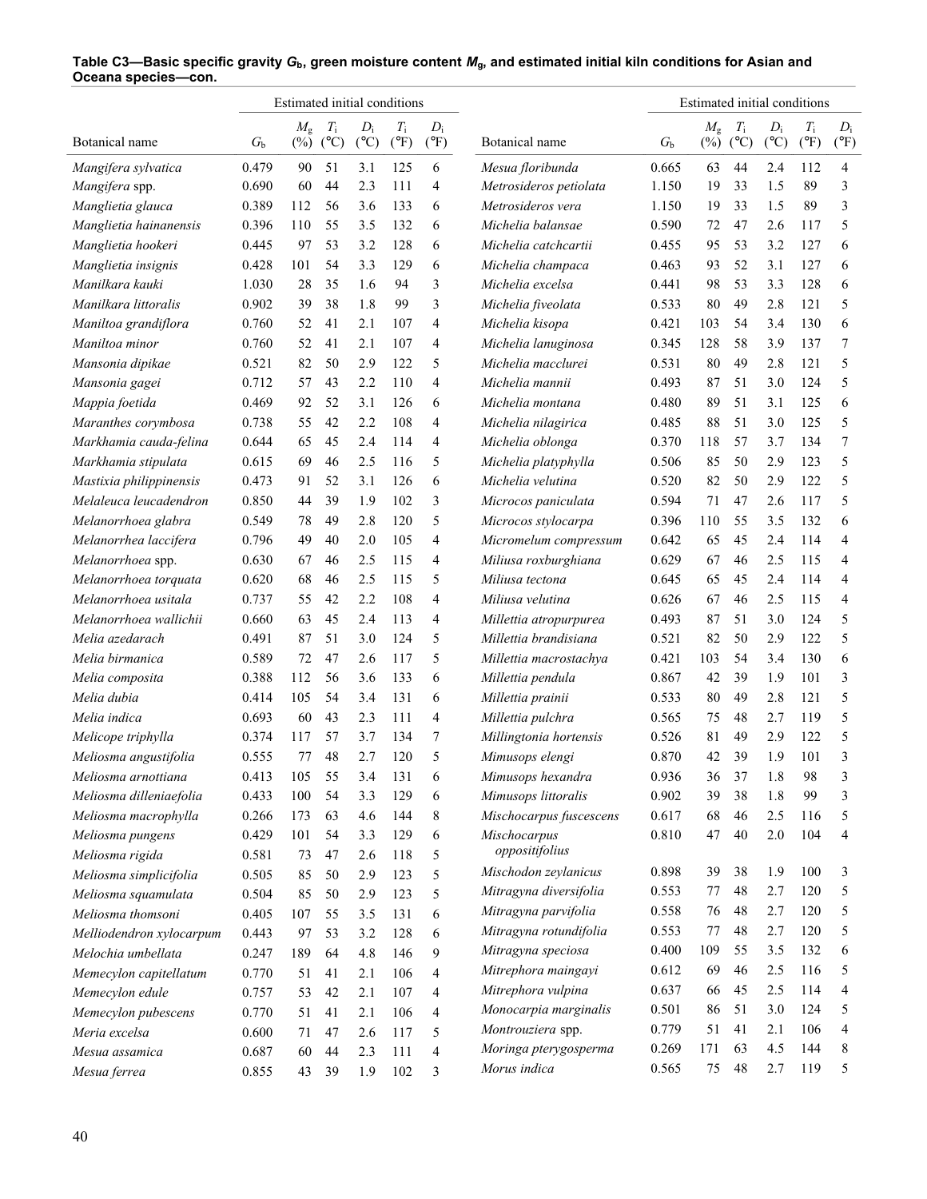**Table C3—Basic specific gravity $G_b$, green moisture content $M_g$, and estimated initial kiln conditions for Asian and Oceana species—con.**

| Botanical name | $G_b$ | Estimated initial conditions | | | | |
|---|---|---|---|---|---|---|
| | | $M_g$ (%) | $T_i$ (°C) | $D_i$ (°C) | $T_i$ (°F) | $D_i$ (°F) |
| *Mangifera sylvatica* | 0.479 | 90 | 51 | 3.1 | 125 | 6 |
| *Mangifera* spp. | 0.690 | 60 | 44 | 2.3 | 111 | 4 |
| *Manglietia glauca* | 0.389 | 112 | 56 | 3.6 | 133 | 6 |
| *Manglietia hainanensis* | 0.396 | 110 | 55 | 3.5 | 132 | 6 |
| *Manglietia hookeri* | 0.445 | 97 | 53 | 3.2 | 128 | 6 |
| *Manglietia insignis* | 0.428 | 101 | 54 | 3.3 | 129 | 6 |
| *Manilkara kauki* | 1.030 | 28 | 35 | 1.6 | 94 | 3 |
| *Manilkara littoralis* | 0.902 | 39 | 38 | 1.8 | 99 | 3 |
| *Maniltoa grandiflora* | 0.760 | 52 | 41 | 2.1 | 107 | 4 |
| *Maniltoa minor* | 0.760 | 52 | 41 | 2.1 | 107 | 4 |
| *Mansonia dipikae* | 0.521 | 82 | 50 | 2.9 | 122 | 5 |
| *Mansonia gagei* | 0.712 | 57 | 43 | 2.2 | 110 | 4 |
| *Mappia foetida* | 0.469 | 92 | 52 | 3.1 | 126 | 6 |
| *Maranthes corymbosa* | 0.738 | 55 | 42 | 2.2 | 108 | 4 |
| *Markhamia cauda-felina* | 0.644 | 65 | 45 | 2.4 | 114 | 4 |
| *Markhamia stipulata* | 0.615 | 69 | 46 | 2.5 | 116 | 5 |
| *Mastixia philippinensis* | 0.473 | 91 | 52 | 3.1 | 126 | 6 |
| *Melaleuca leucadendron* | 0.850 | 44 | 39 | 1.9 | 102 | 3 |
| *Melanorrhoea glabra* | 0.549 | 78 | 49 | 2.8 | 120 | 5 |
| *Melanorrhea laccifera* | 0.796 | 49 | 40 | 2.0 | 105 | 4 |
| *Melanorrhoea* spp. | 0.630 | 67 | 46 | 2.5 | 115 | 4 |
| *Melanorrhoea torquata* | 0.620 | 68 | 46 | 2.5 | 115 | 5 |
| *Melanorrhoea usitala* | 0.737 | 55 | 42 | 2.2 | 108 | 4 |
| *Melanorrhoea wallichii* | 0.660 | 63 | 45 | 2.4 | 113 | 4 |
| *Melia azedarach* | 0.491 | 87 | 51 | 3.0 | 124 | 5 |
| *Melia birmanica* | 0.589 | 72 | 47 | 2.6 | 117 | 5 |
| *Melia composita* | 0.388 | 112 | 56 | 3.6 | 133 | 6 |
| *Melia dubia* | 0.414 | 105 | 54 | 3.4 | 131 | 6 |
| *Melia indica* | 0.693 | 60 | 43 | 2.3 | 111 | 4 |
| *Melicope triphylla* | 0.374 | 117 | 57 | 3.7 | 134 | 7 |
| *Meliosma angustifolia* | 0.555 | 77 | 48 | 2.7 | 120 | 5 |
| *Meliosma arnottiana* | 0.413 | 105 | 55 | 3.4 | 131 | 6 |
| *Meliosma dilleniaefolia* | 0.433 | 100 | 54 | 3.3 | 129 | 6 |
| *Meliosma macrophylla* | 0.266 | 173 | 63 | 4.6 | 144 | 8 |
| *Meliosma pungens* | 0.429 | 101 | 54 | 3.3 | 129 | 6 |
| *Meliosma rigida* | 0.581 | 73 | 47 | 2.6 | 118 | 5 |
| *Meliosma simplicifolia* | 0.505 | 85 | 50 | 2.9 | 123 | 5 |
| *Meliosma squamulata* | 0.504 | 85 | 50 | 2.9 | 123 | 5 |
| *Meliosma thomsoni* | 0.405 | 107 | 55 | 3.5 | 131 | 6 |
| *Melliodendron xylocarpum* | 0.443 | 97 | 53 | 3.2 | 128 | 6 |
| *Melochia umbellata* | 0.247 | 189 | 64 | 4.8 | 146 | 9 |
| *Memecylon capitellatum* | 0.770 | 51 | 41 | 2.1 | 106 | 4 |
| *Memecylon edule* | 0.757 | 53 | 42 | 2.1 | 107 | 4 |
| *Memecylon pubescens* | 0.770 | 51 | 41 | 2.1 | 106 | 4 |
| *Meria excelsa* | 0.600 | 71 | 47 | 2.6 | 117 | 5 |
| *Mesua assamica* | 0.687 | 60 | 44 | 2.3 | 111 | 4 |
| *Mesua ferrea* | 0.855 | 43 | 39 | 1.9 | 102 | 3 |
| *Mesua floribunda* | 0.665 | 63 | 44 | 2.4 | 112 | 4 |
| *Metrosideros petiolata* | 1.150 | 19 | 33 | 1.5 | 89 | 3 |
| *Metrosideros vera* | 1.150 | 19 | 33 | 1.5 | 89 | 3 |
| *Michelia balansae* | 0.590 | 72 | 47 | 2.6 | 117 | 5 |
| *Michelia catchcartii* | 0.455 | 95 | 53 | 3.2 | 127 | 6 |
| *Michelia champaca* | 0.463 | 93 | 52 | 3.1 | 127 | 6 |
| *Michelia excelsa* | 0.441 | 98 | 53 | 3.3 | 128 | 6 |
| *Michelia fiveolata* | 0.533 | 80 | 49 | 2.8 | 121 | 5 |
| *Michelia kisopa* | 0.421 | 103 | 54 | 3.4 | 130 | 6 |
| *Michelia lanuginosa* | 0.345 | 128 | 58 | 3.9 | 137 | 7 |
| *Michelia macclurei* | 0.531 | 80 | 49 | 2.8 | 121 | 5 |
| *Michelia mannii* | 0.493 | 87 | 51 | 3.0 | 124 | 5 |
| *Michelia montana* | 0.480 | 89 | 51 | 3.1 | 125 | 6 |
| *Michelia nilagirica* | 0.485 | 88 | 51 | 3.0 | 125 | 5 |
| *Michelia oblonga* | 0.370 | 118 | 57 | 3.7 | 134 | 7 |
| *Michelia platyphylla* | 0.506 | 85 | 50 | 2.9 | 123 | 5 |
| *Michelia velutina* | 0.520 | 82 | 50 | 2.9 | 122 | 5 |
| *Microcos paniculata* | 0.594 | 71 | 47 | 2.6 | 117 | 5 |
| *Microcos stylocarpa* | 0.396 | 110 | 55 | 3.5 | 132 | 6 |
| *Micromelum compressum* | 0.642 | 65 | 45 | 2.4 | 114 | 4 |
| *Miliusa roxburghiana* | 0.629 | 67 | 46 | 2.5 | 115 | 4 |
| *Miliusa tectona* | 0.645 | 65 | 45 | 2.4 | 114 | 4 |
| *Miliusa velutina* | 0.626 | 67 | 46 | 2.5 | 115 | 4 |
| *Millettia atropurpurea* | 0.493 | 87 | 51 | 3.0 | 124 | 5 |
| *Millettia brandisiana* | 0.521 | 82 | 50 | 2.9 | 122 | 5 |
| *Millettia macrostachya* | 0.421 | 103 | 54 | 3.4 | 130 | 6 |
| *Millettia pendula* | 0.867 | 42 | 39 | 1.9 | 101 | 3 |
| *Millettia prainii* | 0.533 | 80 | 49 | 2.8 | 121 | 5 |
| *Millettia pulchra* | 0.565 | 75 | 48 | 2.7 | 119 | 5 |
| *Millingtonia hortensis* | 0.526 | 81 | 49 | 2.9 | 122 | 5 |
| *Mimusops elengi* | 0.870 | 42 | 39 | 1.9 | 101 | 3 |
| *Mimusops hexandra* | 0.936 | 36 | 37 | 1.8 | 98 | 3 |
| *Mimusops littoralis* | 0.902 | 39 | 38 | 1.8 | 99 | 3 |
| *Mischocarpus fuscescens* | 0.617 | 68 | 46 | 2.5 | 116 | 5 |
| *Mischocarpus oppositifolius* | 0.810 | 47 | 40 | 2.0 | 104 | 4 |
| *Mischodon zeylanicus* | 0.898 | 39 | 38 | 1.9 | 100 | 3 |
| *Mitragyna diversifolia* | 0.553 | 77 | 48 | 2.7 | 120 | 5 |
| *Mitragyna parvifolia* | 0.558 | 76 | 48 | 2.7 | 120 | 5 |
| *Mitragyna rotundifolia* | 0.553 | 77 | 48 | 2.7 | 120 | 5 |
| *Mitragyna speciosa* | 0.400 | 109 | 55 | 3.5 | 132 | 6 |
| *Mitrephora maingayi* | 0.612 | 69 | 46 | 2.5 | 116 | 5 |
| *Mitrephora vulpina* | 0.637 | 66 | 45 | 2.5 | 114 | 4 |
| *Monocarpia marginalis* | 0.501 | 86 | 51 | 3.0 | 124 | 5 |
| *Montrouziera* spp. | 0.779 | 51 | 41 | 2.1 | 106 | 4 |
| *Moringa pterygosperma* | 0.269 | 171 | 63 | 4.5 | 144 | 8 |
| *Morus indica* | 0.565 | 75 | 48 | 2.7 | 119 | 5 |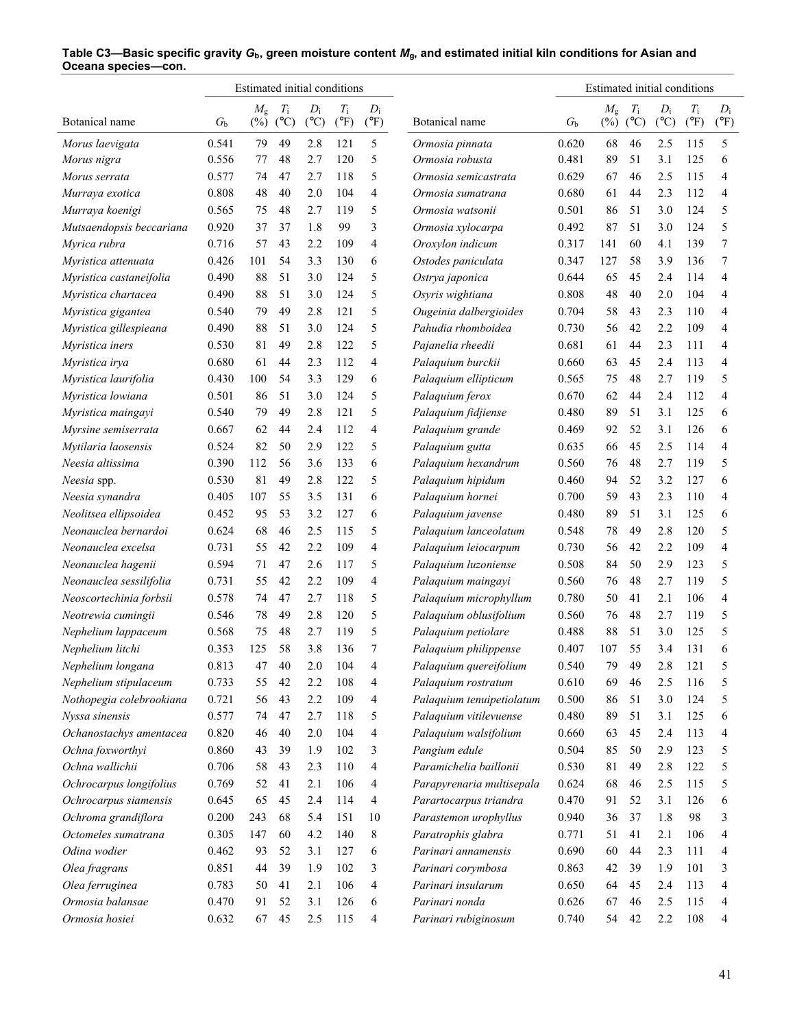**Table C3—Basic specific gravity $G_b$, green moisture content $M_g$, and estimated initial kiln conditions for Asian and Oceana species—con.**

| Botanical name | $G_b$ | Estimated initial conditions | | | | | Botanical name | $G_b$ | Estimated initial conditions | | | | |
|---|---|---|---|---|---|---|---|---|---|---|---|---|---|
| | | $M_g$ (%) | $T_i$ (°C) | $D_i$ (°C) | $T_i$ (°F) | $D_i$ (°F) | | | $M_g$ (%) | $T_i$ (°C) | $D_i$ (°C) | $T_i$ (°F) | $D_i$ (°F) |
| *Morus laevigata* | 0.541 | 79 | 49 | 2.8 | 121 | 5 | *Ormosia pinnata* | 0.620 | 68 | 46 | 2.5 | 115 | 5 |
| *Morus nigra* | 0.556 | 77 | 48 | 2.7 | 120 | 5 | *Ormosia robusta* | 0.481 | 89 | 51 | 3.1 | 125 | 6 |
| *Morus serrata* | 0.577 | 74 | 47 | 2.7 | 118 | 5 | *Ormosia semicastrata* | 0.629 | 67 | 46 | 2.5 | 115 | 4 |
| *Murraya exotica* | 0.808 | 48 | 40 | 2.0 | 104 | 4 | *Ormosia sumatrana* | 0.680 | 61 | 44 | 2.3 | 112 | 4 |
| *Murraya koenigi* | 0.565 | 75 | 48 | 2.7 | 119 | 5 | *Ormosia watsonii* | 0.501 | 86 | 51 | 3.0 | 124 | 5 |
| *Mutsaendopsis beccariana* | 0.920 | 37 | 37 | 1.8 | 99 | 3 | *Ormosia xylocarpa* | 0.492 | 87 | 51 | 3.0 | 124 | 5 |
| *Myrica rubra* | 0.716 | 57 | 43 | 2.2 | 109 | 4 | *Oroxylon indicum* | 0.317 | 141 | 60 | 4.1 | 139 | 7 |
| *Myristica attenuata* | 0.426 | 101 | 54 | 3.3 | 130 | 6 | *Ostodes paniculata* | 0.347 | 127 | 58 | 3.9 | 136 | 7 |
| *Myristica castaneifolia* | 0.490 | 88 | 51 | 3.0 | 124 | 5 | *Ostrya japonica* | 0.644 | 65 | 45 | 2.4 | 114 | 4 |
| *Myristica chartacea* | 0.490 | 88 | 51 | 3.0 | 124 | 5 | *Osyris wightiana* | 0.808 | 48 | 40 | 2.0 | 104 | 4 |
| *Myristica gigantea* | 0.540 | 79 | 49 | 2.8 | 121 | 5 | *Ougeinia dalbergioides* | 0.704 | 58 | 43 | 2.3 | 110 | 4 |
| *Myristica gillespieana* | 0.490 | 88 | 51 | 3.0 | 124 | 5 | *Pahudia rhomboidea* | 0.730 | 56 | 42 | 2.2 | 109 | 4 |
| *Myristica iners* | 0.530 | 81 | 49 | 2.8 | 122 | 5 | *Pajanelia rheedii* | 0.681 | 61 | 44 | 2.3 | 111 | 4 |
| *Myristica irya* | 0.680 | 61 | 44 | 2.3 | 112 | 4 | *Palaquium burckii* | 0.660 | 63 | 45 | 2.4 | 113 | 4 |
| *Myristica laurifolia* | 0.430 | 100 | 54 | 3.3 | 129 | 6 | *Palaquium ellipticum* | 0.565 | 75 | 48 | 2.7 | 119 | 5 |
| *Myristica lowiana* | 0.501 | 86 | 51 | 3.0 | 124 | 5 | *Palaquium ferox* | 0.670 | 62 | 44 | 2.4 | 112 | 4 |
| *Myristica maingayi* | 0.540 | 79 | 49 | 2.8 | 121 | 5 | *Palaquium fidjiense* | 0.480 | 89 | 51 | 3.1 | 125 | 6 |
| *Myrsine semiserrata* | 0.667 | 62 | 44 | 2.4 | 112 | 4 | *Palaquium grande* | 0.469 | 92 | 52 | 3.1 | 126 | 6 |
| *Mytilaria laosensis* | 0.524 | 82 | 50 | 2.9 | 122 | 5 | *Palaquium gutta* | 0.635 | 66 | 45 | 2.5 | 114 | 4 |
| *Neesia altissima* | 0.390 | 112 | 56 | 3.6 | 133 | 6 | *Palaquium hexandrum* | 0.560 | 76 | 48 | 2.7 | 119 | 5 |
| *Neesia* spp. | 0.530 | 81 | 49 | 2.8 | 122 | 5 | *Palaquium hipidum* | 0.460 | 94 | 52 | 3.2 | 127 | 6 |
| *Neesia synandra* | 0.405 | 107 | 55 | 3.5 | 131 | 6 | *Palaquium hornei* | 0.700 | 59 | 43 | 2.3 | 110 | 4 |
| *Neolitsea ellipsoidea* | 0.452 | 95 | 53 | 3.2 | 127 | 6 | *Palaquium javense* | 0.480 | 89 | 51 | 3.1 | 125 | 6 |
| *Neonauclea bernardoi* | 0.624 | 68 | 46 | 2.5 | 115 | 5 | *Palaquium lanceolatum* | 0.548 | 78 | 49 | 2.8 | 120 | 5 |
| *Neonauclea excelsa* | 0.731 | 55 | 42 | 2.2 | 109 | 4 | *Palaquium leiocarpum* | 0.730 | 56 | 42 | 2.2 | 109 | 4 |
| *Neonauclea hagenii* | 0.594 | 71 | 47 | 2.6 | 117 | 5 | *Palaquium luzoniense* | 0.508 | 84 | 50 | 2.9 | 123 | 5 |
| *Neonauclea sessilifolia* | 0.731 | 55 | 42 | 2.2 | 109 | 4 | *Palaquium maingayi* | 0.560 | 76 | 48 | 2.7 | 119 | 5 |
| *Neoscortechinia forbsii* | 0.578 | 74 | 47 | 2.7 | 118 | 5 | *Palaquium microphyllum* | 0.780 | 50 | 41 | 2.1 | 106 | 4 |
| *Neotrewia cumingii* | 0.546 | 78 | 49 | 2.8 | 120 | 5 | *Palaquium oblusifolium* | 0.560 | 76 | 48 | 2.7 | 119 | 5 |
| *Nephelium lappaceum* | 0.568 | 75 | 48 | 2.7 | 119 | 5 | *Palaquium petiolare* | 0.488 | 88 | 51 | 3.0 | 125 | 5 |
| *Nephelium litchi* | 0.353 | 125 | 58 | 3.8 | 136 | 7 | *Palaquium philippense* | 0.407 | 107 | 55 | 3.4 | 131 | 6 |
| *Nephelium longana* | 0.813 | 47 | 40 | 2.0 | 104 | 4 | *Palaquium quereifolium* | 0.540 | 79 | 49 | 2.8 | 121 | 5 |
| *Nephelium stipulaceum* | 0.733 | 55 | 42 | 2.2 | 108 | 4 | *Palaquium rostratum* | 0.610 | 69 | 46 | 2.5 | 116 | 5 |
| *Nothopegia colebrookiana* | 0.721 | 56 | 43 | 2.2 | 109 | 4 | *Palaquium tenuipetiolatum* | 0.500 | 86 | 51 | 3.0 | 124 | 5 |
| *Nyssa sinensis* | 0.577 | 74 | 47 | 2.7 | 118 | 5 | *Palaquium vitilevuense* | 0.480 | 89 | 51 | 3.1 | 125 | 6 |
| *Ochanostachys amentacea* | 0.820 | 46 | 40 | 2.0 | 104 | 4 | *Palaquium walsifolium* | 0.660 | 63 | 45 | 2.4 | 113 | 4 |
| *Ochna foxworthyi* | 0.860 | 43 | 39 | 1.9 | 102 | 3 | *Pangium edule* | 0.504 | 85 | 50 | 2.9 | 123 | 5 |
| *Ochna wallichii* | 0.706 | 58 | 43 | 2.3 | 110 | 4 | *Paramichelia baillonii* | 0.530 | 81 | 49 | 2.8 | 122 | 5 |
| *Ochrocarpus longifolius* | 0.769 | 52 | 41 | 2.1 | 106 | 4 | *Parapyrenaria multisepala* | 0.624 | 68 | 46 | 2.5 | 115 | 5 |
| *Ochrocarpus siamensis* | 0.645 | 65 | 45 | 2.4 | 114 | 4 | *Parartocarpus triandra* | 0.470 | 91 | 52 | 3.1 | 126 | 6 |
| *Ochroma grandiflora* | 0.200 | 243 | 68 | 5.4 | 151 | 10 | *Parastemon urophyllus* | 0.940 | 36 | 37 | 1.8 | 98 | 3 |
| *Octomeles sumatrana* | 0.305 | 147 | 60 | 4.2 | 140 | 8 | *Paratrophis glabra* | 0.771 | 51 | 41 | 2.1 | 106 | 4 |
| *Odina wodier* | 0.462 | 93 | 52 | 3.1 | 127 | 6 | *Parinari annamensis* | 0.690 | 60 | 44 | 2.3 | 111 | 4 |
| *Olea fragrans* | 0.851 | 44 | 39 | 1.9 | 102 | 3 | *Parinari corymbosa* | 0.863 | 42 | 39 | 1.9 | 101 | 3 |
| *Olea ferruginea* | 0.783 | 50 | 41 | 2.1 | 106 | 4 | *Parinari insularum* | 0.650 | 64 | 45 | 2.4 | 113 | 4 |
| *Ormosia balansae* | 0.470 | 91 | 52 | 3.1 | 126 | 6 | *Parinari nonda* | 0.626 | 67 | 46 | 2.5 | 115 | 4 |
| *Ormosia hosiei* | 0.632 | 67 | 45 | 2.5 | 115 | 4 | *Parinari rubiginosum* | 0.740 | 54 | 42 | 2.2 | 108 | 4 |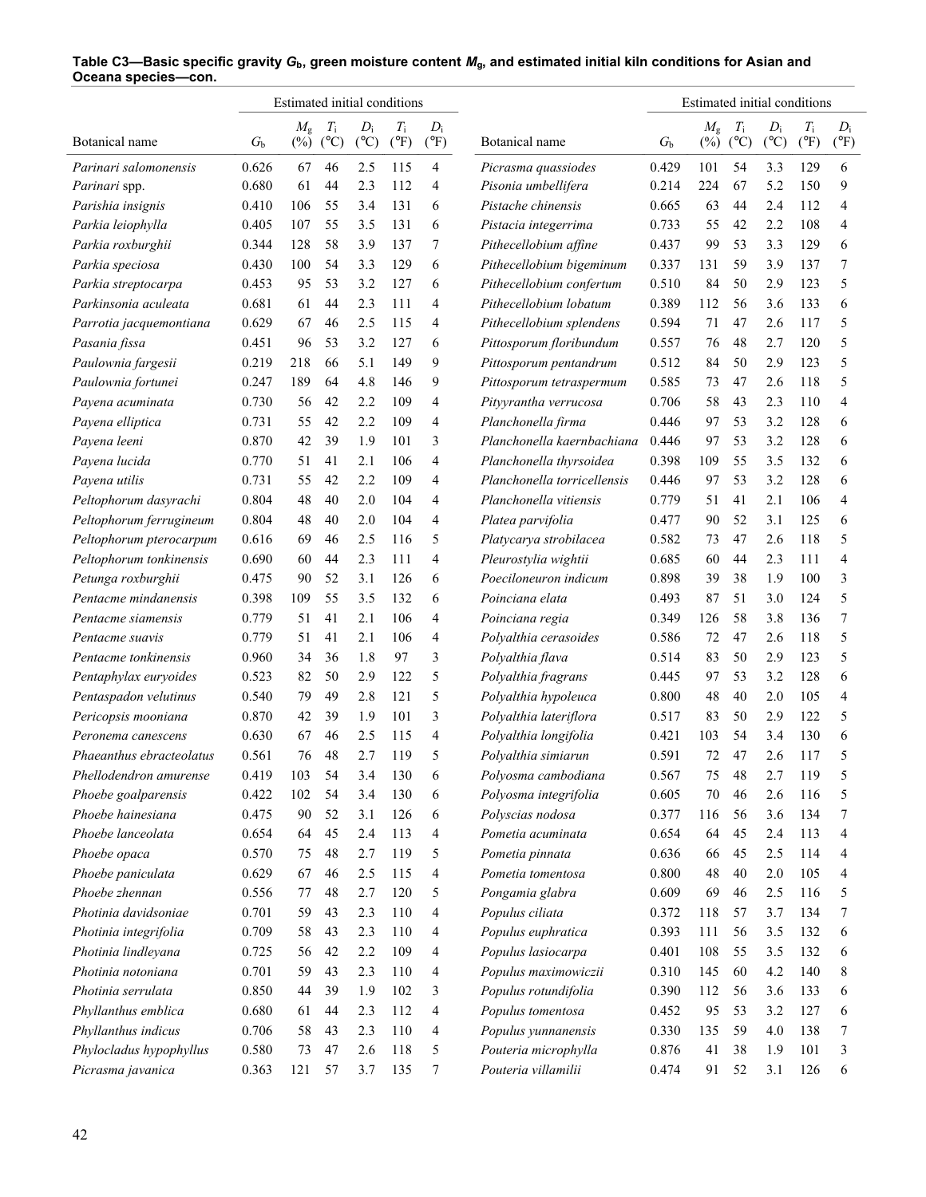**Table C3—Basic specific gravity $G_b$, green moisture content $M_g$, and estimated initial kiln conditions for Asian and Oceana species—con.**

| Botanical name | $G_b$ | Estimated initial conditions | | | | | Botanical name | $G_b$ | Estimated initial conditions | | | | |
|---|---|---|---|---|---|---|---|---|---|---|---|---|---|
| | | $M_g$ (%) | $T_i$ (°C) | $D_i$ (°C) | $T_i$ (°F) | $D_i$ (°F) | | | $M_g$ (%) | $T_i$ (°C) | $D_i$ (°C) | $T_i$ (°F) | $D_i$ (°F) |
| *Parinari salomonensis* | 0.626 | 67 | 46 | 2.5 | 115 | 4 | *Picrasma quassiodes* | 0.429 | 101 | 54 | 3.3 | 129 | 6 |
| *Parinari* spp. | 0.680 | 61 | 44 | 2.3 | 112 | 4 | *Pisonia umbellifera* | 0.214 | 224 | 67 | 5.2 | 150 | 9 |
| *Parishia insignis* | 0.410 | 106 | 55 | 3.4 | 131 | 6 | *Pistache chinensis* | 0.665 | 63 | 44 | 2.4 | 112 | 4 |
| *Parkia leiophylla* | 0.405 | 107 | 55 | 3.5 | 131 | 6 | *Pistacia integerrima* | 0.733 | 55 | 42 | 2.2 | 108 | 4 |
| *Parkia roxburghii* | 0.344 | 128 | 58 | 3.9 | 137 | 7 | *Pithecellobium affine* | 0.437 | 99 | 53 | 3.3 | 129 | 6 |
| *Parkia speciosa* | 0.430 | 100 | 54 | 3.3 | 129 | 6 | *Pithecellobium bigeminum* | 0.337 | 131 | 59 | 3.9 | 137 | 7 |
| *Parkia streptocarpa* | 0.453 | 95 | 53 | 3.2 | 127 | 6 | *Pithecellobium confertum* | 0.510 | 84 | 50 | 2.9 | 123 | 5 |
| *Parkinsonia aculeata* | 0.681 | 61 | 44 | 2.3 | 111 | 4 | *Pithecellobium lobatum* | 0.389 | 112 | 56 | 3.6 | 133 | 6 |
| *Parrotia jacquemontiana* | 0.629 | 67 | 46 | 2.5 | 115 | 4 | *Pithecellobium splendens* | 0.594 | 71 | 47 | 2.6 | 117 | 5 |
| *Pasania fissa* | 0.451 | 96 | 53 | 3.2 | 127 | 6 | *Pittosporum floribundum* | 0.557 | 76 | 48 | 2.7 | 120 | 5 |
| *Paulownia fargesii* | 0.219 | 218 | 66 | 5.1 | 149 | 9 | *Pittosporum pentandrum* | 0.512 | 84 | 50 | 2.9 | 123 | 5 |
| *Paulownia fortunei* | 0.247 | 189 | 64 | 4.8 | 146 | 9 | *Pittosporum tetraspermum* | 0.585 | 73 | 47 | 2.6 | 118 | 5 |
| *Payena acuminata* | 0.730 | 56 | 42 | 2.2 | 109 | 4 | *Pityyrantha verrucosa* | 0.706 | 58 | 43 | 2.3 | 110 | 4 |
| *Payena elliptica* | 0.731 | 55 | 42 | 2.2 | 109 | 4 | *Planchonella firma* | 0.446 | 97 | 53 | 3.2 | 128 | 6 |
| *Payena leeni* | 0.870 | 42 | 39 | 1.9 | 101 | 3 | *Planchonella kaernbachiana* | 0.446 | 97 | 53 | 3.2 | 128 | 6 |
| *Payena lucida* | 0.770 | 51 | 41 | 2.1 | 106 | 4 | *Planchonella thyrsoidea* | 0.398 | 109 | 55 | 3.5 | 132 | 6 |
| *Payena utilis* | 0.731 | 55 | 42 | 2.2 | 109 | 4 | *Planchonella torricellensis* | 0.446 | 97 | 53 | 3.2 | 128 | 6 |
| *Peltophorum dasyrachi* | 0.804 | 48 | 40 | 2.0 | 104 | 4 | *Planchonella vitiensis* | 0.779 | 51 | 41 | 2.1 | 106 | 4 |
| *Peltophorum ferrugineum* | 0.804 | 48 | 40 | 2.0 | 104 | 4 | *Platea parvifolia* | 0.477 | 90 | 52 | 3.1 | 125 | 6 |
| *Peltophorum pterocarpum* | 0.616 | 69 | 46 | 2.5 | 116 | 5 | *Platycarya strobilacea* | 0.582 | 73 | 47 | 2.6 | 118 | 5 |
| *Peltophorum tonkinensis* | 0.690 | 60 | 44 | 2.3 | 111 | 4 | *Pleurostylia wightii* | 0.685 | 60 | 44 | 2.3 | 111 | 4 |
| *Petunga roxburghii* | 0.475 | 90 | 52 | 3.1 | 126 | 6 | *Poeciloneuron indicum* | 0.898 | 39 | 38 | 1.9 | 100 | 3 |
| *Pentacme mindanensis* | 0.398 | 109 | 55 | 3.5 | 132 | 6 | *Poinciana elata* | 0.493 | 87 | 51 | 3.0 | 124 | 5 |
| *Pentacme siamensis* | 0.779 | 51 | 41 | 2.1 | 106 | 4 | *Poinciana regia* | 0.349 | 126 | 58 | 3.8 | 136 | 7 |
| *Pentacme suavis* | 0.779 | 51 | 41 | 2.1 | 106 | 4 | *Polyalthia cerasoides* | 0.586 | 72 | 47 | 2.6 | 118 | 5 |
| *Pentacme tonkinensis* | 0.960 | 34 | 36 | 1.8 | 97 | 3 | *Polyalthia flava* | 0.514 | 83 | 50 | 2.9 | 123 | 5 |
| *Pentaphylax euryoides* | 0.523 | 82 | 50 | 2.9 | 122 | 5 | *Polyalthia fragrans* | 0.445 | 97 | 53 | 3.2 | 128 | 6 |
| *Pentaspadon velutinus* | 0.540 | 79 | 49 | 2.8 | 121 | 5 | *Polyalthia hypoleuca* | 0.800 | 48 | 40 | 2.0 | 105 | 4 |
| *Pericopsis mooniana* | 0.870 | 42 | 39 | 1.9 | 101 | 3 | *Polyalthia lateriflora* | 0.517 | 83 | 50 | 2.9 | 122 | 5 |
| *Peronema canescens* | 0.630 | 67 | 46 | 2.5 | 115 | 4 | *Polyalthia longifolia* | 0.421 | 103 | 54 | 3.4 | 130 | 6 |
| *Phaeanthus ebracteolatus* | 0.561 | 76 | 48 | 2.7 | 119 | 5 | *Polyalthia simiarun* | 0.591 | 72 | 47 | 2.6 | 117 | 5 |
| *Phellodendron amurense* | 0.419 | 103 | 54 | 3.4 | 130 | 6 | *Polyosma cambodiana* | 0.567 | 75 | 48 | 2.7 | 119 | 5 |
| *Phoebe goalparensis* | 0.422 | 102 | 54 | 3.4 | 130 | 6 | *Polyosma integrifolia* | 0.605 | 70 | 46 | 2.6 | 116 | 5 |
| *Phoebe hainesiana* | 0.475 | 90 | 52 | 3.1 | 126 | 6 | *Polyscias nodosa* | 0.377 | 116 | 56 | 3.6 | 134 | 7 |
| *Phoebe lanceolata* | 0.654 | 64 | 45 | 2.4 | 113 | 4 | *Pometia acuminata* | 0.654 | 64 | 45 | 2.4 | 113 | 4 |
| *Phoebe opaca* | 0.570 | 75 | 48 | 2.7 | 119 | 5 | *Pometia pinnata* | 0.636 | 66 | 45 | 2.5 | 114 | 4 |
| *Phoebe paniculata* | 0.629 | 67 | 46 | 2.5 | 115 | 4 | *Pometia tomentosa* | 0.800 | 48 | 40 | 2.0 | 105 | 4 |
| *Phoebe zhennan* | 0.556 | 77 | 48 | 2.7 | 120 | 5 | *Pongamia glabra* | 0.609 | 69 | 46 | 2.5 | 116 | 5 |
| *Photinia davidsoniae* | 0.701 | 59 | 43 | 2.3 | 110 | 4 | *Populus ciliata* | 0.372 | 118 | 57 | 3.7 | 134 | 7 |
| *Photinia integrifolia* | 0.709 | 58 | 43 | 2.3 | 110 | 4 | *Populus euphratica* | 0.393 | 111 | 56 | 3.5 | 132 | 6 |
| *Photinia lindleyana* | 0.725 | 56 | 42 | 2.2 | 109 | 4 | *Populus lasiocarpa* | 0.401 | 108 | 55 | 3.5 | 132 | 6 |
| *Photinia notoniana* | 0.701 | 59 | 43 | 2.3 | 110 | 4 | *Populus maximowiczii* | 0.310 | 145 | 60 | 4.2 | 140 | 8 |
| *Photinia serrulata* | 0.850 | 44 | 39 | 1.9 | 102 | 3 | *Populus rotundifolia* | 0.390 | 112 | 56 | 3.6 | 133 | 6 |
| *Phyllanthus emblica* | 0.680 | 61 | 44 | 2.3 | 112 | 4 | *Populus tomentosa* | 0.452 | 95 | 53 | 3.2 | 127 | 6 |
| *Phyllanthus indicus* | 0.706 | 58 | 43 | 2.3 | 110 | 4 | *Populus yunnanensis* | 0.330 | 135 | 59 | 4.0 | 138 | 7 |
| *Phylocladus hypophyllus* | 0.580 | 73 | 47 | 2.6 | 118 | 5 | *Pouteria microphylla* | 0.876 | 41 | 38 | 1.9 | 101 | 3 |
| *Picrasma javanica* | 0.363 | 121 | 57 | 3.7 | 135 | 7 | *Pouteria villamilii* | 0.474 | 91 | 52 | 3.1 | 126 | 6 |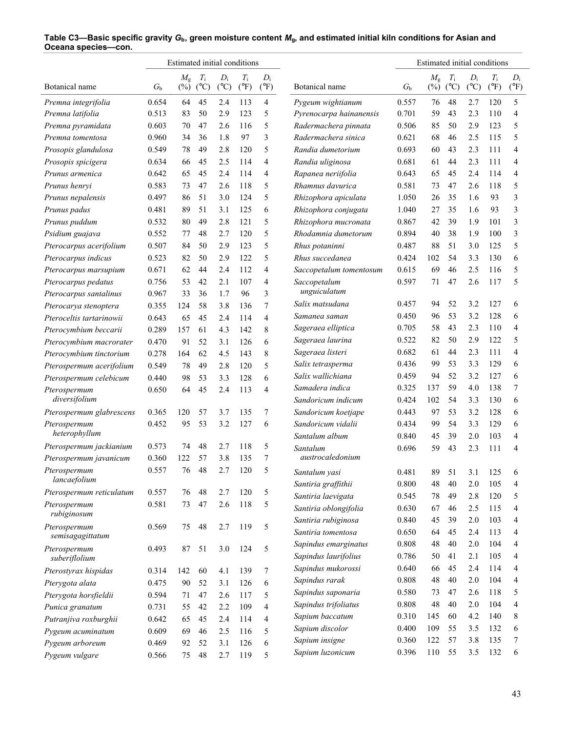**Table C3—Basic specific gravity $G_b$, green moisture content $M_g$, and estimated initial kiln conditions for Asian and Oceana species—con.**

| Botanical name | $G_b$ | Estimated initial conditions | | | | | Botanical name | $G_b$ | Estimated initial conditions | | | | |
|---|---|---|---|---|---|---|---|---|---|---|---|---|---|
| | | $M_g$ (%) | $T_i$ (°C) | $D_i$ (°C) | $T_i$ (°F) | $D_i$ (°F) | | | $M_g$ (%) | $T_i$ (°C) | $D_i$ (°C) | $T_i$ (°F) | $D_i$ (°F) |
| *Premna integrifolia* | 0.654 | 64 | 45 | 2.4 | 113 | 4 | *Pygeum wightianum* | 0.557 | 76 | 48 | 2.7 | 120 | 5 |
| *Premna latifolia* | 0.513 | 83 | 50 | 2.9 | 123 | 5 | *Pyrenocarpa hainanensis* | 0.701 | 59 | 43 | 2.3 | 110 | 4 |
| *Premna pyramidata* | 0.603 | 70 | 47 | 2.6 | 116 | 5 | *Radermachera pinnata* | 0.506 | 85 | 50 | 2.9 | 123 | 5 |
| *Premna tomentosa* | 0.960 | 34 | 36 | 1.8 | 97 | 3 | *Radermachera sinica* | 0.621 | 68 | 46 | 2.5 | 115 | 5 |
| *Prosopis glandulosa* | 0.549 | 78 | 49 | 2.8 | 120 | 5 | *Randia dumetorium* | 0.693 | 60 | 43 | 2.3 | 111 | 4 |
| *Prosopis spicigera* | 0.634 | 66 | 45 | 2.5 | 114 | 4 | *Randia uliginosa* | 0.681 | 61 | 44 | 2.3 | 111 | 4 |
| *Prunus armenica* | 0.642 | 65 | 45 | 2.4 | 114 | 4 | *Rapanea neriifolia* | 0.643 | 65 | 45 | 2.4 | 114 | 4 |
| *Prunus henryi* | 0.583 | 73 | 47 | 2.6 | 118 | 5 | *Rhamnus davurica* | 0.581 | 73 | 47 | 2.6 | 118 | 5 |
| *Prunus nepalensis* | 0.497 | 86 | 51 | 3.0 | 124 | 5 | *Rhizophora apiculata* | 1.050 | 26 | 35 | 1.6 | 93 | 3 |
| *Prunus padus* | 0.481 | 89 | 51 | 3.1 | 125 | 6 | *Rhizophora conjugata* | 1.040 | 27 | 35 | 1.6 | 93 | 3 |
| *Prunus puddum* | 0.532 | 80 | 49 | 2.8 | 121 | 5 | *Rhizophora mucronata* | 0.867 | 42 | 39 | 1.9 | 101 | 3 |
| *Psidium guajava* | 0.552 | 77 | 48 | 2.7 | 120 | 5 | *Rhodamnia dumetorum* | 0.894 | 40 | 38 | 1.9 | 100 | 3 |
| *Pterocarpus acerifolium* | 0.507 | 84 | 50 | 2.9 | 123 | 5 | *Rhus potaninni* | 0.487 | 88 | 51 | 3.0 | 125 | 5 |
| *Pterocarpus indicus* | 0.523 | 82 | 50 | 2.9 | 122 | 5 | *Rhus succedanea* | 0.424 | 102 | 54 | 3.3 | 130 | 6 |
| *Pterocarpus marsupium* | 0.671 | 62 | 44 | 2.4 | 112 | 4 | *Saccopetalum tomentosum* | 0.615 | 69 | 46 | 2.5 | 116 | 5 |
| *Pterocarpus pedatus* | 0.756 | 53 | 42 | 2.1 | 107 | 4 | *Saccopetalum unguiculatum* | 0.597 | 71 | 47 | 2.6 | 117 | 5 |
| *Pterocarpus santalinus* | 0.967 | 33 | 36 | 1.7 | 96 | 3 | *Salix matsudana* | 0.457 | 94 | 52 | 3.2 | 127 | 6 |
| *Pterocarya stenoptera* | 0.355 | 124 | 58 | 3.8 | 136 | 7 | *Samanea saman* | 0.450 | 96 | 53 | 3.2 | 128 | 6 |
| *Pteroceltis tartarinowii* | 0.643 | 65 | 45 | 2.4 | 114 | 4 | *Sageraea elliptica* | 0.705 | 58 | 43 | 2.3 | 110 | 4 |
| *Pterocymbium beccarii* | 0.289 | 157 | 61 | 4.3 | 142 | 8 | *Sageraea laurina* | 0.522 | 82 | 50 | 2.9 | 122 | 5 |
| *Pterocymbium macrorater* | 0.470 | 91 | 52 | 3.1 | 126 | 6 | *Sageraea listeri* | 0.682 | 61 | 44 | 2.3 | 111 | 4 |
| *Pterocymbium tinctorium* | 0.278 | 164 | 62 | 4.5 | 143 | 8 | *Salix tetrasperma* | 0.436 | 99 | 53 | 3.3 | 129 | 6 |
| *Pterospermum acerifolium* | 0.549 | 78 | 49 | 2.8 | 120 | 5 | *Salix wallichiana* | 0.459 | 94 | 52 | 3.2 | 127 | 6 |
| *Pterospermum celebicum* | 0.440 | 98 | 53 | 3.3 | 128 | 6 | *Samadera indica* | 0.325 | 137 | 59 | 4.0 | 138 | 7 |
| *Pterospermum diversifolium* | 0.650 | 64 | 45 | 2.4 | 113 | 4 | *Sandoricum indicum* | 0.424 | 102 | 54 | 3.3 | 130 | 6 |
| *Pterospermum glabrescens* | 0.365 | 120 | 57 | 3.7 | 135 | 7 | *Sandoricum koetjape* | 0.443 | 97 | 53 | 3.2 | 128 | 6 |
| *Pterospermum heterophyllum* | 0.452 | 95 | 53 | 3.2 | 127 | 6 | *Sandoricum vidalii* | 0.434 | 99 | 54 | 3.3 | 129 | 6 |
| *Pterospermum jackianium* | 0.573 | 74 | 48 | 2.7 | 118 | 5 | *Santalum album* | 0.840 | 45 | 39 | 2.0 | 103 | 4 |
| *Pterospermum javanicum* | 0.360 | 122 | 57 | 3.8 | 135 | 7 | *Santalum austrocaledonium* | 0.696 | 59 | 43 | 2.3 | 111 | 4 |
| *Pterospermum lancaefolium* | 0.557 | 76 | 48 | 2.7 | 120 | 5 | *Santalum yasi* | 0.481 | 89 | 51 | 3.1 | 125 | 6 |
| *Pterospermum reticulatum* | 0.557 | 76 | 48 | 2.7 | 120 | 5 | *Santiria graffithii* | 0.800 | 48 | 40 | 2.0 | 105 | 4 |
| *Pterospermum rubiginosum* | 0.581 | 73 | 47 | 2.6 | 118 | 5 | *Santiria laevigata* | 0.545 | 78 | 49 | 2.8 | 120 | 5 |
| *Pterospermum semisagagittatum* | 0.569 | 75 | 48 | 2.7 | 119 | 5 | *Santiria oblongifolia* | 0.630 | 67 | 46 | 2.5 | 115 | 4 |
| *Pterospermum suberiflolium* | 0.493 | 87 | 51 | 3.0 | 124 | 5 | *Santiria rubiginosa* | 0.840 | 45 | 39 | 2.0 | 103 | 4 |
| *Pterostyrax hispidas* | 0.314 | 142 | 60 | 4.1 | 139 | 7 | *Santiria tomentosa* | 0.650 | 64 | 45 | 2.4 | 113 | 4 |
| *Pterygota alata* | 0.475 | 90 | 52 | 3.1 | 126 | 6 | *Sapindus emarginatus* | 0.808 | 48 | 40 | 2.0 | 104 | 4 |
| *Pterygota horsfieldii* | 0.594 | 71 | 47 | 2.6 | 117 | 5 | *Sapindus laurifolius* | 0.786 | 50 | 41 | 2.1 | 105 | 4 |
| *Punica granatum* | 0.731 | 55 | 42 | 2.2 | 109 | 4 | *Sapindus mukorossi* | 0.640 | 66 | 45 | 2.4 | 114 | 4 |
| *Putranjiva roxburghii* | 0.642 | 65 | 45 | 2.4 | 114 | 4 | *Sapindus rarak* | 0.808 | 48 | 40 | 2.0 | 104 | 4 |
| *Pygeum acuminatum* | 0.609 | 69 | 46 | 2.5 | 116 | 5 | *Sapindus saponaria* | 0.580 | 73 | 47 | 2.6 | 118 | 5 |
| *Pygeum arboreum* | 0.469 | 92 | 52 | 3.1 | 126 | 6 | *Sapindus trifoliatus* | 0.808 | 48 | 40 | 2.0 | 104 | 4 |
| *Pygeum vulgare* | 0.566 | 75 | 48 | 2.7 | 119 | 5 | *Sapium baccatum* | 0.310 | 145 | 60 | 4.2 | 140 | 8 |
| | | | | | | | *Sapium discolor* | 0.400 | 109 | 55 | 3.5 | 132 | 6 |
| | | | | | | | *Sapium insigne* | 0.360 | 122 | 57 | 3.8 | 135 | 7 |
| | | | | | | | *Sapium luzonicum* | 0.396 | 110 | 55 | 3.5 | 132 | 6 |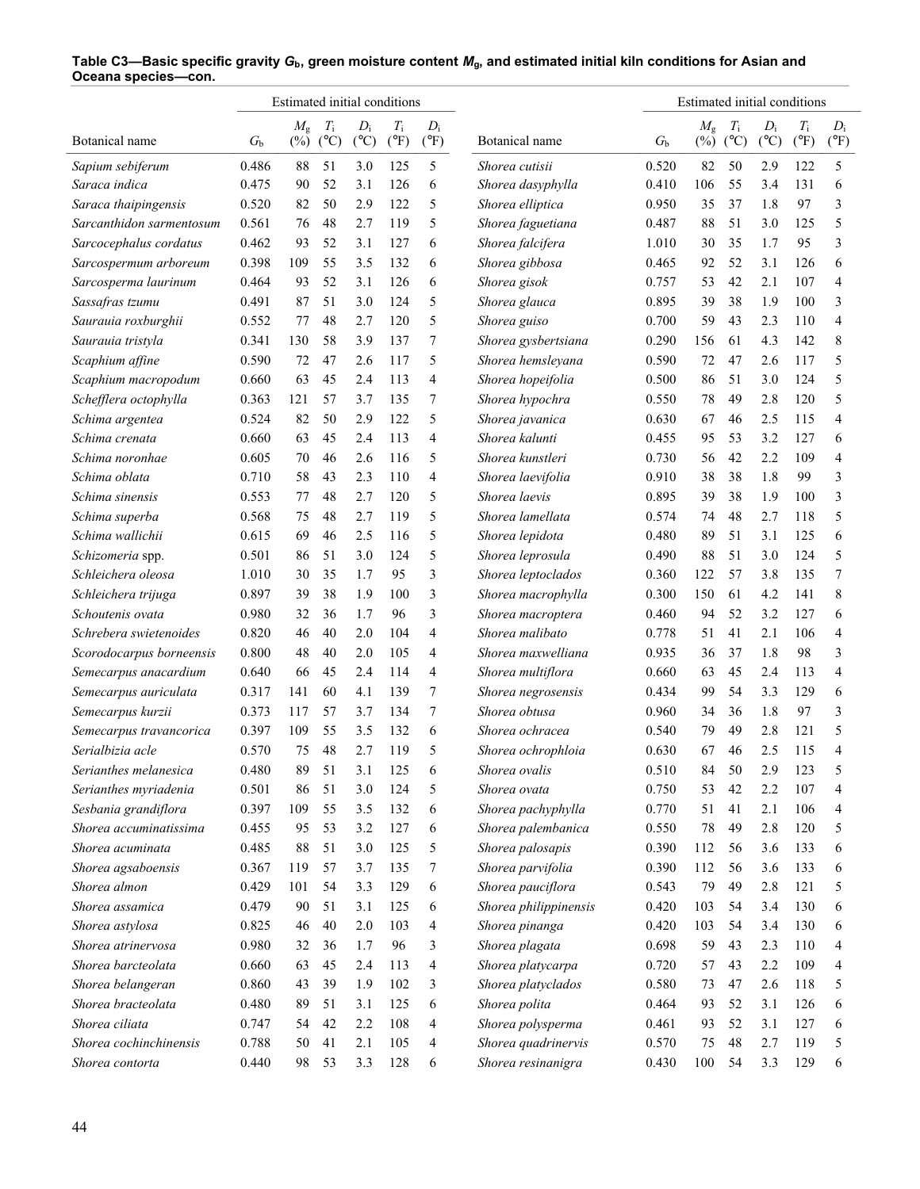**Table C3—Basic specific gravity $G_b$, green moisture content $M_g$, and estimated initial kiln conditions for Asian and Oceana species—con.**

| Botanical name | $G_b$ | Estimated initial conditions | | | | | Botanical name | $G_b$ | Estimated initial conditions | | | | |
|---|---|---|---|---|---|---|---|---|---|---|---|---|---|
| | | $M_g$ (%) | $T_i$ (°C) | $D_i$ (°C) | $T_i$ (°F) | $D_i$ (°F) | | | $M_g$ (%) | $T_i$ (°C) | $D_i$ (°C) | $T_i$ (°F) | $D_i$ (°F) |
| *Sapium sebiferum* | 0.486 | 88 | 51 | 3.0 | 125 | 5 | *Shorea cutisii* | 0.520 | 82 | 50 | 2.9 | 122 | 5 |
| *Saraca indica* | 0.475 | 90 | 52 | 3.1 | 126 | 6 | *Shorea dasyphylla* | 0.410 | 106 | 55 | 3.4 | 131 | 6 |
| *Saraca thaipingensis* | 0.520 | 82 | 50 | 2.9 | 122 | 5 | *Shorea elliptica* | 0.950 | 35 | 37 | 1.8 | 97 | 3 |
| *Sarcanthidon sarmentosum* | 0.561 | 76 | 48 | 2.7 | 119 | 5 | *Shorea faguetiana* | 0.487 | 88 | 51 | 3.0 | 125 | 5 |
| *Sarcocephalus cordatus* | 0.462 | 93 | 52 | 3.1 | 127 | 6 | *Shorea falcifera* | 1.010 | 30 | 35 | 1.7 | 95 | 3 |
| *Sarcospermum arboreum* | 0.398 | 109 | 55 | 3.5 | 132 | 6 | *Shorea gibbosa* | 0.465 | 92 | 52 | 3.1 | 126 | 6 |
| *Sarcosperma laurinum* | 0.464 | 93 | 52 | 3.1 | 126 | 6 | *Shorea gisok* | 0.757 | 53 | 42 | 2.1 | 107 | 4 |
| *Sassafras tzumu* | 0.491 | 87 | 51 | 3.0 | 124 | 5 | *Shorea glauca* | 0.895 | 39 | 38 | 1.9 | 100 | 3 |
| *Saurauia roxburghii* | 0.552 | 77 | 48 | 2.7 | 120 | 5 | *Shorea guiso* | 0.700 | 59 | 43 | 2.3 | 110 | 4 |
| *Saurauia tristyla* | 0.341 | 130 | 58 | 3.9 | 137 | 7 | *Shorea gysbertsiana* | 0.290 | 156 | 61 | 4.3 | 142 | 8 |
| *Scaphium affine* | 0.590 | 72 | 47 | 2.6 | 117 | 5 | *Shorea hemsleyana* | 0.590 | 72 | 47 | 2.6 | 117 | 5 |
| *Scaphium macropodum* | 0.660 | 63 | 45 | 2.4 | 113 | 4 | *Shorea hopeifolia* | 0.500 | 86 | 51 | 3.0 | 124 | 5 |
| *Schefflera octophylla* | 0.363 | 121 | 57 | 3.7 | 135 | 7 | *Shorea hypochra* | 0.550 | 78 | 49 | 2.8 | 120 | 5 |
| *Schima argentea* | 0.524 | 82 | 50 | 2.9 | 122 | 5 | *Shorea javanica* | 0.630 | 67 | 46 | 2.5 | 115 | 4 |
| *Schima crenata* | 0.660 | 63 | 45 | 2.4 | 113 | 4 | *Shorea kalunti* | 0.455 | 95 | 53 | 3.2 | 127 | 6 |
| *Schima noronhae* | 0.605 | 70 | 46 | 2.6 | 116 | 5 | *Shorea kunstleri* | 0.730 | 56 | 42 | 2.2 | 109 | 4 |
| *Schima oblata* | 0.710 | 58 | 43 | 2.3 | 110 | 4 | *Shorea laevifolia* | 0.910 | 38 | 38 | 1.8 | 99 | 3 |
| *Schima sinensis* | 0.553 | 77 | 48 | 2.7 | 120 | 5 | *Shorea laevis* | 0.895 | 39 | 38 | 1.9 | 100 | 3 |
| *Schima superba* | 0.568 | 75 | 48 | 2.7 | 119 | 5 | *Shorea lamellata* | 0.574 | 74 | 48 | 2.7 | 118 | 5 |
| *Schima wallichii* | 0.615 | 69 | 46 | 2.5 | 116 | 5 | *Shorea lepidota* | 0.480 | 89 | 51 | 3.1 | 125 | 6 |
| *Schizomeria* spp. | 0.501 | 86 | 51 | 3.0 | 124 | 5 | *Shorea leprosula* | 0.490 | 88 | 51 | 3.0 | 124 | 5 |
| *Schleichera oleosa* | 1.010 | 30 | 35 | 1.7 | 95 | 3 | *Shorea leptoclados* | 0.360 | 122 | 57 | 3.8 | 135 | 7 |
| *Schleichera trijuga* | 0.897 | 39 | 38 | 1.9 | 100 | 3 | *Shorea macrophylla* | 0.300 | 150 | 61 | 4.2 | 141 | 8 |
| *Schoutenis ovata* | 0.980 | 32 | 36 | 1.7 | 96 | 3 | *Shorea macroptera* | 0.460 | 94 | 52 | 3.2 | 127 | 6 |
| *Schrebera swietenoides* | 0.820 | 46 | 40 | 2.0 | 104 | 4 | *Shorea malibato* | 0.778 | 51 | 41 | 2.1 | 106 | 4 |
| *Scorodocarpus borneensis* | 0.800 | 48 | 40 | 2.0 | 105 | 4 | *Shorea maxwelliana* | 0.935 | 36 | 37 | 1.8 | 98 | 3 |
| *Semecarpus anacardium* | 0.640 | 66 | 45 | 2.4 | 114 | 4 | *Shorea multiflora* | 0.660 | 63 | 45 | 2.4 | 113 | 4 |
| *Semecarpus auriculata* | 0.317 | 141 | 60 | 4.1 | 139 | 7 | *Shorea negrosensis* | 0.434 | 99 | 54 | 3.3 | 129 | 6 |
| *Semecarpus kurzii* | 0.373 | 117 | 57 | 3.7 | 134 | 7 | *Shorea obtusa* | 0.960 | 34 | 36 | 1.8 | 97 | 3 |
| *Semecarpus travancorica* | 0.397 | 109 | 55 | 3.5 | 132 | 6 | *Shorea ochracea* | 0.540 | 79 | 49 | 2.8 | 121 | 5 |
| *Serialbizia acle* | 0.570 | 75 | 48 | 2.7 | 119 | 5 | *Shorea ochrophloia* | 0.630 | 67 | 46 | 2.5 | 115 | 4 |
| *Serianthes melanesica* | 0.480 | 89 | 51 | 3.1 | 125 | 6 | *Shorea ovalis* | 0.510 | 84 | 50 | 2.9 | 123 | 5 |
| *Serianthes myriadenia* | 0.501 | 86 | 51 | 3.0 | 124 | 5 | *Shorea ovata* | 0.750 | 53 | 42 | 2.2 | 107 | 4 |
| *Sesbania grandiflora* | 0.397 | 109 | 55 | 3.5 | 132 | 6 | *Shorea pachyphylla* | 0.770 | 51 | 41 | 2.1 | 106 | 4 |
| *Shorea accuminatissima* | 0.455 | 95 | 53 | 3.2 | 127 | 6 | *Shorea palembanica* | 0.550 | 78 | 49 | 2.8 | 120 | 5 |
| *Shorea acuminata* | 0.485 | 88 | 51 | 3.0 | 125 | 5 | *Shorea palosapis* | 0.390 | 112 | 56 | 3.6 | 133 | 6 |
| *Shorea agsaboensis* | 0.367 | 119 | 57 | 3.7 | 135 | 7 | *Shorea parvifolia* | 0.390 | 112 | 56 | 3.6 | 133 | 6 |
| *Shorea almon* | 0.429 | 101 | 54 | 3.3 | 129 | 6 | *Shorea pauciflora* | 0.543 | 79 | 49 | 2.8 | 121 | 5 |
| *Shorea assamica* | 0.479 | 90 | 51 | 3.1 | 125 | 6 | *Shorea philippinensis* | 0.420 | 103 | 54 | 3.4 | 130 | 6 |
| *Shorea astylosa* | 0.825 | 46 | 40 | 2.0 | 103 | 4 | *Shorea pinanga* | 0.420 | 103 | 54 | 3.4 | 130 | 6 |
| *Shorea atrinervosa* | 0.980 | 32 | 36 | 1.7 | 96 | 3 | *Shorea plagata* | 0.698 | 59 | 43 | 2.3 | 110 | 4 |
| *Shorea barcteolata* | 0.660 | 63 | 45 | 2.4 | 113 | 4 | *Shorea platycarpa* | 0.720 | 57 | 43 | 2.2 | 109 | 4 |
| *Shorea belangeran* | 0.860 | 43 | 39 | 1.9 | 102 | 3 | *Shorea platyclados* | 0.580 | 73 | 47 | 2.6 | 118 | 5 |
| *Shorea bracteolata* | 0.480 | 89 | 51 | 3.1 | 125 | 6 | *Shorea polita* | 0.464 | 93 | 52 | 3.1 | 126 | 6 |
| *Shorea ciliata* | 0.747 | 54 | 42 | 2.2 | 108 | 4 | *Shorea polysperma* | 0.461 | 93 | 52 | 3.1 | 127 | 6 |
| *Shorea cochinchinensis* | 0.788 | 50 | 41 | 2.1 | 105 | 4 | *Shorea quadrinervis* | 0.570 | 75 | 48 | 2.7 | 119 | 5 |
| *Shorea contorta* | 0.440 | 98 | 53 | 3.3 | 128 | 6 | *Shorea resinanigra* | 0.430 | 100 | 54 | 3.3 | 129 | 6 |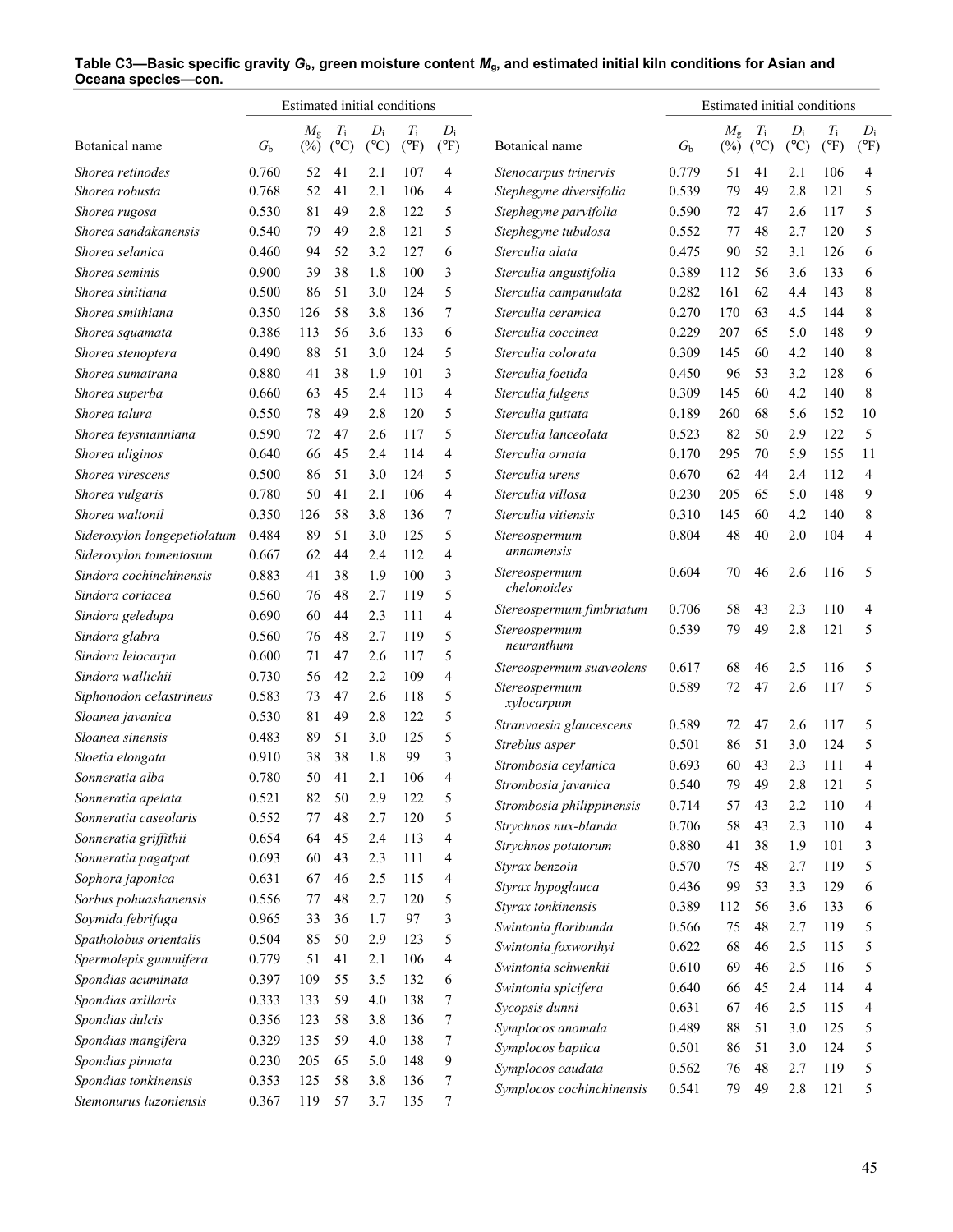**Table C3—Basic specific gravity $G_b$, green moisture content $M_g$, and estimated initial kiln conditions for Asian and Oceana species—con.**

| Botanical name | $G_b$ | Estimated initial conditions $M_g$ (%) | $T_i$ (°C) | $D_i$ (°C) | $T_i$ (°F) | $D_i$ (°F) |
|---|---|---|---|---|---|---|
| *Shorea retinodes* | 0.760 | 52 | 41 | 2.1 | 107 | 4 |
| *Shorea robusta* | 0.768 | 52 | 41 | 2.1 | 106 | 4 |
| *Shorea rugosa* | 0.530 | 81 | 49 | 2.8 | 122 | 5 |
| *Shorea sandakanensis* | 0.540 | 79 | 49 | 2.8 | 121 | 5 |
| *Shorea selanica* | 0.460 | 94 | 52 | 3.2 | 127 | 6 |
| *Shorea seminis* | 0.900 | 39 | 38 | 1.8 | 100 | 3 |
| *Shorea sinitiana* | 0.500 | 86 | 51 | 3.0 | 124 | 5 |
| *Shorea smithiana* | 0.350 | 126 | 58 | 3.8 | 136 | 7 |
| *Shorea squamata* | 0.386 | 113 | 56 | 3.6 | 133 | 6 |
| *Shorea stenoptera* | 0.490 | 88 | 51 | 3.0 | 124 | 5 |
| *Shorea sumatrana* | 0.880 | 41 | 38 | 1.9 | 101 | 3 |
| *Shorea superba* | 0.660 | 63 | 45 | 2.4 | 113 | 4 |
| *Shorea talura* | 0.550 | 78 | 49 | 2.8 | 120 | 5 |
| *Shorea teysmanniana* | 0.590 | 72 | 47 | 2.6 | 117 | 5 |
| *Shorea uliginos* | 0.640 | 66 | 45 | 2.4 | 114 | 4 |
| *Shorea virescens* | 0.500 | 86 | 51 | 3.0 | 124 | 5 |
| *Shorea vulgaris* | 0.780 | 50 | 41 | 2.1 | 106 | 4 |
| *Shorea waltonil* | 0.350 | 126 | 58 | 3.8 | 136 | 7 |
| *Sideroxylon longepetiolatum* | 0.484 | 89 | 51 | 3.0 | 125 | 5 |
| *Sideroxylon tomentosum* | 0.667 | 62 | 44 | 2.4 | 112 | 4 |
| *Sindora cochinchinensis* | 0.883 | 41 | 38 | 1.9 | 100 | 3 |
| *Sindora coriacea* | 0.560 | 76 | 48 | 2.7 | 119 | 5 |
| *Sindora geledupa* | 0.690 | 60 | 44 | 2.3 | 111 | 4 |
| *Sindora glabra* | 0.560 | 76 | 48 | 2.7 | 119 | 5 |
| *Sindora leiocarpa* | 0.600 | 71 | 47 | 2.6 | 117 | 5 |
| *Sindora wallichii* | 0.730 | 56 | 42 | 2.2 | 109 | 4 |
| *Siphonodon celastrineus* | 0.583 | 73 | 47 | 2.6 | 118 | 5 |
| *Sloanea javanica* | 0.530 | 81 | 49 | 2.8 | 122 | 5 |
| *Sloanea sinensis* | 0.483 | 89 | 51 | 3.0 | 125 | 5 |
| *Sloetia elongata* | 0.910 | 38 | 38 | 1.8 | 99 | 3 |
| *Sonneratia alba* | 0.780 | 50 | 41 | 2.1 | 106 | 4 |
| *Sonneratia apelata* | 0.521 | 82 | 50 | 2.9 | 122 | 5 |
| *Sonneratia caseolaris* | 0.552 | 77 | 48 | 2.7 | 120 | 5 |
| *Sonneratia griffithii* | 0.654 | 64 | 45 | 2.4 | 113 | 4 |
| *Sonneratia pagatpat* | 0.693 | 60 | 43 | 2.3 | 111 | 4 |
| *Sophora japonica* | 0.631 | 67 | 46 | 2.5 | 115 | 4 |
| *Sorbus pohuashanensis* | 0.556 | 77 | 48 | 2.7 | 120 | 5 |
| *Soymida febrifuga* | 0.965 | 33 | 36 | 1.7 | 97 | 3 |
| *Spatholobus orientalis* | 0.504 | 85 | 50 | 2.9 | 123 | 5 |
| *Spermolepis gummifera* | 0.779 | 51 | 41 | 2.1 | 106 | 4 |
| *Spondias acuminata* | 0.397 | 109 | 55 | 3.5 | 132 | 6 |
| *Spondias axillaris* | 0.333 | 133 | 59 | 4.0 | 138 | 7 |
| *Spondias dulcis* | 0.356 | 123 | 58 | 3.8 | 136 | 7 |
| *Spondias mangifera* | 0.329 | 135 | 59 | 4.0 | 138 | 7 |
| *Spondias pinnata* | 0.230 | 205 | 65 | 5.0 | 148 | 9 |
| *Spondias tonkinensis* | 0.353 | 125 | 58 | 3.8 | 136 | 7 |
| *Stemonurus luzoniensis* | 0.367 | 119 | 57 | 3.7 | 135 | 7 |
| *Stenocarpus trinervis* | 0.779 | 51 | 41 | 2.1 | 106 | 4 |
| *Stephegyne diversifolia* | 0.539 | 79 | 49 | 2.8 | 121 | 5 |
| *Stephegyne parvifolia* | 0.590 | 72 | 47 | 2.6 | 117 | 5 |
| *Stephegyne tubulosa* | 0.552 | 77 | 48 | 2.7 | 120 | 5 |
| *Sterculia alata* | 0.475 | 90 | 52 | 3.1 | 126 | 6 |
| *Sterculia angustifolia* | 0.389 | 112 | 56 | 3.6 | 133 | 6 |
| *Sterculia campanulata* | 0.282 | 161 | 62 | 4.4 | 143 | 8 |
| *Sterculia ceramica* | 0.270 | 170 | 63 | 4.5 | 144 | 8 |
| *Sterculia coccinea* | 0.229 | 207 | 65 | 5.0 | 148 | 9 |
| *Sterculia colorata* | 0.309 | 145 | 60 | 4.2 | 140 | 8 |
| *Sterculia foetida* | 0.450 | 96 | 53 | 3.2 | 128 | 6 |
| *Sterculia fulgens* | 0.309 | 145 | 60 | 4.2 | 140 | 8 |
| *Sterculia guttata* | 0.189 | 260 | 68 | 5.6 | 152 | 10 |
| *Sterculia lanceolata* | 0.523 | 82 | 50 | 2.9 | 122 | 5 |
| *Sterculia ornata* | 0.170 | 295 | 70 | 5.9 | 155 | 11 |
| *Sterculia urens* | 0.670 | 62 | 44 | 2.4 | 112 | 4 |
| *Sterculia villosa* | 0.230 | 205 | 65 | 5.0 | 148 | 9 |
| *Sterculia vitiensis* | 0.310 | 145 | 60 | 4.2 | 140 | 8 |
| *Stereospermum annamensis* | 0.804 | 48 | 40 | 2.0 | 104 | 4 |
| *Stereospermum chelonoides* | 0.604 | 70 | 46 | 2.6 | 116 | 5 |
| *Stereospermum fimbriatum* | 0.706 | 58 | 43 | 2.3 | 110 | 4 |
| *Stereospermum neuranthum* | 0.539 | 79 | 49 | 2.8 | 121 | 5 |
| *Stereospermum suaveolens* | 0.617 | 68 | 46 | 2.5 | 116 | 5 |
| *Stereospermum xylocarpum* | 0.589 | 72 | 47 | 2.6 | 117 | 5 |
| *Stranvaesia glaucescens* | 0.589 | 72 | 47 | 2.6 | 117 | 5 |
| *Streblus asper* | 0.501 | 86 | 51 | 3.0 | 124 | 5 |
| *Strombosia ceylanica* | 0.693 | 60 | 43 | 2.3 | 111 | 4 |
| *Strombosia javanica* | 0.540 | 79 | 49 | 2.8 | 121 | 5 |
| *Strombosia philippinensis* | 0.714 | 57 | 43 | 2.2 | 110 | 4 |
| *Strychnos nux-blanda* | 0.706 | 58 | 43 | 2.3 | 110 | 4 |
| *Strychnos potatorum* | 0.880 | 41 | 38 | 1.9 | 101 | 3 |
| *Styrax benzoin* | 0.570 | 75 | 48 | 2.7 | 119 | 5 |
| *Styrax hypoglauca* | 0.436 | 99 | 53 | 3.3 | 129 | 6 |
| *Styrax tonkinensis* | 0.389 | 112 | 56 | 3.6 | 133 | 6 |
| *Swintonia floribunda* | 0.566 | 75 | 48 | 2.7 | 119 | 5 |
| *Swintonia foxworthyi* | 0.622 | 68 | 46 | 2.5 | 115 | 5 |
| *Swintonia schwenkii* | 0.610 | 69 | 46 | 2.5 | 116 | 5 |
| *Swintonia spicifera* | 0.640 | 66 | 45 | 2.4 | 114 | 4 |
| *Sycopsis dunni* | 0.631 | 67 | 46 | 2.5 | 115 | 4 |
| *Symplocos anomala* | 0.489 | 88 | 51 | 3.0 | 125 | 5 |
| *Symplocos baptica* | 0.501 | 86 | 51 | 3.0 | 124 | 5 |
| *Symplocos caudata* | 0.562 | 76 | 48 | 2.7 | 119 | 5 |
| *Symplocos cochinchinensis* | 0.541 | 79 | 49 | 2.8 | 121 | 5 |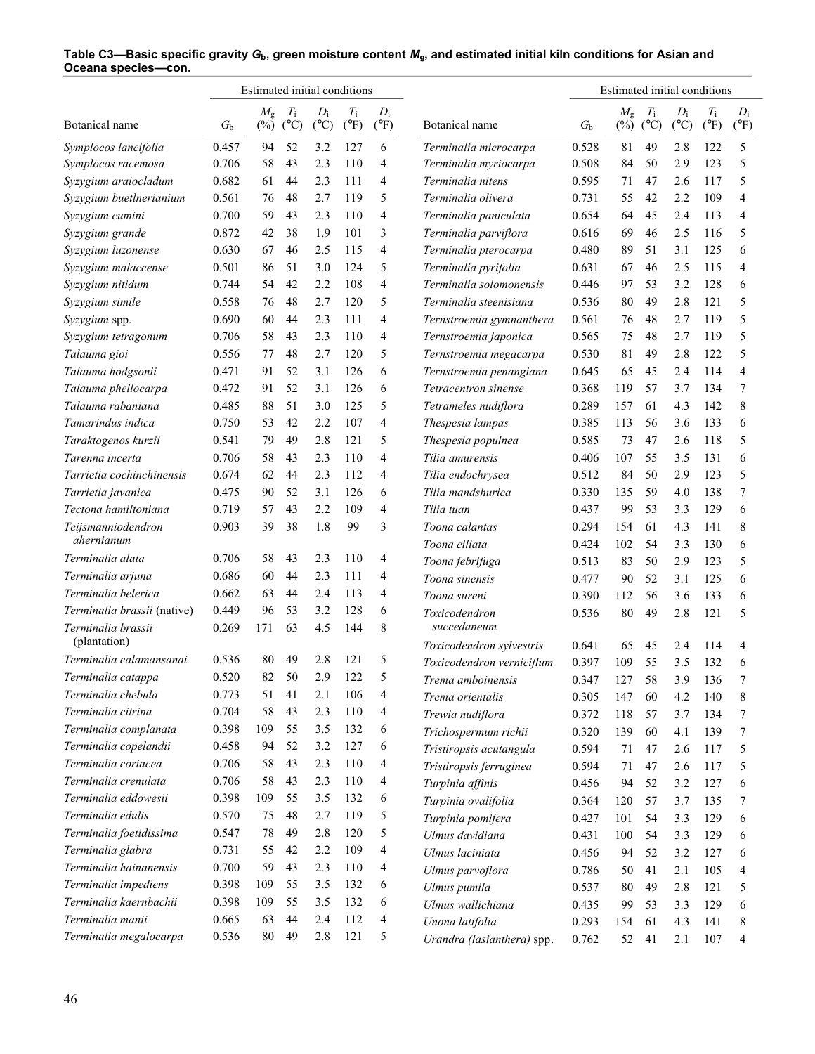**Table C3—Basic specific gravity $G_b$, green moisture content $M_g$, and estimated initial kiln conditions for Asian and Oceana species—con.**

| Botanical name | $G_b$ | Estimated initial conditions $M_g$ (%) | $T_i$ (°C) | $D_i$ (°C) | $T_i$ (°F) | $D_i$ (°F) |
|---|---|---|---|---|---|---|
| *Symplocos lancifolia* | 0.457 | 94 | 52 | 3.2 | 127 | 6 |
| *Symplocos racemosa* | 0.706 | 58 | 43 | 2.3 | 110 | 4 |
| *Syzygium araiocladum* | 0.682 | 61 | 44 | 2.3 | 111 | 4 |
| *Syzygium buetlnerianium* | 0.561 | 76 | 48 | 2.7 | 119 | 5 |
| *Syzygium cumini* | 0.700 | 59 | 43 | 2.3 | 110 | 4 |
| *Syzygium grande* | 0.872 | 42 | 38 | 1.9 | 101 | 3 |
| *Syzygium luzonense* | 0.630 | 67 | 46 | 2.5 | 115 | 4 |
| *Syzygium malaccense* | 0.501 | 86 | 51 | 3.0 | 124 | 5 |
| *Syzygium nitidum* | 0.744 | 54 | 42 | 2.2 | 108 | 4 |
| *Syzygium simile* | 0.558 | 76 | 48 | 2.7 | 120 | 5 |
| *Syzygium* spp. | 0.690 | 60 | 44 | 2.3 | 111 | 4 |
| *Syzygium tetragonum* | 0.706 | 58 | 43 | 2.3 | 110 | 4 |
| *Talauma gioi* | 0.556 | 77 | 48 | 2.7 | 120 | 5 |
| *Talauma hodgsonii* | 0.471 | 91 | 52 | 3.1 | 126 | 6 |
| *Talauma phellocarpa* | 0.472 | 91 | 52 | 3.1 | 126 | 6 |
| *Talauma rabaniana* | 0.485 | 88 | 51 | 3.0 | 125 | 5 |
| *Tamarindus indica* | 0.750 | 53 | 42 | 2.2 | 107 | 4 |
| *Taraktogenos kurzii* | 0.541 | 79 | 49 | 2.8 | 121 | 5 |
| *Tarenna incerta* | 0.706 | 58 | 43 | 2.3 | 110 | 4 |
| *Tarrietia cochinchinensis* | 0.674 | 62 | 44 | 2.3 | 112 | 4 |
| *Tarrietia javanica* | 0.475 | 90 | 52 | 3.1 | 126 | 6 |
| *Tectona hamiltoniana* | 0.719 | 57 | 43 | 2.2 | 109 | 4 |
| *Teijsmanniodendron ahernianum* | 0.903 | 39 | 38 | 1.8 | 99 | 3 |
| *Terminalia alata* | 0.706 | 58 | 43 | 2.3 | 110 | 4 |
| *Terminalia arjuna* | 0.686 | 60 | 44 | 2.3 | 111 | 4 |
| *Terminalia belerica* | 0.662 | 63 | 44 | 2.4 | 113 | 4 |
| *Terminalia brassii* (native) | 0.449 | 96 | 53 | 3.2 | 128 | 6 |
| *Terminalia brassii* (plantation) | 0.269 | 171 | 63 | 4.5 | 144 | 8 |
| *Terminalia calamansanai* | 0.536 | 80 | 49 | 2.8 | 121 | 5 |
| *Terminalia catappa* | 0.520 | 82 | 50 | 2.9 | 122 | 5 |
| *Terminalia chebula* | 0.773 | 51 | 41 | 2.1 | 106 | 4 |
| *Terminalia citrina* | 0.704 | 58 | 43 | 2.3 | 110 | 4 |
| *Terminalia complanata* | 0.398 | 109 | 55 | 3.5 | 132 | 6 |
| *Terminalia copelandii* | 0.458 | 94 | 52 | 3.2 | 127 | 6 |
| *Terminalia coriacea* | 0.706 | 58 | 43 | 2.3 | 110 | 4 |
| *Terminalia crenulata* | 0.706 | 58 | 43 | 2.3 | 110 | 4 |
| *Terminalia eddowesii* | 0.398 | 109 | 55 | 3.5 | 132 | 6 |
| *Terminalia edulis* | 0.570 | 75 | 48 | 2.7 | 119 | 5 |
| *Terminalia foetidissima* | 0.547 | 78 | 49 | 2.8 | 120 | 5 |
| *Terminalia glabra* | 0.731 | 55 | 42 | 2.2 | 109 | 4 |
| *Terminalia hainanensis* | 0.700 | 59 | 43 | 2.3 | 110 | 4 |
| *Terminalia impediens* | 0.398 | 109 | 55 | 3.5 | 132 | 6 |
| *Terminalia kaernbachii* | 0.398 | 109 | 55 | 3.5 | 132 | 6 |
| *Terminalia manii* | 0.665 | 63 | 44 | 2.4 | 112 | 4 |
| *Terminalia megalocarpa* | 0.536 | 80 | 49 | 2.8 | 121 | 5 |
| *Terminalia microcarpa* | 0.528 | 81 | 49 | 2.8 | 122 | 5 |
| *Terminalia myriocarpa* | 0.508 | 84 | 50 | 2.9 | 123 | 5 |
| *Terminalia nitens* | 0.595 | 71 | 47 | 2.6 | 117 | 5 |
| *Terminalia olivera* | 0.731 | 55 | 42 | 2.2 | 109 | 4 |
| *Terminalia paniculata* | 0.654 | 64 | 45 | 2.4 | 113 | 4 |
| *Terminalia parviflora* | 0.616 | 69 | 46 | 2.5 | 116 | 5 |
| *Terminalia pterocarpa* | 0.480 | 89 | 51 | 3.1 | 125 | 6 |
| *Terminalia pyrifolia* | 0.631 | 67 | 46 | 2.5 | 115 | 4 |
| *Terminalia solomonensis* | 0.446 | 97 | 53 | 3.2 | 128 | 6 |
| *Terminalia steenisiana* | 0.536 | 80 | 49 | 2.8 | 121 | 5 |
| *Ternstroemia gymnanthera* | 0.561 | 76 | 48 | 2.7 | 119 | 5 |
| *Ternstroemia japonica* | 0.565 | 75 | 48 | 2.7 | 119 | 5 |
| *Ternstroemia megacarpa* | 0.530 | 81 | 49 | 2.8 | 122 | 5 |
| *Ternstroemia penangiana* | 0.645 | 65 | 45 | 2.4 | 114 | 4 |
| *Tetracentron sinense* | 0.368 | 119 | 57 | 3.7 | 134 | 7 |
| *Tetrameles nudiflora* | 0.289 | 157 | 61 | 4.3 | 142 | 8 |
| *Thespesia lampas* | 0.385 | 113 | 56 | 3.6 | 133 | 6 |
| *Thespesia populnea* | 0.585 | 73 | 47 | 2.6 | 118 | 5 |
| *Tilia amurensis* | 0.406 | 107 | 55 | 3.5 | 131 | 6 |
| *Tilia endochrysea* | 0.512 | 84 | 50 | 2.9 | 123 | 5 |
| *Tilia mandshurica* | 0.330 | 135 | 59 | 4.0 | 138 | 7 |
| *Tilia tuan* | 0.437 | 99 | 53 | 3.3 | 129 | 6 |
| *Toona calantas* | 0.294 | 154 | 61 | 4.3 | 141 | 8 |
| *Toona ciliata* | 0.424 | 102 | 54 | 3.3 | 130 | 6 |
| *Toona febrifuga* | 0.513 | 83 | 50 | 2.9 | 123 | 5 |
| *Toona sinensis* | 0.477 | 90 | 52 | 3.1 | 125 | 6 |
| *Toona sureni* | 0.390 | 112 | 56 | 3.6 | 133 | 6 |
| *Toxicodendron succedaneum* | 0.536 | 80 | 49 | 2.8 | 121 | 5 |
| *Toxicodendron sylvestris* | 0.641 | 65 | 45 | 2.4 | 114 | 4 |
| *Toxicodendron verniciflum* | 0.397 | 109 | 55 | 3.5 | 132 | 6 |
| *Trema amboinensis* | 0.347 | 127 | 58 | 3.9 | 136 | 7 |
| *Trema orientalis* | 0.305 | 147 | 60 | 4.2 | 140 | 8 |
| *Trewia nudiflora* | 0.372 | 118 | 57 | 3.7 | 134 | 7 |
| *Trichospermum richii* | 0.320 | 139 | 60 | 4.1 | 139 | 7 |
| *Tristiropsis acutangula* | 0.594 | 71 | 47 | 2.6 | 117 | 5 |
| *Tristiropsis ferruginea* | 0.594 | 71 | 47 | 2.6 | 117 | 5 |
| *Turpinia affinis* | 0.456 | 94 | 52 | 3.2 | 127 | 6 |
| *Turpinia ovalifolia* | 0.364 | 120 | 57 | 3.7 | 135 | 7 |
| *Turpinia pomifera* | 0.427 | 101 | 54 | 3.3 | 129 | 6 |
| *Ulmus davidiana* | 0.431 | 100 | 54 | 3.3 | 129 | 6 |
| *Ulmus laciniata* | 0.456 | 94 | 52 | 3.2 | 127 | 6 |
| *Ulmus parvoflora* | 0.786 | 50 | 41 | 2.1 | 105 | 4 |
| *Ulmus pumila* | 0.537 | 80 | 49 | 2.8 | 121 | 5 |
| *Ulmus wallichiana* | 0.435 | 99 | 53 | 3.3 | 129 | 6 |
| *Unona latifolia* | 0.293 | 154 | 61 | 4.3 | 141 | 8 |
| *Urandra (lasianthera)* spp. | 0.762 | 52 | 41 | 2.1 | 107 | 4 |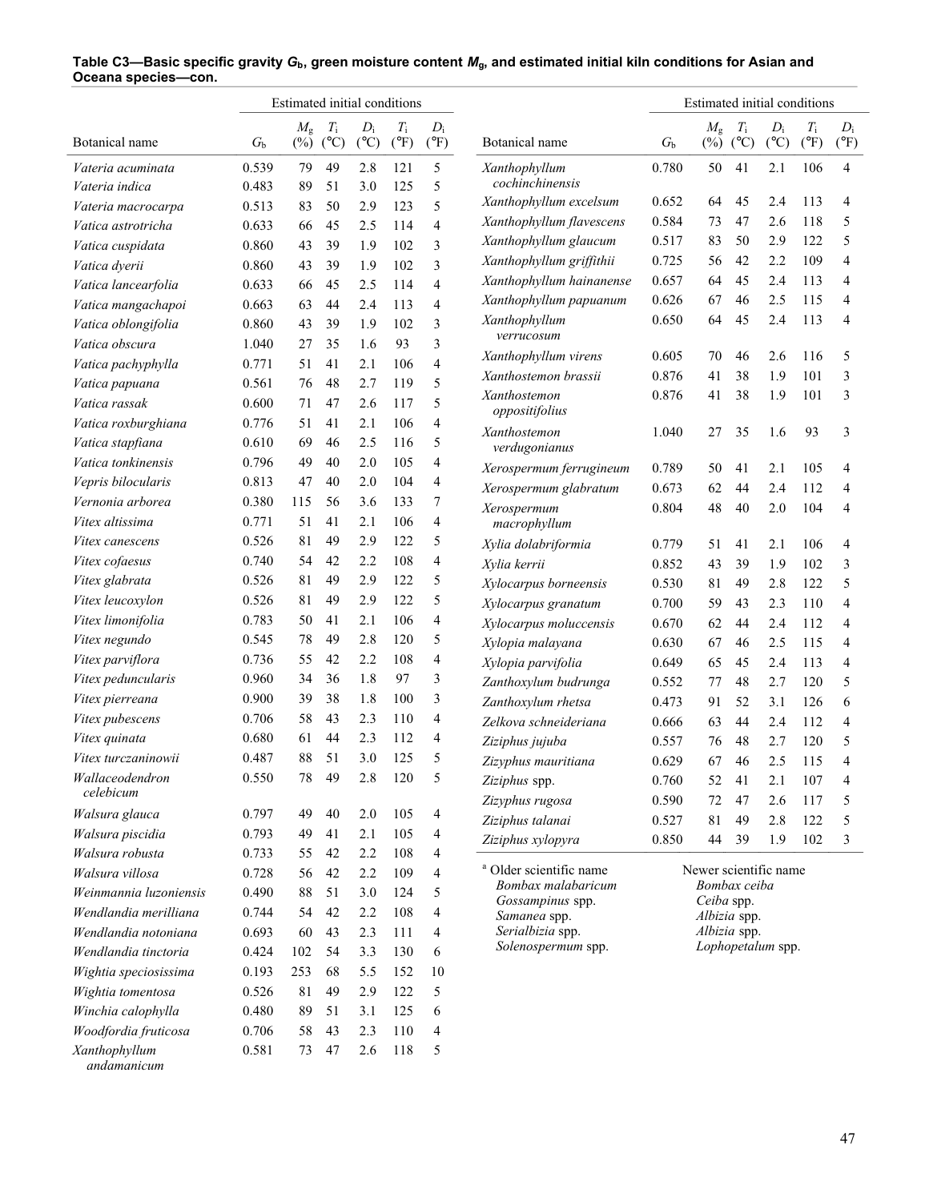**Table C3—Basic specific gravity $G_b$, green moisture content $M_g$, and estimated initial kiln conditions for Asian and Oceana species—con.**

| | | Estimated initial conditions | | | | |
|---|---|---|---|---|---|---|
| Botanical name | $G_b$ | $M_g$ (%) | $T_i$ (°C) | $D_i$ (°C) | $T_i$ (°F) | $D_i$ (°F) |
| *Vateria acuminata* | 0.539 | 79 | 49 | 2.8 | 121 | 5 |
| *Vateria indica* | 0.483 | 89 | 51 | 3.0 | 125 | 5 |
| *Vateria macrocarpa* | 0.513 | 83 | 50 | 2.9 | 123 | 5 |
| *Vatica astrotricha* | 0.633 | 66 | 45 | 2.5 | 114 | 4 |
| *Vatica cuspidata* | 0.860 | 43 | 39 | 1.9 | 102 | 3 |
| *Vatica dyerii* | 0.860 | 43 | 39 | 1.9 | 102 | 3 |
| *Vatica lancearfolia* | 0.633 | 66 | 45 | 2.5 | 114 | 4 |
| *Vatica mangachapoi* | 0.663 | 63 | 44 | 2.4 | 113 | 4 |
| *Vatica oblongifolia* | 0.860 | 43 | 39 | 1.9 | 102 | 3 |
| *Vatica obscura* | 1.040 | 27 | 35 | 1.6 | 93 | 3 |
| *Vatica pachyphylla* | 0.771 | 51 | 41 | 2.1 | 106 | 4 |
| *Vatica papuana* | 0.561 | 76 | 48 | 2.7 | 119 | 5 |
| *Vatica rassak* | 0.600 | 71 | 47 | 2.6 | 117 | 5 |
| *Vatica roxburghiana* | 0.776 | 51 | 41 | 2.1 | 106 | 4 |
| *Vatica stapfiana* | 0.610 | 69 | 46 | 2.5 | 116 | 5 |
| *Vatica tonkinensis* | 0.796 | 49 | 40 | 2.0 | 105 | 4 |
| *Vepris bilocularis* | 0.813 | 47 | 40 | 2.0 | 104 | 4 |
| *Vernonia arborea* | 0.380 | 115 | 56 | 3.6 | 133 | 7 |
| *Vitex altissima* | 0.771 | 51 | 41 | 2.1 | 106 | 4 |
| *Vitex canescens* | 0.526 | 81 | 49 | 2.9 | 122 | 5 |
| *Vitex cofaesus* | 0.740 | 54 | 42 | 2.2 | 108 | 4 |
| *Vitex glabrata* | 0.526 | 81 | 49 | 2.9 | 122 | 5 |
| *Vitex leucoxylon* | 0.526 | 81 | 49 | 2.9 | 122 | 5 |
| *Vitex limonifolia* | 0.783 | 50 | 41 | 2.1 | 106 | 4 |
| *Vitex negundo* | 0.545 | 78 | 49 | 2.8 | 120 | 5 |
| *Vitex parviflora* | 0.736 | 55 | 42 | 2.2 | 108 | 4 |
| *Vitex peduncularis* | 0.960 | 34 | 36 | 1.8 | 97 | 3 |
| *Vitex pierreana* | 0.900 | 39 | 38 | 1.8 | 100 | 3 |
| *Vitex pubescens* | 0.706 | 58 | 43 | 2.3 | 110 | 4 |
| *Vitex quinata* | 0.680 | 61 | 44 | 2.3 | 112 | 4 |
| *Vitex turczaninowii* | 0.487 | 88 | 51 | 3.0 | 125 | 5 |
| *Wallaceodendron celebicum* | 0.550 | 78 | 49 | 2.8 | 120 | 5 |
| *Walsura glauca* | 0.797 | 49 | 40 | 2.0 | 105 | 4 |
| *Walsura piscidia* | 0.793 | 49 | 41 | 2.1 | 105 | 4 |
| *Walsura robusta* | 0.733 | 55 | 42 | 2.2 | 108 | 4 |
| *Walsura villosa* | 0.728 | 56 | 42 | 2.2 | 109 | 4 |
| *Weinmannia luzoniensis* | 0.490 | 88 | 51 | 3.0 | 124 | 5 |
| *Wendlandia merilliana* | 0.744 | 54 | 42 | 2.2 | 108 | 4 |
| *Wendlandia notoniana* | 0.693 | 60 | 43 | 2.3 | 111 | 4 |
| *Wendlandia tinctoria* | 0.424 | 102 | 54 | 3.3 | 130 | 6 |
| *Wightia speciosissima* | 0.193 | 253 | 68 | 5.5 | 152 | 10 |
| *Wightia tomentosa* | 0.526 | 81 | 49 | 2.9 | 122 | 5 |
| *Winchia calophylla* | 0.480 | 89 | 51 | 3.1 | 125 | 6 |
| *Woodfordia fruticosa* | 0.706 | 58 | 43 | 2.3 | 110 | 4 |
| *Xanthophyllum andamanicum* | 0.581 | 73 | 47 | 2.6 | 118 | 5 |
| *Xanthophyllum cochinchinensis* | 0.780 | 50 | 41 | 2.1 | 106 | 4 |
| *Xanthophyllum excelsum* | 0.652 | 64 | 45 | 2.4 | 113 | 4 |
| *Xanthophyllum flavescens* | 0.584 | 73 | 47 | 2.6 | 118 | 5 |
| *Xanthophyllum glaucum* | 0.517 | 83 | 50 | 2.9 | 122 | 5 |
| *Xanthophyllum griffithii* | 0.725 | 56 | 42 | 2.2 | 109 | 4 |
| *Xanthophyllum hainanense* | 0.657 | 64 | 45 | 2.4 | 113 | 4 |
| *Xanthophyllum papuanum* | 0.626 | 67 | 46 | 2.5 | 115 | 4 |
| *Xanthophyllum verrucosum* | 0.650 | 64 | 45 | 2.4 | 113 | 4 |
| *Xanthophyllum virens* | 0.605 | 70 | 46 | 2.6 | 116 | 5 |
| *Xanthostemon brassii* | 0.876 | 41 | 38 | 1.9 | 101 | 3 |
| *Xanthostemon oppositifolius* | 0.876 | 41 | 38 | 1.9 | 101 | 3 |
| *Xanthostemon verdugonianus* | 1.040 | 27 | 35 | 1.6 | 93 | 3 |
| *Xerospermum ferrugineum* | 0.789 | 50 | 41 | 2.1 | 105 | 4 |
| *Xerospermum glabratum* | 0.673 | 62 | 44 | 2.4 | 112 | 4 |
| *Xerospermum macrophyllum* | 0.804 | 48 | 40 | 2.0 | 104 | 4 |
| *Xylia dolabriformia* | 0.779 | 51 | 41 | 2.1 | 106 | 4 |
| *Xylia kerrii* | 0.852 | 43 | 39 | 1.9 | 102 | 3 |
| *Xylocarpus borneensis* | 0.530 | 81 | 49 | 2.8 | 122 | 5 |
| *Xylocarpus granatum* | 0.700 | 59 | 43 | 2.3 | 110 | 4 |
| *Xylocarpus moluccensis* | 0.670 | 62 | 44 | 2.4 | 112 | 4 |
| *Xylopia malayana* | 0.630 | 67 | 46 | 2.5 | 115 | 4 |
| *Xylopia parvifolia* | 0.649 | 65 | 45 | 2.4 | 113 | 4 |
| *Zanthoxylum budrunga* | 0.552 | 77 | 48 | 2.7 | 120 | 5 |
| *Zanthoxylum rhetsa* | 0.473 | 91 | 52 | 3.1 | 126 | 6 |
| *Zelkova schneideriana* | 0.666 | 63 | 44 | 2.4 | 112 | 4 |
| *Ziziphus jujuba* | 0.557 | 76 | 48 | 2.7 | 120 | 5 |
| *Zizyphus mauritiana* | 0.629 | 67 | 46 | 2.5 | 115 | 4 |
| *Ziziphus* spp. | 0.760 | 52 | 41 | 2.1 | 107 | 4 |
| *Zizyphus rugosa* | 0.590 | 72 | 47 | 2.6 | 117 | 5 |
| *Ziziphus talanai* | 0.527 | 81 | 49 | 2.8 | 122 | 5 |
| *Ziziphus xylopyra* | 0.850 | 44 | 39 | 1.9 | 102 | 3 |

| [a] Older scientific name | Newer scientific name |
|---|---|
| *Bombax malabaricum* | *Bombax ceiba* |
| *Gossampinus* spp. | *Ceiba* spp. |
| *Samanea* spp. | *Albizia* spp. |
| *Serialbizia* spp. | *Albizia* spp. |
| *Solenospermum* spp. | *Lophopetalum* spp. |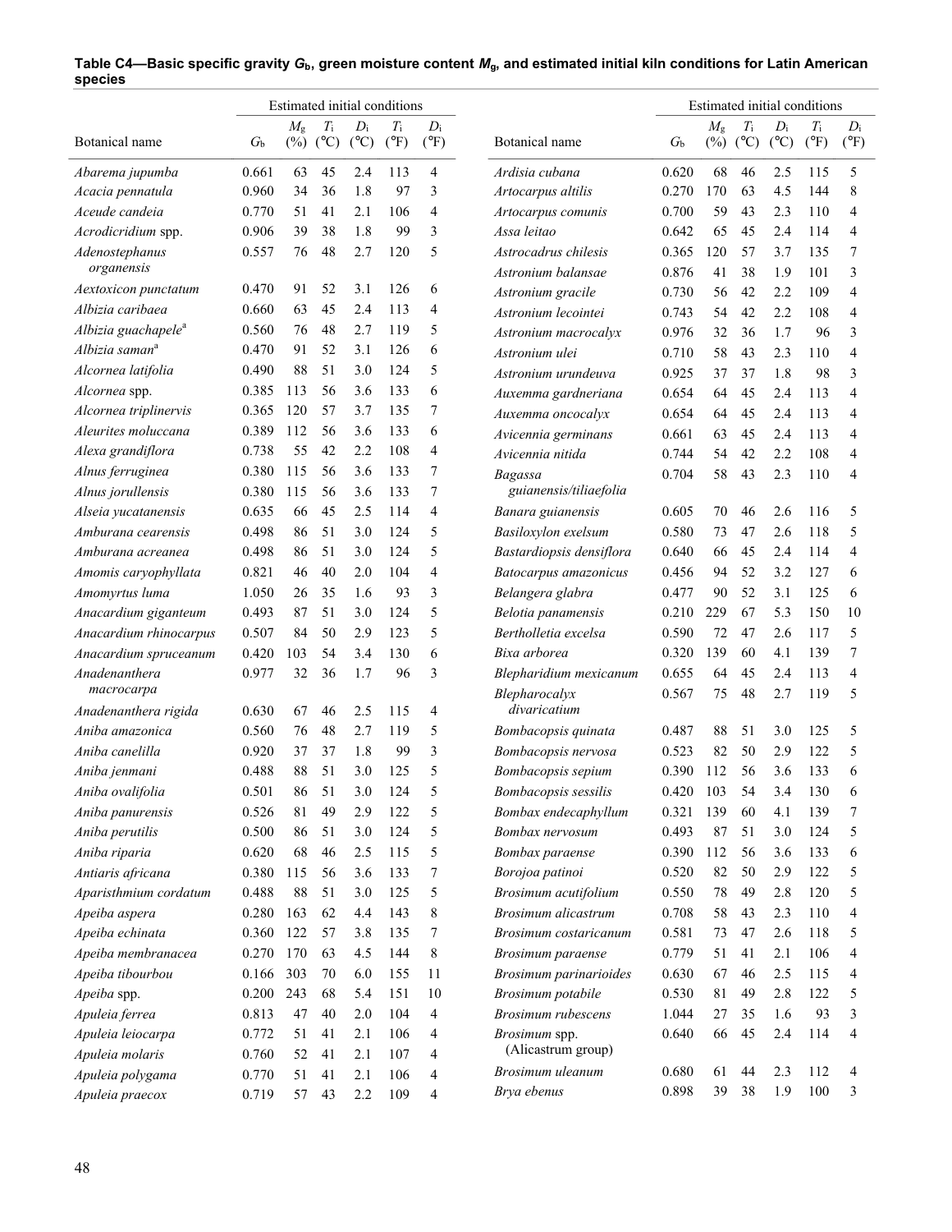**Table C4—Basic specific gravity $G_b$, green moisture content $M_g$, and estimated initial kiln conditions for Latin American species**

| Botanical name | $G_b$ | Estimated initial conditions $M_g$ (%) | $T_i$ (°C) | $D_i$ (°C) | $T_i$ (°F) | $D_i$ (°F) |
|---|---|---|---|---|---|---|
| *Abarema jupumba* | 0.661 | 63 | 45 | 2.4 | 113 | 4 |
| *Acacia pennatula* | 0.960 | 34 | 36 | 1.8 | 97 | 3 |
| *Aceude candeia* | 0.770 | 51 | 41 | 2.1 | 106 | 4 |
| *Acrodicridium* spp. | 0.906 | 39 | 38 | 1.8 | 99 | 3 |
| *Adenostephanus organensis* | 0.557 | 76 | 48 | 2.7 | 120 | 5 |
| *Aextoxicon punctatum* | 0.470 | 91 | 52 | 3.1 | 126 | 6 |
| *Albizia caribaea* | 0.660 | 63 | 45 | 2.4 | 113 | 4 |
| *Albizia guachapele*[a] | 0.560 | 76 | 48 | 2.7 | 119 | 5 |
| *Albizia saman*[a] | 0.470 | 91 | 52 | 3.1 | 126 | 6 |
| *Alcornea latifolia* | 0.490 | 88 | 51 | 3.0 | 124 | 5 |
| *Alcornea* spp. | 0.385 | 113 | 56 | 3.6 | 133 | 6 |
| *Alcornea triplinervis* | 0.365 | 120 | 57 | 3.7 | 135 | 7 |
| *Aleurites moluccana* | 0.389 | 112 | 56 | 3.6 | 133 | 6 |
| *Alexa grandiflora* | 0.738 | 55 | 42 | 2.2 | 108 | 4 |
| *Alnus ferruginea* | 0.380 | 115 | 56 | 3.6 | 133 | 7 |
| *Alnus jorullensis* | 0.380 | 115 | 56 | 3.6 | 133 | 7 |
| *Alseia yucatanensis* | 0.635 | 66 | 45 | 2.5 | 114 | 4 |
| *Amburana cearensis* | 0.498 | 86 | 51 | 3.0 | 124 | 5 |
| *Amburana acreanea* | 0.498 | 86 | 51 | 3.0 | 124 | 5 |
| *Amomis caryophyllata* | 0.821 | 46 | 40 | 2.0 | 104 | 4 |
| *Amomyrtus luma* | 1.050 | 26 | 35 | 1.6 | 93 | 3 |
| *Anacardium giganteum* | 0.493 | 87 | 51 | 3.0 | 124 | 5 |
| *Anacardium rhinocarpus* | 0.507 | 84 | 50 | 2.9 | 123 | 5 |
| *Anacardium spruceanum* | 0.420 | 103 | 54 | 3.4 | 130 | 6 |
| *Anadenanthera macrocarpa* | 0.977 | 32 | 36 | 1.7 | 96 | 3 |
| *Anadenanthera rigida* | 0.630 | 67 | 46 | 2.5 | 115 | 4 |
| *Aniba amazonica* | 0.560 | 76 | 48 | 2.7 | 119 | 5 |
| *Aniba canelilla* | 0.920 | 37 | 37 | 1.8 | 99 | 3 |
| *Aniba jenmani* | 0.488 | 88 | 51 | 3.0 | 125 | 5 |
| *Aniba ovalifolia* | 0.501 | 86 | 51 | 3.0 | 124 | 5 |
| *Aniba panurensis* | 0.526 | 81 | 49 | 2.9 | 122 | 5 |
| *Aniba perutilis* | 0.500 | 86 | 51 | 3.0 | 124 | 5 |
| *Aniba riparia* | 0.620 | 68 | 46 | 2.5 | 115 | 5 |
| *Antiaris africana* | 0.380 | 115 | 56 | 3.6 | 133 | 7 |
| *Aparisthmium cordatum* | 0.488 | 88 | 51 | 3.0 | 125 | 5 |
| *Apeiba aspera* | 0.280 | 163 | 62 | 4.4 | 143 | 8 |
| *Apeiba echinata* | 0.360 | 122 | 57 | 3.8 | 135 | 7 |
| *Apeiba membranacea* | 0.270 | 170 | 63 | 4.5 | 144 | 8 |
| *Apeiba tibourbou* | 0.166 | 303 | 70 | 6.0 | 155 | 11 |
| *Apeiba* spp. | 0.200 | 243 | 68 | 5.4 | 151 | 10 |
| *Apuleia ferrea* | 0.813 | 47 | 40 | 2.0 | 104 | 4 |
| *Apuleia leiocarpa* | 0.772 | 51 | 41 | 2.1 | 106 | 4 |
| *Apuleia molaris* | 0.760 | 52 | 41 | 2.1 | 107 | 4 |
| *Apuleia polygama* | 0.770 | 51 | 41 | 2.1 | 106 | 4 |
| *Apuleia praecox* | 0.719 | 57 | 43 | 2.2 | 109 | 4 |
| *Ardisia cubana* | 0.620 | 68 | 46 | 2.5 | 115 | 5 |
| *Artocarpus altilis* | 0.270 | 170 | 63 | 4.5 | 144 | 8 |
| *Artocarpus comunis* | 0.700 | 59 | 43 | 2.3 | 110 | 4 |
| *Assa leitao* | 0.642 | 65 | 45 | 2.4 | 114 | 4 |
| *Astrocadrus chilesis* | 0.365 | 120 | 57 | 3.7 | 135 | 7 |
| *Astronium balansae* | 0.876 | 41 | 38 | 1.9 | 101 | 3 |
| *Astronium gracile* | 0.730 | 56 | 42 | 2.2 | 109 | 4 |
| *Astronium lecointei* | 0.743 | 54 | 42 | 2.2 | 108 | 4 |
| *Astronium macrocalyx* | 0.976 | 32 | 36 | 1.7 | 96 | 3 |
| *Astronium ulei* | 0.710 | 58 | 43 | 2.3 | 110 | 4 |
| *Astronium urundeuva* | 0.925 | 37 | 37 | 1.8 | 98 | 3 |
| *Auxemma gardneriana* | 0.654 | 64 | 45 | 2.4 | 113 | 4 |
| *Auxemma oncocalyx* | 0.654 | 64 | 45 | 2.4 | 113 | 4 |
| *Avicennia germinans* | 0.661 | 63 | 45 | 2.4 | 113 | 4 |
| *Avicennia nitida* | 0.744 | 54 | 42 | 2.2 | 108 | 4 |
| *Bagassa guianensis/tiliaefolia* | 0.704 | 58 | 43 | 2.3 | 110 | 4 |
| *Banara guianensis* | 0.605 | 70 | 46 | 2.6 | 116 | 5 |
| *Basiloxylon exelsum* | 0.580 | 73 | 47 | 2.6 | 118 | 5 |
| *Bastardiopsis densiflora* | 0.640 | 66 | 45 | 2.4 | 114 | 4 |
| *Batocarpus amazonicus* | 0.456 | 94 | 52 | 3.2 | 127 | 6 |
| *Belangera glabra* | 0.477 | 90 | 52 | 3.1 | 125 | 6 |
| *Belotia panamensis* | 0.210 | 229 | 67 | 5.3 | 150 | 10 |
| *Bertholletia excelsa* | 0.590 | 72 | 47 | 2.6 | 117 | 5 |
| *Bixa arborea* | 0.320 | 139 | 60 | 4.1 | 139 | 7 |
| *Blepharidium mexicanum* | 0.655 | 64 | 45 | 2.4 | 113 | 4 |
| *Blepharocalyx divaricatium* | 0.567 | 75 | 48 | 2.7 | 119 | 5 |
| *Bombacopsis quinata* | 0.487 | 88 | 51 | 3.0 | 125 | 5 |
| *Bombacopsis nervosa* | 0.523 | 82 | 50 | 2.9 | 122 | 5 |
| *Bombacopsis sepium* | 0.390 | 112 | 56 | 3.6 | 133 | 6 |
| *Bombacopsis sessilis* | 0.420 | 103 | 54 | 3.4 | 130 | 6 |
| *Bombax endecaphyllum* | 0.321 | 139 | 60 | 4.1 | 139 | 7 |
| *Bombax nervosum* | 0.493 | 87 | 51 | 3.0 | 124 | 5 |
| *Bombax paraense* | 0.390 | 112 | 56 | 3.6 | 133 | 6 |
| *Borojoa patinoi* | 0.520 | 82 | 50 | 2.9 | 122 | 5 |
| *Brosimum acutifolium* | 0.550 | 78 | 49 | 2.8 | 120 | 5 |
| *Brosimum alicastrum* | 0.708 | 58 | 43 | 2.3 | 110 | 4 |
| *Brosimum costaricanum* | 0.581 | 73 | 47 | 2.6 | 118 | 5 |
| *Brosimum paraense* | 0.779 | 51 | 41 | 2.1 | 106 | 4 |
| *Brosimum parinarioides* | 0.630 | 67 | 46 | 2.5 | 115 | 4 |
| *Brosimum potabile* | 0.530 | 81 | 49 | 2.8 | 122 | 5 |
| *Brosimum rubescens* | 1.044 | 27 | 35 | 1.6 | 93 | 3 |
| *Brosimum* spp. (Alicastrum group) | 0.640 | 66 | 45 | 2.4 | 114 | 4 |
| *Brosimum uleanum* | 0.680 | 61 | 44 | 2.3 | 112 | 4 |
| *Brya ebenus* | 0.898 | 39 | 38 | 1.9 | 100 | 3 |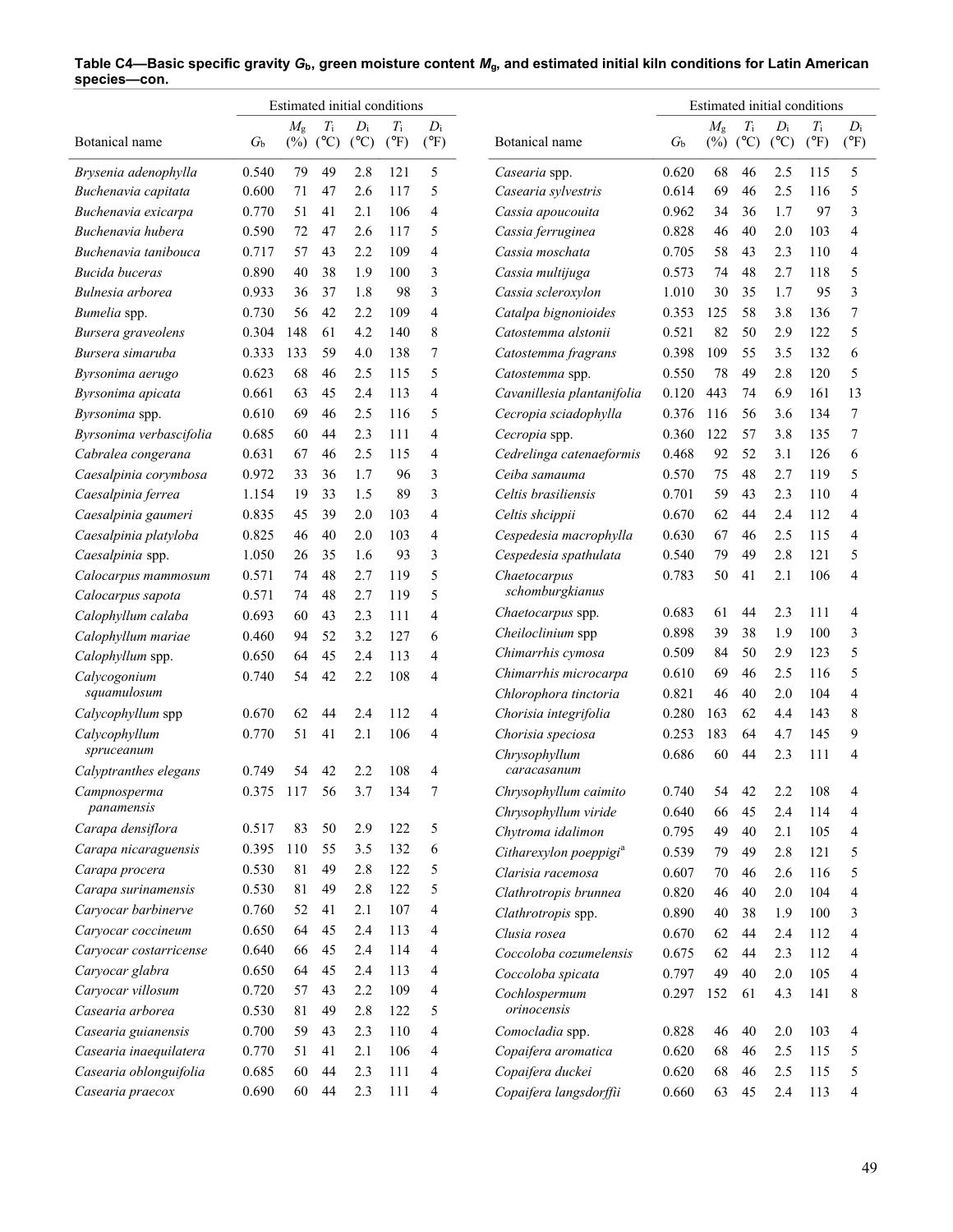**Table C4—Basic specific gravity $G_b$, green moisture content $M_g$, and estimated initial kiln conditions for Latin American species—con.**

| Botanical name | $G_b$ | Estimated initial conditions | | | | |
|---|---|---|---|---|---|---|
| | | $M_g$ (%) | $T_i$ (°C) | $D_i$ (°C) | $T_i$ (°F) | $D_i$ (°F) |
| *Brysenia adenophylla* | 0.540 | 79 | 49 | 2.8 | 121 | 5 |
| *Buchenavia capitata* | 0.600 | 71 | 47 | 2.6 | 117 | 5 |
| *Buchenavia exicarpa* | 0.770 | 51 | 41 | 2.1 | 106 | 4 |
| *Buchenavia hubera* | 0.590 | 72 | 47 | 2.6 | 117 | 5 |
| *Buchenavia tanibouca* | 0.717 | 57 | 43 | 2.2 | 109 | 4 |
| *Bucida buceras* | 0.890 | 40 | 38 | 1.9 | 100 | 3 |
| *Bulnesia arborea* | 0.933 | 36 | 37 | 1.8 | 98 | 3 |
| *Bumelia* spp. | 0.730 | 56 | 42 | 2.2 | 109 | 4 |
| *Bursera graveolens* | 0.304 | 148 | 61 | 4.2 | 140 | 8 |
| *Bursera simaruba* | 0.333 | 133 | 59 | 4.0 | 138 | 7 |
| *Byrsonima aerugo* | 0.623 | 68 | 46 | 2.5 | 115 | 5 |
| *Byrsonima apicata* | 0.661 | 63 | 45 | 2.4 | 113 | 4 |
| *Byrsonima* spp. | 0.610 | 69 | 46 | 2.5 | 116 | 5 |
| *Byrsonima verbascifolia* | 0.685 | 60 | 44 | 2.3 | 111 | 4 |
| *Cabralea congerana* | 0.631 | 67 | 46 | 2.5 | 115 | 4 |
| *Caesalpinia corymbosa* | 0.972 | 33 | 36 | 1.7 | 96 | 3 |
| *Caesalpinia ferrea* | 1.154 | 19 | 33 | 1.5 | 89 | 3 |
| *Caesalpinia gaumeri* | 0.835 | 45 | 39 | 2.0 | 103 | 4 |
| *Caesalpinia platyloba* | 0.825 | 46 | 40 | 2.0 | 103 | 4 |
| *Caesalpinia* spp. | 1.050 | 26 | 35 | 1.6 | 93 | 3 |
| *Calocarpus mammosum* | 0.571 | 74 | 48 | 2.7 | 119 | 5 |
| *Calocarpus sapota* | 0.571 | 74 | 48 | 2.7 | 119 | 5 |
| *Calophyllum calaba* | 0.693 | 60 | 43 | 2.3 | 111 | 4 |
| *Calophyllum mariae* | 0.460 | 94 | 52 | 3.2 | 127 | 6 |
| *Calophyllum* spp. | 0.650 | 64 | 45 | 2.4 | 113 | 4 |
| *Calycogonium squamulosum* | 0.740 | 54 | 42 | 2.2 | 108 | 4 |
| *Calycophyllum* spp | 0.670 | 62 | 44 | 2.4 | 112 | 4 |
| *Calycophyllum spruceanum* | 0.770 | 51 | 41 | 2.1 | 106 | 4 |
| *Calyptranthes elegans* | 0.749 | 54 | 42 | 2.2 | 108 | 4 |
| *Campnosperma panamensis* | 0.375 | 117 | 56 | 3.7 | 134 | 7 |
| *Carapa densiflora* | 0.517 | 83 | 50 | 2.9 | 122 | 5 |
| *Carapa nicaraguensis* | 0.395 | 110 | 55 | 3.5 | 132 | 6 |
| *Carapa procera* | 0.530 | 81 | 49 | 2.8 | 122 | 5 |
| *Carapa surinamensis* | 0.530 | 81 | 49 | 2.8 | 122 | 5 |
| *Caryocar barbinerve* | 0.760 | 52 | 41 | 2.1 | 107 | 4 |
| *Caryocar coccineum* | 0.650 | 64 | 45 | 2.4 | 113 | 4 |
| *Caryocar costarricense* | 0.640 | 66 | 45 | 2.4 | 114 | 4 |
| *Caryocar glabra* | 0.650 | 64 | 45 | 2.4 | 113 | 4 |
| *Caryocar villosum* | 0.720 | 57 | 43 | 2.2 | 109 | 4 |
| *Casearia arborea* | 0.530 | 81 | 49 | 2.8 | 122 | 5 |
| *Casearia guianensis* | 0.700 | 59 | 43 | 2.3 | 110 | 4 |
| *Casearia inaequilatera* | 0.770 | 51 | 41 | 2.1 | 106 | 4 |
| *Casearia oblonguifolia* | 0.685 | 60 | 44 | 2.3 | 111 | 4 |
| *Casearia praecox* | 0.690 | 60 | 44 | 2.3 | 111 | 4 |
| *Casearia* spp. | 0.620 | 68 | 46 | 2.5 | 115 | 5 |
| *Casearia sylvestris* | 0.614 | 69 | 46 | 2.5 | 116 | 5 |
| *Cassia apoucouita* | 0.962 | 34 | 36 | 1.7 | 97 | 3 |
| *Cassia ferruginea* | 0.828 | 46 | 40 | 2.0 | 103 | 4 |
| *Cassia moschata* | 0.705 | 58 | 43 | 2.3 | 110 | 4 |
| *Cassia multijuga* | 0.573 | 74 | 48 | 2.7 | 118 | 5 |
| *Cassia scleroxylon* | 1.010 | 30 | 35 | 1.7 | 95 | 3 |
| *Catalpa bignonioides* | 0.353 | 125 | 58 | 3.8 | 136 | 7 |
| *Catostemma alstonii* | 0.521 | 82 | 50 | 2.9 | 122 | 5 |
| *Catostemma fragrans* | 0.398 | 109 | 55 | 3.5 | 132 | 6 |
| *Catostemma* spp. | 0.550 | 78 | 49 | 2.8 | 120 | 5 |
| *Cavanillesia plantanifolia* | 0.120 | 443 | 74 | 6.9 | 161 | 13 |
| *Cecropia sciadophylla* | 0.376 | 116 | 56 | 3.6 | 134 | 7 |
| *Cecropia* spp. | 0.360 | 122 | 57 | 3.8 | 135 | 7 |
| *Cedrelinga catenaeformis* | 0.468 | 92 | 52 | 3.1 | 126 | 6 |
| *Ceiba samauma* | 0.570 | 75 | 48 | 2.7 | 119 | 5 |
| *Celtis brasiliensis* | 0.701 | 59 | 43 | 2.3 | 110 | 4 |
| *Celtis shcippii* | 0.670 | 62 | 44 | 2.4 | 112 | 4 |
| *Cespedesia macrophylla* | 0.630 | 67 | 46 | 2.5 | 115 | 4 |
| *Cespedesia spathulata* | 0.540 | 79 | 49 | 2.8 | 121 | 5 |
| *Chaetocarpus schomburgkianus* | 0.783 | 50 | 41 | 2.1 | 106 | 4 |
| *Chaetocarpus* spp. | 0.683 | 61 | 44 | 2.3 | 111 | 4 |
| *Cheiloclinium* spp | 0.898 | 39 | 38 | 1.9 | 100 | 3 |
| *Chimarrhis cymosa* | 0.509 | 84 | 50 | 2.9 | 123 | 5 |
| *Chimarrhis microcarpa* | 0.610 | 69 | 46 | 2.5 | 116 | 5 |
| *Chlorophora tinctoria* | 0.821 | 46 | 40 | 2.0 | 104 | 4 |
| *Chorisia integrifolia* | 0.280 | 163 | 62 | 4.4 | 143 | 8 |
| *Chorisia speciosa* | 0.253 | 183 | 64 | 4.7 | 145 | 9 |
| *Chrysophyllum caracasanum* | 0.686 | 60 | 44 | 2.3 | 111 | 4 |
| *Chrysophyllum caimito* | 0.740 | 54 | 42 | 2.2 | 108 | 4 |
| *Chrysophyllum viride* | 0.640 | 66 | 45 | 2.4 | 114 | 4 |
| *Chytroma idalimon* | 0.795 | 49 | 40 | 2.1 | 105 | 4 |
| *Citharexylon poeppigi*[a] | 0.539 | 79 | 49 | 2.8 | 121 | 5 |
| *Clarisia racemosa* | 0.607 | 70 | 46 | 2.6 | 116 | 5 |
| *Clathrotropis brunnea* | 0.820 | 46 | 40 | 2.0 | 104 | 4 |
| *Clathrotropis* spp. | 0.890 | 40 | 38 | 1.9 | 100 | 3 |
| *Clusia rosea* | 0.670 | 62 | 44 | 2.4 | 112 | 4 |
| *Coccoloba cozumelensis* | 0.675 | 62 | 44 | 2.3 | 112 | 4 |
| *Coccoloba spicata* | 0.797 | 49 | 40 | 2.0 | 105 | 4 |
| *Cochlospermum orinocensis* | 0.297 | 152 | 61 | 4.3 | 141 | 8 |
| *Comocladia* spp. | 0.828 | 46 | 40 | 2.0 | 103 | 4 |
| *Copaifera aromatica* | 0.620 | 68 | 46 | 2.5 | 115 | 5 |
| *Copaifera duckei* | 0.620 | 68 | 46 | 2.5 | 115 | 5 |
| *Copaifera langsdorffii* | 0.660 | 63 | 45 | 2.4 | 113 | 4 |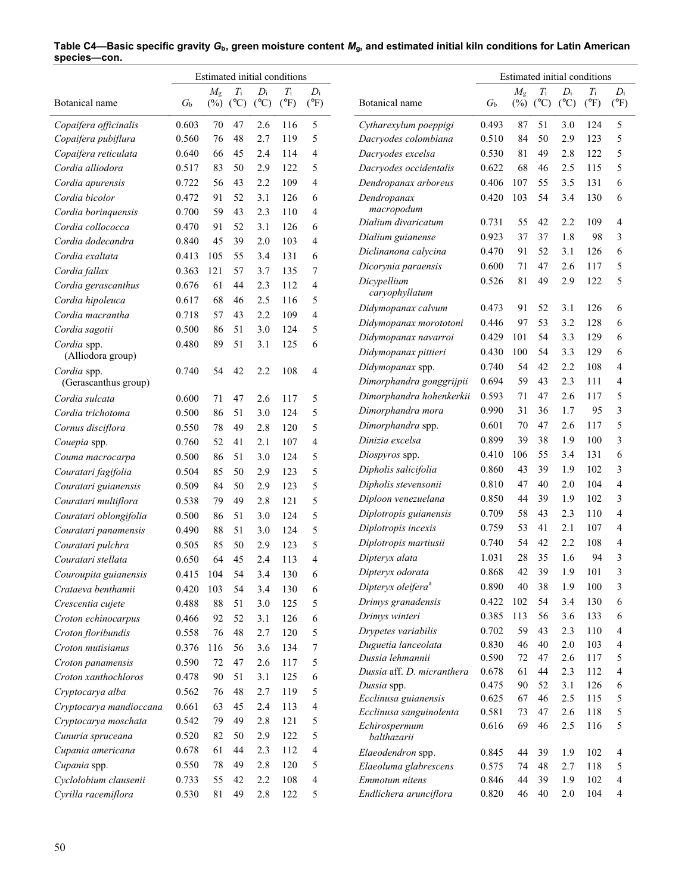**Table C4—Basic specific gravity $G_b$, green moisture content $M_g$, and estimated initial kiln conditions for Latin American species—con.**

| Botanical name | $G_b$ | Estimated initial conditions $M_g$ (%) | $T_i$ (°C) | $D_i$ (°C) | $T_i$ (°F) | $D_i$ (°F) |
|---|---|---|---|---|---|---|
| *Copaifera officinalis* | 0.603 | 70 | 47 | 2.6 | 116 | 5 |
| *Copaifera pubiflura* | 0.560 | 76 | 48 | 2.7 | 119 | 5 |
| *Copaifera reticulata* | 0.640 | 66 | 45 | 2.4 | 114 | 4 |
| *Cordia alliodora* | 0.517 | 83 | 50 | 2.9 | 122 | 5 |
| *Cordia apurensis* | 0.722 | 56 | 43 | 2.2 | 109 | 4 |
| *Cordia bicolor* | 0.472 | 91 | 52 | 3.1 | 126 | 6 |
| *Cordia borinquensis* | 0.700 | 59 | 43 | 2.3 | 110 | 4 |
| *Cordia collococca* | 0.470 | 91 | 52 | 3.1 | 126 | 6 |
| *Cordia dodecandra* | 0.840 | 45 | 39 | 2.0 | 103 | 4 |
| *Cordia exaltata* | 0.413 | 105 | 55 | 3.4 | 131 | 6 |
| *Cordia fallax* | 0.363 | 121 | 57 | 3.7 | 135 | 7 |
| *Cordia gerascanthus* | 0.676 | 61 | 44 | 2.3 | 112 | 4 |
| *Cordia hipoleuca* | 0.617 | 68 | 46 | 2.5 | 116 | 5 |
| *Cordia macrantha* | 0.718 | 57 | 43 | 2.2 | 109 | 4 |
| *Cordia sagotii* | 0.500 | 86 | 51 | 3.0 | 124 | 5 |
| *Cordia* spp. (Alliodora group) | 0.480 | 89 | 51 | 3.1 | 125 | 6 |
| *Cordia* spp. (Gerascanthus group) | 0.740 | 54 | 42 | 2.2 | 108 | 4 |
| *Cordia sulcata* | 0.600 | 71 | 47 | 2.6 | 117 | 5 |
| *Cordia trichotoma* | 0.500 | 86 | 51 | 3.0 | 124 | 5 |
| *Cornus disciflora* | 0.550 | 78 | 49 | 2.8 | 120 | 5 |
| *Couepia* spp. | 0.760 | 52 | 41 | 2.1 | 107 | 4 |
| *Couma macrocarpa* | 0.500 | 86 | 51 | 3.0 | 124 | 5 |
| *Couratari fagifolia* | 0.504 | 85 | 50 | 2.9 | 123 | 5 |
| *Couratari guianensis* | 0.509 | 84 | 50 | 2.9 | 123 | 5 |
| *Couratari multiflora* | 0.538 | 79 | 49 | 2.8 | 121 | 5 |
| *Couratari oblongifolia* | 0.500 | 86 | 51 | 3.0 | 124 | 5 |
| *Couratari panamensis* | 0.490 | 88 | 51 | 3.0 | 124 | 5 |
| *Couratari pulchra* | 0.505 | 85 | 50 | 2.9 | 123 | 5 |
| *Couratari stellata* | 0.650 | 64 | 45 | 2.4 | 113 | 4 |
| *Couroupita guianensis* | 0.415 | 104 | 54 | 3.4 | 130 | 6 |
| *Crataeva benthamii* | 0.420 | 103 | 54 | 3.4 | 130 | 6 |
| *Crescentia cujete* | 0.488 | 88 | 51 | 3.0 | 125 | 5 |
| *Croton echinocarpus* | 0.466 | 92 | 52 | 3.1 | 126 | 6 |
| *Croton floribundis* | 0.558 | 76 | 48 | 2.7 | 120 | 5 |
| *Croton mutisianus* | 0.376 | 116 | 56 | 3.6 | 134 | 7 |
| *Croton panamensis* | 0.590 | 72 | 47 | 2.6 | 117 | 5 |
| *Croton xanthochloros* | 0.478 | 90 | 51 | 3.1 | 125 | 6 |
| *Cryptocarya alba* | 0.562 | 76 | 48 | 2.7 | 119 | 5 |
| *Cryptocarya mandioccana* | 0.661 | 63 | 45 | 2.4 | 113 | 4 |
| *Cryptocarya moschata* | 0.542 | 79 | 49 | 2.8 | 121 | 5 |
| *Cunuria spruceana* | 0.520 | 82 | 50 | 2.9 | 122 | 5 |
| *Cupania americana* | 0.678 | 61 | 44 | 2.3 | 112 | 4 |
| *Cupania* spp. | 0.550 | 78 | 49 | 2.8 | 120 | 5 |
| *Cyclolobium clausenii* | 0.733 | 55 | 42 | 2.2 | 108 | 4 |
| *Cyrilla racemiflora* | 0.530 | 81 | 49 | 2.8 | 122 | 5 |
| *Cytharexylum poeppigi* | 0.493 | 87 | 51 | 3.0 | 124 | 5 |
| *Dacryodes colombiana* | 0.510 | 84 | 50 | 2.9 | 123 | 5 |
| *Dacryodes excelsa* | 0.530 | 81 | 49 | 2.8 | 122 | 5 |
| *Dacryodes occidentalis* | 0.622 | 68 | 46 | 2.5 | 115 | 5 |
| *Dendropanax arboreus* | 0.406 | 107 | 55 | 3.5 | 131 | 6 |
| *Dendropanax macropodum* | 0.420 | 103 | 54 | 3.4 | 130 | 6 |
| *Dialium divaricatum* | 0.731 | 55 | 42 | 2.2 | 109 | 4 |
| *Dialium guianense* | 0.923 | 37 | 37 | 1.8 | 98 | 3 |
| *Diclinanona calycina* | 0.470 | 91 | 52 | 3.1 | 126 | 6 |
| *Dicorynia paraensis* | 0.600 | 71 | 47 | 2.6 | 117 | 5 |
| *Dicypellium caryophyllatum* | 0.526 | 81 | 49 | 2.9 | 122 | 5 |
| *Didymopanax calvum* | 0.473 | 91 | 52 | 3.1 | 126 | 6 |
| *Didymopanax morototoni* | 0.446 | 97 | 53 | 3.2 | 128 | 6 |
| *Didymopanax navarroi* | 0.429 | 101 | 54 | 3.3 | 129 | 6 |
| *Didymopanax pittieri* | 0.430 | 100 | 54 | 3.3 | 129 | 6 |
| *Didymopanax* spp. | 0.740 | 54 | 42 | 2.2 | 108 | 4 |
| *Dimorphandra gonggrijpii* | 0.694 | 59 | 43 | 2.3 | 111 | 4 |
| *Dimorphandra hohenkerkii* | 0.593 | 71 | 47 | 2.6 | 117 | 5 |
| *Dimorphandra mora* | 0.990 | 31 | 36 | 1.7 | 95 | 3 |
| *Dimorphandra* spp. | 0.601 | 70 | 47 | 2.6 | 117 | 5 |
| *Dinizia excelsa* | 0.899 | 39 | 38 | 1.9 | 100 | 3 |
| *Diospyros* spp. | 0.410 | 106 | 55 | 3.4 | 131 | 6 |
| *Dipholis salicifolia* | 0.860 | 43 | 39 | 1.9 | 102 | 3 |
| *Dipholis stevensonii* | 0.810 | 47 | 40 | 2.0 | 104 | 4 |
| *Diploon venezuelana* | 0.850 | 44 | 39 | 1.9 | 102 | 3 |
| *Diplotropis guianensis* | 0.709 | 58 | 43 | 2.3 | 110 | 4 |
| *Diplotropis incexis* | 0.759 | 53 | 41 | 2.1 | 107 | 4 |
| *Diplotropis martiusii* | 0.740 | 54 | 42 | 2.2 | 108 | 4 |
| *Dipteryx alata* | 1.031 | 28 | 35 | 1.6 | 94 | 3 |
| *Dipteryx odorata* | 0.868 | 42 | 39 | 1.9 | 101 | 3 |
| *Dipteryx oleifera*[a] | 0.890 | 40 | 38 | 1.9 | 100 | 3 |
| *Drimys granadensis* | 0.422 | 102 | 54 | 3.4 | 130 | 6 |
| *Drimys winteri* | 0.385 | 113 | 56 | 3.6 | 133 | 6 |
| *Drypetes variabilis* | 0.702 | 59 | 43 | 2.3 | 110 | 4 |
| *Duguetia lanceolata* | 0.830 | 46 | 40 | 2.0 | 103 | 4 |
| *Dussia lehmannii* | 0.590 | 72 | 47 | 2.6 | 117 | 5 |
| *Dussia* aff. *D. micranthera* | 0.678 | 61 | 44 | 2.3 | 112 | 4 |
| *Dussia* spp. | 0.475 | 90 | 52 | 3.1 | 126 | 6 |
| *Ecclinusa guianensis* | 0.625 | 67 | 46 | 2.5 | 115 | 5 |
| *Ecclinusa sanguinolenta* | 0.581 | 73 | 47 | 2.6 | 118 | 5 |
| *Echirospermum balthazarii* | 0.616 | 69 | 46 | 2.5 | 116 | 5 |
| *Elaeodendron* spp. | 0.845 | 44 | 39 | 1.9 | 102 | 4 |
| *Elaeoluma glabrescens* | 0.575 | 74 | 48 | 2.7 | 118 | 5 |
| *Emmotum nitens* | 0.846 | 44 | 39 | 1.9 | 102 | 4 |
| *Endlichera arunciflora* | 0.820 | 46 | 40 | 2.0 | 104 | 4 |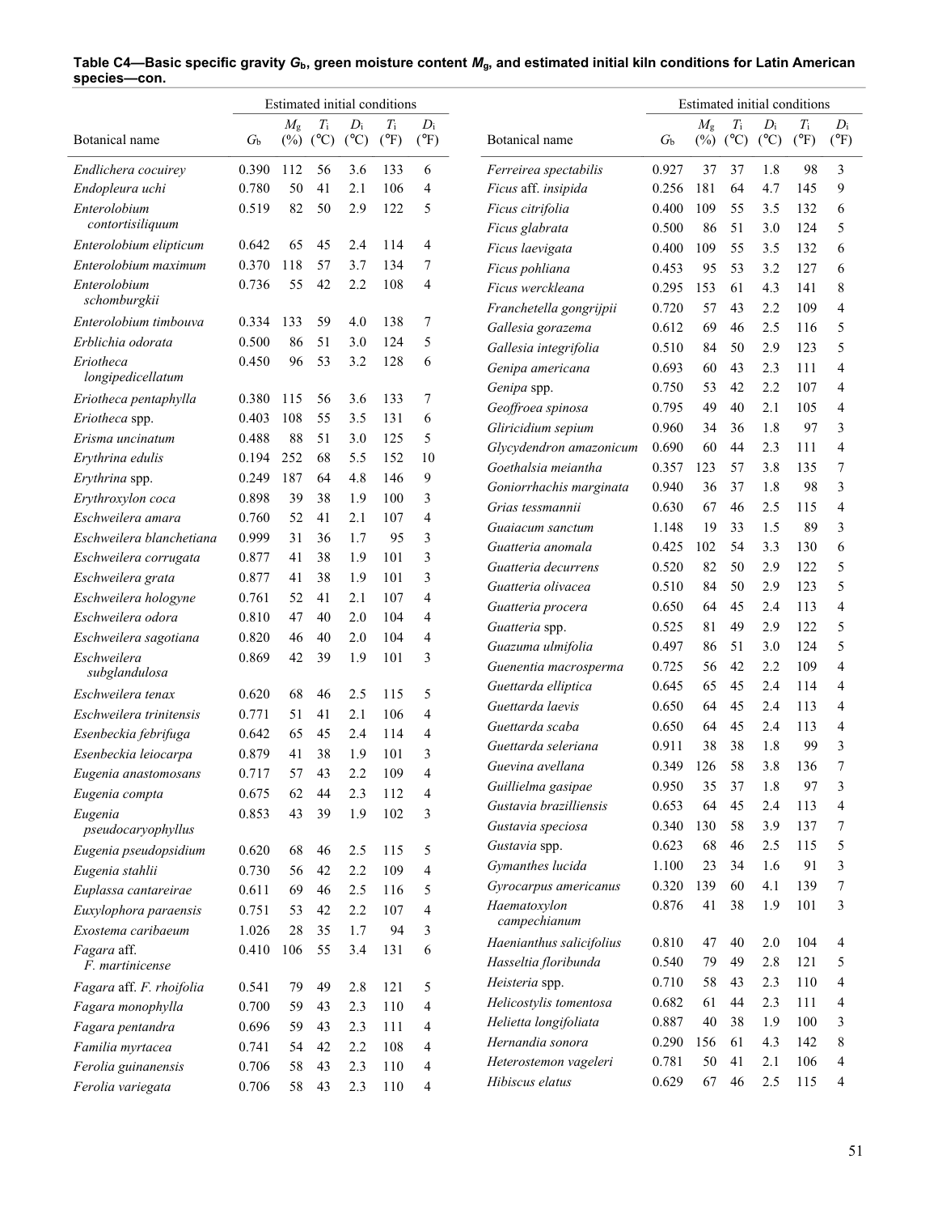**Table C4—Basic specific gravity $G_b$, green moisture content $M_g$, and estimated initial kiln conditions for Latin American species—con.**

| Botanical name | $G_b$ | Estimated initial conditions | | | | |
|---|---|---|---|---|---|---|
| | | $M_g$ (%) | $T_i$ (°C) | $D_i$ (°C) | $T_i$ (°F) | $D_i$ (°F) |
| *Endlichera cocuirey* | 0.390 | 112 | 56 | 3.6 | 133 | 6 |
| *Endopleura uchi* | 0.780 | 50 | 41 | 2.1 | 106 | 4 |
| *Enterolobium contortisiliquum* | 0.519 | 82 | 50 | 2.9 | 122 | 5 |
| *Enterolobium elipticum* | 0.642 | 65 | 45 | 2.4 | 114 | 4 |
| *Enterolobium maximum* | 0.370 | 118 | 57 | 3.7 | 134 | 7 |
| *Enterolobium schomburgkii* | 0.736 | 55 | 42 | 2.2 | 108 | 4 |
| *Enterolobium timbouva* | 0.334 | 133 | 59 | 4.0 | 138 | 7 |
| *Erblichia odorata* | 0.500 | 86 | 51 | 3.0 | 124 | 5 |
| *Eriotheca longipedicellatum* | 0.450 | 96 | 53 | 3.2 | 128 | 6 |
| *Eriotheca pentaphylla* | 0.380 | 115 | 56 | 3.6 | 133 | 7 |
| *Eriotheca* spp. | 0.403 | 108 | 55 | 3.5 | 131 | 6 |
| *Erisma uncinatum* | 0.488 | 88 | 51 | 3.0 | 125 | 5 |
| *Erythrina edulis* | 0.194 | 252 | 68 | 5.5 | 152 | 10 |
| *Erythrina* spp. | 0.249 | 187 | 64 | 4.8 | 146 | 9 |
| *Erythroxylon coca* | 0.898 | 39 | 38 | 1.9 | 100 | 3 |
| *Eschweilera amara* | 0.760 | 52 | 41 | 2.1 | 107 | 4 |
| *Eschweilera blanchetiana* | 0.999 | 31 | 36 | 1.7 | 95 | 3 |
| *Eschweilera corrugata* | 0.877 | 41 | 38 | 1.9 | 101 | 3 |
| *Eschweilera grata* | 0.877 | 41 | 38 | 1.9 | 101 | 3 |
| *Eschweilera hologyne* | 0.761 | 52 | 41 | 2.1 | 107 | 4 |
| *Eschweilera odora* | 0.810 | 47 | 40 | 2.0 | 104 | 4 |
| *Eschweilera sagotiana* | 0.820 | 46 | 40 | 2.0 | 104 | 4 |
| *Eschweilera subglandulosa* | 0.869 | 42 | 39 | 1.9 | 101 | 3 |
| *Eschweilera tenax* | 0.620 | 68 | 46 | 2.5 | 115 | 5 |
| *Eschweilera trinitensis* | 0.771 | 51 | 41 | 2.1 | 106 | 4 |
| *Esenbeckia febrifuga* | 0.642 | 65 | 45 | 2.4 | 114 | 4 |
| *Esenbeckia leiocarpa* | 0.879 | 41 | 38 | 1.9 | 101 | 3 |
| *Eugenia anastomosans* | 0.717 | 57 | 43 | 2.2 | 109 | 4 |
| *Eugenia compta* | 0.675 | 62 | 44 | 2.3 | 112 | 4 |
| *Eugenia pseudocaryophyllus* | 0.853 | 43 | 39 | 1.9 | 102 | 3 |
| *Eugenia pseudopsidium* | 0.620 | 68 | 46 | 2.5 | 115 | 5 |
| *Eugenia stahlii* | 0.730 | 56 | 42 | 2.2 | 109 | 4 |
| *Euplassa cantareirae* | 0.611 | 69 | 46 | 2.5 | 116 | 5 |
| *Euxylophora paraensis* | 0.751 | 53 | 42 | 2.2 | 107 | 4 |
| *Exostema caribaeum* | 1.026 | 28 | 35 | 1.7 | 94 | 3 |
| *Fagara* aff. *F. martinicense* | 0.410 | 106 | 55 | 3.4 | 131 | 6 |
| *Fagara* aff. *F. rhoifolia* | 0.541 | 79 | 49 | 2.8 | 121 | 5 |
| *Fagara monophylla* | 0.700 | 59 | 43 | 2.3 | 110 | 4 |
| *Fagara pentandra* | 0.696 | 59 | 43 | 2.3 | 111 | 4 |
| *Familia myrtacea* | 0.741 | 54 | 42 | 2.2 | 108 | 4 |
| *Ferolia guinanensis* | 0.706 | 58 | 43 | 2.3 | 110 | 4 |
| *Ferolia variegata* | 0.706 | 58 | 43 | 2.3 | 110 | 4 |
| *Ferreirea spectabilis* | 0.927 | 37 | 37 | 1.8 | 98 | 3 |
| *Ficus* aff. *insipida* | 0.256 | 181 | 64 | 4.7 | 145 | 9 |
| *Ficus citrifolia* | 0.400 | 109 | 55 | 3.5 | 132 | 6 |
| *Ficus glabrata* | 0.500 | 86 | 51 | 3.0 | 124 | 5 |
| *Ficus laevigata* | 0.400 | 109 | 55 | 3.5 | 132 | 6 |
| *Ficus pohliana* | 0.453 | 95 | 53 | 3.2 | 127 | 6 |
| *Ficus werckleana* | 0.295 | 153 | 61 | 4.3 | 141 | 8 |
| *Franchetella gongrijpii* | 0.720 | 57 | 43 | 2.2 | 109 | 4 |
| *Gallesia gorazema* | 0.612 | 69 | 46 | 2.5 | 116 | 5 |
| *Gallesia integrifolia* | 0.510 | 84 | 50 | 2.9 | 123 | 5 |
| *Genipa americana* | 0.693 | 60 | 43 | 2.3 | 111 | 4 |
| *Genipa* spp. | 0.750 | 53 | 42 | 2.2 | 107 | 4 |
| *Geoffroea spinosa* | 0.795 | 49 | 40 | 2.1 | 105 | 4 |
| *Gliricidium sepium* | 0.960 | 34 | 36 | 1.8 | 97 | 3 |
| *Glycydendron amazonicum* | 0.690 | 60 | 44 | 2.3 | 111 | 4 |
| *Goethalsia meiantha* | 0.357 | 123 | 57 | 3.8 | 135 | 7 |
| *Goniorrhachis marginata* | 0.940 | 36 | 37 | 1.8 | 98 | 3 |
| *Grias tessmannii* | 0.630 | 67 | 46 | 2.5 | 115 | 4 |
| *Guaiacum sanctum* | 1.148 | 19 | 33 | 1.5 | 89 | 3 |
| *Guatteria anomala* | 0.425 | 102 | 54 | 3.3 | 130 | 6 |
| *Guatteria decurrens* | 0.520 | 82 | 50 | 2.9 | 122 | 5 |
| *Guatteria olivacea* | 0.510 | 84 | 50 | 2.9 | 123 | 5 |
| *Guatteria procera* | 0.650 | 64 | 45 | 2.4 | 113 | 4 |
| *Guatteria* spp. | 0.525 | 81 | 49 | 2.9 | 122 | 5 |
| *Guazuma ulmifolia* | 0.497 | 86 | 51 | 3.0 | 124 | 5 |
| *Guenentia macrosperma* | 0.725 | 56 | 42 | 2.2 | 109 | 4 |
| *Guettarda elliptica* | 0.645 | 65 | 45 | 2.4 | 114 | 4 |
| *Guettarda laevis* | 0.650 | 64 | 45 | 2.4 | 113 | 4 |
| *Guettarda scaba* | 0.650 | 64 | 45 | 2.4 | 113 | 4 |
| *Guettarda seleriana* | 0.911 | 38 | 38 | 1.8 | 99 | 3 |
| *Guevina avellana* | 0.349 | 126 | 58 | 3.8 | 136 | 7 |
| *Guillielma gasipae* | 0.950 | 35 | 37 | 1.8 | 97 | 3 |
| *Gustavia brazilliensis* | 0.653 | 64 | 45 | 2.4 | 113 | 4 |
| *Gustavia speciosa* | 0.340 | 130 | 58 | 3.9 | 137 | 7 |
| *Gustavia* spp. | 0.623 | 68 | 46 | 2.5 | 115 | 5 |
| *Gymanthes lucida* | 1.100 | 23 | 34 | 1.6 | 91 | 3 |
| *Gyrocarpus americanus* | 0.320 | 139 | 60 | 4.1 | 139 | 7 |
| *Haematoxylon campechianum* | 0.876 | 41 | 38 | 1.9 | 101 | 3 |
| *Haenianthus salicifolius* | 0.810 | 47 | 40 | 2.0 | 104 | 4 |
| *Hasseltia floribunda* | 0.540 | 79 | 49 | 2.8 | 121 | 5 |
| *Heisteria* spp. | 0.710 | 58 | 43 | 2.3 | 110 | 4 |
| *Helicostylis tomentosa* | 0.682 | 61 | 44 | 2.3 | 111 | 4 |
| *Helietta longifoliata* | 0.887 | 40 | 38 | 1.9 | 100 | 3 |
| *Hernandia sonora* | 0.290 | 156 | 61 | 4.3 | 142 | 8 |
| *Heterostemon vageleri* | 0.781 | 50 | 41 | 2.1 | 106 | 4 |
| *Hibiscus elatus* | 0.629 | 67 | 46 | 2.5 | 115 | 4 |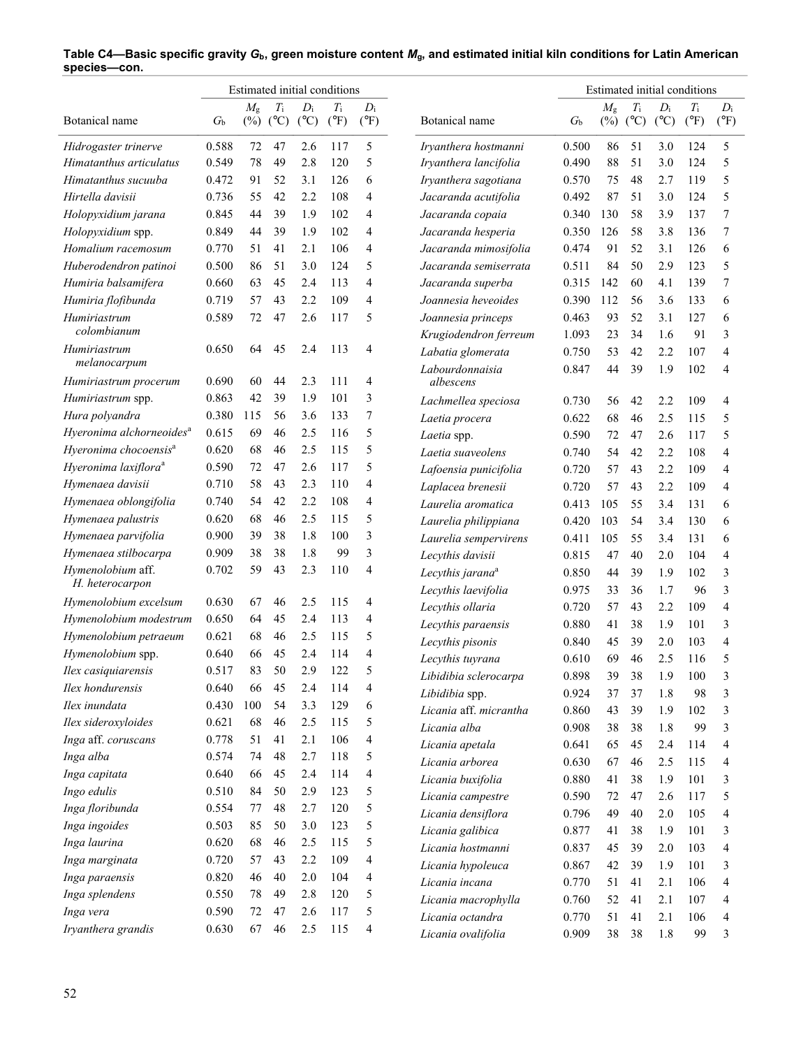**Table C4—Basic specific gravity $G_b$, green moisture content $M_g$, and estimated initial kiln conditions for Latin American species—con.**

| Botanical name | $G_b$ | Estimated initial conditions | | | | |
|---|---|---|---|---|---|---|
| | | $M_g$ (%) | $T_i$ (°C) | $D_i$ (°C) | $T_i$ (°F) | $D_i$ (°F) |
| *Hidrogaster trinerve* | 0.588 | 72 | 47 | 2.6 | 117 | 5 |
| *Himatanthus articulatus* | 0.549 | 78 | 49 | 2.8 | 120 | 5 |
| *Himatanthus sucuuba* | 0.472 | 91 | 52 | 3.1 | 126 | 6 |
| *Hirtella davisii* | 0.736 | 55 | 42 | 2.2 | 108 | 4 |
| *Holopyxidium jarana* | 0.845 | 44 | 39 | 1.9 | 102 | 4 |
| *Holopyxidium* spp. | 0.849 | 44 | 39 | 1.9 | 102 | 4 |
| *Homalium racemosum* | 0.770 | 51 | 41 | 2.1 | 106 | 4 |
| *Huberodendron patinoi* | 0.500 | 86 | 51 | 3.0 | 124 | 5 |
| *Humiria balsamifera* | 0.660 | 63 | 45 | 2.4 | 113 | 4 |
| *Humiria flofibunda* | 0.719 | 57 | 43 | 2.2 | 109 | 4 |
| *Humiriastrum colombianum* | 0.589 | 72 | 47 | 2.6 | 117 | 5 |
| *Humiriastrum melanocarpum* | 0.650 | 64 | 45 | 2.4 | 113 | 4 |
| *Humiriastrum procerum* | 0.690 | 60 | 44 | 2.3 | 111 | 4 |
| *Humiriastrum* spp. | 0.863 | 42 | 39 | 1.9 | 101 | 3 |
| *Hura polyandra* | 0.380 | 115 | 56 | 3.6 | 133 | 7 |
| *Hyeronima alchorneoides*[a] | 0.615 | 69 | 46 | 2.5 | 116 | 5 |
| *Hyeronima chocoensis*[a] | 0.620 | 68 | 46 | 2.5 | 115 | 5 |
| *Hyeronima laxiflora*[a] | 0.590 | 72 | 47 | 2.6 | 117 | 5 |
| *Hymenaea davisii* | 0.710 | 58 | 43 | 2.3 | 110 | 4 |
| *Hymenaea oblongifolia* | 0.740 | 54 | 42 | 2.2 | 108 | 4 |
| *Hymenaea palustris* | 0.620 | 68 | 46 | 2.5 | 115 | 5 |
| *Hymenaea parvifolia* | 0.900 | 39 | 38 | 1.8 | 100 | 3 |
| *Hymenaea stilbocarpa* | 0.909 | 38 | 38 | 1.8 | 99 | 3 |
| *Hymenolobium* aff. *H. heterocarpon* | 0.702 | 59 | 43 | 2.3 | 110 | 4 |
| *Hymenolobium excelsum* | 0.630 | 67 | 46 | 2.5 | 115 | 4 |
| *Hymenolobium modestrum* | 0.650 | 64 | 45 | 2.4 | 113 | 4 |
| *Hymenolobium petraeum* | 0.621 | 68 | 46 | 2.5 | 115 | 5 |
| *Hymenolobium* spp. | 0.640 | 66 | 45 | 2.4 | 114 | 4 |
| *Ilex casiquiarensis* | 0.517 | 83 | 50 | 2.9 | 122 | 5 |
| *Ilex hondurensis* | 0.640 | 66 | 45 | 2.4 | 114 | 4 |
| *Ilex inundata* | 0.430 | 100 | 54 | 3.3 | 129 | 6 |
| *Ilex sideroxyloides* | 0.621 | 68 | 46 | 2.5 | 115 | 5 |
| *Inga* aff. *coruscans* | 0.778 | 51 | 41 | 2.1 | 106 | 4 |
| *Inga alba* | 0.574 | 74 | 48 | 2.7 | 118 | 5 |
| *Inga capitata* | 0.640 | 66 | 45 | 2.4 | 114 | 4 |
| *Ingo edulis* | 0.510 | 84 | 50 | 2.9 | 123 | 5 |
| *Inga floribunda* | 0.554 | 77 | 48 | 2.7 | 120 | 5 |
| *Inga ingoides* | 0.503 | 85 | 50 | 3.0 | 123 | 5 |
| *Inga laurina* | 0.620 | 68 | 46 | 2.5 | 115 | 5 |
| *Inga marginata* | 0.720 | 57 | 43 | 2.2 | 109 | 4 |
| *Inga paraensis* | 0.820 | 46 | 40 | 2.0 | 104 | 4 |
| *Inga splendens* | 0.550 | 78 | 49 | 2.8 | 120 | 5 |
| *Inga vera* | 0.590 | 72 | 47 | 2.6 | 117 | 5 |
| *Iryanthera grandis* | 0.630 | 67 | 46 | 2.5 | 115 | 4 |
| *Iryanthera hostmanni* | 0.500 | 86 | 51 | 3.0 | 124 | 5 |
| *Iryanthera lancifolia* | 0.490 | 88 | 51 | 3.0 | 124 | 5 |
| *Iryanthera sagotiana* | 0.570 | 75 | 48 | 2.7 | 119 | 5 |
| *Jacaranda acutifolia* | 0.492 | 87 | 51 | 3.0 | 124 | 5 |
| *Jacaranda copaia* | 0.340 | 130 | 58 | 3.9 | 137 | 7 |
| *Jacaranda hesperia* | 0.350 | 126 | 58 | 3.8 | 136 | 7 |
| *Jacaranda mimosifolia* | 0.474 | 91 | 52 | 3.1 | 126 | 6 |
| *Jacaranda semiserrata* | 0.511 | 84 | 50 | 2.9 | 123 | 5 |
| *Jacaranda superba* | 0.315 | 142 | 60 | 4.1 | 139 | 7 |
| *Joannesia heveoides* | 0.390 | 112 | 56 | 3.6 | 133 | 6 |
| *Joannesia princeps* | 0.463 | 93 | 52 | 3.1 | 127 | 6 |
| *Krugiodendron ferreum* | 1.093 | 23 | 34 | 1.6 | 91 | 3 |
| *Labatia glomerata* | 0.750 | 53 | 42 | 2.2 | 107 | 4 |
| *Labourdonnaisia albescens* | 0.847 | 44 | 39 | 1.9 | 102 | 4 |
| *Lachmellea speciosa* | 0.730 | 56 | 42 | 2.2 | 109 | 4 |
| *Laetia procera* | 0.622 | 68 | 46 | 2.5 | 115 | 5 |
| *Laetia* spp. | 0.590 | 72 | 47 | 2.6 | 117 | 5 |
| *Laetia suaveolens* | 0.740 | 54 | 42 | 2.2 | 108 | 4 |
| *Lafoensia punicifolia* | 0.720 | 57 | 43 | 2.2 | 109 | 4 |
| *Laplacea brenesii* | 0.720 | 57 | 43 | 2.2 | 109 | 4 |
| *Laurelia aromatica* | 0.413 | 105 | 55 | 3.4 | 131 | 6 |
| *Laurelia philippiana* | 0.420 | 103 | 54 | 3.4 | 130 | 6 |
| *Laurelia sempervirens* | 0.411 | 105 | 55 | 3.4 | 131 | 6 |
| *Lecythis davisii* | 0.815 | 47 | 40 | 2.0 | 104 | 4 |
| *Lecythis jarana*[a] | 0.850 | 44 | 39 | 1.9 | 102 | 3 |
| *Lecythis laevifolia* | 0.975 | 33 | 36 | 1.7 | 96 | 3 |
| *Lecythis ollaria* | 0.720 | 57 | 43 | 2.2 | 109 | 4 |
| *Lecythis paraensis* | 0.880 | 41 | 38 | 1.9 | 101 | 3 |
| *Lecythis pisonis* | 0.840 | 45 | 39 | 2.0 | 103 | 4 |
| *Lecythis tuyrana* | 0.610 | 69 | 46 | 2.5 | 116 | 5 |
| *Libidibia sclerocarpa* | 0.898 | 39 | 38 | 1.9 | 100 | 3 |
| *Libidibia* spp. | 0.924 | 37 | 37 | 1.8 | 98 | 3 |
| *Licania* aff. *micrantha* | 0.860 | 43 | 39 | 1.9 | 102 | 3 |
| *Licania alba* | 0.908 | 38 | 38 | 1.8 | 99 | 3 |
| *Licania apetala* | 0.641 | 65 | 45 | 2.4 | 114 | 4 |
| *Licania arborea* | 0.630 | 67 | 46 | 2.5 | 115 | 4 |
| *Licania buxifolia* | 0.880 | 41 | 38 | 1.9 | 101 | 3 |
| *Licania campestre* | 0.590 | 72 | 47 | 2.6 | 117 | 5 |
| *Licania densiflora* | 0.796 | 49 | 40 | 2.0 | 105 | 4 |
| *Licania galibica* | 0.877 | 41 | 38 | 1.9 | 101 | 3 |
| *Licania hostmanni* | 0.837 | 45 | 39 | 2.0 | 103 | 4 |
| *Licania hypoleuca* | 0.867 | 42 | 39 | 1.9 | 101 | 3 |
| *Licania incana* | 0.770 | 51 | 41 | 2.1 | 106 | 4 |
| *Licania macrophylla* | 0.760 | 52 | 41 | 2.1 | 107 | 4 |
| *Licania octandra* | 0.770 | 51 | 41 | 2.1 | 106 | 4 |
| *Licania ovalifolia* | 0.909 | 38 | 38 | 1.8 | 99 | 3 |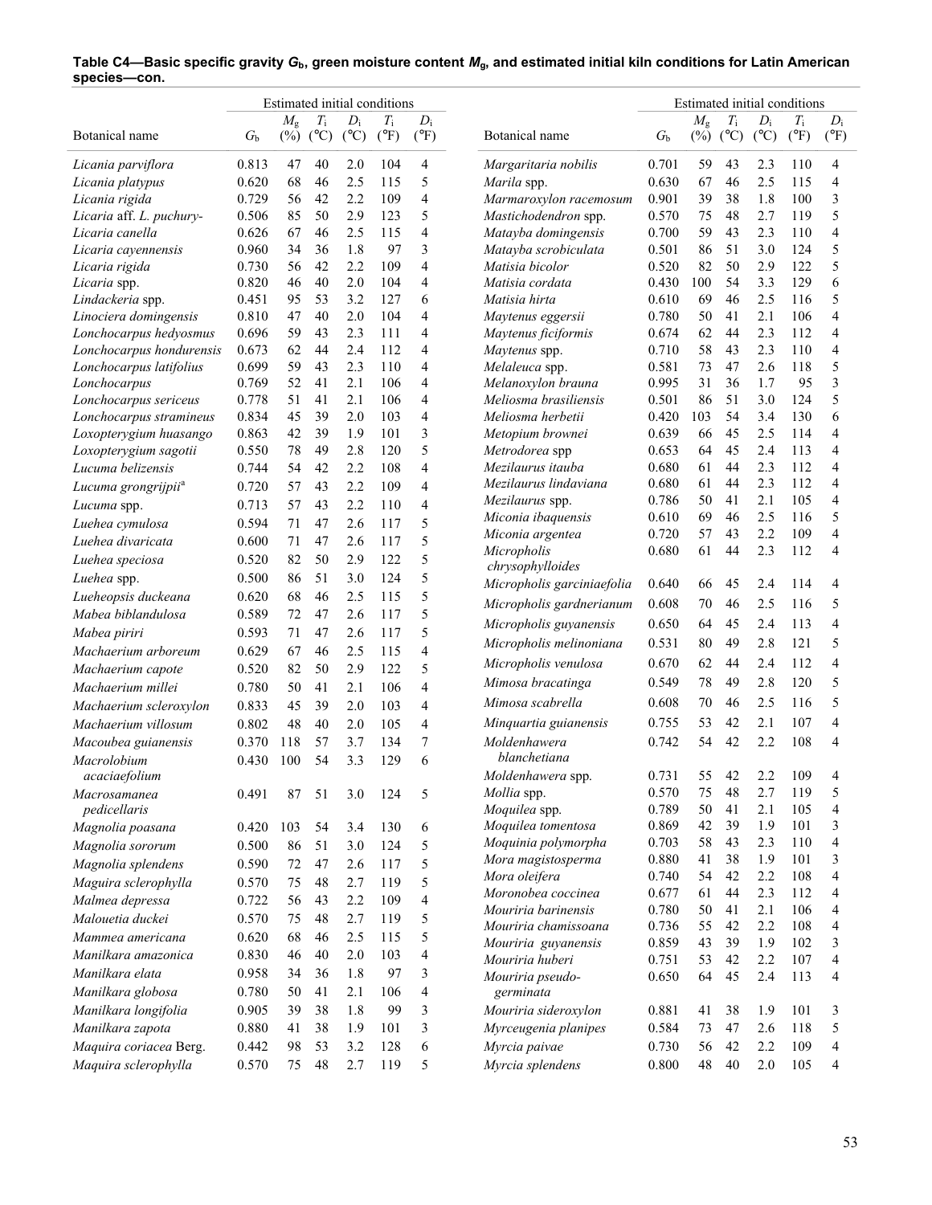**Table C4—Basic specific gravity $G_b$, green moisture content $M_g$, and estimated initial kiln conditions for Latin American species—con.**

| Botanical name | $G_b$ | Estimated initial conditions $M_g$ (%) | $T_i$ (°C) | $D_i$ (°C) | $T_i$ (°F) | $D_i$ (°F) |
|---|---|---|---|---|---|---|
| *Licania parviflora* | 0.813 | 47 | 40 | 2.0 | 104 | 4 |
| *Licania platypus* | 0.620 | 68 | 46 | 2.5 | 115 | 5 |
| *Licania rigida* | 0.729 | 56 | 42 | 2.2 | 109 | 4 |
| *Licaria* aff. *L. puchury-* | 0.506 | 85 | 50 | 2.9 | 123 | 5 |
| *Licaria canella* | 0.626 | 67 | 46 | 2.5 | 115 | 4 |
| *Licaria cayennensis* | 0.960 | 34 | 36 | 1.8 | 97 | 3 |
| *Licaria rigida* | 0.730 | 56 | 42 | 2.2 | 109 | 4 |
| *Licaria* spp. | 0.820 | 46 | 40 | 2.0 | 104 | 4 |
| *Lindackeria* spp. | 0.451 | 95 | 53 | 3.2 | 127 | 6 |
| *Linociera domingensis* | 0.810 | 47 | 40 | 2.0 | 104 | 4 |
| *Lonchocarpus hedyosmus* | 0.696 | 59 | 43 | 2.3 | 111 | 4 |
| *Lonchocarpus hondurensis* | 0.673 | 62 | 44 | 2.4 | 112 | 4 |
| *Lonchocarpus latifolius* | 0.699 | 59 | 43 | 2.3 | 110 | 4 |
| *Lonchocarpus* | 0.769 | 52 | 41 | 2.1 | 106 | 4 |
| *Lonchocarpus sericeus* | 0.778 | 51 | 41 | 2.1 | 106 | 4 |
| *Lonchocarpus stramineus* | 0.834 | 45 | 39 | 2.0 | 103 | 4 |
| *Loxopterygium huasango* | 0.863 | 42 | 39 | 1.9 | 101 | 3 |
| *Loxopterygium sagotii* | 0.550 | 78 | 49 | 2.8 | 120 | 5 |
| *Lucuma belizensis* | 0.744 | 54 | 42 | 2.2 | 108 | 4 |
| *Lucuma grongrijpii*[a] | 0.720 | 57 | 43 | 2.2 | 109 | 4 |
| *Lucuma* spp. | 0.713 | 57 | 43 | 2.2 | 110 | 4 |
| *Luehea cymulosa* | 0.594 | 71 | 47 | 2.6 | 117 | 5 |
| *Luehea divaricata* | 0.600 | 71 | 47 | 2.6 | 117 | 5 |
| *Luehea speciosa* | 0.520 | 82 | 50 | 2.9 | 122 | 5 |
| *Luehea* spp. | 0.500 | 86 | 51 | 3.0 | 124 | 5 |
| *Lueheopsis duckeana* | 0.620 | 68 | 46 | 2.5 | 115 | 5 |
| *Mabea biblandulosa* | 0.589 | 72 | 47 | 2.6 | 117 | 5 |
| *Mabea piriri* | 0.593 | 71 | 47 | 2.6 | 117 | 5 |
| *Machaerium arboreum* | 0.629 | 67 | 46 | 2.5 | 115 | 4 |
| *Machaerium capote* | 0.520 | 82 | 50 | 2.9 | 122 | 5 |
| *Machaerium millei* | 0.780 | 50 | 41 | 2.1 | 106 | 4 |
| *Machaerium scleroxylon* | 0.833 | 45 | 39 | 2.0 | 103 | 4 |
| *Machaerium villosum* | 0.802 | 48 | 40 | 2.0 | 105 | 4 |
| *Macoubea guianensis* | 0.370 | 118 | 57 | 3.7 | 134 | 7 |
| *Macrolobium acaciaefolium* | 0.430 | 100 | 54 | 3.3 | 129 | 6 |
| *Macrosamanea pedicellaris* | 0.491 | 87 | 51 | 3.0 | 124 | 5 |
| *Magnolia poasana* | 0.420 | 103 | 54 | 3.4 | 130 | 6 |
| *Magnolia sororum* | 0.500 | 86 | 51 | 3.0 | 124 | 5 |
| *Magnolia splendens* | 0.590 | 72 | 47 | 2.6 | 117 | 5 |
| *Maguira sclerophylla* | 0.570 | 75 | 48 | 2.7 | 119 | 5 |
| *Malmea depressa* | 0.722 | 56 | 43 | 2.2 | 109 | 4 |
| *Malouetia duckei* | 0.570 | 75 | 48 | 2.7 | 119 | 5 |
| *Mammea americana* | 0.620 | 68 | 46 | 2.5 | 115 | 5 |
| *Manilkara amazonica* | 0.830 | 46 | 40 | 2.0 | 103 | 4 |
| *Manilkara elata* | 0.958 | 34 | 36 | 1.8 | 97 | 3 |
| *Manilkara globosa* | 0.780 | 50 | 41 | 2.1 | 106 | 4 |
| *Manilkara longifolia* | 0.905 | 39 | 38 | 1.8 | 99 | 3 |
| *Manilkara zapota* | 0.880 | 41 | 38 | 1.9 | 101 | 3 |
| *Maquira coriacea* Berg. | 0.442 | 98 | 53 | 3.2 | 128 | 6 |
| *Maquira sclerophylla* | 0.570 | 75 | 48 | 2.7 | 119 | 5 |
| *Margaritaria nobilis* | 0.701 | 59 | 43 | 2.3 | 110 | 4 |
| *Marila* spp. | 0.630 | 67 | 46 | 2.5 | 115 | 4 |
| *Marmaroxylon racemosum* | 0.901 | 39 | 38 | 1.8 | 100 | 3 |
| *Mastichodendron* spp. | 0.570 | 75 | 48 | 2.7 | 119 | 5 |
| *Matayba domingensis* | 0.700 | 59 | 43 | 2.3 | 110 | 4 |
| *Matayba scrobiculata* | 0.501 | 86 | 51 | 3.0 | 124 | 5 |
| *Matisia bicolor* | 0.520 | 82 | 50 | 2.9 | 122 | 5 |
| *Matisia cordata* | 0.430 | 100 | 54 | 3.3 | 129 | 6 |
| *Matisia hirta* | 0.610 | 69 | 46 | 2.5 | 116 | 5 |
| *Maytenus eggersii* | 0.780 | 50 | 41 | 2.1 | 106 | 4 |
| *Maytenus ficiformis* | 0.674 | 62 | 44 | 2.3 | 112 | 4 |
| *Maytenus* spp. | 0.710 | 58 | 43 | 2.3 | 110 | 4 |
| *Melaleuca* spp. | 0.581 | 73 | 47 | 2.6 | 118 | 5 |
| *Melanoxylon brauna* | 0.995 | 31 | 36 | 1.7 | 95 | 3 |
| *Meliosma brasiliensis* | 0.501 | 86 | 51 | 3.0 | 124 | 5 |
| *Meliosma herbetii* | 0.420 | 103 | 54 | 3.4 | 130 | 6 |
| *Metopium brownei* | 0.639 | 66 | 45 | 2.5 | 114 | 4 |
| *Metrodorea* spp | 0.653 | 64 | 45 | 2.4 | 113 | 4 |
| *Mezilaurus itauba* | 0.680 | 61 | 44 | 2.3 | 112 | 4 |
| *Mezilaurus lindaviana* | 0.680 | 61 | 44 | 2.3 | 112 | 4 |
| *Mezilaurus* spp. | 0.786 | 50 | 41 | 2.1 | 105 | 4 |
| *Miconia ibaquensis* | 0.610 | 69 | 46 | 2.5 | 116 | 5 |
| *Miconia argentea* | 0.720 | 57 | 43 | 2.2 | 109 | 4 |
| *Micropholis chrysophylloides* | 0.680 | 61 | 44 | 2.3 | 112 | 4 |
| *Micropholis garciniaefolia* | 0.640 | 66 | 45 | 2.4 | 114 | 4 |
| *Micropholis gardnerianum* | 0.608 | 70 | 46 | 2.5 | 116 | 5 |
| *Micropholis guyanensis* | 0.650 | 64 | 45 | 2.4 | 113 | 4 |
| *Micropholis melinoniana* | 0.531 | 80 | 49 | 2.8 | 121 | 5 |
| *Micropholis venulosa* | 0.670 | 62 | 44 | 2.4 | 112 | 4 |
| *Mimosa bracatinga* | 0.549 | 78 | 49 | 2.8 | 120 | 5 |
| *Mimosa scabrella* | 0.608 | 70 | 46 | 2.5 | 116 | 5 |
| *Minquartia guianensis* | 0.755 | 53 | 42 | 2.1 | 107 | 4 |
| *Moldenhawera blanchetiana* | 0.742 | 54 | 42 | 2.2 | 108 | 4 |
| *Moldenhawera* spp. | 0.731 | 55 | 42 | 2.2 | 109 | 4 |
| *Mollia* spp. | 0.570 | 75 | 48 | 2.7 | 119 | 5 |
| *Moquilea* spp. | 0.789 | 50 | 41 | 2.1 | 105 | 4 |
| *Moquilea tomentosa* | 0.869 | 42 | 39 | 1.9 | 101 | 3 |
| *Moquinia polymorpha* | 0.703 | 58 | 43 | 2.3 | 110 | 4 |
| *Mora magistosperma* | 0.880 | 41 | 38 | 1.9 | 101 | 3 |
| *Mora oleifera* | 0.740 | 54 | 42 | 2.2 | 108 | 4 |
| *Moronobea coccinea* | 0.677 | 61 | 44 | 2.3 | 112 | 4 |
| *Mouriria barinensis* | 0.780 | 50 | 41 | 2.1 | 106 | 4 |
| *Mouriria chamissoana* | 0.736 | 55 | 42 | 2.2 | 108 | 4 |
| *Mouriria guyanensis* | 0.859 | 43 | 39 | 1.9 | 102 | 3 |
| *Mouriria huberi* | 0.751 | 53 | 42 | 2.2 | 107 | 4 |
| *Mouriria pseudo-germinata* | 0.650 | 64 | 45 | 2.4 | 113 | 4 |
| *Mouriria sideroxylon* | 0.881 | 41 | 38 | 1.9 | 101 | 3 |
| *Myrceugenia planipes* | 0.584 | 73 | 47 | 2.6 | 118 | 5 |
| *Myrcia paivae* | 0.730 | 56 | 42 | 2.2 | 109 | 4 |
| *Myrcia splendens* | 0.800 | 48 | 40 | 2.0 | 105 | 4 |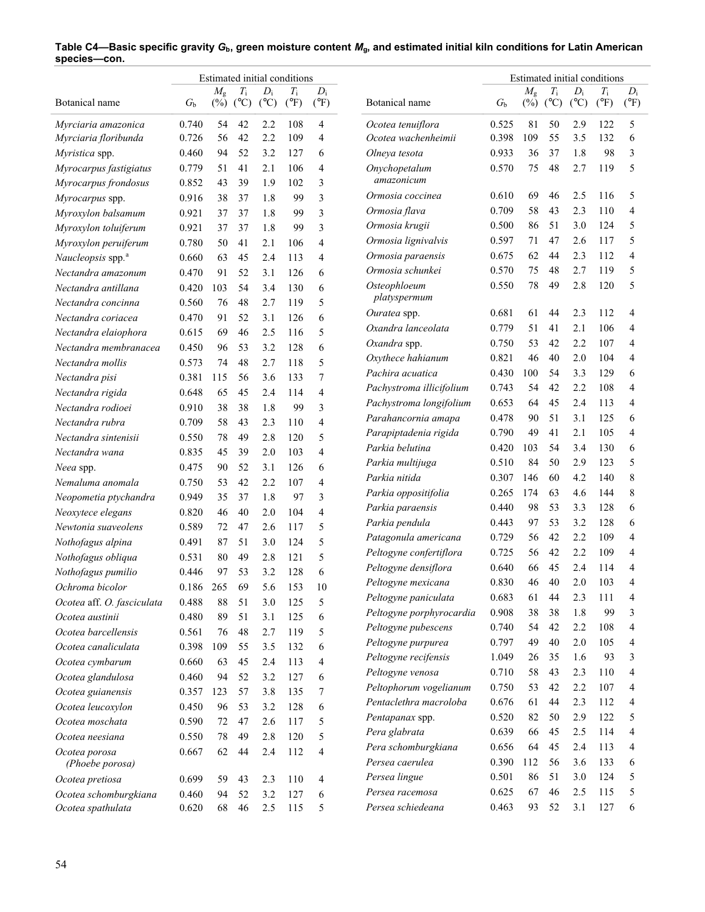**Table C4—Basic specific gravity $G_b$, green moisture content $M_g$, and estimated initial kiln conditions for Latin American species—con.**

| Botanical name | $G_b$ | $M_g$ (%) | $T_i$ (°C) | $D_i$ (°C) | $T_i$ (°F) | $D_i$ (°F) |
|---|---|---|---|---|---|---|
| | | Estimated initial conditions | | | | |
| *Myrciaria amazonica* | 0.740 | 54 | 42 | 2.2 | 108 | 4 |
| *Myrciaria floribunda* | 0.726 | 56 | 42 | 2.2 | 109 | 4 |
| *Myristica* spp. | 0.460 | 94 | 52 | 3.2 | 127 | 6 |
| *Myrocarpus fastigiatus* | 0.779 | 51 | 41 | 2.1 | 106 | 4 |
| *Myrocarpus frondosus* | 0.852 | 43 | 39 | 1.9 | 102 | 3 |
| *Myrocarpus* spp. | 0.916 | 38 | 37 | 1.8 | 99 | 3 |
| *Myroxylon balsamum* | 0.921 | 37 | 37 | 1.8 | 99 | 3 |
| *Myroxylon toluiferum* | 0.921 | 37 | 37 | 1.8 | 99 | 3 |
| *Myroxylon peruiferum* | 0.780 | 50 | 41 | 2.1 | 106 | 4 |
| *Naucleopsis* spp.[a] | 0.660 | 63 | 45 | 2.4 | 113 | 4 |
| *Nectandra amazonum* | 0.470 | 91 | 52 | 3.1 | 126 | 6 |
| *Nectandra antillana* | 0.420 | 103 | 54 | 3.4 | 130 | 6 |
| *Nectandra concinna* | 0.560 | 76 | 48 | 2.7 | 119 | 5 |
| *Nectandra coriacea* | 0.470 | 91 | 52 | 3.1 | 126 | 6 |
| *Nectandra elaiophora* | 0.615 | 69 | 46 | 2.5 | 116 | 5 |
| *Nectandra membranacea* | 0.450 | 96 | 53 | 3.2 | 128 | 6 |
| *Nectandra mollis* | 0.573 | 74 | 48 | 2.7 | 118 | 5 |
| *Nectandra pisi* | 0.381 | 115 | 56 | 3.6 | 133 | 7 |
| *Nectandra rigida* | 0.648 | 65 | 45 | 2.4 | 114 | 4 |
| *Nectandra rodioei* | 0.910 | 38 | 38 | 1.8 | 99 | 3 |
| *Nectandra rubra* | 0.709 | 58 | 43 | 2.3 | 110 | 4 |
| *Nectandra sintenisii* | 0.550 | 78 | 49 | 2.8 | 120 | 5 |
| *Nectandra wana* | 0.835 | 45 | 39 | 2.0 | 103 | 4 |
| *Neea* spp. | 0.475 | 90 | 52 | 3.1 | 126 | 6 |
| *Nemaluma anomala* | 0.750 | 53 | 42 | 2.2 | 107 | 4 |
| *Neopometia ptychandra* | 0.949 | 35 | 37 | 1.8 | 97 | 3 |
| *Neoxytece elegans* | 0.820 | 46 | 40 | 2.0 | 104 | 4 |
| *Newtonia suaveolens* | 0.589 | 72 | 47 | 2.6 | 117 | 5 |
| *Nothofagus alpina* | 0.491 | 87 | 51 | 3.0 | 124 | 5 |
| *Nothofagus obliqua* | 0.531 | 80 | 49 | 2.8 | 121 | 5 |
| *Nothofagus pumilio* | 0.446 | 97 | 53 | 3.2 | 128 | 6 |
| *Ochroma bicolor* | 0.186 | 265 | 69 | 5.6 | 153 | 10 |
| *Ocotea* aff. *O. fasciculata* | 0.488 | 88 | 51 | 3.0 | 125 | 5 |
| *Ocotea austinii* | 0.480 | 89 | 51 | 3.1 | 125 | 6 |
| *Ocotea barcellensis* | 0.561 | 76 | 48 | 2.7 | 119 | 5 |
| *Ocotea canaliculata* | 0.398 | 109 | 55 | 3.5 | 132 | 6 |
| *Ocotea cymbarum* | 0.660 | 63 | 45 | 2.4 | 113 | 4 |
| *Ocotea glandulosa* | 0.460 | 94 | 52 | 3.2 | 127 | 6 |
| *Ocotea guianensis* | 0.357 | 123 | 57 | 3.8 | 135 | 7 |
| *Ocotea leucoxylon* | 0.450 | 96 | 53 | 3.2 | 128 | 6 |
| *Ocotea moschata* | 0.590 | 72 | 47 | 2.6 | 117 | 5 |
| *Ocotea neesiana* | 0.550 | 78 | 49 | 2.8 | 120 | 5 |
| *Ocotea porosa* (*Phoebe porosa*) | 0.667 | 62 | 44 | 2.4 | 112 | 4 |
| *Ocotea pretiosa* | 0.699 | 59 | 43 | 2.3 | 110 | 4 |
| *Ocotea schomburgkiana* | 0.460 | 94 | 52 | 3.2 | 127 | 6 |
| *Ocotea spathulata* | 0.620 | 68 | 46 | 2.5 | 115 | 5 |
| *Ocotea tenuiflora* | 0.525 | 81 | 50 | 2.9 | 122 | 5 |
| *Ocotea wachenheimii* | 0.398 | 109 | 55 | 3.5 | 132 | 6 |
| *Olneya tesota* | 0.933 | 36 | 37 | 1.8 | 98 | 3 |
| *Onychopetalum amazonicum* | 0.570 | 75 | 48 | 2.7 | 119 | 5 |
| *Ormosia coccinea* | 0.610 | 69 | 46 | 2.5 | 116 | 5 |
| *Ormosia flava* | 0.709 | 58 | 43 | 2.3 | 110 | 4 |
| *Ormosia krugii* | 0.500 | 86 | 51 | 3.0 | 124 | 5 |
| *Ormosia lignivalvis* | 0.597 | 71 | 47 | 2.6 | 117 | 5 |
| *Ormosia paraensis* | 0.675 | 62 | 44 | 2.3 | 112 | 4 |
| *Ormosia schunkei* | 0.570 | 75 | 48 | 2.7 | 119 | 5 |
| *Osteophloeum platyspermum* | 0.550 | 78 | 49 | 2.8 | 120 | 5 |
| *Ouratea* spp. | 0.681 | 61 | 44 | 2.3 | 112 | 4 |
| *Oxandra lanceolata* | 0.779 | 51 | 41 | 2.1 | 106 | 4 |
| *Oxandra* spp. | 0.750 | 53 | 42 | 2.2 | 107 | 4 |
| *Oxythece hahianum* | 0.821 | 46 | 40 | 2.0 | 104 | 4 |
| *Pachira acuatica* | 0.430 | 100 | 54 | 3.3 | 129 | 6 |
| *Pachystroma illicifolium* | 0.743 | 54 | 42 | 2.2 | 108 | 4 |
| *Pachystroma longifolium* | 0.653 | 64 | 45 | 2.4 | 113 | 4 |
| *Parahancornia amapa* | 0.478 | 90 | 51 | 3.1 | 125 | 6 |
| *Parapiptadenia rigida* | 0.790 | 49 | 41 | 2.1 | 105 | 4 |
| *Parkia belutina* | 0.420 | 103 | 54 | 3.4 | 130 | 6 |
| *Parkia multijuga* | 0.510 | 84 | 50 | 2.9 | 123 | 5 |
| *Parkia nitida* | 0.307 | 146 | 60 | 4.2 | 140 | 8 |
| *Parkia oppositifolia* | 0.265 | 174 | 63 | 4.6 | 144 | 8 |
| *Parkia paraensis* | 0.440 | 98 | 53 | 3.3 | 128 | 6 |
| *Parkia pendula* | 0.443 | 97 | 53 | 3.2 | 128 | 6 |
| *Patagonula americana* | 0.729 | 56 | 42 | 2.2 | 109 | 4 |
| *Peltogyne confertiflora* | 0.725 | 56 | 42 | 2.2 | 109 | 4 |
| *Peltogyne densiflora* | 0.640 | 66 | 45 | 2.4 | 114 | 4 |
| *Peltogyne mexicana* | 0.830 | 46 | 40 | 2.0 | 103 | 4 |
| *Peltogyne paniculata* | 0.683 | 61 | 44 | 2.3 | 111 | 4 |
| *Peltogyne porphyrocardia* | 0.908 | 38 | 38 | 1.8 | 99 | 3 |
| *Peltogyne pubescens* | 0.740 | 54 | 42 | 2.2 | 108 | 4 |
| *Peltogyne purpurea* | 0.797 | 49 | 40 | 2.0 | 105 | 4 |
| *Peltogyne recifensis* | 1.049 | 26 | 35 | 1.6 | 93 | 3 |
| *Peltogyne venosa* | 0.710 | 58 | 43 | 2.3 | 110 | 4 |
| *Peltophorum vogelianum* | 0.750 | 53 | 42 | 2.2 | 107 | 4 |
| *Pentaclethra macroloba* | 0.676 | 61 | 44 | 2.3 | 112 | 4 |
| *Pentapanax* spp. | 0.520 | 82 | 50 | 2.9 | 122 | 5 |
| *Pera glabrata* | 0.639 | 66 | 45 | 2.5 | 114 | 4 |
| *Pera schomburgkiana* | 0.656 | 64 | 45 | 2.4 | 113 | 4 |
| *Persea caerulea* | 0.390 | 112 | 56 | 3.6 | 133 | 6 |
| *Persea lingue* | 0.501 | 86 | 51 | 3.0 | 124 | 5 |
| *Persea racemosa* | 0.625 | 67 | 46 | 2.5 | 115 | 5 |
| *Persea schiedeana* | 0.463 | 93 | 52 | 3.1 | 127 | 6 |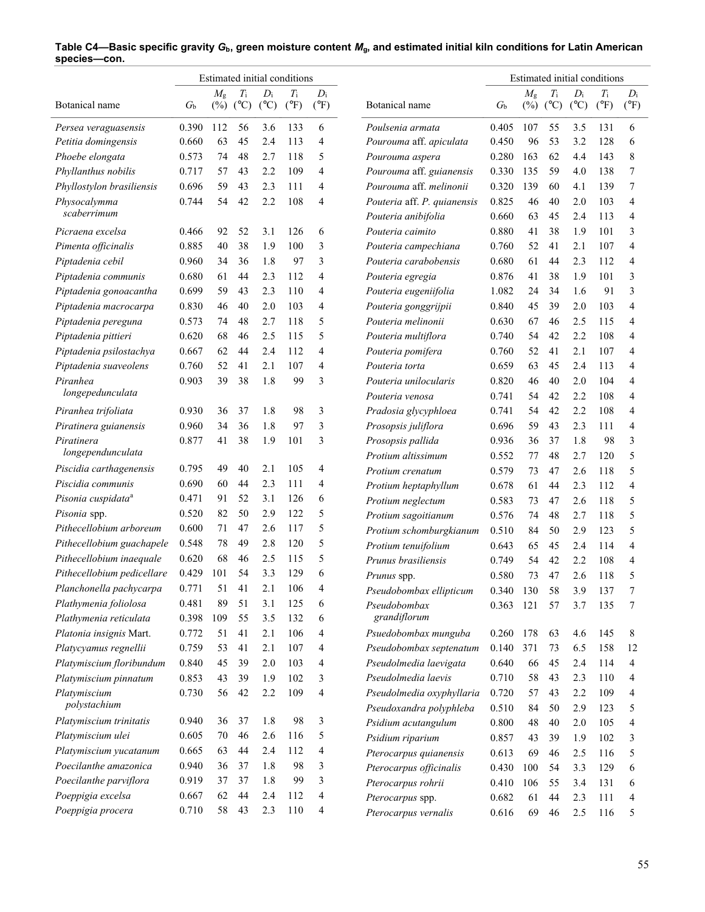**Table C4—Basic specific gravity $G_b$, green moisture content $M_g$, and estimated initial kiln conditions for Latin American species—con.**

| Botanical name | $G_b$ | Estimated initial conditions | | | | |
|---|---|---|---|---|---|---|
| | | $M_g$ (%) | $T_i$ (°C) | $D_i$ (°C) | $T_i$ (°F) | $D_i$ (°F) |
| *Persea veraguasensis* | 0.390 | 112 | 56 | 3.6 | 133 | 6 |
| *Petitia domingensis* | 0.660 | 63 | 45 | 2.4 | 113 | 4 |
| *Phoebe elongata* | 0.573 | 74 | 48 | 2.7 | 118 | 5 |
| *Phyllanthus nobilis* | 0.717 | 57 | 43 | 2.2 | 109 | 4 |
| *Phyllostylon brasiliensis* | 0.696 | 59 | 43 | 2.3 | 111 | 4 |
| *Physocalymma scaberrimum* | 0.744 | 54 | 42 | 2.2 | 108 | 4 |
| *Picraena excelsa* | 0.466 | 92 | 52 | 3.1 | 126 | 6 |
| *Pimenta officinalis* | 0.885 | 40 | 38 | 1.9 | 100 | 3 |
| *Piptadenia cebil* | 0.960 | 34 | 36 | 1.8 | 97 | 3 |
| *Piptadenia communis* | 0.680 | 61 | 44 | 2.3 | 112 | 4 |
| *Piptadenia gonoacantha* | 0.699 | 59 | 43 | 2.3 | 110 | 4 |
| *Piptadenia macrocarpa* | 0.830 | 46 | 40 | 2.0 | 103 | 4 |
| *Piptadenia pereguna* | 0.573 | 74 | 48 | 2.7 | 118 | 5 |
| *Piptadenia pittieri* | 0.620 | 68 | 46 | 2.5 | 115 | 5 |
| *Piptadenia psilostachya* | 0.667 | 62 | 44 | 2.4 | 112 | 4 |
| *Piptadenia suaveolens* | 0.760 | 52 | 41 | 2.1 | 107 | 4 |
| *Piranhea longepedunculata* | 0.903 | 39 | 38 | 1.8 | 99 | 3 |
| *Piranhea trifoliata* | 0.930 | 36 | 37 | 1.8 | 98 | 3 |
| *Piratinera guianensis* | 0.960 | 34 | 36 | 1.8 | 97 | 3 |
| *Piratinera longependunculata* | 0.877 | 41 | 38 | 1.9 | 101 | 3 |
| *Piscidia carthagenensis* | 0.795 | 49 | 40 | 2.1 | 105 | 4 |
| *Piscidia communis* | 0.690 | 60 | 44 | 2.3 | 111 | 4 |
| *Pisonia cuspidata*[a] | 0.471 | 91 | 52 | 3.1 | 126 | 6 |
| *Pisonia* spp. | 0.520 | 82 | 50 | 2.9 | 122 | 5 |
| *Pithecellobium arboreum* | 0.600 | 71 | 47 | 2.6 | 117 | 5 |
| *Pithecellobium guachapele* | 0.548 | 78 | 49 | 2.8 | 120 | 5 |
| *Pithecellobium inaequale* | 0.620 | 68 | 46 | 2.5 | 115 | 5 |
| *Pithecellobium pedicellare* | 0.429 | 101 | 54 | 3.3 | 129 | 6 |
| *Planchonella pachycarpa* | 0.771 | 51 | 41 | 2.1 | 106 | 4 |
| *Plathymenia foliolosa* | 0.481 | 89 | 51 | 3.1 | 125 | 6 |
| *Plathymenia reticulata* | 0.398 | 109 | 55 | 3.5 | 132 | 6 |
| *Platonia insignis* Mart. | 0.772 | 51 | 41 | 2.1 | 106 | 4 |
| *Platycyamus regnellii* | 0.759 | 53 | 41 | 2.1 | 107 | 4 |
| *Platymiscium floribundum* | 0.840 | 45 | 39 | 2.0 | 103 | 4 |
| *Platymiscium pinnatum* | 0.853 | 43 | 39 | 1.9 | 102 | 3 |
| *Platymiscium polystachium* | 0.730 | 56 | 42 | 2.2 | 109 | 4 |
| *Platymiscium trinitatis* | 0.940 | 36 | 37 | 1.8 | 98 | 3 |
| *Platymiscium ulei* | 0.605 | 70 | 46 | 2.6 | 116 | 5 |
| *Platymiscium yucatanum* | 0.665 | 63 | 44 | 2.4 | 112 | 4 |
| *Poecilanthe amazonica* | 0.940 | 36 | 37 | 1.8 | 98 | 3 |
| *Poecilanthe parviflora* | 0.919 | 37 | 37 | 1.8 | 99 | 3 |
| *Poeppigia excelsa* | 0.667 | 62 | 44 | 2.4 | 112 | 4 |
| *Poeppigia procera* | 0.710 | 58 | 43 | 2.3 | 110 | 4 |
| *Poulsenia armata* | 0.405 | 107 | 55 | 3.5 | 131 | 6 |
| *Pourouma* aff. *apiculata* | 0.450 | 96 | 53 | 3.2 | 128 | 6 |
| *Pourouma aspera* | 0.280 | 163 | 62 | 4.4 | 143 | 8 |
| *Pourouma* aff. *guianensis* | 0.330 | 135 | 59 | 4.0 | 138 | 7 |
| *Pourouma* aff. *melinonii* | 0.320 | 139 | 60 | 4.1 | 139 | 7 |
| *Pouteria* aff. *P. quianensis* | 0.825 | 46 | 40 | 2.0 | 103 | 4 |
| *Pouteria anibifolia* | 0.660 | 63 | 45 | 2.4 | 113 | 4 |
| *Pouteria caimito* | 0.880 | 41 | 38 | 1.9 | 101 | 3 |
| *Pouteria campechiana* | 0.760 | 52 | 41 | 2.1 | 107 | 4 |
| *Pouteria carabobensis* | 0.680 | 61 | 44 | 2.3 | 112 | 4 |
| *Pouteria egregia* | 0.876 | 41 | 38 | 1.9 | 101 | 3 |
| *Pouteria eugeniifolia* | 1.082 | 24 | 34 | 1.6 | 91 | 3 |
| *Pouteria gonggrijpii* | 0.840 | 45 | 39 | 2.0 | 103 | 4 |
| *Pouteria melinonii* | 0.630 | 67 | 46 | 2.5 | 115 | 4 |
| *Pouteria multiflora* | 0.740 | 54 | 42 | 2.2 | 108 | 4 |
| *Pouteria pomifera* | 0.760 | 52 | 41 | 2.1 | 107 | 4 |
| *Pouteria torta* | 0.659 | 63 | 45 | 2.4 | 113 | 4 |
| *Pouteria unilocularis* | 0.820 | 46 | 40 | 2.0 | 104 | 4 |
| *Pouteria venosa* | 0.741 | 54 | 42 | 2.2 | 108 | 4 |
| *Pradosia glycyphloea* | 0.741 | 54 | 42 | 2.2 | 108 | 4 |
| *Prosopis juliflora* | 0.696 | 59 | 43 | 2.3 | 111 | 4 |
| *Prosopis pallida* | 0.936 | 36 | 37 | 1.8 | 98 | 3 |
| *Protium altissimum* | 0.552 | 77 | 48 | 2.7 | 120 | 5 |
| *Protium crenatum* | 0.579 | 73 | 47 | 2.6 | 118 | 5 |
| *Protium heptaphyllum* | 0.678 | 61 | 44 | 2.3 | 112 | 4 |
| *Protium neglectum* | 0.583 | 73 | 47 | 2.6 | 118 | 5 |
| *Protium sagoitianum* | 0.576 | 74 | 48 | 2.7 | 118 | 5 |
| *Protium schomburgkianum* | 0.510 | 84 | 50 | 2.9 | 123 | 5 |
| *Protium tenuifolium* | 0.643 | 65 | 45 | 2.4 | 114 | 4 |
| *Prunus brasiliensis* | 0.749 | 54 | 42 | 2.2 | 108 | 4 |
| *Prunus* spp. | 0.580 | 73 | 47 | 2.6 | 118 | 5 |
| *Pseudobombax ellipticum* | 0.340 | 130 | 58 | 3.9 | 137 | 7 |
| *Pseudobombax grandiflorum* | 0.363 | 121 | 57 | 3.7 | 135 | 7 |
| *Psuedobombax munguba* | 0.260 | 178 | 63 | 4.6 | 145 | 8 |
| *Pseudobombax septenatum* | 0.140 | 371 | 73 | 6.5 | 158 | 12 |
| *Pseudolmedia laevigata* | 0.640 | 66 | 45 | 2.4 | 114 | 4 |
| *Pseudolmedia laevis* | 0.710 | 58 | 43 | 2.3 | 110 | 4 |
| *Pseudolmedia oxyphyllaria* | 0.720 | 57 | 43 | 2.2 | 109 | 4 |
| *Pseudoxandra polyphleba* | 0.510 | 84 | 50 | 2.9 | 123 | 5 |
| *Psidium acutangulum* | 0.800 | 48 | 40 | 2.0 | 105 | 4 |
| *Psidium riparium* | 0.857 | 43 | 39 | 1.9 | 102 | 3 |
| *Pterocarpus quianensis* | 0.613 | 69 | 46 | 2.5 | 116 | 5 |
| *Pterocarpus officinalis* | 0.430 | 100 | 54 | 3.3 | 129 | 6 |
| *Pterocarpus rohrii* | 0.410 | 106 | 55 | 3.4 | 131 | 6 |
| *Pterocarpus* spp. | 0.682 | 61 | 44 | 2.3 | 111 | 4 |
| *Pterocarpus vernalis* | 0.616 | 69 | 46 | 2.5 | 116 | 5 |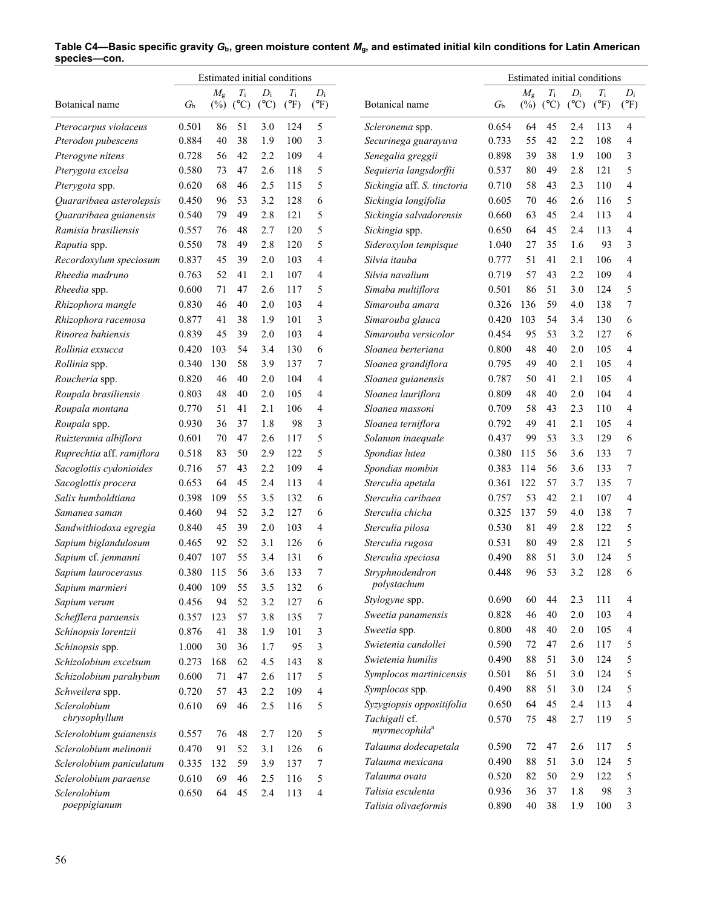**Table C4—Basic specific gravity $G_b$, green moisture content $M_g$, and estimated initial kiln conditions for Latin American species—con.**

| | | Estimated initial conditions | | | | |
|---|---|---|---|---|---|---|
| Botanical name | $G_b$ | $M_g$ (%) | $T_i$ (°C) | $D_i$ (°C) | $T_i$ (°F) | $D_i$ (°F) |
| *Pterocarpus violaceus* | 0.501 | 86 | 51 | 3.0 | 124 | 5 |
| *Pterodon pubescens* | 0.884 | 40 | 38 | 1.9 | 100 | 3 |
| *Pterogyne nitens* | 0.728 | 56 | 42 | 2.2 | 109 | 4 |
| *Pterygota excelsa* | 0.580 | 73 | 47 | 2.6 | 118 | 5 |
| *Pterygota* spp. | 0.620 | 68 | 46 | 2.5 | 115 | 5 |
| *Quararibaea asterolepsis* | 0.450 | 96 | 53 | 3.2 | 128 | 6 |
| *Quararibaea guianensis* | 0.540 | 79 | 49 | 2.8 | 121 | 5 |
| *Ramisia brasiliensis* | 0.557 | 76 | 48 | 2.7 | 120 | 5 |
| *Raputia* spp. | 0.550 | 78 | 49 | 2.8 | 120 | 5 |
| *Recordoxylum speciosum* | 0.837 | 45 | 39 | 2.0 | 103 | 4 |
| *Rheedia madruno* | 0.763 | 52 | 41 | 2.1 | 107 | 4 |
| *Rheedia* spp. | 0.600 | 71 | 47 | 2.6 | 117 | 5 |
| *Rhizophora mangle* | 0.830 | 46 | 40 | 2.0 | 103 | 4 |
| *Rhizophora racemosa* | 0.877 | 41 | 38 | 1.9 | 101 | 3 |
| *Rinorea bahiensis* | 0.839 | 45 | 39 | 2.0 | 103 | 4 |
| *Rollinia exsucca* | 0.420 | 103 | 54 | 3.4 | 130 | 6 |
| *Rollinia* spp. | 0.340 | 130 | 58 | 3.9 | 137 | 7 |
| *Roucheria* spp. | 0.820 | 46 | 40 | 2.0 | 104 | 4 |
| *Roupala brasiliensis* | 0.803 | 48 | 40 | 2.0 | 105 | 4 |
| *Roupala montana* | 0.770 | 51 | 41 | 2.1 | 106 | 4 |
| *Roupala* spp. | 0.930 | 36 | 37 | 1.8 | 98 | 3 |
| *Ruizterania albiflora* | 0.601 | 70 | 47 | 2.6 | 117 | 5 |
| *Ruprechtia* aff. *ramiflora* | 0.518 | 83 | 50 | 2.9 | 122 | 5 |
| *Sacoglottis cydonioides* | 0.716 | 57 | 43 | 2.2 | 109 | 4 |
| *Sacoglottis procera* | 0.653 | 64 | 45 | 2.4 | 113 | 4 |
| *Salix humboldtiana* | 0.398 | 109 | 55 | 3.5 | 132 | 6 |
| *Samanea saman* | 0.460 | 94 | 52 | 3.2 | 127 | 6 |
| *Sandwithiodoxa egregia* | 0.840 | 45 | 39 | 2.0 | 103 | 4 |
| *Sapium biglandulosum* | 0.465 | 92 | 52 | 3.1 | 126 | 6 |
| *Sapium* cf. *jenmanni* | 0.407 | 107 | 55 | 3.4 | 131 | 6 |
| *Sapium laurocerasus* | 0.380 | 115 | 56 | 3.6 | 133 | 7 |
| *Sapium marmieri* | 0.400 | 109 | 55 | 3.5 | 132 | 6 |
| *Sapium verum* | 0.456 | 94 | 52 | 3.2 | 127 | 6 |
| *Schefflera paraensis* | 0.357 | 123 | 57 | 3.8 | 135 | 7 |
| *Schinopsis lorentzii* | 0.876 | 41 | 38 | 1.9 | 101 | 3 |
| *Schinopsis* spp. | 1.000 | 30 | 36 | 1.7 | 95 | 3 |
| *Schizolobium excelsum* | 0.273 | 168 | 62 | 4.5 | 143 | 8 |
| *Schizolobium parahybum* | 0.600 | 71 | 47 | 2.6 | 117 | 5 |
| *Schweilera* spp. | 0.720 | 57 | 43 | 2.2 | 109 | 4 |
| *Sclerolobium chrysophyllum* | 0.610 | 69 | 46 | 2.5 | 116 | 5 |
| *Sclerolobium guianensis* | 0.557 | 76 | 48 | 2.7 | 120 | 5 |
| *Sclerolobium melinonii* | 0.470 | 91 | 52 | 3.1 | 126 | 6 |
| *Sclerolobium paniculatum* | 0.335 | 132 | 59 | 3.9 | 137 | 7 |
| *Sclerolobium paraense* | 0.610 | 69 | 46 | 2.5 | 116 | 5 |
| *Sclerolobium poeppigianum* | 0.650 | 64 | 45 | 2.4 | 113 | 4 |
| *Scleronema* spp. | 0.654 | 64 | 45 | 2.4 | 113 | 4 |
| *Securinega guarayuva* | 0.733 | 55 | 42 | 2.2 | 108 | 4 |
| *Senegalia greggii* | 0.898 | 39 | 38 | 1.9 | 100 | 3 |
| *Sequieria langsdorffii* | 0.537 | 80 | 49 | 2.8 | 121 | 5 |
| *Sickingia* aff. *S. tinctoria* | 0.710 | 58 | 43 | 2.3 | 110 | 4 |
| *Sickingia longifolia* | 0.605 | 70 | 46 | 2.6 | 116 | 5 |
| *Sickingia salvadorensis* | 0.660 | 63 | 45 | 2.4 | 113 | 4 |
| *Sickingia* spp. | 0.650 | 64 | 45 | 2.4 | 113 | 4 |
| *Sideroxylon tempisque* | 1.040 | 27 | 35 | 1.6 | 93 | 3 |
| *Silvia itauba* | 0.777 | 51 | 41 | 2.1 | 106 | 4 |
| *Silvia navalium* | 0.719 | 57 | 43 | 2.2 | 109 | 4 |
| *Simaba multiflora* | 0.501 | 86 | 51 | 3.0 | 124 | 5 |
| *Simarouba amara* | 0.326 | 136 | 59 | 4.0 | 138 | 7 |
| *Simarouba glauca* | 0.420 | 103 | 54 | 3.4 | 130 | 6 |
| *Simarouba versicolor* | 0.454 | 95 | 53 | 3.2 | 127 | 6 |
| *Sloanea berteriana* | 0.800 | 48 | 40 | 2.0 | 105 | 4 |
| *Sloanea grandiflora* | 0.795 | 49 | 40 | 2.1 | 105 | 4 |
| *Sloanea guianensis* | 0.787 | 50 | 41 | 2.1 | 105 | 4 |
| *Sloanea lauriflora* | 0.809 | 48 | 40 | 2.0 | 104 | 4 |
| *Sloanea massoni* | 0.709 | 58 | 43 | 2.3 | 110 | 4 |
| *Sloanea terniflora* | 0.792 | 49 | 41 | 2.1 | 105 | 4 |
| *Solanum inaequale* | 0.437 | 99 | 53 | 3.3 | 129 | 6 |
| *Spondias lutea* | 0.380 | 115 | 56 | 3.6 | 133 | 7 |
| *Spondias mombin* | 0.383 | 114 | 56 | 3.6 | 133 | 7 |
| *Sterculia apetala* | 0.361 | 122 | 57 | 3.7 | 135 | 7 |
| *Sterculia caribaea* | 0.757 | 53 | 42 | 2.1 | 107 | 4 |
| *Sterculia chicha* | 0.325 | 137 | 59 | 4.0 | 138 | 7 |
| *Sterculia pilosa* | 0.530 | 81 | 49 | 2.8 | 122 | 5 |
| *Sterculia rugosa* | 0.531 | 80 | 49 | 2.8 | 121 | 5 |
| *Sterculia speciosa* | 0.490 | 88 | 51 | 3.0 | 124 | 5 |
| *Stryphnodendron polystachum* | 0.448 | 96 | 53 | 3.2 | 128 | 6 |
| *Stylogyne* spp. | 0.690 | 60 | 44 | 2.3 | 111 | 4 |
| *Sweetia panamensis* | 0.828 | 46 | 40 | 2.0 | 103 | 4 |
| *Sweetia* spp. | 0.800 | 48 | 40 | 2.0 | 105 | 4 |
| *Swietenia candollei* | 0.590 | 72 | 47 | 2.6 | 117 | 5 |
| *Swietenia humilis* | 0.490 | 88 | 51 | 3.0 | 124 | 5 |
| *Symplocos martinicensis* | 0.501 | 86 | 51 | 3.0 | 124 | 5 |
| *Symplocos* spp. | 0.490 | 88 | 51 | 3.0 | 124 | 5 |
| *Syzygiopsis oppositifolia* | 0.650 | 64 | 45 | 2.4 | 113 | 4 |
| *Tachigali* cf. *myrmecophila*[a] | 0.570 | 75 | 48 | 2.7 | 119 | 5 |
| *Talauma dodecapetala* | 0.590 | 72 | 47 | 2.6 | 117 | 5 |
| *Talauma mexicana* | 0.490 | 88 | 51 | 3.0 | 124 | 5 |
| *Talauma ovata* | 0.520 | 82 | 50 | 2.9 | 122 | 5 |
| *Talisia esculenta* | 0.936 | 36 | 37 | 1.8 | 98 | 3 |
| *Talisia olivaeformis* | 0.890 | 40 | 38 | 1.9 | 100 | 3 |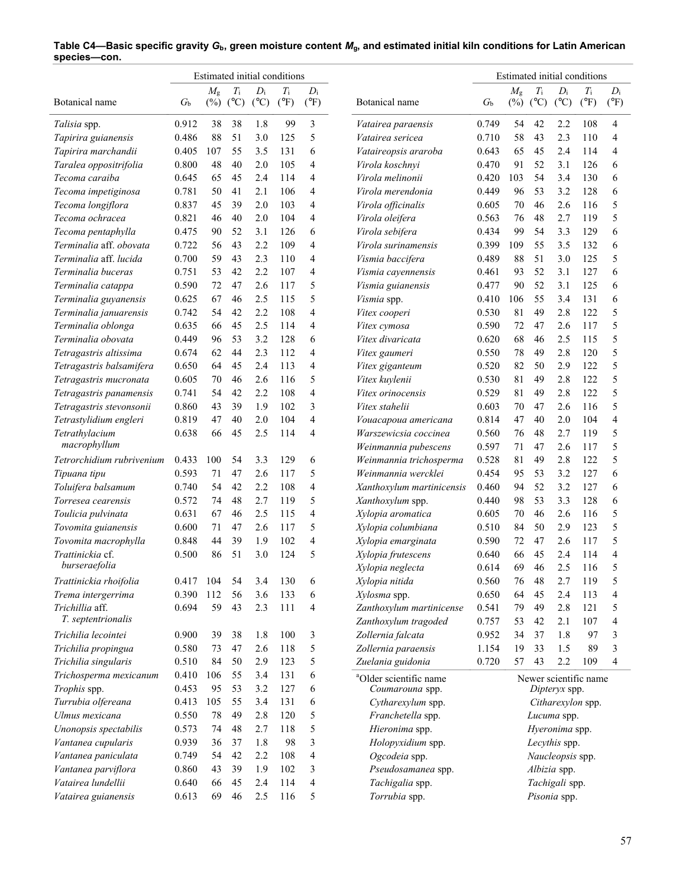**Table C4—Basic specific gravity $G_b$, green moisture content $M_g$, and estimated initial kiln conditions for Latin American species—con.**

| | | Estimated initial conditions | | | | |
|---|---|---|---|---|---|---|
| Botanical name | $G_b$ | $M_g$ (%) | $T_i$ (°C) | $D_i$ (°C) | $T_i$ (°F) | $D_i$ (°F) |
| *Talisia* spp. | 0.912 | 38 | 38 | 1.8 | 99 | 3 |
| *Tapirira guianensis* | 0.486 | 88 | 51 | 3.0 | 125 | 5 |
| *Tapirira marchandii* | 0.405 | 107 | 55 | 3.5 | 131 | 6 |
| *Taralea oppositrifolia* | 0.800 | 48 | 40 | 2.0 | 105 | 4 |
| *Tecoma caraiba* | 0.645 | 65 | 45 | 2.4 | 114 | 4 |
| *Tecoma impetiginosa* | 0.781 | 50 | 41 | 2.1 | 106 | 4 |
| *Tecoma longiflora* | 0.837 | 45 | 39 | 2.0 | 103 | 4 |
| *Tecoma ochracea* | 0.821 | 46 | 40 | 2.0 | 104 | 4 |
| *Tecoma pentaphylla* | 0.475 | 90 | 52 | 3.1 | 126 | 6 |
| *Terminalia* aff. *obovata* | 0.722 | 56 | 43 | 2.2 | 109 | 4 |
| *Terminalia* aff. *lucida* | 0.700 | 59 | 43 | 2.3 | 110 | 4 |
| *Terminalia buceras* | 0.751 | 53 | 42 | 2.2 | 107 | 4 |
| *Terminalia catappa* | 0.590 | 72 | 47 | 2.6 | 117 | 5 |
| *Terminalia guyanensis* | 0.625 | 67 | 46 | 2.5 | 115 | 5 |
| *Terminalia januarensis* | 0.742 | 54 | 42 | 2.2 | 108 | 4 |
| *Terminalia oblonga* | 0.635 | 66 | 45 | 2.5 | 114 | 4 |
| *Terminalia obovata* | 0.449 | 96 | 53 | 3.2 | 128 | 6 |
| *Tetragastris altissima* | 0.674 | 62 | 44 | 2.3 | 112 | 4 |
| *Tetragastris balsamifera* | 0.650 | 64 | 45 | 2.4 | 113 | 4 |
| *Tetragastris mucronata* | 0.605 | 70 | 46 | 2.6 | 116 | 5 |
| *Tetragastris panamensis* | 0.741 | 54 | 42 | 2.2 | 108 | 4 |
| *Tetragastris stevonsonii* | 0.860 | 43 | 39 | 1.9 | 102 | 3 |
| *Tetrastylidium engleri* | 0.819 | 47 | 40 | 2.0 | 104 | 4 |
| *Tetrathylacium macrophyllum* | 0.638 | 66 | 45 | 2.5 | 114 | 4 |
| *Tetrorchidium rubrivenium* | 0.433 | 100 | 54 | 3.3 | 129 | 6 |
| *Tipuana tipu* | 0.593 | 71 | 47 | 2.6 | 117 | 5 |
| *Toluifera balsamum* | 0.740 | 54 | 42 | 2.2 | 108 | 4 |
| *Torresea cearensis* | 0.572 | 74 | 48 | 2.7 | 119 | 5 |
| *Toulicia pulvinata* | 0.631 | 67 | 46 | 2.5 | 115 | 4 |
| *Tovomita guianensis* | 0.600 | 71 | 47 | 2.6 | 117 | 5 |
| *Tovomita macrophylla* | 0.848 | 44 | 39 | 1.9 | 102 | 4 |
| *Trattinickia* cf. *burseraefolia* | 0.500 | 86 | 51 | 3.0 | 124 | 5 |
| *Trattinickia rhoifolia* | 0.417 | 104 | 54 | 3.4 | 130 | 6 |
| *Trema intergerrima* | 0.390 | 112 | 56 | 3.6 | 133 | 6 |
| *Trichillia* aff. *T. septentrionalis* | 0.694 | 59 | 43 | 2.3 | 111 | 4 |
| *Trichilia lecointei* | 0.900 | 39 | 38 | 1.8 | 100 | 3 |
| *Trichilia propingua* | 0.580 | 73 | 47 | 2.6 | 118 | 5 |
| *Trichilia singularis* | 0.510 | 84 | 50 | 2.9 | 123 | 5 |
| *Trichosperma mexicanum* | 0.410 | 106 | 55 | 3.4 | 131 | 6 |
| *Trophis* spp. | 0.453 | 95 | 53 | 3.2 | 127 | 6 |
| *Turrubia olfereana* | 0.413 | 105 | 55 | 3.4 | 131 | 6 |
| *Ulmus mexicana* | 0.550 | 78 | 49 | 2.8 | 120 | 5 |
| *Unonopsis spectabilis* | 0.573 | 74 | 48 | 2.7 | 118 | 5 |
| *Vantanea cupularis* | 0.939 | 36 | 37 | 1.8 | 98 | 3 |
| *Vantanea paniculata* | 0.749 | 54 | 42 | 2.2 | 108 | 4 |
| *Vantanea parviflora* | 0.860 | 43 | 39 | 1.9 | 102 | 3 |
| *Vatairea lundellii* | 0.640 | 66 | 45 | 2.4 | 114 | 4 |
| *Vatairea guianensis* | 0.613 | 69 | 46 | 2.5 | 116 | 5 |
| *Vatairea paraensis* | 0.749 | 54 | 42 | 2.2 | 108 | 4 |
| *Vatairea sericea* | 0.710 | 58 | 43 | 2.3 | 110 | 4 |
| *Vataireopsis araroba* | 0.643 | 65 | 45 | 2.4 | 114 | 4 |
| *Virola koschnyi* | 0.470 | 91 | 52 | 3.1 | 126 | 6 |
| *Virola melinonii* | 0.420 | 103 | 54 | 3.4 | 130 | 6 |
| *Virola merendonia* | 0.449 | 96 | 53 | 3.2 | 128 | 6 |
| *Virola officinalis* | 0.605 | 70 | 46 | 2.6 | 116 | 5 |
| *Virola oleifera* | 0.563 | 76 | 48 | 2.7 | 119 | 5 |
| *Virola sebifera* | 0.434 | 99 | 54 | 3.3 | 129 | 6 |
| *Virola surinamensis* | 0.399 | 109 | 55 | 3.5 | 132 | 6 |
| *Vismia baccifera* | 0.489 | 88 | 51 | 3.0 | 125 | 5 |
| *Vismia cayennensis* | 0.461 | 93 | 52 | 3.1 | 127 | 6 |
| *Vismia guianensis* | 0.477 | 90 | 52 | 3.1 | 125 | 6 |
| *Vismia* spp. | 0.410 | 106 | 55 | 3.4 | 131 | 6 |
| *Vitex cooperi* | 0.530 | 81 | 49 | 2.8 | 122 | 5 |
| *Vitex cymosa* | 0.590 | 72 | 47 | 2.6 | 117 | 5 |
| *Vitex divaricata* | 0.620 | 68 | 46 | 2.5 | 115 | 5 |
| *Vitex gaumeri* | 0.550 | 78 | 49 | 2.8 | 120 | 5 |
| *Vitex giganteum* | 0.520 | 82 | 50 | 2.9 | 122 | 5 |
| *Vitex kuylenii* | 0.530 | 81 | 49 | 2.8 | 122 | 5 |
| *Vitex orinocensis* | 0.529 | 81 | 49 | 2.8 | 122 | 5 |
| *Vitex stahelii* | 0.603 | 70 | 47 | 2.6 | 116 | 5 |
| *Vouacapoua americana* | 0.814 | 47 | 40 | 2.0 | 104 | 4 |
| *Warszewicsia coccinea* | 0.560 | 76 | 48 | 2.7 | 119 | 5 |
| *Weinmannia pubescens* | 0.597 | 71 | 47 | 2.6 | 117 | 5 |
| *Weinmannia trichosperma* | 0.528 | 81 | 49 | 2.8 | 122 | 5 |
| *Weinmannia wercklei* | 0.454 | 95 | 53 | 3.2 | 127 | 6 |
| *Xanthoxylum martinicensis* | 0.460 | 94 | 52 | 3.2 | 127 | 6 |
| *Xanthoxylum* spp. | 0.440 | 98 | 53 | 3.3 | 128 | 6 |
| *Xylopia aromatica* | 0.605 | 70 | 46 | 2.6 | 116 | 5 |
| *Xylopia columbiana* | 0.510 | 84 | 50 | 2.9 | 123 | 5 |
| *Xylopia emarginata* | 0.590 | 72 | 47 | 2.6 | 117 | 5 |
| *Xylopia frutescens* | 0.640 | 66 | 45 | 2.4 | 114 | 4 |
| *Xylopia neglecta* | 0.614 | 69 | 46 | 2.5 | 116 | 5 |
| *Xylopia nitida* | 0.560 | 76 | 48 | 2.7 | 119 | 5 |
| *Xylosma* spp. | 0.650 | 64 | 45 | 2.4 | 113 | 4 |
| *Zanthoxylum martinicense* | 0.541 | 79 | 49 | 2.8 | 121 | 5 |
| *Zanthoxylum tragoded* | 0.757 | 53 | 42 | 2.1 | 107 | 4 |
| *Zollernia falcata* | 0.952 | 34 | 37 | 1.8 | 97 | 3 |
| *Zollernia paraensis* | 1.154 | 19 | 33 | 1.5 | 89 | 3 |
| *Zuelania guidonia* | 0.720 | 57 | 43 | 2.2 | 109 | 4 |

| Older scientific name[a] | Newer scientific name |
|---|---|
| *Coumarouna* spp. | *Dipteryx* spp. |
| *Cytharexylum* spp. | *Citharexylon* spp. |
| *Franchetella* spp. | *Lucuma* spp. |
| *Hieronima* spp. | *Hyeronima* spp. |
| *Holopyxidium* spp. | *Lecythis* spp. |
| *Ogcodeia* spp. | *Naucleopsis* spp. |
| *Pseudosamanea* spp. | *Albizia* spp. |
| *Tachigalia* spp. | *Tachigali* spp. |
| *Torrubia* spp. | *Pisonia* spp. |